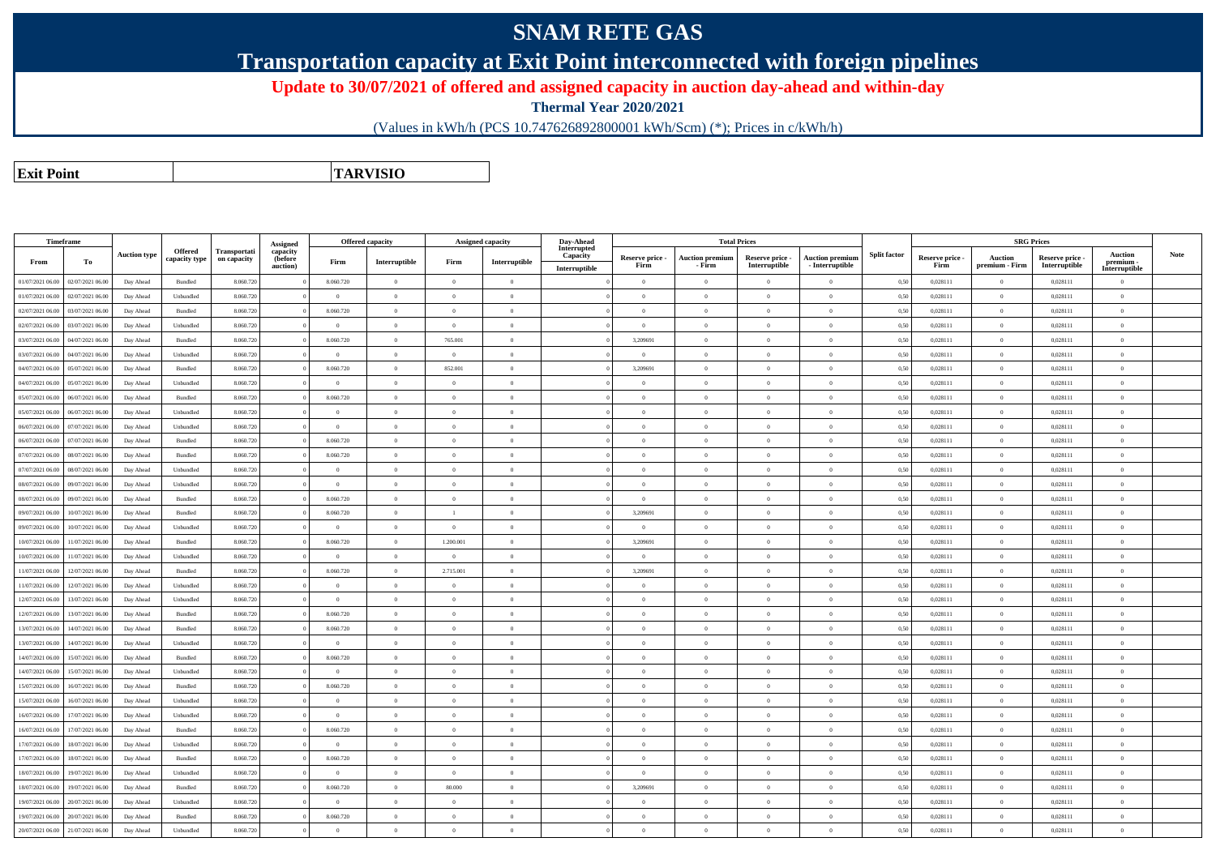# SNAM RETE GAS

## Transportation capacity at Exit Point interconnected with foreign pipelines

### Update to 30/07/2021 of offered and assigned capacity in auction day-ahead and within-day

**Thermal Year 2020/2021**

(Values in kWh/h (PCS 10.747626892800001 kWh/Scm) (*); Prices in c/kWh/h)

| **Exit Point** | **TARVISIO** |
|---|---|

| Timeframe | | Auction type | Offered capacity type | Transportation capacity | Assigned capacity (before auction) | Offered capacity | | Assigned capacity | | Day-Ahead Interrupted Capacity | Total Prices | | | | Split factor | SRG Prices | | | | Note |
|---|---|---|---|---|---|---|---|---|---|---|---|---|---|---|---|---|---|---|---|---|
| From | To | | | | | Firm | Interruptible | Firm | Interruptible | Interruptible | Reserve price - Firm | Auction premium - Firm | Reserve price - Interruptible | Auction premium - Interruptible | | Reserve price - Firm | Auction premium - Firm | Reserve price - Interruptible | Auction premium - Interruptible | |
| 01/07/2021 06.00 | 02/07/2021 06.00 | Day Ahead | Bundled | 8.060.720 | 0 | 8.060.720 | 0 | 0 | 0 | 0 | 0 | 0 | 0 | 0 | 0,50 | 0,028111 | 0 | 0,028111 | 0 | |
| 01/07/2021 06.00 | 02/07/2021 06.00 | Day Ahead | Unbundled | 8.060.720 | 0 | 0 | 0 | 0 | 0 | 0 | 0 | 0 | 0 | 0 | 0,50 | 0,028111 | 0 | 0,028111 | 0 | |
| 02/07/2021 06.00 | 03/07/2021 06.00 | Day Ahead | Bundled | 8.060.720 | 0 | 8.060.720 | 0 | 0 | 0 | 0 | 0 | 0 | 0 | 0 | 0,50 | 0,028111 | 0 | 0,028111 | 0 | |
| 02/07/2021 06.00 | 03/07/2021 06.00 | Day Ahead | Unbundled | 8.060.720 | 0 | 0 | 0 | 0 | 0 | 0 | 0 | 0 | 0 | 0 | 0,50 | 0,028111 | 0 | 0,028111 | 0 | |
| 03/07/2021 06.00 | 04/07/2021 06.00 | Day Ahead | Bundled | 8.060.720 | 0 | 8.060.720 | 0 | 765.001 | 0 | 0 | 3,209691 | 0 | 0 | 0 | 0,50 | 0,028111 | 0 | 0,028111 | 0 | |
| 03/07/2021 06.00 | 04/07/2021 06.00 | Day Ahead | Unbundled | 8.060.720 | 0 | 0 | 0 | 0 | 0 | 0 | 0 | 0 | 0 | 0 | 0,50 | 0,028111 | 0 | 0,028111 | 0 | |
| 04/07/2021 06.00 | 05/07/2021 06.00 | Day Ahead | Bundled | 8.060.720 | 0 | 8.060.720 | 0 | 852.001 | 0 | 0 | 3,209691 | 0 | 0 | 0 | 0,50 | 0,028111 | 0 | 0,028111 | 0 | |
| 04/07/2021 06.00 | 05/07/2021 06.00 | Day Ahead | Unbundled | 8.060.720 | 0 | 0 | 0 | 0 | 0 | 0 | 0 | 0 | 0 | 0 | 0,50 | 0,028111 | 0 | 0,028111 | 0 | |
| 05/07/2021 06.00 | 06/07/2021 06.00 | Day Ahead | Bundled | 8.060.720 | 0 | 8.060.720 | 0 | 0 | 0 | 0 | 0 | 0 | 0 | 0 | 0,50 | 0,028111 | 0 | 0,028111 | 0 | |
| 05/07/2021 06.00 | 06/07/2021 06.00 | Day Ahead | Unbundled | 8.060.720 | 0 | 0 | 0 | 0 | 0 | 0 | 0 | 0 | 0 | 0 | 0,50 | 0,028111 | 0 | 0,028111 | 0 | |
| 06/07/2021 06.00 | 07/07/2021 06.00 | Day Ahead | Unbundled | 8.060.720 | 0 | 0 | 0 | 0 | 0 | 0 | 0 | 0 | 0 | 0 | 0,50 | 0,028111 | 0 | 0,028111 | 0 | |
| 06/07/2021 06.00 | 07/07/2021 06.00 | Day Ahead | Bundled | 8.060.720 | 0 | 8.060.720 | 0 | 0 | 0 | 0 | 0 | 0 | 0 | 0 | 0,50 | 0,028111 | 0 | 0,028111 | 0 | |
| 07/07/2021 06.00 | 08/07/2021 06.00 | Day Ahead | Bundled | 8.060.720 | 0 | 8.060.720 | 0 | 0 | 0 | 0 | 0 | 0 | 0 | 0 | 0,50 | 0,028111 | 0 | 0,028111 | 0 | |
| 07/07/2021 06.00 | 08/07/2021 06.00 | Day Ahead | Unbundled | 8.060.720 | 0 | 0 | 0 | 0 | 0 | 0 | 0 | 0 | 0 | 0 | 0,50 | 0,028111 | 0 | 0,028111 | 0 | |
| 08/07/2021 06.00 | 09/07/2021 06.00 | Day Ahead | Unbundled | 8.060.720 | 0 | 0 | 0 | 0 | 0 | 0 | 0 | 0 | 0 | 0 | 0,50 | 0,028111 | 0 | 0,028111 | 0 | |
| 08/07/2021 06.00 | 09/07/2021 06.00 | Day Ahead | Bundled | 8.060.720 | 0 | 8.060.720 | 0 | 0 | 0 | 0 | 0 | 0 | 0 | 0 | 0,50 | 0,028111 | 0 | 0,028111 | 0 | |
| 09/07/2021 06.00 | 10/07/2021 06.00 | Day Ahead | Bundled | 8.060.720 | 0 | 8.060.720 | 0 | 1 | 0 | 0 | 3,209691 | 0 | 0 | 0 | 0,50 | 0,028111 | 0 | 0,028111 | 0 | |
| 09/07/2021 06.00 | 10/07/2021 06.00 | Day Ahead | Unbundled | 8.060.720 | 0 | 0 | 0 | 0 | 0 | 0 | 0 | 0 | 0 | 0 | 0,50 | 0,028111 | 0 | 0,028111 | 0 | |
| 10/07/2021 06.00 | 11/07/2021 06.00 | Day Ahead | Bundled | 8.060.720 | 0 | 8.060.720 | 0 | 1.200.001 | 0 | 0 | 3,209691 | 0 | 0 | 0 | 0,50 | 0,028111 | 0 | 0,028111 | 0 | |
| 10/07/2021 06.00 | 11/07/2021 06.00 | Day Ahead | Unbundled | 8.060.720 | 0 | 0 | 0 | 0 | 0 | 0 | 0 | 0 | 0 | 0 | 0,50 | 0,028111 | 0 | 0,028111 | 0 | |
| 11/07/2021 06.00 | 12/07/2021 06.00 | Day Ahead | Bundled | 8.060.720 | 0 | 8.060.720 | 0 | 2.715.001 | 0 | 0 | 3,209691 | 0 | 0 | 0 | 0,50 | 0,028111 | 0 | 0,028111 | 0 | |
| 11/07/2021 06.00 | 12/07/2021 06.00 | Day Ahead | Unbundled | 8.060.720 | 0 | 0 | 0 | 0 | 0 | 0 | 0 | 0 | 0 | 0 | 0,50 | 0,028111 | 0 | 0,028111 | 0 | |
| 12/07/2021 06.00 | 13/07/2021 06.00 | Day Ahead | Unbundled | 8.060.720 | 0 | 0 | 0 | 0 | 0 | 0 | 0 | 0 | 0 | 0 | 0,50 | 0,028111 | 0 | 0,028111 | 0 | |
| 12/07/2021 06.00 | 13/07/2021 06.00 | Day Ahead | Bundled | 8.060.720 | 0 | 8.060.720 | 0 | 0 | 0 | 0 | 0 | 0 | 0 | 0 | 0,50 | 0,028111 | 0 | 0,028111 | 0 | |
| 13/07/2021 06.00 | 14/07/2021 06.00 | Day Ahead | Bundled | 8.060.720 | 0 | 8.060.720 | 0 | 0 | 0 | 0 | 0 | 0 | 0 | 0 | 0,50 | 0,028111 | 0 | 0,028111 | 0 | |
| 13/07/2021 06.00 | 14/07/2021 06.00 | Day Ahead | Unbundled | 8.060.720 | 0 | 0 | 0 | 0 | 0 | 0 | 0 | 0 | 0 | 0 | 0,50 | 0,028111 | 0 | 0,028111 | 0 | |
| 14/07/2021 06.00 | 15/07/2021 06.00 | Day Ahead | Bundled | 8.060.720 | 0 | 8.060.720 | 0 | 0 | 0 | 0 | 0 | 0 | 0 | 0 | 0,50 | 0,028111 | 0 | 0,028111 | 0 | |
| 14/07/2021 06.00 | 15/07/2021 06.00 | Day Ahead | Unbundled | 8.060.720 | 0 | 0 | 0 | 0 | 0 | 0 | 0 | 0 | 0 | 0 | 0,50 | 0,028111 | 0 | 0,028111 | 0 | |
| 15/07/2021 06.00 | 16/07/2021 06.00 | Day Ahead | Bundled | 8.060.720 | 0 | 8.060.720 | 0 | 0 | 0 | 0 | 0 | 0 | 0 | 0 | 0,50 | 0,028111 | 0 | 0,028111 | 0 | |
| 15/07/2021 06.00 | 16/07/2021 06.00 | Day Ahead | Unbundled | 8.060.720 | 0 | 0 | 0 | 0 | 0 | 0 | 0 | 0 | 0 | 0 | 0,50 | 0,028111 | 0 | 0,028111 | 0 | |
| 16/07/2021 06.00 | 17/07/2021 06.00 | Day Ahead | Unbundled | 8.060.720 | 0 | 0 | 0 | 0 | 0 | 0 | 0 | 0 | 0 | 0 | 0,50 | 0,028111 | 0 | 0,028111 | 0 | |
| 16/07/2021 06.00 | 17/07/2021 06.00 | Day Ahead | Bundled | 8.060.720 | 0 | 8.060.720 | 0 | 0 | 0 | 0 | 0 | 0 | 0 | 0 | 0,50 | 0,028111 | 0 | 0,028111 | 0 | |
| 17/07/2021 06.00 | 18/07/2021 06.00 | Day Ahead | Unbundled | 8.060.720 | 0 | 0 | 0 | 0 | 0 | 0 | 0 | 0 | 0 | 0 | 0,50 | 0,028111 | 0 | 0,028111 | 0 | |
| 17/07/2021 06.00 | 18/07/2021 06.00 | Day Ahead | Bundled | 8.060.720 | 0 | 8.060.720 | 0 | 0 | 0 | 0 | 0 | 0 | 0 | 0 | 0,50 | 0,028111 | 0 | 0,028111 | 0 | |
| 18/07/2021 06.00 | 19/07/2021 06.00 | Day Ahead | Unbundled | 8.060.720 | 0 | 0 | 0 | 0 | 0 | 0 | 0 | 0 | 0 | 0 | 0,50 | 0,028111 | 0 | 0,028111 | 0 | |
| 18/07/2021 06.00 | 19/07/2021 06.00 | Day Ahead | Bundled | 8.060.720 | 0 | 8.060.720 | 0 | 80.000 | 0 | 0 | 3,209691 | 0 | 0 | 0 | 0,50 | 0,028111 | 0 | 0,028111 | 0 | |
| 19/07/2021 06.00 | 20/07/2021 06.00 | Day Ahead | Unbundled | 8.060.720 | 0 | 0 | 0 | 0 | 0 | 0 | 0 | 0 | 0 | 0 | 0,50 | 0,028111 | 0 | 0,028111 | 0 | |
| 19/07/2021 06.00 | 20/07/2021 06.00 | Day Ahead | Bundled | 8.060.720 | 0 | 8.060.720 | 0 | 0 | 0 | 0 | 0 | 0 | 0 | 0 | 0,50 | 0,028111 | 0 | 0,028111 | 0 | |
| 20/07/2021 06.00 | 21/07/2021 06.00 | Day Ahead | Unbundled | 8.060.720 | 0 | 0 | 0 | 0 | 0 | 0 | 0 | 0 | 0 | 0 | 0,50 | 0,028111 | 0 | 0,028111 | 0 | |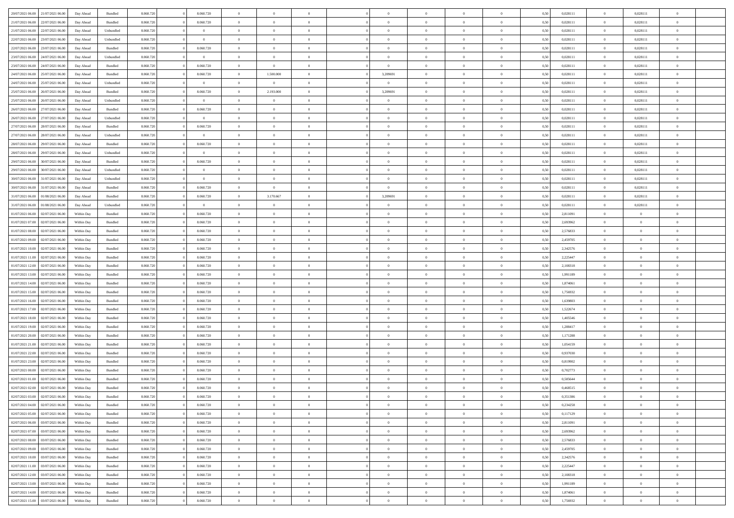| | | | | | | | | | | | | | | | | | | | | |
|---|---|---|---|---|---|---|---|---|---|---|---|---|---|---|---|---|---|---|---|---|
| 20/07/2021 06.00 | 21/07/2021 06.00 | Day Ahead | Bundled | 8.060.720 | 0 | 8.060.720 | 0 | 0 | 0 | | 0 | 0 | 0 | 0 | 0,50 | 0,028111 | 0 | 0,028111 | 0 | |
| 21/07/2021 06.00 | 22/07/2021 06.00 | Day Ahead | Bundled | 8.060.720 | 0 | 8.060.720 | 0 | 0 | 0 | | 0 | 0 | 0 | 0 | 0,50 | 0,028111 | 0 | 0,028111 | 0 | |
| 21/07/2021 06.00 | 22/07/2021 06.00 | Day Ahead | Unbundled | 8.060.720 | 0 | 0 | 0 | 0 | 0 | | 0 | 0 | 0 | 0 | 0,50 | 0,028111 | 0 | 0,028111 | 0 | |
| 22/07/2021 06.00 | 23/07/2021 06.00 | Day Ahead | Unbundled | 8.060.720 | 0 | 0 | 0 | 0 | 0 | | 0 | 0 | 0 | 0 | 0,50 | 0,028111 | 0 | 0,028111 | 0 | |
| 22/07/2021 06.00 | 23/07/2021 06.00 | Day Ahead | Bundled | 8.060.720 | 0 | 8.060.720 | 0 | 0 | 0 | | 0 | 0 | 0 | 0 | 0,50 | 0,028111 | 0 | 0,028111 | 0 | |
| 23/07/2021 06.00 | 24/07/2021 06.00 | Day Ahead | Unbundled | 8.060.720 | 0 | 0 | 0 | 0 | 0 | | 0 | 0 | 0 | 0 | 0,50 | 0,028111 | 0 | 0,028111 | 0 | |
| 23/07/2021 06.00 | 24/07/2021 06.00 | Day Ahead | Bundled | 8.060.720 | 0 | 8.060.720 | 0 | 0 | 0 | | 0 | 0 | 0 | 0 | 0,50 | 0,028111 | 0 | 0,028111 | 0 | |
| 24/07/2021 06.00 | 25/07/2021 06.00 | Day Ahead | Bundled | 8.060.720 | 0 | 8.060.720 | 0 | 1.500.000 | 0 | | 3,209691 | 0 | 0 | 0 | 0,50 | 0,028111 | 0 | 0,028111 | 0 | |
| 24/07/2021 06.00 | 25/07/2021 06.00 | Day Ahead | Unbundled | 8.060.720 | 0 | 0 | 0 | 0 | 0 | | 0 | 0 | 0 | 0 | 0,50 | 0,028111 | 0 | 0,028111 | 0 | |
| 25/07/2021 06.00 | 26/07/2021 06.00 | Day Ahead | Bundled | 8.060.720 | 0 | 8.060.720 | 0 | 2.193.000 | 0 | | 3,209691 | 0 | 0 | 0 | 0,50 | 0,028111 | 0 | 0,028111 | 0 | |
| 25/07/2021 06.00 | 26/07/2021 06.00 | Day Ahead | Unbundled | 8.060.720 | 0 | 0 | 0 | 0 | 0 | | 0 | 0 | 0 | 0 | 0,50 | 0,028111 | 0 | 0,028111 | 0 | |
| 26/07/2021 06.00 | 27/07/2021 06.00 | Day Ahead | Bundled | 8.060.720 | 0 | 8.060.720 | 0 | 0 | 0 | | 0 | 0 | 0 | 0 | 0,50 | 0,028111 | 0 | 0,028111 | 0 | |
| 26/07/2021 06.00 | 27/07/2021 06.00 | Day Ahead | Unbundled | 8.060.720 | 0 | 0 | 0 | 0 | 0 | | 0 | 0 | 0 | 0 | 0,50 | 0,028111 | 0 | 0,028111 | 0 | |
| 27/07/2021 06.00 | 28/07/2021 06.00 | Day Ahead | Bundled | 8.060.720 | 0 | 8.060.720 | 0 | 0 | 0 | | 0 | 0 | 0 | 0 | 0,50 | 0,028111 | 0 | 0,028111 | 0 | |
| 27/07/2021 06.00 | 28/07/2021 06.00 | Day Ahead | Unbundled | 8.060.720 | 0 | 0 | 0 | 0 | 0 | | 0 | 0 | 0 | 0 | 0,50 | 0,028111 | 0 | 0,028111 | 0 | |
| 28/07/2021 06.00 | 29/07/2021 06.00 | Day Ahead | Bundled | 8.060.720 | 0 | 8.060.720 | 0 | 0 | 0 | | 0 | 0 | 0 | 0 | 0,50 | 0,028111 | 0 | 0,028111 | 0 | |
| 28/07/2021 06.00 | 29/07/2021 06.00 | Day Ahead | Unbundled | 8.060.720 | 0 | 0 | 0 | 0 | 0 | | 0 | 0 | 0 | 0 | 0,50 | 0,028111 | 0 | 0,028111 | 0 | |
| 29/07/2021 06.00 | 30/07/2021 06.00 | Day Ahead | Bundled | 8.060.720 | 0 | 8.060.720 | 0 | 0 | 0 | | 0 | 0 | 0 | 0 | 0,50 | 0,028111 | 0 | 0,028111 | 0 | |
| 29/07/2021 06.00 | 30/07/2021 06.00 | Day Ahead | Unbundled | 8.060.720 | 0 | 0 | 0 | 0 | 0 | | 0 | 0 | 0 | 0 | 0,50 | 0,028111 | 0 | 0,028111 | 0 | |
| 30/07/2021 06.00 | 31/07/2021 06.00 | Day Ahead | Unbundled | 8.060.720 | 0 | 0 | 0 | 0 | 0 | | 0 | 0 | 0 | 0 | 0,50 | 0,028111 | 0 | 0,028111 | 0 | |
| 30/07/2021 06.00 | 31/07/2021 06.00 | Day Ahead | Bundled | 8.060.720 | 0 | 8.060.720 | 0 | 0 | 0 | | 0 | 0 | 0 | 0 | 0,50 | 0,028111 | 0 | 0,028111 | 0 | |
| 31/07/2021 06.00 | 01/08/2021 06.00 | Day Ahead | Bundled | 8.060.720 | 0 | 8.060.720 | 0 | 3.170.667 | 0 | | 3,209691 | 0 | 0 | 0 | 0,50 | 0,028111 | 0 | 0,028111 | 0 | |
| 31/07/2021 06.00 | 01/08/2021 06.00 | Day Ahead | Unbundled | 8.060.720 | 0 | 0 | 0 | 0 | 0 | | 0 | 0 | 0 | 0 | 0,50 | 0,028111 | 0 | 0,028111 | 0 | |
| 01/07/2021 06.00 | 02/07/2021 06.00 | Within Day | Bundled | 8.060.720 | 0 | 8.060.720 | 0 | 0 | 0 | | 0 | 0 | 0 | 0 | 0,50 | 2,811091 | 0 | 0 | 0 | |
| 01/07/2021 07.00 | 02/07/2021 06.00 | Within Day | Bundled | 8.060.720 | 0 | 8.060.720 | 0 | 0 | 0 | | 0 | 0 | 0 | 0 | 0,50 | 2,693962 | 0 | 0 | 0 | |
| 01/07/2021 08.00 | 02/07/2021 06.00 | Within Day | Bundled | 8.060.720 | 0 | 8.060.720 | 0 | 0 | 0 | | 0 | 0 | 0 | 0 | 0,50 | 2,576833 | 0 | 0 | 0 | |
| 01/07/2021 09.00 | 02/07/2021 06.00 | Within Day | Bundled | 8.060.720 | 0 | 8.060.720 | 0 | 0 | 0 | | 0 | 0 | 0 | 0 | 0,50 | 2,459705 | 0 | 0 | 0 | |
| 01/07/2021 10.00 | 02/07/2021 06.00 | Within Day | Bundled | 8.060.720 | 0 | 8.060.720 | 0 | 0 | 0 | | 0 | 0 | 0 | 0 | 0,50 | 2,342576 | 0 | 0 | 0 | |
| 01/07/2021 11.00 | 02/07/2021 06.00 | Within Day | Bundled | 8.060.720 | 0 | 8.060.720 | 0 | 0 | 0 | | 0 | 0 | 0 | 0 | 0,50 | 2,225447 | 0 | 0 | 0 | |
| 01/07/2021 12.00 | 02/07/2021 06.00 | Within Day | Bundled | 8.060.720 | 0 | 8.060.720 | 0 | 0 | 0 | | 0 | 0 | 0 | 0 | 0,50 | 2,108318 | 0 | 0 | 0 | |
| 01/07/2021 13.00 | 02/07/2021 06.00 | Within Day | Bundled | 8.060.720 | 0 | 8.060.720 | 0 | 0 | 0 | | 0 | 0 | 0 | 0 | 0,50 | 1,991189 | 0 | 0 | 0 | |
| 01/07/2021 14.00 | 02/07/2021 06.00 | Within Day | Bundled | 8.060.720 | 0 | 8.060.720 | 0 | 0 | 0 | | 0 | 0 | 0 | 0 | 0,50 | 1,874061 | 0 | 0 | 0 | |
| 01/07/2021 15.00 | 02/07/2021 06.00 | Within Day | Bundled | 8.060.720 | 0 | 8.060.720 | 0 | 0 | 0 | | 0 | 0 | 0 | 0 | 0,50 | 1,756932 | 0 | 0 | 0 | |
| 01/07/2021 16.00 | 02/07/2021 06.00 | Within Day | Bundled | 8.060.720 | 0 | 8.060.720 | 0 | 0 | 0 | | 0 | 0 | 0 | 0 | 0,50 | 1,639803 | 0 | 0 | 0 | |
| 01/07/2021 17.00 | 02/07/2021 06.00 | Within Day | Bundled | 8.060.720 | 0 | 8.060.720 | 0 | 0 | 0 | | 0 | 0 | 0 | 0 | 0,50 | 1,522674 | 0 | 0 | 0 | |
| 01/07/2021 18.00 | 02/07/2021 06.00 | Within Day | Bundled | 8.060.720 | 0 | 8.060.720 | 0 | 0 | 0 | | 0 | 0 | 0 | 0 | 0,50 | 1,405546 | 0 | 0 | 0 | |
| 01/07/2021 19.00 | 02/07/2021 06.00 | Within Day | Bundled | 8.060.720 | 0 | 8.060.720 | 0 | 0 | 0 | | 0 | 0 | 0 | 0 | 0,50 | 1,288417 | 0 | 0 | 0 | |
| 01/07/2021 20.00 | 02/07/2021 06.00 | Within Day | Bundled | 8.060.720 | 0 | 8.060.720 | 0 | 0 | 0 | | 0 | 0 | 0 | 0 | 0,50 | 1,171288 | 0 | 0 | 0 | |
| 01/07/2021 21.00 | 02/07/2021 06.00 | Within Day | Bundled | 8.060.720 | 0 | 8.060.720 | 0 | 0 | 0 | | 0 | 0 | 0 | 0 | 0,50 | 1,054159 | 0 | 0 | 0 | |
| 01/07/2021 22.00 | 02/07/2021 06.00 | Within Day | Bundled | 8.060.720 | 0 | 8.060.720 | 0 | 0 | 0 | | 0 | 0 | 0 | 0 | 0,50 | 0,937030 | 0 | 0 | 0 | |
| 01/07/2021 23.00 | 02/07/2021 06.00 | Within Day | Bundled | 8.060.720 | 0 | 8.060.720 | 0 | 0 | 0 | | 0 | 0 | 0 | 0 | 0,50 | 0,819902 | 0 | 0 | 0 | |
| 02/07/2021 00.00 | 02/07/2021 06.00 | Within Day | Bundled | 8.060.720 | 0 | 8.060.720 | 0 | 0 | 0 | | 0 | 0 | 0 | 0 | 0,50 | 0,702773 | 0 | 0 | 0 | |
| 02/07/2021 01.00 | 02/07/2021 06.00 | Within Day | Bundled | 8.060.720 | 0 | 8.060.720 | 0 | 0 | 0 | | 0 | 0 | 0 | 0 | 0,50 | 0,585644 | 0 | 0 | 0 | |
| 02/07/2021 02.00 | 02/07/2021 06.00 | Within Day | Bundled | 8.060.720 | 0 | 8.060.720 | 0 | 0 | 0 | | 0 | 0 | 0 | 0 | 0,50 | 0,468515 | 0 | 0 | 0 | |
| 02/07/2021 03.00 | 02/07/2021 06.00 | Within Day | Bundled | 8.060.720 | 0 | 8.060.720 | 0 | 0 | 0 | | 0 | 0 | 0 | 0 | 0,50 | 0,351386 | 0 | 0 | 0 | |
| 02/07/2021 04.00 | 02/07/2021 06.00 | Within Day | Bundled | 8.060.720 | 0 | 8.060.720 | 0 | 0 | 0 | | 0 | 0 | 0 | 0 | 0,50 | 0,234258 | 0 | 0 | 0 | |
| 02/07/2021 05.00 | 02/07/2021 06.00 | Within Day | Bundled | 8.060.720 | 0 | 8.060.720 | 0 | 0 | 0 | | 0 | 0 | 0 | 0 | 0,50 | 0,117129 | 0 | 0 | 0 | |
| 02/07/2021 06.00 | 03/07/2021 06.00 | Within Day | Bundled | 8.060.720 | 0 | 8.060.720 | 0 | 0 | 0 | | 0 | 0 | 0 | 0 | 0,50 | 2,811091 | 0 | 0 | 0 | |
| 02/07/2021 07.00 | 03/07/2021 06.00 | Within Day | Bundled | 8.060.720 | 0 | 8.060.720 | 0 | 0 | 0 | | 0 | 0 | 0 | 0 | 0,50 | 2,693962 | 0 | 0 | 0 | |
| 02/07/2021 08.00 | 03/07/2021 06.00 | Within Day | Bundled | 8.060.720 | 0 | 8.060.720 | 0 | 0 | 0 | | 0 | 0 | 0 | 0 | 0,50 | 2,576833 | 0 | 0 | 0 | |
| 02/07/2021 09.00 | 03/07/2021 06.00 | Within Day | Bundled | 8.060.720 | 0 | 8.060.720 | 0 | 0 | 0 | | 0 | 0 | 0 | 0 | 0,50 | 2,459705 | 0 | 0 | 0 | |
| 02/07/2021 10.00 | 03/07/2021 06.00 | Within Day | Bundled | 8.060.720 | 0 | 8.060.720 | 0 | 0 | 0 | | 0 | 0 | 0 | 0 | 0,50 | 2,342576 | 0 | 0 | 0 | |
| 02/07/2021 11.00 | 03/07/2021 06.00 | Within Day | Bundled | 8.060.720 | 0 | 8.060.720 | 0 | 0 | 0 | | 0 | 0 | 0 | 0 | 0,50 | 2,225447 | 0 | 0 | 0 | |
| 02/07/2021 12.00 | 03/07/2021 06.00 | Within Day | Bundled | 8.060.720 | 0 | 8.060.720 | 0 | 0 | 0 | | 0 | 0 | 0 | 0 | 0,50 | 2,108318 | 0 | 0 | 0 | |
| 02/07/2021 13.00 | 03/07/2021 06.00 | Within Day | Bundled | 8.060.720 | 0 | 8.060.720 | 0 | 0 | 0 | | 0 | 0 | 0 | 0 | 0,50 | 1,991189 | 0 | 0 | 0 | |
| 02/07/2021 14.00 | 03/07/2021 06.00 | Within Day | Bundled | 8.060.720 | 0 | 8.060.720 | 0 | 0 | 0 | | 0 | 0 | 0 | 0 | 0,50 | 1,874061 | 0 | 0 | 0 | |
| 02/07/2021 15.00 | 03/07/2021 06.00 | Within Day | Bundled | 8.060.720 | 0 | 8.060.720 | 0 | 0 | 0 | | 0 | 0 | 0 | 0 | 0,50 | 1,756932 | 0 | 0 | 0 | |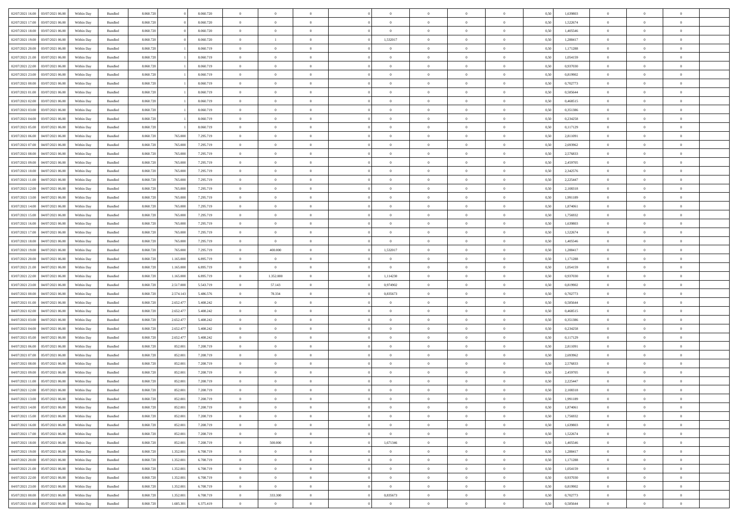| | | | | | | | | | | | | | | | | | | | | |
|---|---|---|---|---|---|---|---|---|---|---|---|---|---|---|---|---|---|---|---|---|
| 02/07/2021 16.00 | 03/07/2021 06.00 | Within Day | Bundled | 8.060.720 | 0 | 8.060.720 | 0 | 0 | 0 | | 0 | 0 | 0 | 0 | 0,50 | 1,639803 | 0 | 0 | 0 | |
| 02/07/2021 17.00 | 03/07/2021 06.00 | Within Day | Bundled | 8.060.720 | 0 | 8.060.720 | 0 | 0 | 0 | | 0 | 0 | 0 | 0 | 0,50 | 1,522674 | 0 | 0 | 0 | |
| 02/07/2021 18.00 | 03/07/2021 06.00 | Within Day | Bundled | 8.060.720 | 0 | 8.060.720 | 0 | 0 | 0 | | 0 | 0 | 0 | 0 | 0,50 | 1,405546 | 0 | 0 | 0 | |
| 02/07/2021 19.00 | 03/07/2021 06.00 | Within Day | Bundled | 8.060.720 | 0 | 8.060.720 | 0 | 1 | 0 | | 1,532017 | 0 | 0 | 0 | 0,50 | 1,288417 | 0 | 0 | 0 | |
| 02/07/2021 20.00 | 03/07/2021 06.00 | Within Day | Bundled | 8.060.720 | 1 | 8.060.719 | 0 | 0 | 0 | | 0 | 0 | 0 | 0 | 0,50 | 1,171288 | 0 | 0 | 0 | |
| 02/07/2021 21.00 | 03/07/2021 06.00 | Within Day | Bundled | 8.060.720 | 1 | 8.060.719 | 0 | 0 | 0 | | 0 | 0 | 0 | 0 | 0,50 | 1,054159 | 0 | 0 | 0 | |
| 02/07/2021 22.00 | 03/07/2021 06.00 | Within Day | Bundled | 8.060.720 | 1 | 8.060.719 | 0 | 0 | 0 | | 0 | 0 | 0 | 0 | 0,50 | 0,937030 | 0 | 0 | 0 | |
| 02/07/2021 23.00 | 03/07/2021 06.00 | Within Day | Bundled | 8.060.720 | 1 | 8.060.719 | 0 | 0 | 0 | | 0 | 0 | 0 | 0 | 0,50 | 0,819902 | 0 | 0 | 0 | |
| 03/07/2021 00.00 | 03/07/2021 06.00 | Within Day | Bundled | 8.060.720 | 1 | 8.060.719 | 0 | 0 | 0 | | 0 | 0 | 0 | 0 | 0,50 | 0,702773 | 0 | 0 | 0 | |
| 03/07/2021 01.00 | 03/07/2021 06.00 | Within Day | Bundled | 8.060.720 | 1 | 8.060.719 | 0 | 0 | 0 | | 0 | 0 | 0 | 0 | 0,50 | 0,585644 | 0 | 0 | 0 | |
| 03/07/2021 02.00 | 03/07/2021 06.00 | Within Day | Bundled | 8.060.720 | 1 | 8.060.719 | 0 | 0 | 0 | | 0 | 0 | 0 | 0 | 0,50 | 0,468515 | 0 | 0 | 0 | |
| 03/07/2021 03.00 | 03/07/2021 06.00 | Within Day | Bundled | 8.060.720 | 1 | 8.060.719 | 0 | 0 | 0 | | 0 | 0 | 0 | 0 | 0,50 | 0,351386 | 0 | 0 | 0 | |
| 03/07/2021 04.00 | 03/07/2021 06.00 | Within Day | Bundled | 8.060.720 | 1 | 8.060.719 | 0 | 0 | 0 | | 0 | 0 | 0 | 0 | 0,50 | 0,234258 | 0 | 0 | 0 | |
| 03/07/2021 05.00 | 03/07/2021 06.00 | Within Day | Bundled | 8.060.720 | 1 | 8.060.719 | 0 | 0 | 0 | | 0 | 0 | 0 | 0 | 0,50 | 0,117129 | 0 | 0 | 0 | |
| 03/07/2021 06.00 | 04/07/2021 06.00 | Within Day | Bundled | 8.060.720 | 765.000 | 7.295.719 | 0 | 0 | 0 | | 0 | 0 | 0 | 0 | 0,50 | 2,811091 | 0 | 0 | 0 | |
| 03/07/2021 07.00 | 04/07/2021 06.00 | Within Day | Bundled | 8.060.720 | 765.000 | 7.295.719 | 0 | 0 | 0 | | 0 | 0 | 0 | 0 | 0,50 | 2,693962 | 0 | 0 | 0 | |
| 03/07/2021 08.00 | 04/07/2021 06.00 | Within Day | Bundled | 8.060.720 | 765.000 | 7.295.719 | 0 | 0 | 0 | | 0 | 0 | 0 | 0 | 0,50 | 2,576833 | 0 | 0 | 0 | |
| 03/07/2021 09.00 | 04/07/2021 06.00 | Within Day | Bundled | 8.060.720 | 765.000 | 7.295.719 | 0 | 0 | 0 | | 0 | 0 | 0 | 0 | 0,50 | 2,459705 | 0 | 0 | 0 | |
| 03/07/2021 10.00 | 04/07/2021 06.00 | Within Day | Bundled | 8.060.720 | 765.000 | 7.295.719 | 0 | 0 | 0 | | 0 | 0 | 0 | 0 | 0,50 | 2,342576 | 0 | 0 | 0 | |
| 03/07/2021 11.00 | 04/07/2021 06.00 | Within Day | Bundled | 8.060.720 | 765.000 | 7.295.719 | 0 | 0 | 0 | | 0 | 0 | 0 | 0 | 0,50 | 2,225447 | 0 | 0 | 0 | |
| 03/07/2021 12.00 | 04/07/2021 06.00 | Within Day | Bundled | 8.060.720 | 765.000 | 7.295.719 | 0 | 0 | 0 | | 0 | 0 | 0 | 0 | 0,50 | 2,108318 | 0 | 0 | 0 | |
| 03/07/2021 13.00 | 04/07/2021 06.00 | Within Day | Bundled | 8.060.720 | 765.000 | 7.295.719 | 0 | 0 | 0 | | 0 | 0 | 0 | 0 | 0,50 | 1,991189 | 0 | 0 | 0 | |
| 03/07/2021 14.00 | 04/07/2021 06.00 | Within Day | Bundled | 8.060.720 | 765.000 | 7.295.719 | 0 | 0 | 0 | | 0 | 0 | 0 | 0 | 0,50 | 1,874061 | 0 | 0 | 0 | |
| 03/07/2021 15.00 | 04/07/2021 06.00 | Within Day | Bundled | 8.060.720 | 765.000 | 7.295.719 | 0 | 0 | 0 | | 0 | 0 | 0 | 0 | 0,50 | 1,756932 | 0 | 0 | 0 | |
| 03/07/2021 16.00 | 04/07/2021 06.00 | Within Day | Bundled | 8.060.720 | 765.000 | 7.295.719 | 0 | 0 | 0 | | 0 | 0 | 0 | 0 | 0,50 | 1,639803 | 0 | 0 | 0 | |
| 03/07/2021 17.00 | 04/07/2021 06.00 | Within Day | Bundled | 8.060.720 | 765.000 | 7.295.719 | 0 | 0 | 0 | | 0 | 0 | 0 | 0 | 0,50 | 1,522674 | 0 | 0 | 0 | |
| 03/07/2021 18.00 | 04/07/2021 06.00 | Within Day | Bundled | 8.060.720 | 765.000 | 7.295.719 | 0 | 0 | 0 | | 0 | 0 | 0 | 0 | 0,50 | 1,405546 | 0 | 0 | 0 | |
| 03/07/2021 19.00 | 04/07/2021 06.00 | Within Day | Bundled | 8.060.720 | 765.000 | 7.295.719 | 0 | 400.000 | 0 | | 1,532017 | 0 | 0 | 0 | 0,50 | 1,288417 | 0 | 0 | 0 | |
| 03/07/2021 20.00 | 04/07/2021 06.00 | Within Day | Bundled | 8.060.720 | 1.165.000 | 6.895.719 | 0 | 0 | 0 | | 0 | 0 | 0 | 0 | 0,50 | 1,171288 | 0 | 0 | 0 | |
| 03/07/2021 21.00 | 04/07/2021 06.00 | Within Day | Bundled | 8.060.720 | 1.165.000 | 6.895.719 | 0 | 0 | 0 | | 0 | 0 | 0 | 0 | 0,50 | 1,054159 | 0 | 0 | 0 | |
| 03/07/2021 22.00 | 04/07/2021 06.00 | Within Day | Bundled | 8.060.720 | 1.165.000 | 6.895.719 | 0 | 1.352.000 | 0 | | 1,114230 | 0 | 0 | 0 | 0,50 | 0,937030 | 0 | 0 | 0 | |
| 03/07/2021 23.00 | 04/07/2021 06.00 | Within Day | Bundled | 8.060.720 | 2.517.000 | 5.543.719 | 0 | 57.143 | 0 | | 0,974902 | 0 | 0 | 0 | 0,50 | 0,819902 | 0 | 0 | 0 | |
| 04/07/2021 00.00 | 04/07/2021 06.00 | Within Day | Bundled | 8.060.720 | 2.574.143 | 5.486.576 | 0 | 78.334 | 0 | | 0,835673 | 0 | 0 | 0 | 0,50 | 0,702773 | 0 | 0 | 0 | |
| 04/07/2021 01.00 | 04/07/2021 06.00 | Within Day | Bundled | 8.060.720 | 2.652.477 | 5.408.242 | 0 | 0 | 0 | | 0 | 0 | 0 | 0 | 0,50 | 0,585644 | 0 | 0 | 0 | |
| 04/07/2021 02.00 | 04/07/2021 06.00 | Within Day | Bundled | 8.060.720 | 2.652.477 | 5.408.242 | 0 | 0 | 0 | | 0 | 0 | 0 | 0 | 0,50 | 0,468515 | 0 | 0 | 0 | |
| 04/07/2021 03.00 | 04/07/2021 06.00 | Within Day | Bundled | 8.060.720 | 2.652.477 | 5.408.242 | 0 | 0 | 0 | | 0 | 0 | 0 | 0 | 0,50 | 0,351386 | 0 | 0 | 0 | |
| 04/07/2021 04.00 | 04/07/2021 06.00 | Within Day | Bundled | 8.060.720 | 2.652.477 | 5.408.242 | 0 | 0 | 0 | | 0 | 0 | 0 | 0 | 0,50 | 0,234258 | 0 | 0 | 0 | |
| 04/07/2021 05.00 | 04/07/2021 06.00 | Within Day | Bundled | 8.060.720 | 2.652.477 | 5.408.242 | 0 | 0 | 0 | | 0 | 0 | 0 | 0 | 0,50 | 0,117129 | 0 | 0 | 0 | |
| 04/07/2021 06.00 | 05/07/2021 06.00 | Within Day | Bundled | 8.060.720 | 852.001 | 7.208.719 | 0 | 0 | 0 | | 0 | 0 | 0 | 0 | 0,50 | 2,811091 | 0 | 0 | 0 | |
| 04/07/2021 07.00 | 05/07/2021 06.00 | Within Day | Bundled | 8.060.720 | 852.001 | 7.208.719 | 0 | 0 | 0 | | 0 | 0 | 0 | 0 | 0,50 | 2,693962 | 0 | 0 | 0 | |
| 04/07/2021 08.00 | 05/07/2021 06.00 | Within Day | Bundled | 8.060.720 | 852.001 | 7.208.719 | 0 | 0 | 0 | | 0 | 0 | 0 | 0 | 0,50 | 2,576833 | 0 | 0 | 0 | |
| 04/07/2021 09.00 | 05/07/2021 06.00 | Within Day | Bundled | 8.060.720 | 852.001 | 7.208.719 | 0 | 0 | 0 | | 0 | 0 | 0 | 0 | 0,50 | 2,459705 | 0 | 0 | 0 | |
| 04/07/2021 11.00 | 05/07/2021 06.00 | Within Day | Bundled | 8.060.720 | 852.001 | 7.208.719 | 0 | 0 | 0 | | 0 | 0 | 0 | 0 | 0,50 | 2,225447 | 0 | 0 | 0 | |
| 04/07/2021 12.00 | 05/07/2021 06.00 | Within Day | Bundled | 8.060.720 | 852.001 | 7.208.719 | 0 | 0 | 0 | | 0 | 0 | 0 | 0 | 0,50 | 2,108318 | 0 | 0 | 0 | |
| 04/07/2021 13.00 | 05/07/2021 06.00 | Within Day | Bundled | 8.060.720 | 852.001 | 7.208.719 | 0 | 0 | 0 | | 0 | 0 | 0 | 0 | 0,50 | 1,991189 | 0 | 0 | 0 | |
| 04/07/2021 14.00 | 05/07/2021 06.00 | Within Day | Bundled | 8.060.720 | 852.001 | 7.208.719 | 0 | 0 | 0 | | 0 | 0 | 0 | 0 | 0,50 | 1,874061 | 0 | 0 | 0 | |
| 04/07/2021 15.00 | 05/07/2021 06.00 | Within Day | Bundled | 8.060.720 | 852.001 | 7.208.719 | 0 | 0 | 0 | | 0 | 0 | 0 | 0 | 0,50 | 1,756932 | 0 | 0 | 0 | |
| 04/07/2021 16.00 | 05/07/2021 06.00 | Within Day | Bundled | 8.060.720 | 852.001 | 7.208.719 | 0 | 0 | 0 | | 0 | 0 | 0 | 0 | 0,50 | 1,639803 | 0 | 0 | 0 | |
| 04/07/2021 17.00 | 05/07/2021 06.00 | Within Day | Bundled | 8.060.720 | 852.001 | 7.208.719 | 0 | 0 | 0 | | 0 | 0 | 0 | 0 | 0,50 | 1,522674 | 0 | 0 | 0 | |
| 04/07/2021 18.00 | 05/07/2021 06.00 | Within Day | Bundled | 8.060.720 | 852.001 | 7.208.719 | 0 | 500.000 | 0 | | 1,671346 | 0 | 0 | 0 | 0,50 | 1,405546 | 0 | 0 | 0 | |
| 04/07/2021 19.00 | 05/07/2021 06.00 | Within Day | Bundled | 8.060.720 | 1.352.001 | 6.708.719 | 0 | 0 | 0 | | 0 | 0 | 0 | 0 | 0,50 | 1,288417 | 0 | 0 | 0 | |
| 04/07/2021 20.00 | 05/07/2021 06.00 | Within Day | Bundled | 8.060.720 | 1.352.001 | 6.708.719 | 0 | 0 | 0 | | 0 | 0 | 0 | 0 | 0,50 | 1,171288 | 0 | 0 | 0 | |
| 04/07/2021 21.00 | 05/07/2021 06.00 | Within Day | Bundled | 8.060.720 | 1.352.001 | 6.708.719 | 0 | 0 | 0 | | 0 | 0 | 0 | 0 | 0,50 | 1,054159 | 0 | 0 | 0 | |
| 04/07/2021 22.00 | 05/07/2021 06.00 | Within Day | Bundled | 8.060.720 | 1.352.001 | 6.708.719 | 0 | 0 | 0 | | 0 | 0 | 0 | 0 | 0,50 | 0,937030 | 0 | 0 | 0 | |
| 04/07/2021 23.00 | 05/07/2021 06.00 | Within Day | Bundled | 8.060.720 | 1.352.001 | 6.708.719 | 0 | 0 | 0 | | 0 | 0 | 0 | 0 | 0,50 | 0,819902 | 0 | 0 | 0 | |
| 05/07/2021 00.00 | 05/07/2021 06.00 | Within Day | Bundled | 8.060.720 | 1.352.001 | 6.708.719 | 0 | 333.300 | 0 | | 0,835673 | 0 | 0 | 0 | 0,50 | 0,702773 | 0 | 0 | 0 | |
| 05/07/2021 01.00 | 05/07/2021 06.00 | Within Day | Bundled | 8.060.720 | 1.685.301 | 6.375.419 | 0 | 0 | 0 | | 0 | 0 | 0 | 0 | 0,50 | 0,585644 | 0 | 0 | 0 | |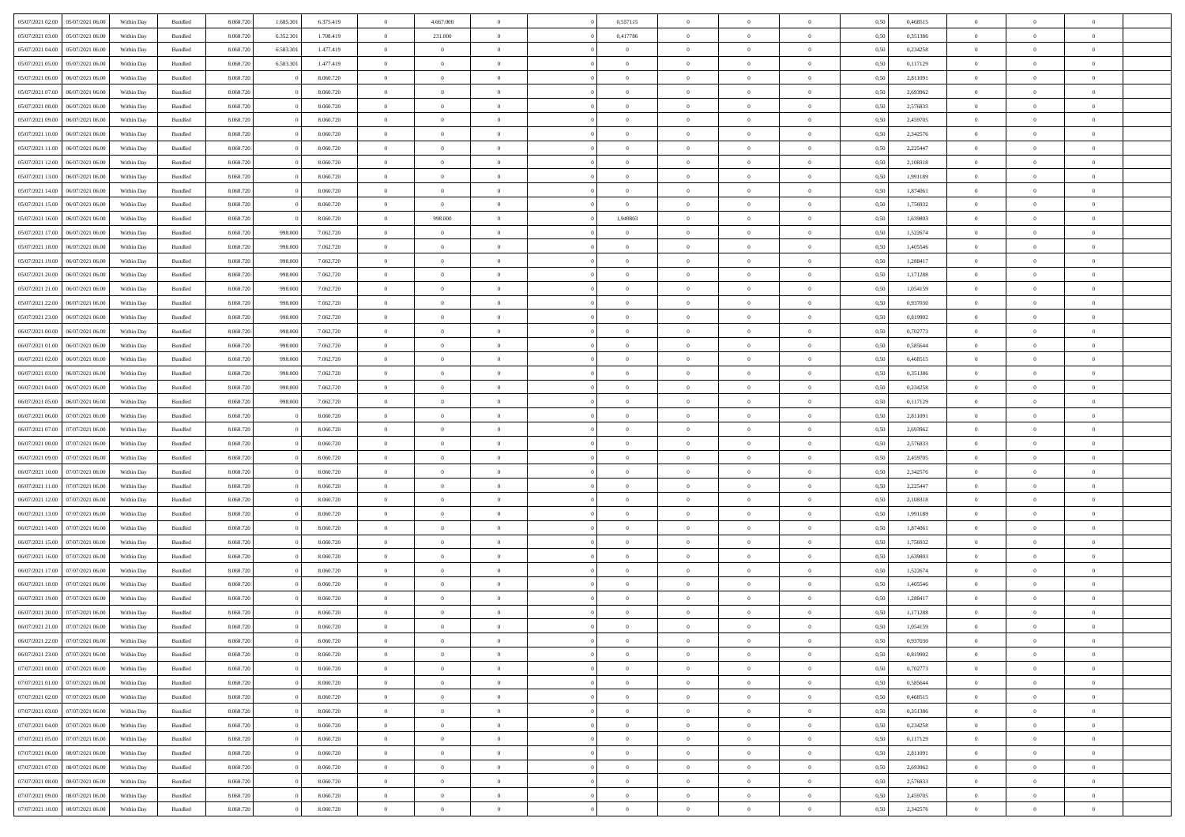| | | | | | | | | | | | | | | | | | | | | | |
|---|---|---|---|---|---|---|---|---|---|---|---|---|---|---|---|---|---|---|---|---|---|
| 05/07/2021 02:00 | 05/07/2021 06:00 | Within Day | Bundled | 8.060.720 | 1.685.301 | 6.375.419 | 0 | 4.667.000 | 0 | | 0 | 0,557115 | 0 | 0 | 0 | 0,50 | 0,468515 | 0 | 0 | 0 | |
| 05/07/2021 03:00 | 05/07/2021 06:00 | Within Day | Bundled | 8.060.720 | 6.352.301 | 1.708.419 | 0 | 231.000 | 0 | | 0 | 0,417786 | 0 | 0 | 0 | 0,50 | 0,351386 | 0 | 0 | 0 | |
| 05/07/2021 04:00 | 05/07/2021 06:00 | Within Day | Bundled | 8.060.720 | 6.583.301 | 1.477.419 | 0 | 0 | 0 | | 0 | 0 | 0 | 0 | 0 | 0,50 | 0,234258 | 0 | 0 | 0 | |
| 05/07/2021 05:00 | 05/07/2021 06:00 | Within Day | Bundled | 8.060.720 | 6.583.301 | 1.477.419 | 0 | 0 | 0 | | 0 | 0 | 0 | 0 | 0 | 0,50 | 0,117129 | 0 | 0 | 0 | |
| 05/07/2021 06:00 | 06/07/2021 06:00 | Within Day | Bundled | 8.060.720 | 0 | 8.060.720 | 0 | 0 | 0 | | 0 | 0 | 0 | 0 | 0 | 0,50 | 2,811091 | 0 | 0 | 0 | |
| 05/07/2021 07:00 | 06/07/2021 06:00 | Within Day | Bundled | 8.060.720 | 0 | 8.060.720 | 0 | 0 | 0 | | 0 | 0 | 0 | 0 | 0 | 0,50 | 2,693962 | 0 | 0 | 0 | |
| 05/07/2021 08:00 | 06/07/2021 06:00 | Within Day | Bundled | 8.060.720 | 0 | 8.060.720 | 0 | 0 | 0 | | 0 | 0 | 0 | 0 | 0 | 0,50 | 2,576833 | 0 | 0 | 0 | |
| 05/07/2021 09:00 | 06/07/2021 06:00 | Within Day | Bundled | 8.060.720 | 0 | 8.060.720 | 0 | 0 | 0 | | 0 | 0 | 0 | 0 | 0 | 0,50 | 2,459705 | 0 | 0 | 0 | |
| 05/07/2021 10:00 | 06/07/2021 06:00 | Within Day | Bundled | 8.060.720 | 0 | 8.060.720 | 0 | 0 | 0 | | 0 | 0 | 0 | 0 | 0 | 0,50 | 2,342576 | 0 | 0 | 0 | |
| 05/07/2021 11:00 | 06/07/2021 06:00 | Within Day | Bundled | 8.060.720 | 0 | 8.060.720 | 0 | 0 | 0 | | 0 | 0 | 0 | 0 | 0 | 0,50 | 2,225447 | 0 | 0 | 0 | |
| 05/07/2021 12:00 | 06/07/2021 06:00 | Within Day | Bundled | 8.060.720 | 0 | 8.060.720 | 0 | 0 | 0 | | 0 | 0 | 0 | 0 | 0 | 0,50 | 2,108318 | 0 | 0 | 0 | |
| 05/07/2021 13:00 | 06/07/2021 06:00 | Within Day | Bundled | 8.060.720 | 0 | 8.060.720 | 0 | 0 | 0 | | 0 | 0 | 0 | 0 | 0 | 0,50 | 1,991189 | 0 | 0 | 0 | |
| 05/07/2021 14:00 | 06/07/2021 06:00 | Within Day | Bundled | 8.060.720 | 0 | 8.060.720 | 0 | 0 | 0 | | 0 | 0 | 0 | 0 | 0 | 0,50 | 1,874061 | 0 | 0 | 0 | |
| 05/07/2021 15:00 | 06/07/2021 06:00 | Within Day | Bundled | 8.060.720 | 0 | 8.060.720 | 0 | 0 | 0 | | 0 | 0 | 0 | 0 | 0 | 0,50 | 1,756932 | 0 | 0 | 0 | |
| 05/07/2021 16:00 | 06/07/2021 06:00 | Within Day | Bundled | 8.060.720 | 0 | 8.060.720 | 0 | 998.000 | 0 | | 0 | 1,949803 | 0 | 0 | 0 | 0,50 | 1,639803 | 0 | 0 | 0 | |
| 05/07/2021 17:00 | 06/07/2021 06:00 | Within Day | Bundled | 8.060.720 | 998.000 | 7.062.720 | 0 | 0 | 0 | | 0 | 0 | 0 | 0 | 0 | 0,50 | 1,522674 | 0 | 0 | 0 | |
| 05/07/2021 18:00 | 06/07/2021 06:00 | Within Day | Bundled | 8.060.720 | 998.000 | 7.062.720 | 0 | 0 | 0 | | 0 | 0 | 0 | 0 | 0 | 0,50 | 1,405546 | 0 | 0 | 0 | |
| 05/07/2021 19:00 | 06/07/2021 06:00 | Within Day | Bundled | 8.060.720 | 998.000 | 7.062.720 | 0 | 0 | 0 | | 0 | 0 | 0 | 0 | 0 | 0,50 | 1,288417 | 0 | 0 | 0 | |
| 05/07/2021 20:00 | 06/07/2021 06:00 | Within Day | Bundled | 8.060.720 | 998.000 | 7.062.720 | 0 | 0 | 0 | | 0 | 0 | 0 | 0 | 0 | 0,50 | 1,171288 | 0 | 0 | 0 | |
| 05/07/2021 21:00 | 06/07/2021 06:00 | Within Day | Bundled | 8.060.720 | 998.000 | 7.062.720 | 0 | 0 | 0 | | 0 | 0 | 0 | 0 | 0 | 0,50 | 1,054159 | 0 | 0 | 0 | |
| 05/07/2021 22:00 | 06/07/2021 06:00 | Within Day | Bundled | 8.060.720 | 998.000 | 7.062.720 | 0 | 0 | 0 | | 0 | 0 | 0 | 0 | 0 | 0,50 | 0,937030 | 0 | 0 | 0 | |
| 05/07/2021 23:00 | 06/07/2021 06:00 | Within Day | Bundled | 8.060.720 | 998.000 | 7.062.720 | 0 | 0 | 0 | | 0 | 0 | 0 | 0 | 0 | 0,50 | 0,819902 | 0 | 0 | 0 | |
| 06/07/2021 00:00 | 06/07/2021 06:00 | Within Day | Bundled | 8.060.720 | 998.000 | 7.062.720 | 0 | 0 | 0 | | 0 | 0 | 0 | 0 | 0 | 0,50 | 0,702773 | 0 | 0 | 0 | |
| 06/07/2021 01:00 | 06/07/2021 06:00 | Within Day | Bundled | 8.060.720 | 998.000 | 7.062.720 | 0 | 0 | 0 | | 0 | 0 | 0 | 0 | 0 | 0,50 | 0,585644 | 0 | 0 | 0 | |
| 06/07/2021 02:00 | 06/07/2021 06:00 | Within Day | Bundled | 8.060.720 | 998.000 | 7.062.720 | 0 | 0 | 0 | | 0 | 0 | 0 | 0 | 0 | 0,50 | 0,468515 | 0 | 0 | 0 | |
| 06/07/2021 03:00 | 06/07/2021 06:00 | Within Day | Bundled | 8.060.720 | 998.000 | 7.062.720 | 0 | 0 | 0 | | 0 | 0 | 0 | 0 | 0 | 0,50 | 0,351386 | 0 | 0 | 0 | |
| 06/07/2021 04:00 | 06/07/2021 06:00 | Within Day | Bundled | 8.060.720 | 998.000 | 7.062.720 | 0 | 0 | 0 | | 0 | 0 | 0 | 0 | 0 | 0,50 | 0,234258 | 0 | 0 | 0 | |
| 06/07/2021 05:00 | 06/07/2021 06:00 | Within Day | Bundled | 8.060.720 | 998.000 | 7.062.720 | 0 | 0 | 0 | | 0 | 0 | 0 | 0 | 0 | 0,50 | 0,117129 | 0 | 0 | 0 | |
| 06/07/2021 06:00 | 07/07/2021 06:00 | Within Day | Bundled | 8.060.720 | 0 | 8.060.720 | 0 | 0 | 0 | | 0 | 0 | 0 | 0 | 0 | 0,50 | 2,811091 | 0 | 0 | 0 | |
| 06/07/2021 07:00 | 07/07/2021 06:00 | Within Day | Bundled | 8.060.720 | 0 | 8.060.720 | 0 | 0 | 0 | | 0 | 0 | 0 | 0 | 0 | 0,50 | 2,693962 | 0 | 0 | 0 | |
| 06/07/2021 08:00 | 07/07/2021 06:00 | Within Day | Bundled | 8.060.720 | 0 | 8.060.720 | 0 | 0 | 0 | | 0 | 0 | 0 | 0 | 0 | 0,50 | 2,576833 | 0 | 0 | 0 | |
| 06/07/2021 09:00 | 07/07/2021 06:00 | Within Day | Bundled | 8.060.720 | 0 | 8.060.720 | 0 | 0 | 0 | | 0 | 0 | 0 | 0 | 0 | 0,50 | 2,459705 | 0 | 0 | 0 | |
| 06/07/2021 10:00 | 07/07/2021 06:00 | Within Day | Bundled | 8.060.720 | 0 | 8.060.720 | 0 | 0 | 0 | | 0 | 0 | 0 | 0 | 0 | 0,50 | 2,342576 | 0 | 0 | 0 | |
| 06/07/2021 11:00 | 07/07/2021 06:00 | Within Day | Bundled | 8.060.720 | 0 | 8.060.720 | 0 | 0 | 0 | | 0 | 0 | 0 | 0 | 0 | 0,50 | 2,225447 | 0 | 0 | 0 | |
| 06/07/2021 12:00 | 07/07/2021 06:00 | Within Day | Bundled | 8.060.720 | 0 | 8.060.720 | 0 | 0 | 0 | | 0 | 0 | 0 | 0 | 0 | 0,50 | 2,108318 | 0 | 0 | 0 | |
| 06/07/2021 13:00 | 07/07/2021 06:00 | Within Day | Bundled | 8.060.720 | 0 | 8.060.720 | 0 | 0 | 0 | | 0 | 0 | 0 | 0 | 0 | 0,50 | 1,991189 | 0 | 0 | 0 | |
| 06/07/2021 14:00 | 07/07/2021 06:00 | Within Day | Bundled | 8.060.720 | 0 | 8.060.720 | 0 | 0 | 0 | | 0 | 0 | 0 | 0 | 0 | 0,50 | 1,874061 | 0 | 0 | 0 | |
| 06/07/2021 15:00 | 07/07/2021 06:00 | Within Day | Bundled | 8.060.720 | 0 | 8.060.720 | 0 | 0 | 0 | | 0 | 0 | 0 | 0 | 0 | 0,50 | 1,756932 | 0 | 0 | 0 | |
| 06/07/2021 16:00 | 07/07/2021 06:00 | Within Day | Bundled | 8.060.720 | 0 | 8.060.720 | 0 | 0 | 0 | | 0 | 0 | 0 | 0 | 0 | 0,50 | 1,639803 | 0 | 0 | 0 | |
| 06/07/2021 17:00 | 07/07/2021 06:00 | Within Day | Bundled | 8.060.720 | 0 | 8.060.720 | 0 | 0 | 0 | | 0 | 0 | 0 | 0 | 0 | 0,50 | 1,522674 | 0 | 0 | 0 | |
| 06/07/2021 18:00 | 07/07/2021 06:00 | Within Day | Bundled | 8.060.720 | 0 | 8.060.720 | 0 | 0 | 0 | | 0 | 0 | 0 | 0 | 0 | 0,50 | 1,405546 | 0 | 0 | 0 | |
| 06/07/2021 19:00 | 07/07/2021 06:00 | Within Day | Bundled | 8.060.720 | 0 | 8.060.720 | 0 | 0 | 0 | | 0 | 0 | 0 | 0 | 0 | 0,50 | 1,288417 | 0 | 0 | 0 | |
| 06/07/2021 20:00 | 07/07/2021 06:00 | Within Day | Bundled | 8.060.720 | 0 | 8.060.720 | 0 | 0 | 0 | | 0 | 0 | 0 | 0 | 0 | 0,50 | 1,171288 | 0 | 0 | 0 | |
| 06/07/2021 21:00 | 07/07/2021 06:00 | Within Day | Bundled | 8.060.720 | 0 | 8.060.720 | 0 | 0 | 0 | | 0 | 0 | 0 | 0 | 0 | 0,50 | 1,054159 | 0 | 0 | 0 | |
| 06/07/2021 22:00 | 07/07/2021 06:00 | Within Day | Bundled | 8.060.720 | 0 | 8.060.720 | 0 | 0 | 0 | | 0 | 0 | 0 | 0 | 0 | 0,50 | 0,937030 | 0 | 0 | 0 | |
| 06/07/2021 23:00 | 07/07/2021 06:00 | Within Day | Bundled | 8.060.720 | 0 | 8.060.720 | 0 | 0 | 0 | | 0 | 0 | 0 | 0 | 0 | 0,50 | 0,819902 | 0 | 0 | 0 | |
| 07/07/2021 00:00 | 07/07/2021 06:00 | Within Day | Bundled | 8.060.720 | 0 | 8.060.720 | 0 | 0 | 0 | | 0 | 0 | 0 | 0 | 0 | 0,50 | 0,702773 | 0 | 0 | 0 | |
| 07/07/2021 01:00 | 07/07/2021 06:00 | Within Day | Bundled | 8.060.720 | 0 | 8.060.720 | 0 | 0 | 0 | | 0 | 0 | 0 | 0 | 0 | 0,50 | 0,585644 | 0 | 0 | 0 | |
| 07/07/2021 02:00 | 07/07/2021 06:00 | Within Day | Bundled | 8.060.720 | 0 | 8.060.720 | 0 | 0 | 0 | | 0 | 0 | 0 | 0 | 0 | 0,50 | 0,468515 | 0 | 0 | 0 | |
| 07/07/2021 03:00 | 07/07/2021 06:00 | Within Day | Bundled | 8.060.720 | 0 | 8.060.720 | 0 | 0 | 0 | | 0 | 0 | 0 | 0 | 0 | 0,50 | 0,351386 | 0 | 0 | 0 | |
| 07/07/2021 04:00 | 07/07/2021 06:00 | Within Day | Bundled | 8.060.720 | 0 | 8.060.720 | 0 | 0 | 0 | | 0 | 0 | 0 | 0 | 0 | 0,50 | 0,234258 | 0 | 0 | 0 | |
| 07/07/2021 05:00 | 07/07/2021 06:00 | Within Day | Bundled | 8.060.720 | 0 | 8.060.720 | 0 | 0 | 0 | | 0 | 0 | 0 | 0 | 0 | 0,50 | 0,117129 | 0 | 0 | 0 | |
| 07/07/2021 06:00 | 08/07/2021 06:00 | Within Day | Bundled | 8.060.720 | 0 | 8.060.720 | 0 | 0 | 0 | | 0 | 0 | 0 | 0 | 0 | 0,50 | 2,811091 | 0 | 0 | 0 | |
| 07/07/2021 07:00 | 08/07/2021 06:00 | Within Day | Bundled | 8.060.720 | 0 | 8.060.720 | 0 | 0 | 0 | | 0 | 0 | 0 | 0 | 0 | 0,50 | 2,693962 | 0 | 0 | 0 | |
| 07/07/2021 08:00 | 08/07/2021 06:00 | Within Day | Bundled | 8.060.720 | 0 | 8.060.720 | 0 | 0 | 0 | | 0 | 0 | 0 | 0 | 0 | 0,50 | 2,576833 | 0 | 0 | 0 | |
| 07/07/2021 09:00 | 08/07/2021 06:00 | Within Day | Bundled | 8.060.720 | 0 | 8.060.720 | 0 | 0 | 0 | | 0 | 0 | 0 | 0 | 0 | 0,50 | 2,459705 | 0 | 0 | 0 | |
| 07/07/2021 10:00 | 08/07/2021 06:00 | Within Day | Bundled | 8.060.720 | 0 | 8.060.720 | 0 | 0 | 0 | | 0 | 0 | 0 | 0 | 0 | 0,50 | 2,342576 | 0 | 0 | 0 | |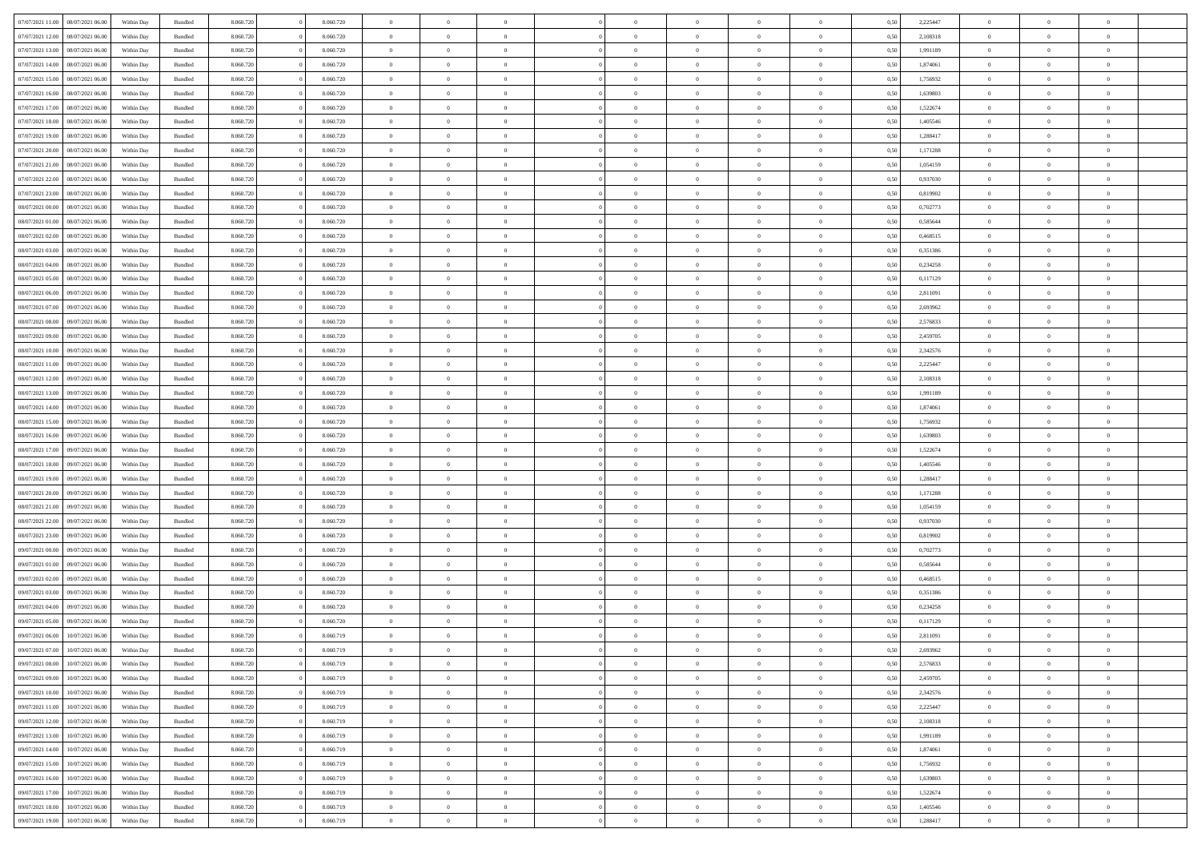| | | | | | | | | | | | | | | | | | | | | | |
|---|---|---|---|---|---|---|---|---|---|---|---|---|---|---|---|---|---|---|---|---|---|
| 07/07/2021 11:00 | 08/07/2021 06:00 | Within Day | Bundled | 8.060.720 | 0 | 8.060.720 | 0 | 0 | 0 | | 0 | 0 | 0 | 0 | 0 | 0,50 | 2,225447 | 0 | 0 | 0 | |
| 07/07/2021 12:00 | 08/07/2021 06:00 | Within Day | Bundled | 8.060.720 | 0 | 8.060.720 | 0 | 0 | 0 | | 0 | 0 | 0 | 0 | 0 | 0,50 | 2,108318 | 0 | 0 | 0 | |
| 07/07/2021 13:00 | 08/07/2021 06:00 | Within Day | Bundled | 8.060.720 | 0 | 8.060.720 | 0 | 0 | 0 | | 0 | 0 | 0 | 0 | 0 | 0,50 | 1,991189 | 0 | 0 | 0 | |
| 07/07/2021 14:00 | 08/07/2021 06:00 | Within Day | Bundled | 8.060.720 | 0 | 8.060.720 | 0 | 0 | 0 | | 0 | 0 | 0 | 0 | 0 | 0,50 | 1,874061 | 0 | 0 | 0 | |
| 07/07/2021 15:00 | 08/07/2021 06:00 | Within Day | Bundled | 8.060.720 | 0 | 8.060.720 | 0 | 0 | 0 | | 0 | 0 | 0 | 0 | 0 | 0,50 | 1,756932 | 0 | 0 | 0 | |
| 07/07/2021 16:00 | 08/07/2021 06:00 | Within Day | Bundled | 8.060.720 | 0 | 8.060.720 | 0 | 0 | 0 | | 0 | 0 | 0 | 0 | 0 | 0,50 | 1,639803 | 0 | 0 | 0 | |
| 07/07/2021 17:00 | 08/07/2021 06:00 | Within Day | Bundled | 8.060.720 | 0 | 8.060.720 | 0 | 0 | 0 | | 0 | 0 | 0 | 0 | 0 | 0,50 | 1,522674 | 0 | 0 | 0 | |
| 07/07/2021 18:00 | 08/07/2021 06:00 | Within Day | Bundled | 8.060.720 | 0 | 8.060.720 | 0 | 0 | 0 | | 0 | 0 | 0 | 0 | 0 | 0,50 | 1,405546 | 0 | 0 | 0 | |
| 07/07/2021 19:00 | 08/07/2021 06:00 | Within Day | Bundled | 8.060.720 | 0 | 8.060.720 | 0 | 0 | 0 | | 0 | 0 | 0 | 0 | 0 | 0,50 | 1,288417 | 0 | 0 | 0 | |
| 07/07/2021 20:00 | 08/07/2021 06:00 | Within Day | Bundled | 8.060.720 | 0 | 8.060.720 | 0 | 0 | 0 | | 0 | 0 | 0 | 0 | 0 | 0,50 | 1,171288 | 0 | 0 | 0 | |
| 07/07/2021 21:00 | 08/07/2021 06:00 | Within Day | Bundled | 8.060.720 | 0 | 8.060.720 | 0 | 0 | 0 | | 0 | 0 | 0 | 0 | 0 | 0,50 | 1,054159 | 0 | 0 | 0 | |
| 07/07/2021 22:00 | 08/07/2021 06:00 | Within Day | Bundled | 8.060.720 | 0 | 8.060.720 | 0 | 0 | 0 | | 0 | 0 | 0 | 0 | 0 | 0,50 | 0,937030 | 0 | 0 | 0 | |
| 07/07/2021 23:00 | 08/07/2021 06:00 | Within Day | Bundled | 8.060.720 | 0 | 8.060.720 | 0 | 0 | 0 | | 0 | 0 | 0 | 0 | 0 | 0,50 | 0,819902 | 0 | 0 | 0 | |
| 08/07/2021 00:00 | 08/07/2021 06:00 | Within Day | Bundled | 8.060.720 | 0 | 8.060.720 | 0 | 0 | 0 | | 0 | 0 | 0 | 0 | 0 | 0,50 | 0,702773 | 0 | 0 | 0 | |
| 08/07/2021 01:00 | 08/07/2021 06:00 | Within Day | Bundled | 8.060.720 | 0 | 8.060.720 | 0 | 0 | 0 | | 0 | 0 | 0 | 0 | 0 | 0,50 | 0,585644 | 0 | 0 | 0 | |
| 08/07/2021 02:00 | 08/07/2021 06:00 | Within Day | Bundled | 8.060.720 | 0 | 8.060.720 | 0 | 0 | 0 | | 0 | 0 | 0 | 0 | 0 | 0,50 | 0,468515 | 0 | 0 | 0 | |
| 08/07/2021 03:00 | 08/07/2021 06:00 | Within Day | Bundled | 8.060.720 | 0 | 8.060.720 | 0 | 0 | 0 | | 0 | 0 | 0 | 0 | 0 | 0,50 | 0,351386 | 0 | 0 | 0 | |
| 08/07/2021 04:00 | 08/07/2021 06:00 | Within Day | Bundled | 8.060.720 | 0 | 8.060.720 | 0 | 0 | 0 | | 0 | 0 | 0 | 0 | 0 | 0,50 | 0,234258 | 0 | 0 | 0 | |
| 08/07/2021 05:00 | 08/07/2021 06:00 | Within Day | Bundled | 8.060.720 | 0 | 8.060.720 | 0 | 0 | 0 | | 0 | 0 | 0 | 0 | 0 | 0,50 | 0,117129 | 0 | 0 | 0 | |
| 08/07/2021 06:00 | 09/07/2021 06:00 | Within Day | Bundled | 8.060.720 | 0 | 8.060.720 | 0 | 0 | 0 | | 0 | 0 | 0 | 0 | 0 | 0,50 | 2,811091 | 0 | 0 | 0 | |
| 08/07/2021 07:00 | 09/07/2021 06:00 | Within Day | Bundled | 8.060.720 | 0 | 8.060.720 | 0 | 0 | 0 | | 0 | 0 | 0 | 0 | 0 | 0,50 | 2,693962 | 0 | 0 | 0 | |
| 08/07/2021 08:00 | 09/07/2021 06:00 | Within Day | Bundled | 8.060.720 | 0 | 8.060.720 | 0 | 0 | 0 | | 0 | 0 | 0 | 0 | 0 | 0,50 | 2,576833 | 0 | 0 | 0 | |
| 08/07/2021 09:00 | 09/07/2021 06:00 | Within Day | Bundled | 8.060.720 | 0 | 8.060.720 | 0 | 0 | 0 | | 0 | 0 | 0 | 0 | 0 | 0,50 | 2,459705 | 0 | 0 | 0 | |
| 08/07/2021 10:00 | 09/07/2021 06:00 | Within Day | Bundled | 8.060.720 | 0 | 8.060.720 | 0 | 0 | 0 | | 0 | 0 | 0 | 0 | 0 | 0,50 | 2,342576 | 0 | 0 | 0 | |
| 08/07/2021 11:00 | 09/07/2021 06:00 | Within Day | Bundled | 8.060.720 | 0 | 8.060.720 | 0 | 0 | 0 | | 0 | 0 | 0 | 0 | 0 | 0,50 | 2,225447 | 0 | 0 | 0 | |
| 08/07/2021 12:00 | 09/07/2021 06:00 | Within Day | Bundled | 8.060.720 | 0 | 8.060.720 | 0 | 0 | 0 | | 0 | 0 | 0 | 0 | 0 | 0,50 | 2,108318 | 0 | 0 | 0 | |
| 08/07/2021 13:00 | 09/07/2021 06:00 | Within Day | Bundled | 8.060.720 | 0 | 8.060.720 | 0 | 0 | 0 | | 0 | 0 | 0 | 0 | 0 | 0,50 | 1,991189 | 0 | 0 | 0 | |
| 08/07/2021 14:00 | 09/07/2021 06:00 | Within Day | Bundled | 8.060.720 | 0 | 8.060.720 | 0 | 0 | 0 | | 0 | 0 | 0 | 0 | 0 | 0,50 | 1,874061 | 0 | 0 | 0 | |
| 08/07/2021 15:00 | 09/07/2021 06:00 | Within Day | Bundled | 8.060.720 | 0 | 8.060.720 | 0 | 0 | 0 | | 0 | 0 | 0 | 0 | 0 | 0,50 | 1,756932 | 0 | 0 | 0 | |
| 08/07/2021 16:00 | 09/07/2021 06:00 | Within Day | Bundled | 8.060.720 | 0 | 8.060.720 | 0 | 0 | 0 | | 0 | 0 | 0 | 0 | 0 | 0,50 | 1,639803 | 0 | 0 | 0 | |
| 08/07/2021 17:00 | 09/07/2021 06:00 | Within Day | Bundled | 8.060.720 | 0 | 8.060.720 | 0 | 0 | 0 | | 0 | 0 | 0 | 0 | 0 | 0,50 | 1,522674 | 0 | 0 | 0 | |
| 08/07/2021 18:00 | 09/07/2021 06:00 | Within Day | Bundled | 8.060.720 | 0 | 8.060.720 | 0 | 0 | 0 | | 0 | 0 | 0 | 0 | 0 | 0,50 | 1,405546 | 0 | 0 | 0 | |
| 08/07/2021 19:00 | 09/07/2021 06:00 | Within Day | Bundled | 8.060.720 | 0 | 8.060.720 | 0 | 0 | 0 | | 0 | 0 | 0 | 0 | 0 | 0,50 | 1,288417 | 0 | 0 | 0 | |
| 08/07/2021 20:00 | 09/07/2021 06:00 | Within Day | Bundled | 8.060.720 | 0 | 8.060.720 | 0 | 0 | 0 | | 0 | 0 | 0 | 0 | 0 | 0,50 | 1,171288 | 0 | 0 | 0 | |
| 08/07/2021 21:00 | 09/07/2021 06:00 | Within Day | Bundled | 8.060.720 | 0 | 8.060.720 | 0 | 0 | 0 | | 0 | 0 | 0 | 0 | 0 | 0,50 | 1,054159 | 0 | 0 | 0 | |
| 08/07/2021 22:00 | 09/07/2021 06:00 | Within Day | Bundled | 8.060.720 | 0 | 8.060.720 | 0 | 0 | 0 | | 0 | 0 | 0 | 0 | 0 | 0,50 | 0,937030 | 0 | 0 | 0 | |
| 08/07/2021 23:00 | 09/07/2021 06:00 | Within Day | Bundled | 8.060.720 | 0 | 8.060.720 | 0 | 0 | 0 | | 0 | 0 | 0 | 0 | 0 | 0,50 | 0,819902 | 0 | 0 | 0 | |
| 09/07/2021 00:00 | 09/07/2021 06:00 | Within Day | Bundled | 8.060.720 | 0 | 8.060.720 | 0 | 0 | 0 | | 0 | 0 | 0 | 0 | 0 | 0,50 | 0,702773 | 0 | 0 | 0 | |
| 09/07/2021 01:00 | 09/07/2021 06:00 | Within Day | Bundled | 8.060.720 | 0 | 8.060.720 | 0 | 0 | 0 | | 0 | 0 | 0 | 0 | 0 | 0,50 | 0,585644 | 0 | 0 | 0 | |
| 09/07/2021 02:00 | 09/07/2021 06:00 | Within Day | Bundled | 8.060.720 | 0 | 8.060.720 | 0 | 0 | 0 | | 0 | 0 | 0 | 0 | 0 | 0,50 | 0,468515 | 0 | 0 | 0 | |
| 09/07/2021 03:00 | 09/07/2021 06:00 | Within Day | Bundled | 8.060.720 | 0 | 8.060.720 | 0 | 0 | 0 | | 0 | 0 | 0 | 0 | 0 | 0,50 | 0,351386 | 0 | 0 | 0 | |
| 09/07/2021 04:00 | 09/07/2021 06:00 | Within Day | Bundled | 8.060.720 | 0 | 8.060.720 | 0 | 0 | 0 | | 0 | 0 | 0 | 0 | 0 | 0,50 | 0,234258 | 0 | 0 | 0 | |
| 09/07/2021 05:00 | 09/07/2021 06:00 | Within Day | Bundled | 8.060.720 | 0 | 8.060.720 | 0 | 0 | 0 | | 0 | 0 | 0 | 0 | 0 | 0,50 | 0,117129 | 0 | 0 | 0 | |
| 09/07/2021 06:00 | 10/07/2021 06:00 | Within Day | Bundled | 8.060.720 | 0 | 8.060.719 | 0 | 0 | 0 | | 0 | 0 | 0 | 0 | 0 | 0,50 | 2,811091 | 0 | 0 | 0 | |
| 09/07/2021 07:00 | 10/07/2021 06:00 | Within Day | Bundled | 8.060.720 | 0 | 8.060.719 | 0 | 0 | 0 | | 0 | 0 | 0 | 0 | 0 | 0,50 | 2,693962 | 0 | 0 | 0 | |
| 09/07/2021 08:00 | 10/07/2021 06:00 | Within Day | Bundled | 8.060.720 | 0 | 8.060.719 | 0 | 0 | 0 | | 0 | 0 | 0 | 0 | 0 | 0,50 | 2,576833 | 0 | 0 | 0 | |
| 09/07/2021 09:00 | 10/07/2021 06:00 | Within Day | Bundled | 8.060.720 | 0 | 8.060.719 | 0 | 0 | 0 | | 0 | 0 | 0 | 0 | 0 | 0,50 | 2,459705 | 0 | 0 | 0 | |
| 09/07/2021 10:00 | 10/07/2021 06:00 | Within Day | Bundled | 8.060.720 | 0 | 8.060.719 | 0 | 0 | 0 | | 0 | 0 | 0 | 0 | 0 | 0,50 | 2,342576 | 0 | 0 | 0 | |
| 09/07/2021 11:00 | 10/07/2021 06:00 | Within Day | Bundled | 8.060.720 | 0 | 8.060.719 | 0 | 0 | 0 | | 0 | 0 | 0 | 0 | 0 | 0,50 | 2,225447 | 0 | 0 | 0 | |
| 09/07/2021 12:00 | 10/07/2021 06:00 | Within Day | Bundled | 8.060.720 | 0 | 8.060.719 | 0 | 0 | 0 | | 0 | 0 | 0 | 0 | 0 | 0,50 | 2,108318 | 0 | 0 | 0 | |
| 09/07/2021 13:00 | 10/07/2021 06:00 | Within Day | Bundled | 8.060.720 | 0 | 8.060.719 | 0 | 0 | 0 | | 0 | 0 | 0 | 0 | 0 | 0,50 | 1,991189 | 0 | 0 | 0 | |
| 09/07/2021 14:00 | 10/07/2021 06:00 | Within Day | Bundled | 8.060.720 | 0 | 8.060.719 | 0 | 0 | 0 | | 0 | 0 | 0 | 0 | 0 | 0,50 | 1,874061 | 0 | 0 | 0 | |
| 09/07/2021 15:00 | 10/07/2021 06:00 | Within Day | Bundled | 8.060.720 | 0 | 8.060.719 | 0 | 0 | 0 | | 0 | 0 | 0 | 0 | 0 | 0,50 | 1,756932 | 0 | 0 | 0 | |
| 09/07/2021 16:00 | 10/07/2021 06:00 | Within Day | Bundled | 8.060.720 | 0 | 8.060.719 | 0 | 0 | 0 | | 0 | 0 | 0 | 0 | 0 | 0,50 | 1,639803 | 0 | 0 | 0 | |
| 09/07/2021 17:00 | 10/07/2021 06:00 | Within Day | Bundled | 8.060.720 | 0 | 8.060.719 | 0 | 0 | 0 | | 0 | 0 | 0 | 0 | 0 | 0,50 | 1,522674 | 0 | 0 | 0 | |
| 09/07/2021 18:00 | 10/07/2021 06:00 | Within Day | Bundled | 8.060.720 | 0 | 8.060.719 | 0 | 0 | 0 | | 0 | 0 | 0 | 0 | 0 | 0,50 | 1,405546 | 0 | 0 | 0 | |
| 09/07/2021 19:00 | 10/07/2021 06:00 | Within Day | Bundled | 8.060.720 | 0 | 8.060.719 | 0 | 0 | 0 | | 0 | 0 | 0 | 0 | 0 | 0,50 | 1,288417 | 0 | 0 | 0 | |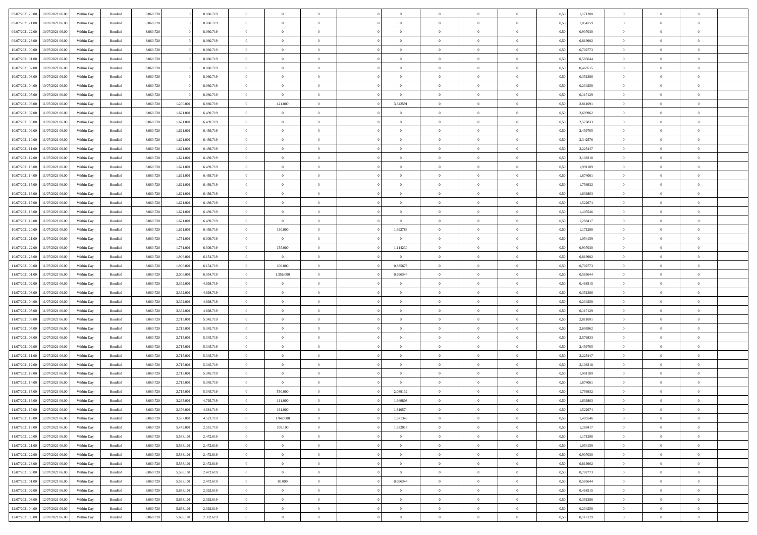| | | | | | | | | | | | | | | | | | | | | | |
|---|---|---|---|---|---|---|---|---|---|---|---|---|---|---|---|---|---|---|---|---|---|
| 09/07/2021 20:00 | 10/07/2021 06:00 | Within Day | Bundled | 8.060.720 | 0 | 8.060.719 | 0 | 0 | 0 | | 0 | 0 | 0 | 0 | 0 | 0,50 | 1,171288 | 0 | 0 | 0 | |
| 09/07/2021 21:00 | 10/07/2021 06:00 | Within Day | Bundled | 8.060.720 | 0 | 8.060.719 | 0 | 0 | 0 | | 0 | 0 | 0 | 0 | 0 | 0,50 | 1,054159 | 0 | 0 | 0 | |
| 09/07/2021 22:00 | 10/07/2021 06:00 | Within Day | Bundled | 8.060.720 | 0 | 8.060.719 | 0 | 0 | 0 | | 0 | 0 | 0 | 0 | 0 | 0,50 | 0,937030 | 0 | 0 | 0 | |
| 09/07/2021 23:00 | 10/07/2021 06:00 | Within Day | Bundled | 8.060.720 | 0 | 8.060.719 | 0 | 0 | 0 | | 0 | 0 | 0 | 0 | 0 | 0,50 | 0,819902 | 0 | 0 | 0 | |
| 10/07/2021 00:00 | 10/07/2021 06:00 | Within Day | Bundled | 8.060.720 | 0 | 8.060.719 | 0 | 0 | 0 | | 0 | 0 | 0 | 0 | 0 | 0,50 | 0,702773 | 0 | 0 | 0 | |
| 10/07/2021 01:00 | 10/07/2021 06:00 | Within Day | Bundled | 8.060.720 | 0 | 8.060.719 | 0 | 0 | 0 | | 0 | 0 | 0 | 0 | 0 | 0,50 | 0,585644 | 0 | 0 | 0 | |
| 10/07/2021 02:00 | 10/07/2021 06:00 | Within Day | Bundled | 8.060.720 | 0 | 8.060.719 | 0 | 0 | 0 | | 0 | 0 | 0 | 0 | 0 | 0,50 | 0,468515 | 0 | 0 | 0 | |
| 10/07/2021 03:00 | 10/07/2021 06:00 | Within Day | Bundled | 8.060.720 | 0 | 8.060.719 | 0 | 0 | 0 | | 0 | 0 | 0 | 0 | 0 | 0,50 | 0,351386 | 0 | 0 | 0 | |
| 10/07/2021 04:00 | 10/07/2021 06:00 | Within Day | Bundled | 8.060.720 | 0 | 8.060.719 | 0 | 0 | 0 | | 0 | 0 | 0 | 0 | 0 | 0,50 | 0,234258 | 0 | 0 | 0 | |
| 10/07/2021 05:00 | 10/07/2021 06:00 | Within Day | Bundled | 8.060.720 | 0 | 8.060.719 | 0 | 0 | 0 | | 0 | 0 | 0 | 0 | 0 | 0,50 | 0,117129 | 0 | 0 | 0 | |
| 10/07/2021 06:00 | 11/07/2021 06:00 | Within Day | Bundled | 8.060.720 | 1.200.001 | 6.860.719 | 0 | 421.000 | 0 | | 3,342591 | 0 | 0 | 0 | 0 | 0,50 | 2,811091 | 0 | 0 | 0 | |
| 10/07/2021 07:00 | 11/07/2021 06:00 | Within Day | Bundled | 8.060.720 | 1.621.001 | 6.439.719 | 0 | 0 | 0 | | 0 | 0 | 0 | 0 | 0 | 0,50 | 2,693962 | 0 | 0 | 0 | |
| 10/07/2021 08:00 | 11/07/2021 06:00 | Within Day | Bundled | 8.060.720 | 1.621.001 | 6.439.719 | 0 | 0 | 0 | | 0 | 0 | 0 | 0 | 0 | 0,50 | 2,576833 | 0 | 0 | 0 | |
| 10/07/2021 09:00 | 11/07/2021 06:00 | Within Day | Bundled | 8.060.720 | 1.621.001 | 6.439.719 | 0 | 0 | 0 | | 0 | 0 | 0 | 0 | 0 | 0,50 | 2,459705 | 0 | 0 | 0 | |
| 10/07/2021 10:00 | 11/07/2021 06:00 | Within Day | Bundled | 8.060.720 | 1.621.001 | 6.439.719 | 0 | 0 | 0 | | 0 | 0 | 0 | 0 | 0 | 0,50 | 2,342576 | 0 | 0 | 0 | |
| 10/07/2021 11:00 | 11/07/2021 06:00 | Within Day | Bundled | 8.060.720 | 1.621.001 | 6.439.719 | 0 | 0 | 0 | | 0 | 0 | 0 | 0 | 0 | 0,50 | 2,225447 | 0 | 0 | 0 | |
| 10/07/2021 12:00 | 11/07/2021 06:00 | Within Day | Bundled | 8.060.720 | 1.621.001 | 6.439.719 | 0 | 0 | 0 | | 0 | 0 | 0 | 0 | 0 | 0,50 | 2,108318 | 0 | 0 | 0 | |
| 10/07/2021 13:00 | 11/07/2021 06:00 | Within Day | Bundled | 8.060.720 | 1.621.001 | 6.439.719 | 0 | 0 | 0 | | 0 | 0 | 0 | 0 | 0 | 0,50 | 1,991189 | 0 | 0 | 0 | |
| 10/07/2021 14:00 | 11/07/2021 06:00 | Within Day | Bundled | 8.060.720 | 1.621.001 | 6.439.719 | 0 | 0 | 0 | | 0 | 0 | 0 | 0 | 0 | 0,50 | 1,874061 | 0 | 0 | 0 | |
| 10/07/2021 15:00 | 11/07/2021 06:00 | Within Day | Bundled | 8.060.720 | 1.621.001 | 6.439.719 | 0 | 0 | 0 | | 0 | 0 | 0 | 0 | 0 | 0,50 | 1,756932 | 0 | 0 | 0 | |
| 10/07/2021 16:00 | 11/07/2021 06:00 | Within Day | Bundled | 8.060.720 | 1.621.001 | 6.439.719 | 0 | 0 | 0 | | 0 | 0 | 0 | 0 | 0 | 0,50 | 1,639803 | 0 | 0 | 0 | |
| 10/07/2021 17:00 | 11/07/2021 06:00 | Within Day | Bundled | 8.060.720 | 1.621.001 | 6.439.719 | 0 | 0 | 0 | | 0 | 0 | 0 | 0 | 0 | 0,50 | 1,522674 | 0 | 0 | 0 | |
| 10/07/2021 18:00 | 11/07/2021 06:00 | Within Day | Bundled | 8.060.720 | 1.621.001 | 6.439.719 | 0 | 0 | 0 | | 0 | 0 | 0 | 0 | 0 | 0,50 | 1,405546 | 0 | 0 | 0 | |
| 10/07/2021 19:00 | 11/07/2021 06:00 | Within Day | Bundled | 8.060.720 | 1.621.001 | 6.439.719 | 0 | 0 | 0 | | 0 | 0 | 0 | 0 | 0 | 0,50 | 1,288417 | 0 | 0 | 0 | |
| 10/07/2021 20:00 | 11/07/2021 06:00 | Within Day | Bundled | 8.060.720 | 1.621.001 | 6.439.719 | 0 | 130.000 | 0 | | 1,392788 | 0 | 0 | 0 | 0 | 0,50 | 1,171288 | 0 | 0 | 0 | |
| 10/07/2021 21:00 | 11/07/2021 06:00 | Within Day | Bundled | 8.060.720 | 1.751.001 | 6.309.719 | 0 | 0 | 0 | | 0 | 0 | 0 | 0 | 0 | 0,50 | 1,054159 | 0 | 0 | 0 | |
| 10/07/2021 22:00 | 11/07/2021 06:00 | Within Day | Bundled | 8.060.720 | 1.751.001 | 6.309.719 | 0 | 155.000 | 0 | | 1,114230 | 0 | 0 | 0 | 0 | 0,50 | 0,937030 | 0 | 0 | 0 | |
| 10/07/2021 23:00 | 11/07/2021 06:00 | Within Day | Bundled | 8.060.720 | 1.906.001 | 6.154.719 | 0 | 0 | 0 | | 0 | 0 | 0 | 0 | 0 | 0,50 | 0,819902 | 0 | 0 | 0 | |
| 11/07/2021 00:00 | 11/07/2021 06:00 | Within Day | Bundled | 8.060.720 | 1.906.001 | 6.154.719 | 0 | 100.000 | 0 | | 0,835673 | 0 | 0 | 0 | 0 | 0,50 | 0,702773 | 0 | 0 | 0 | |
| 11/07/2021 01:00 | 11/07/2021 06:00 | Within Day | Bundled | 8.060.720 | 2.006.001 | 6.054.719 | 0 | 1.356.000 | 0 | | 0,696344 | 0 | 0 | 0 | 0 | 0,50 | 0,585644 | 0 | 0 | 0 | |
| 11/07/2021 02:00 | 11/07/2021 06:00 | Within Day | Bundled | 8.060.720 | 3.362.001 | 4.698.719 | 0 | 0 | 0 | | 0 | 0 | 0 | 0 | 0 | 0,50 | 0,468515 | 0 | 0 | 0 | |
| 11/07/2021 03:00 | 11/07/2021 06:00 | Within Day | Bundled | 8.060.720 | 3.362.001 | 4.698.719 | 0 | 0 | 0 | | 0 | 0 | 0 | 0 | 0 | 0,50 | 0,351386 | 0 | 0 | 0 | |
| 11/07/2021 04:00 | 11/07/2021 06:00 | Within Day | Bundled | 8.060.720 | 3.362.001 | 4.698.719 | 0 | 0 | 0 | | 0 | 0 | 0 | 0 | 0 | 0,50 | 0,234258 | 0 | 0 | 0 | |
| 11/07/2021 05:00 | 11/07/2021 06:00 | Within Day | Bundled | 8.060.720 | 3.362.001 | 4.698.719 | 0 | 0 | 0 | | 0 | 0 | 0 | 0 | 0 | 0,50 | 0,117129 | 0 | 0 | 0 | |
| 11/07/2021 06:00 | 12/07/2021 06:00 | Within Day | Bundled | 8.060.720 | 2.715.001 | 5.345.719 | 0 | 0 | 0 | | 0 | 0 | 0 | 0 | 0 | 0,50 | 2,811091 | 0 | 0 | 0 | |
| 11/07/2021 07:00 | 12/07/2021 06:00 | Within Day | Bundled | 8.060.720 | 2.715.001 | 5.345.719 | 0 | 0 | 0 | | 0 | 0 | 0 | 0 | 0 | 0,50 | 2,693962 | 0 | 0 | 0 | |
| 11/07/2021 08:00 | 12/07/2021 06:00 | Within Day | Bundled | 8.060.720 | 2.715.001 | 5.345.719 | 0 | 0 | 0 | | 0 | 0 | 0 | 0 | 0 | 0,50 | 2,576833 | 0 | 0 | 0 | |
| 11/07/2021 09:00 | 12/07/2021 06:00 | Within Day | Bundled | 8.060.720 | 2.715.001 | 5.345.719 | 0 | 0 | 0 | | 0 | 0 | 0 | 0 | 0 | 0,50 | 2,459705 | 0 | 0 | 0 | |
| 11/07/2021 11:00 | 12/07/2021 06:00 | Within Day | Bundled | 8.060.720 | 2.715.001 | 5.345.719 | 0 | 0 | 0 | | 0 | 0 | 0 | 0 | 0 | 0,50 | 2,225447 | 0 | 0 | 0 | |
| 11/07/2021 12:00 | 12/07/2021 06:00 | Within Day | Bundled | 8.060.720 | 2.715.001 | 5.345.719 | 0 | 0 | 0 | | 0 | 0 | 0 | 0 | 0 | 0,50 | 2,108318 | 0 | 0 | 0 | |
| 11/07/2021 13:00 | 12/07/2021 06:00 | Within Day | Bundled | 8.060.720 | 2.715.001 | 5.345.719 | 0 | 0 | 0 | | 0 | 0 | 0 | 0 | 0 | 0,50 | 1,991189 | 0 | 0 | 0 | |
| 11/07/2021 14:00 | 12/07/2021 06:00 | Within Day | Bundled | 8.060.720 | 2.715.001 | 5.345.719 | 0 | 0 | 0 | | 0 | 0 | 0 | 0 | 0 | 0,50 | 1,874061 | 0 | 0 | 0 | |
| 11/07/2021 15:00 | 12/07/2021 06:00 | Within Day | Bundled | 8.060.720 | 2.715.001 | 5.345.719 | 0 | 550.000 | 0 | | 2,089132 | 0 | 0 | 0 | 0 | 0,50 | 1,756932 | 0 | 0 | 0 | |
| 11/07/2021 16:00 | 12/07/2021 06:00 | Within Day | Bundled | 8.060.720 | 3.265.001 | 4.795.719 | 0 | 111.000 | 0 | | 1,949803 | 0 | 0 | 0 | 0 | 0,50 | 1,639803 | 0 | 0 | 0 | |
| 11/07/2021 17:00 | 12/07/2021 06:00 | Within Day | Bundled | 8.060.720 | 3.376.001 | 4.684.719 | 0 | 161.000 | 0 | | 1,810574 | 0 | 0 | 0 | 0 | 0,50 | 1,522674 | 0 | 0 | 0 | |
| 11/07/2021 18:00 | 12/07/2021 06:00 | Within Day | Bundled | 8.060.720 | 3.537.001 | 4.523.719 | 0 | 1.942.000 | 0 | | 1,671346 | 0 | 0 | 0 | 0 | 0,50 | 1,405546 | 0 | 0 | 0 | |
| 11/07/2021 19:00 | 12/07/2021 06:00 | Within Day | Bundled | 8.060.720 | 5.479.001 | 2.581.719 | 0 | 109.100 | 0 | | 1,532017 | 0 | 0 | 0 | 0 | 0,50 | 1,288417 | 0 | 0 | 0 | |
| 11/07/2021 20:00 | 12/07/2021 06:00 | Within Day | Bundled | 8.060.720 | 5.588.101 | 2.472.619 | 0 | 0 | 0 | | 0 | 0 | 0 | 0 | 0 | 0,50 | 1,171288 | 0 | 0 | 0 | |
| 11/07/2021 21:00 | 12/07/2021 06:00 | Within Day | Bundled | 8.060.720 | 5.588.101 | 2.472.619 | 0 | 0 | 0 | | 0 | 0 | 0 | 0 | 0 | 0,50 | 1,054159 | 0 | 0 | 0 | |
| 11/07/2021 22:00 | 12/07/2021 06:00 | Within Day | Bundled | 8.060.720 | 5.588.101 | 2.472.619 | 0 | 0 | 0 | | 0 | 0 | 0 | 0 | 0 | 0,50 | 0,937030 | 0 | 0 | 0 | |
| 11/07/2021 23:00 | 12/07/2021 06:00 | Within Day | Bundled | 8.060.720 | 5.588.101 | 2.472.619 | 0 | 0 | 0 | | 0 | 0 | 0 | 0 | 0 | 0,50 | 0,819902 | 0 | 0 | 0 | |
| 12/07/2021 00:00 | 12/07/2021 06:00 | Within Day | Bundled | 8.060.720 | 5.588.101 | 2.472.619 | 0 | 0 | 0 | | 0 | 0 | 0 | 0 | 0 | 0,50 | 0,702773 | 0 | 0 | 0 | |
| 12/07/2021 01:00 | 12/07/2021 06:00 | Within Day | Bundled | 8.060.720 | 5.588.101 | 2.472.619 | 0 | 80.000 | 0 | | 0,696344 | 0 | 0 | 0 | 0 | 0,50 | 0,585644 | 0 | 0 | 0 | |
| 12/07/2021 02:00 | 12/07/2021 06:00 | Within Day | Bundled | 8.060.720 | 5.668.101 | 2.392.619 | 0 | 0 | 0 | | 0 | 0 | 0 | 0 | 0 | 0,50 | 0,468515 | 0 | 0 | 0 | |
| 12/07/2021 03:00 | 12/07/2021 06:00 | Within Day | Bundled | 8.060.720 | 5.668.101 | 2.392.619 | 0 | 0 | 0 | | 0 | 0 | 0 | 0 | 0 | 0,50 | 0,351386 | 0 | 0 | 0 | |
| 12/07/2021 04:00 | 12/07/2021 06:00 | Within Day | Bundled | 8.060.720 | 5.668.101 | 2.392.619 | 0 | 0 | 0 | | 0 | 0 | 0 | 0 | 0 | 0,50 | 0,234258 | 0 | 0 | 0 | |
| 12/07/2021 05:00 | 12/07/2021 06:00 | Within Day | Bundled | 8.060.720 | 5.668.101 | 2.392.619 | 0 | 0 | 0 | | 0 | 0 | 0 | 0 | 0 | 0,50 | 0,117129 | 0 | 0 | 0 | |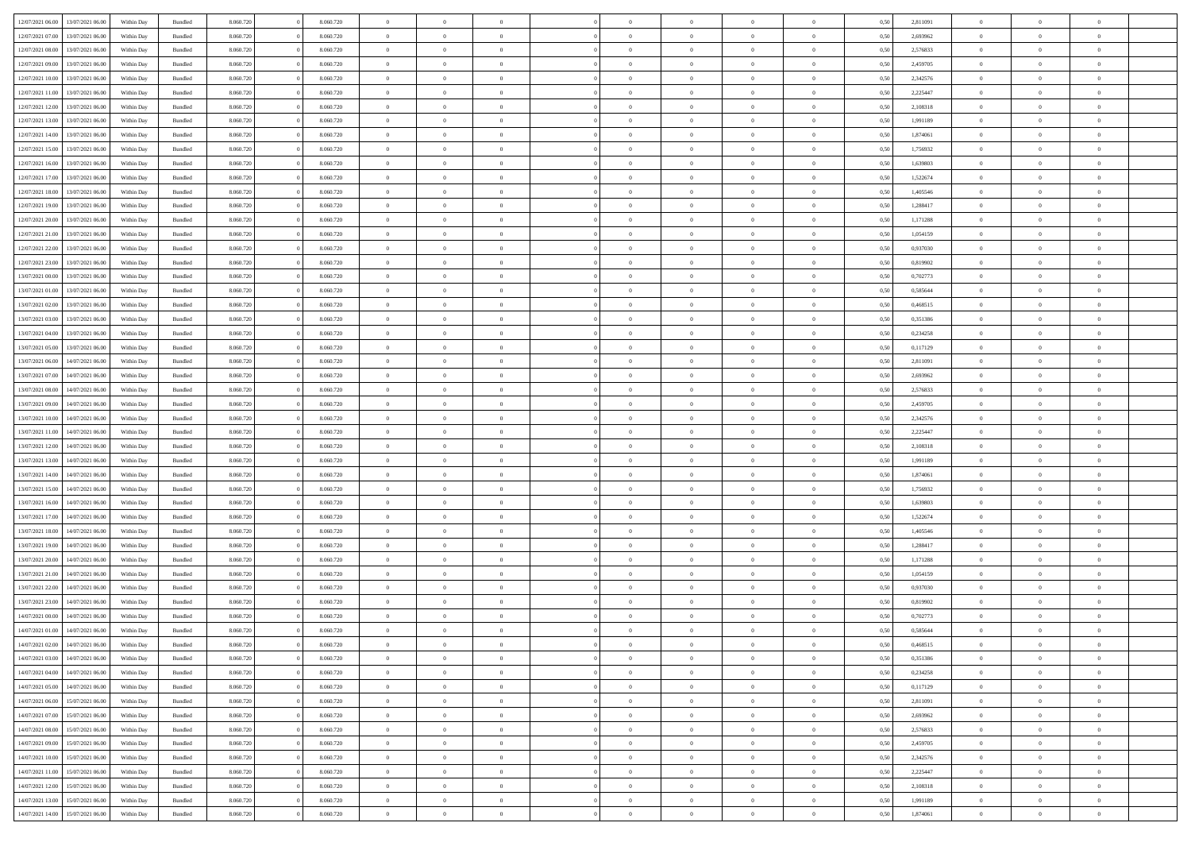| | | | | | | | | | | | | | | | | | | | | |
|---|---|---|---|---|---|---|---|---|---|---|---|---|---|---|---|---|---|---|---|---|
| 12/07/2021 06:00 | 13/07/2021 06:00 | Within Day | Bundled | 8.060.720 | 0 | 8.060.720 | 0 | 0 | 0 | 0 | 0 | 0 | 0 | 0 | 0,50 | 2,811091 | 0 | 0 | 0 | |
| 12/07/2021 07:00 | 13/07/2021 06:00 | Within Day | Bundled | 8.060.720 | 0 | 8.060.720 | 0 | 0 | 0 | 0 | 0 | 0 | 0 | 0 | 0,50 | 2,693962 | 0 | 0 | 0 | |
| 12/07/2021 08:00 | 13/07/2021 06:00 | Within Day | Bundled | 8.060.720 | 0 | 8.060.720 | 0 | 0 | 0 | 0 | 0 | 0 | 0 | 0 | 0,50 | 2,576833 | 0 | 0 | 0 | |
| 12/07/2021 09:00 | 13/07/2021 06:00 | Within Day | Bundled | 8.060.720 | 0 | 8.060.720 | 0 | 0 | 0 | 0 | 0 | 0 | 0 | 0 | 0,50 | 2,459705 | 0 | 0 | 0 | |
| 12/07/2021 10:00 | 13/07/2021 06:00 | Within Day | Bundled | 8.060.720 | 0 | 8.060.720 | 0 | 0 | 0 | 0 | 0 | 0 | 0 | 0 | 0,50 | 2,342576 | 0 | 0 | 0 | |
| 12/07/2021 11:00 | 13/07/2021 06:00 | Within Day | Bundled | 8.060.720 | 0 | 8.060.720 | 0 | 0 | 0 | 0 | 0 | 0 | 0 | 0 | 0,50 | 2,225447 | 0 | 0 | 0 | |
| 12/07/2021 12:00 | 13/07/2021 06:00 | Within Day | Bundled | 8.060.720 | 0 | 8.060.720 | 0 | 0 | 0 | 0 | 0 | 0 | 0 | 0 | 0,50 | 2,108318 | 0 | 0 | 0 | |
| 12/07/2021 13:00 | 13/07/2021 06:00 | Within Day | Bundled | 8.060.720 | 0 | 8.060.720 | 0 | 0 | 0 | 0 | 0 | 0 | 0 | 0 | 0,50 | 1,991189 | 0 | 0 | 0 | |
| 12/07/2021 14:00 | 13/07/2021 06:00 | Within Day | Bundled | 8.060.720 | 0 | 8.060.720 | 0 | 0 | 0 | 0 | 0 | 0 | 0 | 0 | 0,50 | 1,874061 | 0 | 0 | 0 | |
| 12/07/2021 15:00 | 13/07/2021 06:00 | Within Day | Bundled | 8.060.720 | 0 | 8.060.720 | 0 | 0 | 0 | 0 | 0 | 0 | 0 | 0 | 0,50 | 1,756932 | 0 | 0 | 0 | |
| 12/07/2021 16:00 | 13/07/2021 06:00 | Within Day | Bundled | 8.060.720 | 0 | 8.060.720 | 0 | 0 | 0 | 0 | 0 | 0 | 0 | 0 | 0,50 | 1,639803 | 0 | 0 | 0 | |
| 12/07/2021 17:00 | 13/07/2021 06:00 | Within Day | Bundled | 8.060.720 | 0 | 8.060.720 | 0 | 0 | 0 | 0 | 0 | 0 | 0 | 0 | 0,50 | 1,522674 | 0 | 0 | 0 | |
| 12/07/2021 18:00 | 13/07/2021 06:00 | Within Day | Bundled | 8.060.720 | 0 | 8.060.720 | 0 | 0 | 0 | 0 | 0 | 0 | 0 | 0 | 0,50 | 1,405546 | 0 | 0 | 0 | |
| 12/07/2021 19:00 | 13/07/2021 06:00 | Within Day | Bundled | 8.060.720 | 0 | 8.060.720 | 0 | 0 | 0 | 0 | 0 | 0 | 0 | 0 | 0,50 | 1,288417 | 0 | 0 | 0 | |
| 12/07/2021 20:00 | 13/07/2021 06:00 | Within Day | Bundled | 8.060.720 | 0 | 8.060.720 | 0 | 0 | 0 | 0 | 0 | 0 | 0 | 0 | 0,50 | 1,171288 | 0 | 0 | 0 | |
| 12/07/2021 21:00 | 13/07/2021 06:00 | Within Day | Bundled | 8.060.720 | 0 | 8.060.720 | 0 | 0 | 0 | 0 | 0 | 0 | 0 | 0 | 0,50 | 1,054159 | 0 | 0 | 0 | |
| 12/07/2021 22:00 | 13/07/2021 06:00 | Within Day | Bundled | 8.060.720 | 0 | 8.060.720 | 0 | 0 | 0 | 0 | 0 | 0 | 0 | 0 | 0,50 | 0,937030 | 0 | 0 | 0 | |
| 12/07/2021 23:00 | 13/07/2021 06:00 | Within Day | Bundled | 8.060.720 | 0 | 8.060.720 | 0 | 0 | 0 | 0 | 0 | 0 | 0 | 0 | 0,50 | 0,819902 | 0 | 0 | 0 | |
| 13/07/2021 00:00 | 13/07/2021 06:00 | Within Day | Bundled | 8.060.720 | 0 | 8.060.720 | 0 | 0 | 0 | 0 | 0 | 0 | 0 | 0 | 0,50 | 0,702773 | 0 | 0 | 0 | |
| 13/07/2021 01:00 | 13/07/2021 06:00 | Within Day | Bundled | 8.060.720 | 0 | 8.060.720 | 0 | 0 | 0 | 0 | 0 | 0 | 0 | 0 | 0,50 | 0,585644 | 0 | 0 | 0 | |
| 13/07/2021 02:00 | 13/07/2021 06:00 | Within Day | Bundled | 8.060.720 | 0 | 8.060.720 | 0 | 0 | 0 | 0 | 0 | 0 | 0 | 0 | 0,50 | 0,468515 | 0 | 0 | 0 | |
| 13/07/2021 03:00 | 13/07/2021 06:00 | Within Day | Bundled | 8.060.720 | 0 | 8.060.720 | 0 | 0 | 0 | 0 | 0 | 0 | 0 | 0 | 0,50 | 0,351386 | 0 | 0 | 0 | |
| 13/07/2021 04:00 | 13/07/2021 06:00 | Within Day | Bundled | 8.060.720 | 0 | 8.060.720 | 0 | 0 | 0 | 0 | 0 | 0 | 0 | 0 | 0,50 | 0,234258 | 0 | 0 | 0 | |
| 13/07/2021 05:00 | 13/07/2021 06:00 | Within Day | Bundled | 8.060.720 | 0 | 8.060.720 | 0 | 0 | 0 | 0 | 0 | 0 | 0 | 0 | 0,50 | 0,117129 | 0 | 0 | 0 | |
| 13/07/2021 06:00 | 14/07/2021 06:00 | Within Day | Bundled | 8.060.720 | 0 | 8.060.720 | 0 | 0 | 0 | 0 | 0 | 0 | 0 | 0 | 0,50 | 2,811091 | 0 | 0 | 0 | |
| 13/07/2021 07:00 | 14/07/2021 06:00 | Within Day | Bundled | 8.060.720 | 0 | 8.060.720 | 0 | 0 | 0 | 0 | 0 | 0 | 0 | 0 | 0,50 | 2,693962 | 0 | 0 | 0 | |
| 13/07/2021 08:00 | 14/07/2021 06:00 | Within Day | Bundled | 8.060.720 | 0 | 8.060.720 | 0 | 0 | 0 | 0 | 0 | 0 | 0 | 0 | 0,50 | 2,576833 | 0 | 0 | 0 | |
| 13/07/2021 09:00 | 14/07/2021 06:00 | Within Day | Bundled | 8.060.720 | 0 | 8.060.720 | 0 | 0 | 0 | 0 | 0 | 0 | 0 | 0 | 0,50 | 2,459705 | 0 | 0 | 0 | |
| 13/07/2021 10:00 | 14/07/2021 06:00 | Within Day | Bundled | 8.060.720 | 0 | 8.060.720 | 0 | 0 | 0 | 0 | 0 | 0 | 0 | 0 | 0,50 | 2,342576 | 0 | 0 | 0 | |
| 13/07/2021 11:00 | 14/07/2021 06:00 | Within Day | Bundled | 8.060.720 | 0 | 8.060.720 | 0 | 0 | 0 | 0 | 0 | 0 | 0 | 0 | 0,50 | 2,225447 | 0 | 0 | 0 | |
| 13/07/2021 12:00 | 14/07/2021 06:00 | Within Day | Bundled | 8.060.720 | 0 | 8.060.720 | 0 | 0 | 0 | 0 | 0 | 0 | 0 | 0 | 0,50 | 2,108318 | 0 | 0 | 0 | |
| 13/07/2021 13:00 | 14/07/2021 06:00 | Within Day | Bundled | 8.060.720 | 0 | 8.060.720 | 0 | 0 | 0 | 0 | 0 | 0 | 0 | 0 | 0,50 | 1,991189 | 0 | 0 | 0 | |
| 13/07/2021 14:00 | 14/07/2021 06:00 | Within Day | Bundled | 8.060.720 | 0 | 8.060.720 | 0 | 0 | 0 | 0 | 0 | 0 | 0 | 0 | 0,50 | 1,874061 | 0 | 0 | 0 | |
| 13/07/2021 15:00 | 14/07/2021 06:00 | Within Day | Bundled | 8.060.720 | 0 | 8.060.720 | 0 | 0 | 0 | 0 | 0 | 0 | 0 | 0 | 0,50 | 1,756932 | 0 | 0 | 0 | |
| 13/07/2021 16:00 | 14/07/2021 06:00 | Within Day | Bundled | 8.060.720 | 0 | 8.060.720 | 0 | 0 | 0 | 0 | 0 | 0 | 0 | 0 | 0,50 | 1,639803 | 0 | 0 | 0 | |
| 13/07/2021 17:00 | 14/07/2021 06:00 | Within Day | Bundled | 8.060.720 | 0 | 8.060.720 | 0 | 0 | 0 | 0 | 0 | 0 | 0 | 0 | 0,50 | 1,522674 | 0 | 0 | 0 | |
| 13/07/2021 18:00 | 14/07/2021 06:00 | Within Day | Bundled | 8.060.720 | 0 | 8.060.720 | 0 | 0 | 0 | 0 | 0 | 0 | 0 | 0 | 0,50 | 1,405546 | 0 | 0 | 0 | |
| 13/07/2021 19:00 | 14/07/2021 06:00 | Within Day | Bundled | 8.060.720 | 0 | 8.060.720 | 0 | 0 | 0 | 0 | 0 | 0 | 0 | 0 | 0,50 | 1,288417 | 0 | 0 | 0 | |
| 13/07/2021 20:00 | 14/07/2021 06:00 | Within Day | Bundled | 8.060.720 | 0 | 8.060.720 | 0 | 0 | 0 | 0 | 0 | 0 | 0 | 0 | 0,50 | 1,171288 | 0 | 0 | 0 | |
| 13/07/2021 21:00 | 14/07/2021 06:00 | Within Day | Bundled | 8.060.720 | 0 | 8.060.720 | 0 | 0 | 0 | 0 | 0 | 0 | 0 | 0 | 0,50 | 1,054159 | 0 | 0 | 0 | |
| 13/07/2021 22:00 | 14/07/2021 06:00 | Within Day | Bundled | 8.060.720 | 0 | 8.060.720 | 0 | 0 | 0 | 0 | 0 | 0 | 0 | 0 | 0,50 | 0,937030 | 0 | 0 | 0 | |
| 13/07/2021 23:00 | 14/07/2021 06:00 | Within Day | Bundled | 8.060.720 | 0 | 8.060.720 | 0 | 0 | 0 | 0 | 0 | 0 | 0 | 0 | 0,50 | 0,819902 | 0 | 0 | 0 | |
| 14/07/2021 00:00 | 14/07/2021 06:00 | Within Day | Bundled | 8.060.720 | 0 | 8.060.720 | 0 | 0 | 0 | 0 | 0 | 0 | 0 | 0 | 0,50 | 0,702773 | 0 | 0 | 0 | |
| 14/07/2021 01:00 | 14/07/2021 06:00 | Within Day | Bundled | 8.060.720 | 0 | 8.060.720 | 0 | 0 | 0 | 0 | 0 | 0 | 0 | 0 | 0,50 | 0,585644 | 0 | 0 | 0 | |
| 14/07/2021 02:00 | 14/07/2021 06:00 | Within Day | Bundled | 8.060.720 | 0 | 8.060.720 | 0 | 0 | 0 | 0 | 0 | 0 | 0 | 0 | 0,50 | 0,468515 | 0 | 0 | 0 | |
| 14/07/2021 03:00 | 14/07/2021 06:00 | Within Day | Bundled | 8.060.720 | 0 | 8.060.720 | 0 | 0 | 0 | 0 | 0 | 0 | 0 | 0 | 0,50 | 0,351386 | 0 | 0 | 0 | |
| 14/07/2021 04:00 | 14/07/2021 06:00 | Within Day | Bundled | 8.060.720 | 0 | 8.060.720 | 0 | 0 | 0 | 0 | 0 | 0 | 0 | 0 | 0,50 | 0,234258 | 0 | 0 | 0 | |
| 14/07/2021 05:00 | 14/07/2021 06:00 | Within Day | Bundled | 8.060.720 | 0 | 8.060.720 | 0 | 0 | 0 | 0 | 0 | 0 | 0 | 0 | 0,50 | 0,117129 | 0 | 0 | 0 | |
| 14/07/2021 06:00 | 15/07/2021 06:00 | Within Day | Bundled | 8.060.720 | 0 | 8.060.720 | 0 | 0 | 0 | 0 | 0 | 0 | 0 | 0 | 0,50 | 2,811091 | 0 | 0 | 0 | |
| 14/07/2021 07:00 | 15/07/2021 06:00 | Within Day | Bundled | 8.060.720 | 0 | 8.060.720 | 0 | 0 | 0 | 0 | 0 | 0 | 0 | 0 | 0,50 | 2,693962 | 0 | 0 | 0 | |
| 14/07/2021 08:00 | 15/07/2021 06:00 | Within Day | Bundled | 8.060.720 | 0 | 8.060.720 | 0 | 0 | 0 | 0 | 0 | 0 | 0 | 0 | 0,50 | 2,576833 | 0 | 0 | 0 | |
| 14/07/2021 09:00 | 15/07/2021 06:00 | Within Day | Bundled | 8.060.720 | 0 | 8.060.720 | 0 | 0 | 0 | 0 | 0 | 0 | 0 | 0 | 0,50 | 2,459705 | 0 | 0 | 0 | |
| 14/07/2021 10:00 | 15/07/2021 06:00 | Within Day | Bundled | 8.060.720 | 0 | 8.060.720 | 0 | 0 | 0 | 0 | 0 | 0 | 0 | 0 | 0,50 | 2,342576 | 0 | 0 | 0 | |
| 14/07/2021 11:00 | 15/07/2021 06:00 | Within Day | Bundled | 8.060.720 | 0 | 8.060.720 | 0 | 0 | 0 | 0 | 0 | 0 | 0 | 0 | 0,50 | 2,225447 | 0 | 0 | 0 | |
| 14/07/2021 12:00 | 15/07/2021 06:00 | Within Day | Bundled | 8.060.720 | 0 | 8.060.720 | 0 | 0 | 0 | 0 | 0 | 0 | 0 | 0 | 0,50 | 2,108318 | 0 | 0 | 0 | |
| 14/07/2021 13:00 | 15/07/2021 06:00 | Within Day | Bundled | 8.060.720 | 0 | 8.060.720 | 0 | 0 | 0 | 0 | 0 | 0 | 0 | 0 | 0,50 | 1,991189 | 0 | 0 | 0 | |
| 14/07/2021 14:00 | 15/07/2021 06:00 | Within Day | Bundled | 8.060.720 | 0 | 8.060.720 | 0 | 0 | 0 | 0 | 0 | 0 | 0 | 0 | 0,50 | 1,874061 | 0 | 0 | 0 | |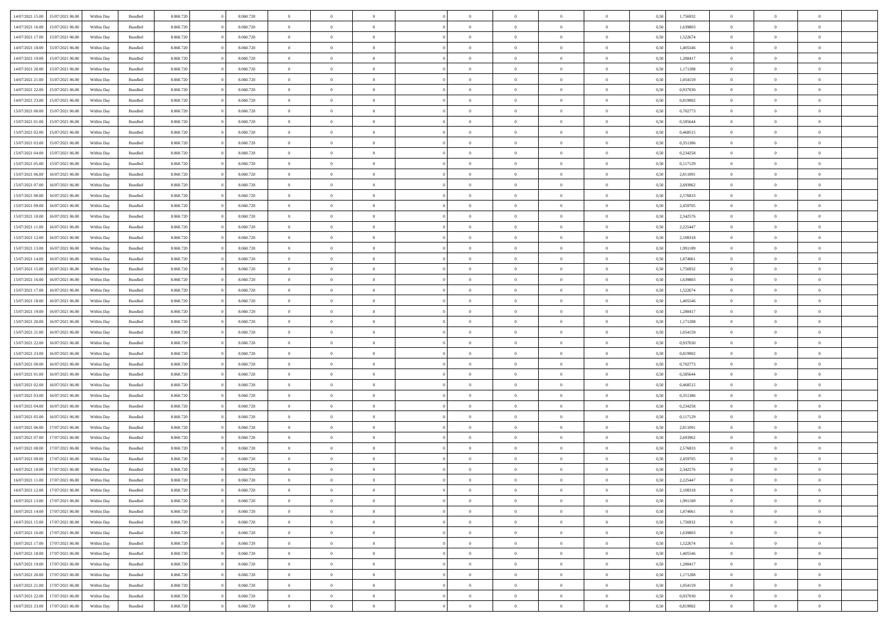| | | | | | | | | | | | | | | | | | | | | | |
|---|---|---|---|---|---|---|---|---|---|---|---|---|---|---|---|---|---|---|---|---|---|
| 14/07/2021 15:00 | 15/07/2021 06:00 | Within Day | Bundled | 8.060.720 | 0 | 8.060.720 | 0 | 0 | 0 | | 0 | 0 | 0 | 0 | 0,50 | 1,756932 | 0 | 0 | 0 | |
| 14/07/2021 16:00 | 15/07/2021 06:00 | Within Day | Bundled | 8.060.720 | 0 | 8.060.720 | 0 | 0 | 0 | | 0 | 0 | 0 | 0 | 0,50 | 1,639803 | 0 | 0 | 0 | |
| 14/07/2021 17:00 | 15/07/2021 06:00 | Within Day | Bundled | 8.060.720 | 0 | 8.060.720 | 0 | 0 | 0 | | 0 | 0 | 0 | 0 | 0,50 | 1,522674 | 0 | 0 | 0 | |
| 14/07/2021 18:00 | 15/07/2021 06:00 | Within Day | Bundled | 8.060.720 | 0 | 8.060.720 | 0 | 0 | 0 | | 0 | 0 | 0 | 0 | 0,50 | 1,405546 | 0 | 0 | 0 | |
| 14/07/2021 19:00 | 15/07/2021 06:00 | Within Day | Bundled | 8.060.720 | 0 | 8.060.720 | 0 | 0 | 0 | | 0 | 0 | 0 | 0 | 0,50 | 1,288417 | 0 | 0 | 0 | |
| 14/07/2021 20:00 | 15/07/2021 06:00 | Within Day | Bundled | 8.060.720 | 0 | 8.060.720 | 0 | 0 | 0 | | 0 | 0 | 0 | 0 | 0,50 | 1,171288 | 0 | 0 | 0 | |
| 14/07/2021 21:00 | 15/07/2021 06:00 | Within Day | Bundled | 8.060.720 | 0 | 8.060.720 | 0 | 0 | 0 | | 0 | 0 | 0 | 0 | 0,50 | 1,054159 | 0 | 0 | 0 | |
| 14/07/2021 22:00 | 15/07/2021 06:00 | Within Day | Bundled | 8.060.720 | 0 | 8.060.720 | 0 | 0 | 0 | | 0 | 0 | 0 | 0 | 0,50 | 0,937030 | 0 | 0 | 0 | |
| 14/07/2021 23:00 | 15/07/2021 06:00 | Within Day | Bundled | 8.060.720 | 0 | 8.060.720 | 0 | 0 | 0 | | 0 | 0 | 0 | 0 | 0,50 | 0,819902 | 0 | 0 | 0 | |
| 15/07/2021 00:00 | 15/07/2021 06:00 | Within Day | Bundled | 8.060.720 | 0 | 8.060.720 | 0 | 0 | 0 | | 0 | 0 | 0 | 0 | 0,50 | 0,702773 | 0 | 0 | 0 | |
| 15/07/2021 01:00 | 15/07/2021 06:00 | Within Day | Bundled | 8.060.720 | 0 | 8.060.720 | 0 | 0 | 0 | | 0 | 0 | 0 | 0 | 0,50 | 0,585644 | 0 | 0 | 0 | |
| 15/07/2021 02:00 | 15/07/2021 06:00 | Within Day | Bundled | 8.060.720 | 0 | 8.060.720 | 0 | 0 | 0 | | 0 | 0 | 0 | 0 | 0,50 | 0,468515 | 0 | 0 | 0 | |
| 15/07/2021 03:00 | 15/07/2021 06:00 | Within Day | Bundled | 8.060.720 | 0 | 8.060.720 | 0 | 0 | 0 | | 0 | 0 | 0 | 0 | 0,50 | 0,351386 | 0 | 0 | 0 | |
| 15/07/2021 04:00 | 15/07/2021 06:00 | Within Day | Bundled | 8.060.720 | 0 | 8.060.720 | 0 | 0 | 0 | | 0 | 0 | 0 | 0 | 0,50 | 0,234258 | 0 | 0 | 0 | |
| 15/07/2021 05:00 | 15/07/2021 06:00 | Within Day | Bundled | 8.060.720 | 0 | 8.060.720 | 0 | 0 | 0 | | 0 | 0 | 0 | 0 | 0,50 | 0,117129 | 0 | 0 | 0 | |
| 15/07/2021 06:00 | 16/07/2021 06:00 | Within Day | Bundled | 8.060.720 | 0 | 8.060.720 | 0 | 0 | 0 | | 0 | 0 | 0 | 0 | 0,50 | 2,811091 | 0 | 0 | 0 | |
| 15/07/2021 07:00 | 16/07/2021 06:00 | Within Day | Bundled | 8.060.720 | 0 | 8.060.720 | 0 | 0 | 0 | | 0 | 0 | 0 | 0 | 0,50 | 2,693962 | 0 | 0 | 0 | |
| 15/07/2021 08:00 | 16/07/2021 06:00 | Within Day | Bundled | 8.060.720 | 0 | 8.060.720 | 0 | 0 | 0 | | 0 | 0 | 0 | 0 | 0,50 | 2,576833 | 0 | 0 | 0 | |
| 15/07/2021 09:00 | 16/07/2021 06:00 | Within Day | Bundled | 8.060.720 | 0 | 8.060.720 | 0 | 0 | 0 | | 0 | 0 | 0 | 0 | 0,50 | 2,459705 | 0 | 0 | 0 | |
| 15/07/2021 10:00 | 16/07/2021 06:00 | Within Day | Bundled | 8.060.720 | 0 | 8.060.720 | 0 | 0 | 0 | | 0 | 0 | 0 | 0 | 0,50 | 2,342576 | 0 | 0 | 0 | |
| 15/07/2021 11:00 | 16/07/2021 06:00 | Within Day | Bundled | 8.060.720 | 0 | 8.060.720 | 0 | 0 | 0 | | 0 | 0 | 0 | 0 | 0,50 | 2,225447 | 0 | 0 | 0 | |
| 15/07/2021 12:00 | 16/07/2021 06:00 | Within Day | Bundled | 8.060.720 | 0 | 8.060.720 | 0 | 0 | 0 | | 0 | 0 | 0 | 0 | 0,50 | 2,108318 | 0 | 0 | 0 | |
| 15/07/2021 13:00 | 16/07/2021 06:00 | Within Day | Bundled | 8.060.720 | 0 | 8.060.720 | 0 | 0 | 0 | | 0 | 0 | 0 | 0 | 0,50 | 1,991189 | 0 | 0 | 0 | |
| 15/07/2021 14:00 | 16/07/2021 06:00 | Within Day | Bundled | 8.060.720 | 0 | 8.060.720 | 0 | 0 | 0 | | 0 | 0 | 0 | 0 | 0,50 | 1,874061 | 0 | 0 | 0 | |
| 15/07/2021 15:00 | 16/07/2021 06:00 | Within Day | Bundled | 8.060.720 | 0 | 8.060.720 | 0 | 0 | 0 | | 0 | 0 | 0 | 0 | 0,50 | 1,756932 | 0 | 0 | 0 | |
| 15/07/2021 16:00 | 16/07/2021 06:00 | Within Day | Bundled | 8.060.720 | 0 | 8.060.720 | 0 | 0 | 0 | | 0 | 0 | 0 | 0 | 0,50 | 1,639803 | 0 | 0 | 0 | |
| 15/07/2021 17:00 | 16/07/2021 06:00 | Within Day | Bundled | 8.060.720 | 0 | 8.060.720 | 0 | 0 | 0 | | 0 | 0 | 0 | 0 | 0,50 | 1,522674 | 0 | 0 | 0 | |
| 15/07/2021 18:00 | 16/07/2021 06:00 | Within Day | Bundled | 8.060.720 | 0 | 8.060.720 | 0 | 0 | 0 | | 0 | 0 | 0 | 0 | 0,50 | 1,405546 | 0 | 0 | 0 | |
| 15/07/2021 19:00 | 16/07/2021 06:00 | Within Day | Bundled | 8.060.720 | 0 | 8.060.720 | 0 | 0 | 0 | | 0 | 0 | 0 | 0 | 0,50 | 1,288417 | 0 | 0 | 0 | |
| 15/07/2021 20:00 | 16/07/2021 06:00 | Within Day | Bundled | 8.060.720 | 0 | 8.060.720 | 0 | 0 | 0 | | 0 | 0 | 0 | 0 | 0,50 | 1,171288 | 0 | 0 | 0 | |
| 15/07/2021 21:00 | 16/07/2021 06:00 | Within Day | Bundled | 8.060.720 | 0 | 8.060.720 | 0 | 0 | 0 | | 0 | 0 | 0 | 0 | 0,50 | 1,054159 | 0 | 0 | 0 | |
| 15/07/2021 22:00 | 16/07/2021 06:00 | Within Day | Bundled | 8.060.720 | 0 | 8.060.720 | 0 | 0 | 0 | | 0 | 0 | 0 | 0 | 0,50 | 0,937030 | 0 | 0 | 0 | |
| 15/07/2021 23:00 | 16/07/2021 06:00 | Within Day | Bundled | 8.060.720 | 0 | 8.060.720 | 0 | 0 | 0 | | 0 | 0 | 0 | 0 | 0,50 | 0,819902 | 0 | 0 | 0 | |
| 16/07/2021 00:00 | 16/07/2021 06:00 | Within Day | Bundled | 8.060.720 | 0 | 8.060.720 | 0 | 0 | 0 | | 0 | 0 | 0 | 0 | 0,50 | 0,702773 | 0 | 0 | 0 | |
| 16/07/2021 01:00 | 16/07/2021 06:00 | Within Day | Bundled | 8.060.720 | 0 | 8.060.720 | 0 | 0 | 0 | | 0 | 0 | 0 | 0 | 0,50 | 0,585644 | 0 | 0 | 0 | |
| 16/07/2021 02:00 | 16/07/2021 06:00 | Within Day | Bundled | 8.060.720 | 0 | 8.060.720 | 0 | 0 | 0 | | 0 | 0 | 0 | 0 | 0,50 | 0,468515 | 0 | 0 | 0 | |
| 16/07/2021 03:00 | 16/07/2021 06:00 | Within Day | Bundled | 8.060.720 | 0 | 8.060.720 | 0 | 0 | 0 | | 0 | 0 | 0 | 0 | 0,50 | 0,351386 | 0 | 0 | 0 | |
| 16/07/2021 04:00 | 16/07/2021 06:00 | Within Day | Bundled | 8.060.720 | 0 | 8.060.720 | 0 | 0 | 0 | | 0 | 0 | 0 | 0 | 0,50 | 0,234258 | 0 | 0 | 0 | |
| 16/07/2021 05:00 | 16/07/2021 06:00 | Within Day | Bundled | 8.060.720 | 0 | 8.060.720 | 0 | 0 | 0 | | 0 | 0 | 0 | 0 | 0,50 | 0,117129 | 0 | 0 | 0 | |
| 16/07/2021 06:00 | 17/07/2021 06:00 | Within Day | Bundled | 8.060.720 | 0 | 8.060.720 | 0 | 0 | 0 | | 0 | 0 | 0 | 0 | 0,50 | 2,811091 | 0 | 0 | 0 | |
| 16/07/2021 07:00 | 17/07/2021 06:00 | Within Day | Bundled | 8.060.720 | 0 | 8.060.720 | 0 | 0 | 0 | | 0 | 0 | 0 | 0 | 0,50 | 2,693962 | 0 | 0 | 0 | |
| 16/07/2021 08:00 | 17/07/2021 06:00 | Within Day | Bundled | 8.060.720 | 0 | 8.060.720 | 0 | 0 | 0 | | 0 | 0 | 0 | 0 | 0,50 | 2,576833 | 0 | 0 | 0 | |
| 16/07/2021 09:00 | 17/07/2021 06:00 | Within Day | Bundled | 8.060.720 | 0 | 8.060.720 | 0 | 0 | 0 | | 0 | 0 | 0 | 0 | 0,50 | 2,459705 | 0 | 0 | 0 | |
| 16/07/2021 10:00 | 17/07/2021 06:00 | Within Day | Bundled | 8.060.720 | 0 | 8.060.720 | 0 | 0 | 0 | | 0 | 0 | 0 | 0 | 0,50 | 2,342576 | 0 | 0 | 0 | |
| 16/07/2021 11:00 | 17/07/2021 06:00 | Within Day | Bundled | 8.060.720 | 0 | 8.060.720 | 0 | 0 | 0 | | 0 | 0 | 0 | 0 | 0,50 | 2,225447 | 0 | 0 | 0 | |
| 16/07/2021 12:00 | 17/07/2021 06:00 | Within Day | Bundled | 8.060.720 | 0 | 8.060.720 | 0 | 0 | 0 | | 0 | 0 | 0 | 0 | 0,50 | 2,108318 | 0 | 0 | 0 | |
| 16/07/2021 13:00 | 17/07/2021 06:00 | Within Day | Bundled | 8.060.720 | 0 | 8.060.720 | 0 | 0 | 0 | | 0 | 0 | 0 | 0 | 0,50 | 1,991189 | 0 | 0 | 0 | |
| 16/07/2021 14:00 | 17/07/2021 06:00 | Within Day | Bundled | 8.060.720 | 0 | 8.060.720 | 0 | 0 | 0 | | 0 | 0 | 0 | 0 | 0,50 | 1,874061 | 0 | 0 | 0 | |
| 16/07/2021 15:00 | 17/07/2021 06:00 | Within Day | Bundled | 8.060.720 | 0 | 8.060.720 | 0 | 0 | 0 | | 0 | 0 | 0 | 0 | 0,50 | 1,756932 | 0 | 0 | 0 | |
| 16/07/2021 16:00 | 17/07/2021 06:00 | Within Day | Bundled | 8.060.720 | 0 | 8.060.720 | 0 | 0 | 0 | | 0 | 0 | 0 | 0 | 0,50 | 1,639803 | 0 | 0 | 0 | |
| 16/07/2021 17:00 | 17/07/2021 06:00 | Within Day | Bundled | 8.060.720 | 0 | 8.060.720 | 0 | 0 | 0 | | 0 | 0 | 0 | 0 | 0,50 | 1,522674 | 0 | 0 | 0 | |
| 16/07/2021 18:00 | 17/07/2021 06:00 | Within Day | Bundled | 8.060.720 | 0 | 8.060.720 | 0 | 0 | 0 | | 0 | 0 | 0 | 0 | 0,50 | 1,405546 | 0 | 0 | 0 | |
| 16/07/2021 19:00 | 17/07/2021 06:00 | Within Day | Bundled | 8.060.720 | 0 | 8.060.720 | 0 | 0 | 0 | | 0 | 0 | 0 | 0 | 0,50 | 1,288417 | 0 | 0 | 0 | |
| 16/07/2021 20:00 | 17/07/2021 06:00 | Within Day | Bundled | 8.060.720 | 0 | 8.060.720 | 0 | 0 | 0 | | 0 | 0 | 0 | 0 | 0,50 | 1,171288 | 0 | 0 | 0 | |
| 16/07/2021 21:00 | 17/07/2021 06:00 | Within Day | Bundled | 8.060.720 | 0 | 8.060.720 | 0 | 0 | 0 | | 0 | 0 | 0 | 0 | 0,50 | 1,054159 | 0 | 0 | 0 | |
| 16/07/2021 22:00 | 17/07/2021 06:00 | Within Day | Bundled | 8.060.720 | 0 | 8.060.720 | 0 | 0 | 0 | | 0 | 0 | 0 | 0 | 0,50 | 0,937030 | 0 | 0 | 0 | |
| 16/07/2021 23:00 | 17/07/2021 06:00 | Within Day | Bundled | 8.060.720 | 0 | 8.060.720 | 0 | 0 | 0 | | 0 | 0 | 0 | 0 | 0,50 | 0,819902 | 0 | 0 | 0 | |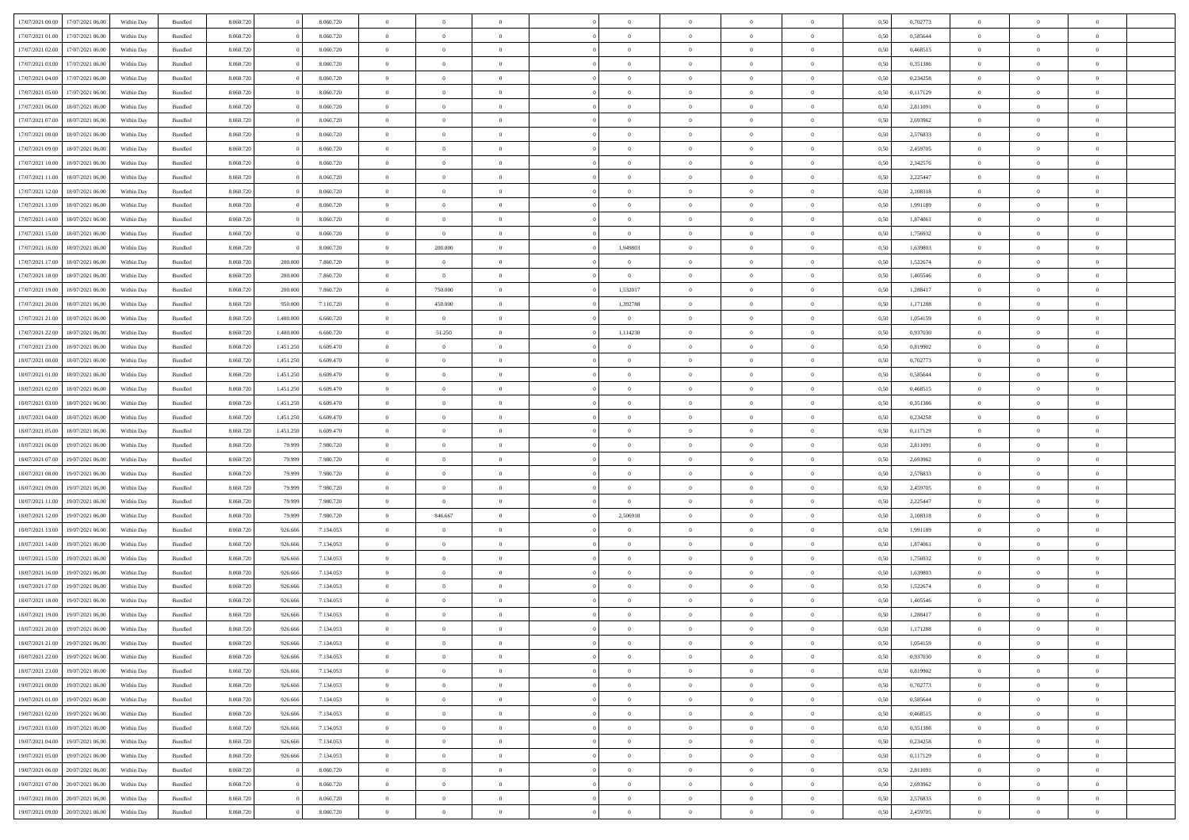| | | | | | | | | | | | | | | | | | | | | | |
|---|---|---|---|---|---|---|---|---|---|---|---|---|---|---|---|---|---|---|---|---|---|
| 17/07/2021 00:00 | 17/07/2021 06:00 | Within Day | Bundled | 8.060.720 | 0 | 8.060.720 | 0 | 0 | 0 | | 0 | 0 | 0 | 0 | 0,50 | 0,702773 | 0 | 0 | 0 | |
| 17/07/2021 01:00 | 17/07/2021 06:00 | Within Day | Bundled | 8.060.720 | 0 | 8.060.720 | 0 | 0 | 0 | | 0 | 0 | 0 | 0 | 0,50 | 0,585644 | 0 | 0 | 0 | |
| 17/07/2021 02:00 | 17/07/2021 06:00 | Within Day | Bundled | 8.060.720 | 0 | 8.060.720 | 0 | 0 | 0 | | 0 | 0 | 0 | 0 | 0,50 | 0,468515 | 0 | 0 | 0 | |
| 17/07/2021 03:00 | 17/07/2021 06:00 | Within Day | Bundled | 8.060.720 | 0 | 8.060.720 | 0 | 0 | 0 | | 0 | 0 | 0 | 0 | 0,50 | 0,351386 | 0 | 0 | 0 | |
| 17/07/2021 04:00 | 17/07/2021 06:00 | Within Day | Bundled | 8.060.720 | 0 | 8.060.720 | 0 | 0 | 0 | | 0 | 0 | 0 | 0 | 0,50 | 0,234258 | 0 | 0 | 0 | |
| 17/07/2021 05:00 | 17/07/2021 06:00 | Within Day | Bundled | 8.060.720 | 0 | 8.060.720 | 0 | 0 | 0 | | 0 | 0 | 0 | 0 | 0,50 | 0,117129 | 0 | 0 | 0 | |
| 17/07/2021 06:00 | 18/07/2021 06:00 | Within Day | Bundled | 8.060.720 | 0 | 8.060.720 | 0 | 0 | 0 | | 0 | 0 | 0 | 0 | 0,50 | 2,811091 | 0 | 0 | 0 | |
| 17/07/2021 07:00 | 18/07/2021 06:00 | Within Day | Bundled | 8.060.720 | 0 | 8.060.720 | 0 | 0 | 0 | | 0 | 0 | 0 | 0 | 0,50 | 2,693962 | 0 | 0 | 0 | |
| 17/07/2021 08:00 | 18/07/2021 06:00 | Within Day | Bundled | 8.060.720 | 0 | 8.060.720 | 0 | 0 | 0 | | 0 | 0 | 0 | 0 | 0,50 | 2,576833 | 0 | 0 | 0 | |
| 17/07/2021 09:00 | 18/07/2021 06:00 | Within Day | Bundled | 8.060.720 | 0 | 8.060.720 | 0 | 0 | 0 | | 0 | 0 | 0 | 0 | 0,50 | 2,459705 | 0 | 0 | 0 | |
| 17/07/2021 10:00 | 18/07/2021 06:00 | Within Day | Bundled | 8.060.720 | 0 | 8.060.720 | 0 | 0 | 0 | | 0 | 0 | 0 | 0 | 0,50 | 2,342576 | 0 | 0 | 0 | |
| 17/07/2021 11:00 | 18/07/2021 06:00 | Within Day | Bundled | 8.060.720 | 0 | 8.060.720 | 0 | 0 | 0 | | 0 | 0 | 0 | 0 | 0,50 | 2,225447 | 0 | 0 | 0 | |
| 17/07/2021 12:00 | 18/07/2021 06:00 | Within Day | Bundled | 8.060.720 | 0 | 8.060.720 | 0 | 0 | 0 | | 0 | 0 | 0 | 0 | 0,50 | 2,108318 | 0 | 0 | 0 | |
| 17/07/2021 13:00 | 18/07/2021 06:00 | Within Day | Bundled | 8.060.720 | 0 | 8.060.720 | 0 | 0 | 0 | | 0 | 0 | 0 | 0 | 0,50 | 1,991189 | 0 | 0 | 0 | |
| 17/07/2021 14:00 | 18/07/2021 06:00 | Within Day | Bundled | 8.060.720 | 0 | 8.060.720 | 0 | 0 | 0 | | 0 | 0 | 0 | 0 | 0,50 | 1,874061 | 0 | 0 | 0 | |
| 17/07/2021 15:00 | 18/07/2021 06:00 | Within Day | Bundled | 8.060.720 | 0 | 8.060.720 | 0 | 0 | 0 | | 0 | 0 | 0 | 0 | 0,50 | 1,756932 | 0 | 0 | 0 | |
| 17/07/2021 16:00 | 18/07/2021 06:00 | Within Day | Bundled | 8.060.720 | 0 | 8.060.720 | 0 | 200.000 | 0 | | 1,949803 | 0 | 0 | 0 | 0,50 | 1,639803 | 0 | 0 | 0 | |
| 17/07/2021 17:00 | 18/07/2021 06:00 | Within Day | Bundled | 8.060.720 | 200.000 | 7.860.720 | 0 | 0 | 0 | | 0 | 0 | 0 | 0 | 0,50 | 1,522674 | 0 | 0 | 0 | |
| 17/07/2021 18:00 | 18/07/2021 06:00 | Within Day | Bundled | 8.060.720 | 200.000 | 7.860.720 | 0 | 0 | 0 | | 0 | 0 | 0 | 0 | 0,50 | 1,405546 | 0 | 0 | 0 | |
| 17/07/2021 19:00 | 18/07/2021 06:00 | Within Day | Bundled | 8.060.720 | 200.000 | 7.860.720 | 0 | 750.000 | 0 | | 1,532017 | 0 | 0 | 0 | 0,50 | 1,288417 | 0 | 0 | 0 | |
| 17/07/2021 20:00 | 18/07/2021 06:00 | Within Day | Bundled | 8.060.720 | 950.000 | 7.110.720 | 0 | 450.000 | 0 | | 1,392788 | 0 | 0 | 0 | 0,50 | 1,171288 | 0 | 0 | 0 | |
| 17/07/2021 21:00 | 18/07/2021 06:00 | Within Day | Bundled | 8.060.720 | 1.400.000 | 6.660.720 | 0 | 0 | 0 | | 0 | 0 | 0 | 0 | 0,50 | 1,054159 | 0 | 0 | 0 | |
| 17/07/2021 22:00 | 18/07/2021 06:00 | Within Day | Bundled | 8.060.720 | 1.400.000 | 6.660.720 | 0 | 51.250 | 0 | | 1,114230 | 0 | 0 | 0 | 0,50 | 0,937030 | 0 | 0 | 0 | |
| 17/07/2021 23:00 | 18/07/2021 06:00 | Within Day | Bundled | 8.060.720 | 1.451.250 | 6.609.470 | 0 | 0 | 0 | | 0 | 0 | 0 | 0 | 0,50 | 0,819902 | 0 | 0 | 0 | |
| 18/07/2021 00:00 | 18/07/2021 06:00 | Within Day | Bundled | 8.060.720 | 1.451.250 | 6.609.470 | 0 | 0 | 0 | | 0 | 0 | 0 | 0 | 0,50 | 0,702773 | 0 | 0 | 0 | |
| 18/07/2021 01:00 | 18/07/2021 06:00 | Within Day | Bundled | 8.060.720 | 1.451.250 | 6.609.470 | 0 | 0 | 0 | | 0 | 0 | 0 | 0 | 0,50 | 0,585644 | 0 | 0 | 0 | |
| 18/07/2021 02:00 | 18/07/2021 06:00 | Within Day | Bundled | 8.060.720 | 1.451.250 | 6.609.470 | 0 | 0 | 0 | | 0 | 0 | 0 | 0 | 0,50 | 0,468515 | 0 | 0 | 0 | |
| 18/07/2021 03:00 | 18/07/2021 06:00 | Within Day | Bundled | 8.060.720 | 1.451.250 | 6.609.470 | 0 | 0 | 0 | | 0 | 0 | 0 | 0 | 0,50 | 0,351386 | 0 | 0 | 0 | |
| 18/07/2021 04:00 | 18/07/2021 06:00 | Within Day | Bundled | 8.060.720 | 1.451.250 | 6.609.470 | 0 | 0 | 0 | | 0 | 0 | 0 | 0 | 0,50 | 0,234258 | 0 | 0 | 0 | |
| 18/07/2021 05:00 | 18/07/2021 06:00 | Within Day | Bundled | 8.060.720 | 1.451.250 | 6.609.470 | 0 | 0 | 0 | | 0 | 0 | 0 | 0 | 0,50 | 0,117129 | 0 | 0 | 0 | |
| 18/07/2021 06:00 | 19/07/2021 06:00 | Within Day | Bundled | 8.060.720 | 79.999 | 7.980.720 | 0 | 0 | 0 | | 0 | 0 | 0 | 0 | 0,50 | 2,811091 | 0 | 0 | 0 | |
| 18/07/2021 07:00 | 19/07/2021 06:00 | Within Day | Bundled | 8.060.720 | 79.999 | 7.980.720 | 0 | 0 | 0 | | 0 | 0 | 0 | 0 | 0,50 | 2,693962 | 0 | 0 | 0 | |
| 18/07/2021 08:00 | 19/07/2021 06:00 | Within Day | Bundled | 8.060.720 | 79.999 | 7.980.720 | 0 | 0 | 0 | | 0 | 0 | 0 | 0 | 0,50 | 2,576833 | 0 | 0 | 0 | |
| 18/07/2021 09:00 | 19/07/2021 06:00 | Within Day | Bundled | 8.060.720 | 79.999 | 7.980.720 | 0 | 0 | 0 | | 0 | 0 | 0 | 0 | 0,50 | 2,459705 | 0 | 0 | 0 | |
| 18/07/2021 11:00 | 19/07/2021 06:00 | Within Day | Bundled | 8.060.720 | 79.999 | 7.980.720 | 0 | 0 | 0 | | 0 | 0 | 0 | 0 | 0,50 | 2,225447 | 0 | 0 | 0 | |
| 18/07/2021 12:00 | 19/07/2021 06:00 | Within Day | Bundled | 8.060.720 | 79.999 | 7.980.720 | 0 | 846.667 | 0 | | 2,506918 | 0 | 0 | 0 | 0,50 | 2,108318 | 0 | 0 | 0 | |
| 18/07/2021 13:00 | 19/07/2021 06:00 | Within Day | Bundled | 8.060.720 | 926.666 | 7.134.053 | 0 | 0 | 0 | | 0 | 0 | 0 | 0 | 0,50 | 1,991189 | 0 | 0 | 0 | |
| 18/07/2021 14:00 | 19/07/2021 06:00 | Within Day | Bundled | 8.060.720 | 926.666 | 7.134.053 | 0 | 0 | 0 | | 0 | 0 | 0 | 0 | 0,50 | 1,874061 | 0 | 0 | 0 | |
| 18/07/2021 15:00 | 19/07/2021 06:00 | Within Day | Bundled | 8.060.720 | 926.666 | 7.134.053 | 0 | 0 | 0 | | 0 | 0 | 0 | 0 | 0,50 | 1,756932 | 0 | 0 | 0 | |
| 18/07/2021 16:00 | 19/07/2021 06:00 | Within Day | Bundled | 8.060.720 | 926.666 | 7.134.053 | 0 | 0 | 0 | | 0 | 0 | 0 | 0 | 0,50 | 1,639803 | 0 | 0 | 0 | |
| 18/07/2021 17:00 | 19/07/2021 06:00 | Within Day | Bundled | 8.060.720 | 926.666 | 7.134.053 | 0 | 0 | 0 | | 0 | 0 | 0 | 0 | 0,50 | 1,522674 | 0 | 0 | 0 | |
| 18/07/2021 18:00 | 19/07/2021 06:00 | Within Day | Bundled | 8.060.720 | 926.666 | 7.134.053 | 0 | 0 | 0 | | 0 | 0 | 0 | 0 | 0,50 | 1,405546 | 0 | 0 | 0 | |
| 18/07/2021 19:00 | 19/07/2021 06:00 | Within Day | Bundled | 8.060.720 | 926.666 | 7.134.053 | 0 | 0 | 0 | | 0 | 0 | 0 | 0 | 0,50 | 1,288417 | 0 | 0 | 0 | |
| 18/07/2021 20:00 | 19/07/2021 06:00 | Within Day | Bundled | 8.060.720 | 926.666 | 7.134.053 | 0 | 0 | 0 | | 0 | 0 | 0 | 0 | 0,50 | 1,171288 | 0 | 0 | 0 | |
| 18/07/2021 21:00 | 19/07/2021 06:00 | Within Day | Bundled | 8.060.720 | 926.666 | 7.134.053 | 0 | 0 | 0 | | 0 | 0 | 0 | 0 | 0,50 | 1,054159 | 0 | 0 | 0 | |
| 18/07/2021 22:00 | 19/07/2021 06:00 | Within Day | Bundled | 8.060.720 | 926.666 | 7.134.053 | 0 | 0 | 0 | | 0 | 0 | 0 | 0 | 0,50 | 0,937030 | 0 | 0 | 0 | |
| 18/07/2021 23:00 | 19/07/2021 06:00 | Within Day | Bundled | 8.060.720 | 926.666 | 7.134.053 | 0 | 0 | 0 | | 0 | 0 | 0 | 0 | 0,50 | 0,819902 | 0 | 0 | 0 | |
| 19/07/2021 00:00 | 19/07/2021 06:00 | Within Day | Bundled | 8.060.720 | 926.666 | 7.134.053 | 0 | 0 | 0 | | 0 | 0 | 0 | 0 | 0,50 | 0,702773 | 0 | 0 | 0 | |
| 19/07/2021 01:00 | 19/07/2021 06:00 | Within Day | Bundled | 8.060.720 | 926.666 | 7.134.053 | 0 | 0 | 0 | | 0 | 0 | 0 | 0 | 0,50 | 0,585644 | 0 | 0 | 0 | |
| 19/07/2021 02:00 | 19/07/2021 06:00 | Within Day | Bundled | 8.060.720 | 926.666 | 7.134.053 | 0 | 0 | 0 | | 0 | 0 | 0 | 0 | 0,50 | 0,468515 | 0 | 0 | 0 | |
| 19/07/2021 03:00 | 19/07/2021 06:00 | Within Day | Bundled | 8.060.720 | 926.666 | 7.134.053 | 0 | 0 | 0 | | 0 | 0 | 0 | 0 | 0,50 | 0,351386 | 0 | 0 | 0 | |
| 19/07/2021 04:00 | 19/07/2021 06:00 | Within Day | Bundled | 8.060.720 | 926.666 | 7.134.053 | 0 | 0 | 0 | | 0 | 0 | 0 | 0 | 0,50 | 0,234258 | 0 | 0 | 0 | |
| 19/07/2021 05:00 | 19/07/2021 06:00 | Within Day | Bundled | 8.060.720 | 926.666 | 7.134.053 | 0 | 0 | 0 | | 0 | 0 | 0 | 0 | 0,50 | 0,117129 | 0 | 0 | 0 | |
| 19/07/2021 06:00 | 20/07/2021 06:00 | Within Day | Bundled | 8.060.720 | 0 | 8.060.720 | 0 | 0 | 0 | | 0 | 0 | 0 | 0 | 0,50 | 2,811091 | 0 | 0 | 0 | |
| 19/07/2021 07:00 | 20/07/2021 06:00 | Within Day | Bundled | 8.060.720 | 0 | 8.060.720 | 0 | 0 | 0 | | 0 | 0 | 0 | 0 | 0,50 | 2,693962 | 0 | 0 | 0 | |
| 19/07/2021 08:00 | 20/07/2021 06:00 | Within Day | Bundled | 8.060.720 | 0 | 8.060.720 | 0 | 0 | 0 | | 0 | 0 | 0 | 0 | 0,50 | 2,576833 | 0 | 0 | 0 | |
| 19/07/2021 09:00 | 20/07/2021 06:00 | Within Day | Bundled | 8.060.720 | 0 | 8.060.720 | 0 | 0 | 0 | | 0 | 0 | 0 | 0 | 0,50 | 2,459705 | 0 | 0 | 0 | |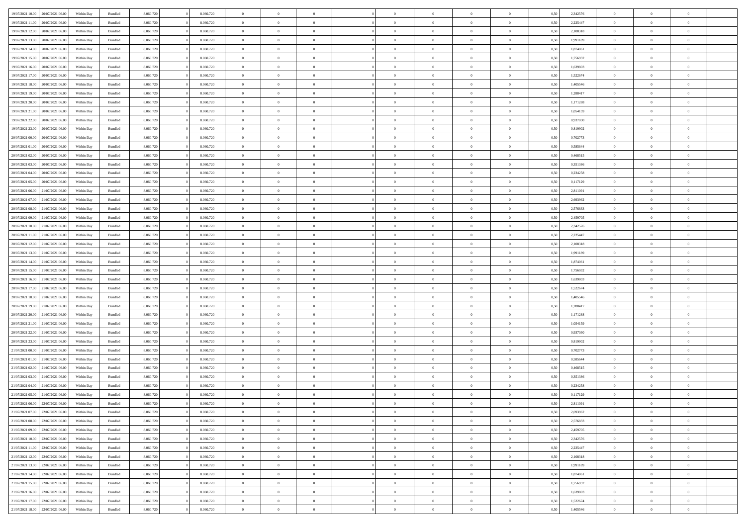| | | | | | | | | | | | | | | | | | | | | |
|---|---|---|---|---|---|---|---|---|---|---|---|---|---|---|---|---|---|---|---|---|
| 19/07/2021 10:00 | 20/07/2021 06:00 | Within Day | Bundled | 8.060.720 | 0 | 8.060.720 | 0 | 0 | 0 | | 0 | 0 | 0 | 0 | 0,50 | 2,342576 | 0 | 0 | 0 | |
| 19/07/2021 11:00 | 20/07/2021 06:00 | Within Day | Bundled | 8.060.720 | 0 | 8.060.720 | 0 | 0 | 0 | | 0 | 0 | 0 | 0 | 0,50 | 2,225447 | 0 | 0 | 0 | |
| 19/07/2021 12:00 | 20/07/2021 06:00 | Within Day | Bundled | 8.060.720 | 0 | 8.060.720 | 0 | 0 | 0 | | 0 | 0 | 0 | 0 | 0,50 | 2,108318 | 0 | 0 | 0 | |
| 19/07/2021 13:00 | 20/07/2021 06:00 | Within Day | Bundled | 8.060.720 | 0 | 8.060.720 | 0 | 0 | 0 | | 0 | 0 | 0 | 0 | 0,50 | 1,991189 | 0 | 0 | 0 | |
| 19/07/2021 14:00 | 20/07/2021 06:00 | Within Day | Bundled | 8.060.720 | 0 | 8.060.720 | 0 | 0 | 0 | | 0 | 0 | 0 | 0 | 0,50 | 1,874061 | 0 | 0 | 0 | |
| 19/07/2021 15:00 | 20/07/2021 06:00 | Within Day | Bundled | 8.060.720 | 0 | 8.060.720 | 0 | 0 | 0 | | 0 | 0 | 0 | 0 | 0,50 | 1,756932 | 0 | 0 | 0 | |
| 19/07/2021 16:00 | 20/07/2021 06:00 | Within Day | Bundled | 8.060.720 | 0 | 8.060.720 | 0 | 0 | 0 | | 0 | 0 | 0 | 0 | 0,50 | 1,639803 | 0 | 0 | 0 | |
| 19/07/2021 17:00 | 20/07/2021 06:00 | Within Day | Bundled | 8.060.720 | 0 | 8.060.720 | 0 | 0 | 0 | | 0 | 0 | 0 | 0 | 0,50 | 1,522674 | 0 | 0 | 0 | |
| 19/07/2021 18:00 | 20/07/2021 06:00 | Within Day | Bundled | 8.060.720 | 0 | 8.060.720 | 0 | 0 | 0 | | 0 | 0 | 0 | 0 | 0,50 | 1,405546 | 0 | 0 | 0 | |
| 19/07/2021 19:00 | 20/07/2021 06:00 | Within Day | Bundled | 8.060.720 | 0 | 8.060.720 | 0 | 0 | 0 | | 0 | 0 | 0 | 0 | 0,50 | 1,288417 | 0 | 0 | 0 | |
| 19/07/2021 20:00 | 20/07/2021 06:00 | Within Day | Bundled | 8.060.720 | 0 | 8.060.720 | 0 | 0 | 0 | | 0 | 0 | 0 | 0 | 0,50 | 1,171288 | 0 | 0 | 0 | |
| 19/07/2021 21:00 | 20/07/2021 06:00 | Within Day | Bundled | 8.060.720 | 0 | 8.060.720 | 0 | 0 | 0 | | 0 | 0 | 0 | 0 | 0,50 | 1,054159 | 0 | 0 | 0 | |
| 19/07/2021 22:00 | 20/07/2021 06:00 | Within Day | Bundled | 8.060.720 | 0 | 8.060.720 | 0 | 0 | 0 | | 0 | 0 | 0 | 0 | 0,50 | 0,937030 | 0 | 0 | 0 | |
| 19/07/2021 23:00 | 20/07/2021 06:00 | Within Day | Bundled | 8.060.720 | 0 | 8.060.720 | 0 | 0 | 0 | | 0 | 0 | 0 | 0 | 0,50 | 0,819902 | 0 | 0 | 0 | |
| 20/07/2021 00:00 | 20/07/2021 06:00 | Within Day | Bundled | 8.060.720 | 0 | 8.060.720 | 0 | 0 | 0 | | 0 | 0 | 0 | 0 | 0,50 | 0,702773 | 0 | 0 | 0 | |
| 20/07/2021 01:00 | 20/07/2021 06:00 | Within Day | Bundled | 8.060.720 | 0 | 8.060.720 | 0 | 0 | 0 | | 0 | 0 | 0 | 0 | 0,50 | 0,585644 | 0 | 0 | 0 | |
| 20/07/2021 02:00 | 20/07/2021 06:00 | Within Day | Bundled | 8.060.720 | 0 | 8.060.720 | 0 | 0 | 0 | | 0 | 0 | 0 | 0 | 0,50 | 0,468515 | 0 | 0 | 0 | |
| 20/07/2021 03:00 | 20/07/2021 06:00 | Within Day | Bundled | 8.060.720 | 0 | 8.060.720 | 0 | 0 | 0 | | 0 | 0 | 0 | 0 | 0,50 | 0,351386 | 0 | 0 | 0 | |
| 20/07/2021 04:00 | 20/07/2021 06:00 | Within Day | Bundled | 8.060.720 | 0 | 8.060.720 | 0 | 0 | 0 | | 0 | 0 | 0 | 0 | 0,50 | 0,234258 | 0 | 0 | 0 | |
| 20/07/2021 05:00 | 20/07/2021 06:00 | Within Day | Bundled | 8.060.720 | 0 | 8.060.720 | 0 | 0 | 0 | | 0 | 0 | 0 | 0 | 0,50 | 0,117129 | 0 | 0 | 0 | |
| 20/07/2021 06:00 | 21/07/2021 06:00 | Within Day | Bundled | 8.060.720 | 0 | 8.060.720 | 0 | 0 | 0 | | 0 | 0 | 0 | 0 | 0,50 | 2,811091 | 0 | 0 | 0 | |
| 20/07/2021 07:00 | 21/07/2021 06:00 | Within Day | Bundled | 8.060.720 | 0 | 8.060.720 | 0 | 0 | 0 | | 0 | 0 | 0 | 0 | 0,50 | 2,693962 | 0 | 0 | 0 | |
| 20/07/2021 08:00 | 21/07/2021 06:00 | Within Day | Bundled | 8.060.720 | 0 | 8.060.720 | 0 | 0 | 0 | | 0 | 0 | 0 | 0 | 0,50 | 2,576833 | 0 | 0 | 0 | |
| 20/07/2021 09:00 | 21/07/2021 06:00 | Within Day | Bundled | 8.060.720 | 0 | 8.060.720 | 0 | 0 | 0 | | 0 | 0 | 0 | 0 | 0,50 | 2,459705 | 0 | 0 | 0 | |
| 20/07/2021 10:00 | 21/07/2021 06:00 | Within Day | Bundled | 8.060.720 | 0 | 8.060.720 | 0 | 0 | 0 | | 0 | 0 | 0 | 0 | 0,50 | 2,342576 | 0 | 0 | 0 | |
| 20/07/2021 11:00 | 21/07/2021 06:00 | Within Day | Bundled | 8.060.720 | 0 | 8.060.720 | 0 | 0 | 0 | | 0 | 0 | 0 | 0 | 0,50 | 2,225447 | 0 | 0 | 0 | |
| 20/07/2021 12:00 | 21/07/2021 06:00 | Within Day | Bundled | 8.060.720 | 0 | 8.060.720 | 0 | 0 | 0 | | 0 | 0 | 0 | 0 | 0,50 | 2,108318 | 0 | 0 | 0 | |
| 20/07/2021 13:00 | 21/07/2021 06:00 | Within Day | Bundled | 8.060.720 | 0 | 8.060.720 | 0 | 0 | 0 | | 0 | 0 | 0 | 0 | 0,50 | 1,991189 | 0 | 0 | 0 | |
| 20/07/2021 14:00 | 21/07/2021 06:00 | Within Day | Bundled | 8.060.720 | 0 | 8.060.720 | 0 | 0 | 0 | | 0 | 0 | 0 | 0 | 0,50 | 1,874061 | 0 | 0 | 0 | |
| 20/07/2021 15:00 | 21/07/2021 06:00 | Within Day | Bundled | 8.060.720 | 0 | 8.060.720 | 0 | 0 | 0 | | 0 | 0 | 0 | 0 | 0,50 | 1,756932 | 0 | 0 | 0 | |
| 20/07/2021 16:00 | 21/07/2021 06:00 | Within Day | Bundled | 8.060.720 | 0 | 8.060.720 | 0 | 0 | 0 | | 0 | 0 | 0 | 0 | 0,50 | 1,639803 | 0 | 0 | 0 | |
| 20/07/2021 17:00 | 21/07/2021 06:00 | Within Day | Bundled | 8.060.720 | 0 | 8.060.720 | 0 | 0 | 0 | | 0 | 0 | 0 | 0 | 0,50 | 1,522674 | 0 | 0 | 0 | |
| 20/07/2021 18:00 | 21/07/2021 06:00 | Within Day | Bundled | 8.060.720 | 0 | 8.060.720 | 0 | 0 | 0 | | 0 | 0 | 0 | 0 | 0,50 | 1,405546 | 0 | 0 | 0 | |
| 20/07/2021 19:00 | 21/07/2021 06:00 | Within Day | Bundled | 8.060.720 | 0 | 8.060.720 | 0 | 0 | 0 | | 0 | 0 | 0 | 0 | 0,50 | 1,288417 | 0 | 0 | 0 | |
| 20/07/2021 20:00 | 21/07/2021 06:00 | Within Day | Bundled | 8.060.720 | 0 | 8.060.720 | 0 | 0 | 0 | | 0 | 0 | 0 | 0 | 0,50 | 1,171288 | 0 | 0 | 0 | |
| 20/07/2021 21:00 | 21/07/2021 06:00 | Within Day | Bundled | 8.060.720 | 0 | 8.060.720 | 0 | 0 | 0 | | 0 | 0 | 0 | 0 | 0,50 | 1,054159 | 0 | 0 | 0 | |
| 20/07/2021 22:00 | 21/07/2021 06:00 | Within Day | Bundled | 8.060.720 | 0 | 8.060.720 | 0 | 0 | 0 | | 0 | 0 | 0 | 0 | 0,50 | 0,937030 | 0 | 0 | 0 | |
| 20/07/2021 23:00 | 21/07/2021 06:00 | Within Day | Bundled | 8.060.720 | 0 | 8.060.720 | 0 | 0 | 0 | | 0 | 0 | 0 | 0 | 0,50 | 0,819902 | 0 | 0 | 0 | |
| 21/07/2021 00:00 | 21/07/2021 06:00 | Within Day | Bundled | 8.060.720 | 0 | 8.060.720 | 0 | 0 | 0 | | 0 | 0 | 0 | 0 | 0,50 | 0,702773 | 0 | 0 | 0 | |
| 21/07/2021 01:00 | 21/07/2021 06:00 | Within Day | Bundled | 8.060.720 | 0 | 8.060.720 | 0 | 0 | 0 | | 0 | 0 | 0 | 0 | 0,50 | 0,585644 | 0 | 0 | 0 | |
| 21/07/2021 02:00 | 21/07/2021 06:00 | Within Day | Bundled | 8.060.720 | 0 | 8.060.720 | 0 | 0 | 0 | | 0 | 0 | 0 | 0 | 0,50 | 0,468515 | 0 | 0 | 0 | |
| 21/07/2021 03:00 | 21/07/2021 06:00 | Within Day | Bundled | 8.060.720 | 0 | 8.060.720 | 0 | 0 | 0 | | 0 | 0 | 0 | 0 | 0,50 | 0,351386 | 0 | 0 | 0 | |
| 21/07/2021 04:00 | 21/07/2021 06:00 | Within Day | Bundled | 8.060.720 | 0 | 8.060.720 | 0 | 0 | 0 | | 0 | 0 | 0 | 0 | 0,50 | 0,234258 | 0 | 0 | 0 | |
| 21/07/2021 05:00 | 21/07/2021 06:00 | Within Day | Bundled | 8.060.720 | 0 | 8.060.720 | 0 | 0 | 0 | | 0 | 0 | 0 | 0 | 0,50 | 0,117129 | 0 | 0 | 0 | |
| 21/07/2021 06:00 | 22/07/2021 06:00 | Within Day | Bundled | 8.060.720 | 0 | 8.060.720 | 0 | 0 | 0 | | 0 | 0 | 0 | 0 | 0,50 | 2,811091 | 0 | 0 | 0 | |
| 21/07/2021 07:00 | 22/07/2021 06:00 | Within Day | Bundled | 8.060.720 | 0 | 8.060.720 | 0 | 0 | 0 | | 0 | 0 | 0 | 0 | 0,50 | 2,693962 | 0 | 0 | 0 | |
| 21/07/2021 08:00 | 22/07/2021 06:00 | Within Day | Bundled | 8.060.720 | 0 | 8.060.720 | 0 | 0 | 0 | | 0 | 0 | 0 | 0 | 0,50 | 2,576833 | 0 | 0 | 0 | |
| 21/07/2021 09:00 | 22/07/2021 06:00 | Within Day | Bundled | 8.060.720 | 0 | 8.060.720 | 0 | 0 | 0 | | 0 | 0 | 0 | 0 | 0,50 | 2,459705 | 0 | 0 | 0 | |
| 21/07/2021 10:00 | 22/07/2021 06:00 | Within Day | Bundled | 8.060.720 | 0 | 8.060.720 | 0 | 0 | 0 | | 0 | 0 | 0 | 0 | 0,50 | 2,342576 | 0 | 0 | 0 | |
| 21/07/2021 11:00 | 22/07/2021 06:00 | Within Day | Bundled | 8.060.720 | 0 | 8.060.720 | 0 | 0 | 0 | | 0 | 0 | 0 | 0 | 0,50 | 2,225447 | 0 | 0 | 0 | |
| 21/07/2021 12:00 | 22/07/2021 06:00 | Within Day | Bundled | 8.060.720 | 0 | 8.060.720 | 0 | 0 | 0 | | 0 | 0 | 0 | 0 | 0,50 | 2,108318 | 0 | 0 | 0 | |
| 21/07/2021 13:00 | 22/07/2021 06:00 | Within Day | Bundled | 8.060.720 | 0 | 8.060.720 | 0 | 0 | 0 | | 0 | 0 | 0 | 0 | 0,50 | 1,991189 | 0 | 0 | 0 | |
| 21/07/2021 14:00 | 22/07/2021 06:00 | Within Day | Bundled | 8.060.720 | 0 | 8.060.720 | 0 | 0 | 0 | | 0 | 0 | 0 | 0 | 0,50 | 1,874061 | 0 | 0 | 0 | |
| 21/07/2021 15:00 | 22/07/2021 06:00 | Within Day | Bundled | 8.060.720 | 0 | 8.060.720 | 0 | 0 | 0 | | 0 | 0 | 0 | 0 | 0,50 | 1,756932 | 0 | 0 | 0 | |
| 21/07/2021 16:00 | 22/07/2021 06:00 | Within Day | Bundled | 8.060.720 | 0 | 8.060.720 | 0 | 0 | 0 | | 0 | 0 | 0 | 0 | 0,50 | 1,639803 | 0 | 0 | 0 | |
| 21/07/2021 17:00 | 22/07/2021 06:00 | Within Day | Bundled | 8.060.720 | 0 | 8.060.720 | 0 | 0 | 0 | | 0 | 0 | 0 | 0 | 0,50 | 1,522674 | 0 | 0 | 0 | |
| 21/07/2021 18:00 | 22/07/2021 06:00 | Within Day | Bundled | 8.060.720 | 0 | 8.060.720 | 0 | 0 | 0 | | 0 | 0 | 0 | 0 | 0,50 | 1,405546 | 0 | 0 | 0 | |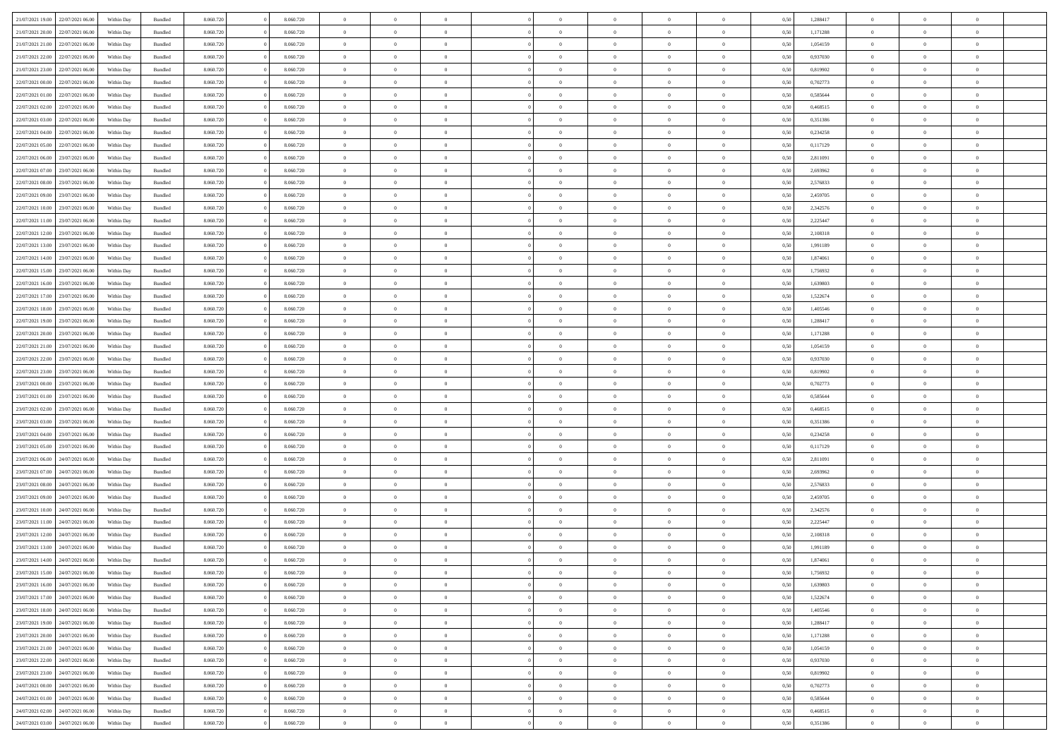| | | | | | | | | | | | | | | | | | | | | | |
|---|---|---|---|---|---|---|---|---|---|---|---|---|---|---|---|---|---|---|---|---|---|
| 21/07/2021 19:00 | 22/07/2021 06:00 | Within Day | Bundled | 8.060.720 | 0 | 8.060.720 | 0 | 0 | 0 | | 0 | 0 | 0 | 0 | 0,50 | 1,288417 | 0 | 0 | 0 | |
| 21/07/2021 20:00 | 22/07/2021 06:00 | Within Day | Bundled | 8.060.720 | 0 | 8.060.720 | 0 | 0 | 0 | | 0 | 0 | 0 | 0 | 0,50 | 1,171288 | 0 | 0 | 0 | |
| 21/07/2021 21:00 | 22/07/2021 06:00 | Within Day | Bundled | 8.060.720 | 0 | 8.060.720 | 0 | 0 | 0 | | 0 | 0 | 0 | 0 | 0,50 | 1,054159 | 0 | 0 | 0 | |
| 21/07/2021 22:00 | 22/07/2021 06:00 | Within Day | Bundled | 8.060.720 | 0 | 8.060.720 | 0 | 0 | 0 | | 0 | 0 | 0 | 0 | 0,50 | 0,937030 | 0 | 0 | 0 | |
| 21/07/2021 23:00 | 22/07/2021 06:00 | Within Day | Bundled | 8.060.720 | 0 | 8.060.720 | 0 | 0 | 0 | | 0 | 0 | 0 | 0 | 0,50 | 0,819902 | 0 | 0 | 0 | |
| 22/07/2021 00:00 | 22/07/2021 06:00 | Within Day | Bundled | 8.060.720 | 0 | 8.060.720 | 0 | 0 | 0 | | 0 | 0 | 0 | 0 | 0,50 | 0,702773 | 0 | 0 | 0 | |
| 22/07/2021 01:00 | 22/07/2021 06:00 | Within Day | Bundled | 8.060.720 | 0 | 8.060.720 | 0 | 0 | 0 | | 0 | 0 | 0 | 0 | 0,50 | 0,585644 | 0 | 0 | 0 | |
| 22/07/2021 02:00 | 22/07/2021 06:00 | Within Day | Bundled | 8.060.720 | 0 | 8.060.720 | 0 | 0 | 0 | | 0 | 0 | 0 | 0 | 0,50 | 0,468515 | 0 | 0 | 0 | |
| 22/07/2021 03:00 | 22/07/2021 06:00 | Within Day | Bundled | 8.060.720 | 0 | 8.060.720 | 0 | 0 | 0 | | 0 | 0 | 0 | 0 | 0,50 | 0,351386 | 0 | 0 | 0 | |
| 22/07/2021 04:00 | 22/07/2021 06:00 | Within Day | Bundled | 8.060.720 | 0 | 8.060.720 | 0 | 0 | 0 | | 0 | 0 | 0 | 0 | 0,50 | 0,234258 | 0 | 0 | 0 | |
| 22/07/2021 05:00 | 22/07/2021 06:00 | Within Day | Bundled | 8.060.720 | 0 | 8.060.720 | 0 | 0 | 0 | | 0 | 0 | 0 | 0 | 0,50 | 0,117129 | 0 | 0 | 0 | |
| 22/07/2021 06:00 | 23/07/2021 06:00 | Within Day | Bundled | 8.060.720 | 0 | 8.060.720 | 0 | 0 | 0 | | 0 | 0 | 0 | 0 | 0,50 | 2,811091 | 0 | 0 | 0 | |
| 22/07/2021 07:00 | 23/07/2021 06:00 | Within Day | Bundled | 8.060.720 | 0 | 8.060.720 | 0 | 0 | 0 | | 0 | 0 | 0 | 0 | 0,50 | 2,693962 | 0 | 0 | 0 | |
| 22/07/2021 08:00 | 23/07/2021 06:00 | Within Day | Bundled | 8.060.720 | 0 | 8.060.720 | 0 | 0 | 0 | | 0 | 0 | 0 | 0 | 0,50 | 2,576833 | 0 | 0 | 0 | |
| 22/07/2021 09:00 | 23/07/2021 06:00 | Within Day | Bundled | 8.060.720 | 0 | 8.060.720 | 0 | 0 | 0 | | 0 | 0 | 0 | 0 | 0,50 | 2,459705 | 0 | 0 | 0 | |
| 22/07/2021 10:00 | 23/07/2021 06:00 | Within Day | Bundled | 8.060.720 | 0 | 8.060.720 | 0 | 0 | 0 | | 0 | 0 | 0 | 0 | 0,50 | 2,342576 | 0 | 0 | 0 | |
| 22/07/2021 11:00 | 23/07/2021 06:00 | Within Day | Bundled | 8.060.720 | 0 | 8.060.720 | 0 | 0 | 0 | | 0 | 0 | 0 | 0 | 0,50 | 2,225447 | 0 | 0 | 0 | |
| 22/07/2021 12:00 | 23/07/2021 06:00 | Within Day | Bundled | 8.060.720 | 0 | 8.060.720 | 0 | 0 | 0 | | 0 | 0 | 0 | 0 | 0,50 | 2,108318 | 0 | 0 | 0 | |
| 22/07/2021 13:00 | 23/07/2021 06:00 | Within Day | Bundled | 8.060.720 | 0 | 8.060.720 | 0 | 0 | 0 | | 0 | 0 | 0 | 0 | 0,50 | 1,991189 | 0 | 0 | 0 | |
| 22/07/2021 14:00 | 23/07/2021 06:00 | Within Day | Bundled | 8.060.720 | 0 | 8.060.720 | 0 | 0 | 0 | | 0 | 0 | 0 | 0 | 0,50 | 1,874061 | 0 | 0 | 0 | |
| 22/07/2021 15:00 | 23/07/2021 06:00 | Within Day | Bundled | 8.060.720 | 0 | 8.060.720 | 0 | 0 | 0 | | 0 | 0 | 0 | 0 | 0,50 | 1,756932 | 0 | 0 | 0 | |
| 22/07/2021 16:00 | 23/07/2021 06:00 | Within Day | Bundled | 8.060.720 | 0 | 8.060.720 | 0 | 0 | 0 | | 0 | 0 | 0 | 0 | 0,50 | 1,639803 | 0 | 0 | 0 | |
| 22/07/2021 17:00 | 23/07/2021 06:00 | Within Day | Bundled | 8.060.720 | 0 | 8.060.720 | 0 | 0 | 0 | | 0 | 0 | 0 | 0 | 0,50 | 1,522674 | 0 | 0 | 0 | |
| 22/07/2021 18:00 | 23/07/2021 06:00 | Within Day | Bundled | 8.060.720 | 0 | 8.060.720 | 0 | 0 | 0 | | 0 | 0 | 0 | 0 | 0,50 | 1,405546 | 0 | 0 | 0 | |
| 22/07/2021 19:00 | 23/07/2021 06:00 | Within Day | Bundled | 8.060.720 | 0 | 8.060.720 | 0 | 0 | 0 | | 0 | 0 | 0 | 0 | 0,50 | 1,288417 | 0 | 0 | 0 | |
| 22/07/2021 20:00 | 23/07/2021 06:00 | Within Day | Bundled | 8.060.720 | 0 | 8.060.720 | 0 | 0 | 0 | | 0 | 0 | 0 | 0 | 0,50 | 1,171288 | 0 | 0 | 0 | |
| 22/07/2021 21:00 | 23/07/2021 06:00 | Within Day | Bundled | 8.060.720 | 0 | 8.060.720 | 0 | 0 | 0 | | 0 | 0 | 0 | 0 | 0,50 | 1,054159 | 0 | 0 | 0 | |
| 22/07/2021 22:00 | 23/07/2021 06:00 | Within Day | Bundled | 8.060.720 | 0 | 8.060.720 | 0 | 0 | 0 | | 0 | 0 | 0 | 0 | 0,50 | 0,937030 | 0 | 0 | 0 | |
| 22/07/2021 23:00 | 23/07/2021 06:00 | Within Day | Bundled | 8.060.720 | 0 | 8.060.720 | 0 | 0 | 0 | | 0 | 0 | 0 | 0 | 0,50 | 0,819902 | 0 | 0 | 0 | |
| 23/07/2021 00:00 | 23/07/2021 06:00 | Within Day | Bundled | 8.060.720 | 0 | 8.060.720 | 0 | 0 | 0 | | 0 | 0 | 0 | 0 | 0,50 | 0,702773 | 0 | 0 | 0 | |
| 23/07/2021 01:00 | 23/07/2021 06:00 | Within Day | Bundled | 8.060.720 | 0 | 8.060.720 | 0 | 0 | 0 | | 0 | 0 | 0 | 0 | 0,50 | 0,585644 | 0 | 0 | 0 | |
| 23/07/2021 02:00 | 23/07/2021 06:00 | Within Day | Bundled | 8.060.720 | 0 | 8.060.720 | 0 | 0 | 0 | | 0 | 0 | 0 | 0 | 0,50 | 0,468515 | 0 | 0 | 0 | |
| 23/07/2021 03:00 | 23/07/2021 06:00 | Within Day | Bundled | 8.060.720 | 0 | 8.060.720 | 0 | 0 | 0 | | 0 | 0 | 0 | 0 | 0,50 | 0,351386 | 0 | 0 | 0 | |
| 23/07/2021 04:00 | 23/07/2021 06:00 | Within Day | Bundled | 8.060.720 | 0 | 8.060.720 | 0 | 0 | 0 | | 0 | 0 | 0 | 0 | 0,50 | 0,234258 | 0 | 0 | 0 | |
| 23/07/2021 05:00 | 23/07/2021 06:00 | Within Day | Bundled | 8.060.720 | 0 | 8.060.720 | 0 | 0 | 0 | | 0 | 0 | 0 | 0 | 0,50 | 0,117129 | 0 | 0 | 0 | |
| 23/07/2021 06:00 | 24/07/2021 06:00 | Within Day | Bundled | 8.060.720 | 0 | 8.060.720 | 0 | 0 | 0 | | 0 | 0 | 0 | 0 | 0,50 | 2,811091 | 0 | 0 | 0 | |
| 23/07/2021 07:00 | 24/07/2021 06:00 | Within Day | Bundled | 8.060.720 | 0 | 8.060.720 | 0 | 0 | 0 | | 0 | 0 | 0 | 0 | 0,50 | 2,693962 | 0 | 0 | 0 | |
| 23/07/2021 08:00 | 24/07/2021 06:00 | Within Day | Bundled | 8.060.720 | 0 | 8.060.720 | 0 | 0 | 0 | | 0 | 0 | 0 | 0 | 0,50 | 2,576833 | 0 | 0 | 0 | |
| 23/07/2021 09:00 | 24/07/2021 06:00 | Within Day | Bundled | 8.060.720 | 0 | 8.060.720 | 0 | 0 | 0 | | 0 | 0 | 0 | 0 | 0,50 | 2,459705 | 0 | 0 | 0 | |
| 23/07/2021 10:00 | 24/07/2021 06:00 | Within Day | Bundled | 8.060.720 | 0 | 8.060.720 | 0 | 0 | 0 | | 0 | 0 | 0 | 0 | 0,50 | 2,342576 | 0 | 0 | 0 | |
| 23/07/2021 11:00 | 24/07/2021 06:00 | Within Day | Bundled | 8.060.720 | 0 | 8.060.720 | 0 | 0 | 0 | | 0 | 0 | 0 | 0 | 0,50 | 2,225447 | 0 | 0 | 0 | |
| 23/07/2021 12:00 | 24/07/2021 06:00 | Within Day | Bundled | 8.060.720 | 0 | 8.060.720 | 0 | 0 | 0 | | 0 | 0 | 0 | 0 | 0,50 | 2,108318 | 0 | 0 | 0 | |
| 23/07/2021 13:00 | 24/07/2021 06:00 | Within Day | Bundled | 8.060.720 | 0 | 8.060.720 | 0 | 0 | 0 | | 0 | 0 | 0 | 0 | 0,50 | 1,991189 | 0 | 0 | 0 | |
| 23/07/2021 14:00 | 24/07/2021 06:00 | Within Day | Bundled | 8.060.720 | 0 | 8.060.720 | 0 | 0 | 0 | | 0 | 0 | 0 | 0 | 0,50 | 1,874061 | 0 | 0 | 0 | |
| 23/07/2021 15:00 | 24/07/2021 06:00 | Within Day | Bundled | 8.060.720 | 0 | 8.060.720 | 0 | 0 | 0 | | 0 | 0 | 0 | 0 | 0,50 | 1,756932 | 0 | 0 | 0 | |
| 23/07/2021 16:00 | 24/07/2021 06:00 | Within Day | Bundled | 8.060.720 | 0 | 8.060.720 | 0 | 0 | 0 | | 0 | 0 | 0 | 0 | 0,50 | 1,639803 | 0 | 0 | 0 | |
| 23/07/2021 17:00 | 24/07/2021 06:00 | Within Day | Bundled | 8.060.720 | 0 | 8.060.720 | 0 | 0 | 0 | | 0 | 0 | 0 | 0 | 0,50 | 1,522674 | 0 | 0 | 0 | |
| 23/07/2021 18:00 | 24/07/2021 06:00 | Within Day | Bundled | 8.060.720 | 0 | 8.060.720 | 0 | 0 | 0 | | 0 | 0 | 0 | 0 | 0,50 | 1,405546 | 0 | 0 | 0 | |
| 23/07/2021 19:00 | 24/07/2021 06:00 | Within Day | Bundled | 8.060.720 | 0 | 8.060.720 | 0 | 0 | 0 | | 0 | 0 | 0 | 0 | 0,50 | 1,288417 | 0 | 0 | 0 | |
| 23/07/2021 20:00 | 24/07/2021 06:00 | Within Day | Bundled | 8.060.720 | 0 | 8.060.720 | 0 | 0 | 0 | | 0 | 0 | 0 | 0 | 0,50 | 1,171288 | 0 | 0 | 0 | |
| 23/07/2021 21:00 | 24/07/2021 06:00 | Within Day | Bundled | 8.060.720 | 0 | 8.060.720 | 0 | 0 | 0 | | 0 | 0 | 0 | 0 | 0,50 | 1,054159 | 0 | 0 | 0 | |
| 23/07/2021 22:00 | 24/07/2021 06:00 | Within Day | Bundled | 8.060.720 | 0 | 8.060.720 | 0 | 0 | 0 | | 0 | 0 | 0 | 0 | 0,50 | 0,937030 | 0 | 0 | 0 | |
| 23/07/2021 23:00 | 24/07/2021 06:00 | Within Day | Bundled | 8.060.720 | 0 | 8.060.720 | 0 | 0 | 0 | | 0 | 0 | 0 | 0 | 0,50 | 0,819902 | 0 | 0 | 0 | |
| 24/07/2021 00:00 | 24/07/2021 06:00 | Within Day | Bundled | 8.060.720 | 0 | 8.060.720 | 0 | 0 | 0 | | 0 | 0 | 0 | 0 | 0,50 | 0,702773 | 0 | 0 | 0 | |
| 24/07/2021 01:00 | 24/07/2021 06:00 | Within Day | Bundled | 8.060.720 | 0 | 8.060.720 | 0 | 0 | 0 | | 0 | 0 | 0 | 0 | 0,50 | 0,585644 | 0 | 0 | 0 | |
| 24/07/2021 02:00 | 24/07/2021 06:00 | Within Day | Bundled | 8.060.720 | 0 | 8.060.720 | 0 | 0 | 0 | | 0 | 0 | 0 | 0 | 0,50 | 0,468515 | 0 | 0 | 0 | |
| 24/07/2021 03:00 | 24/07/2021 06:00 | Within Day | Bundled | 8.060.720 | 0 | 8.060.720 | 0 | 0 | 0 | | 0 | 0 | 0 | 0 | 0,50 | 0,351386 | 0 | 0 | 0 | |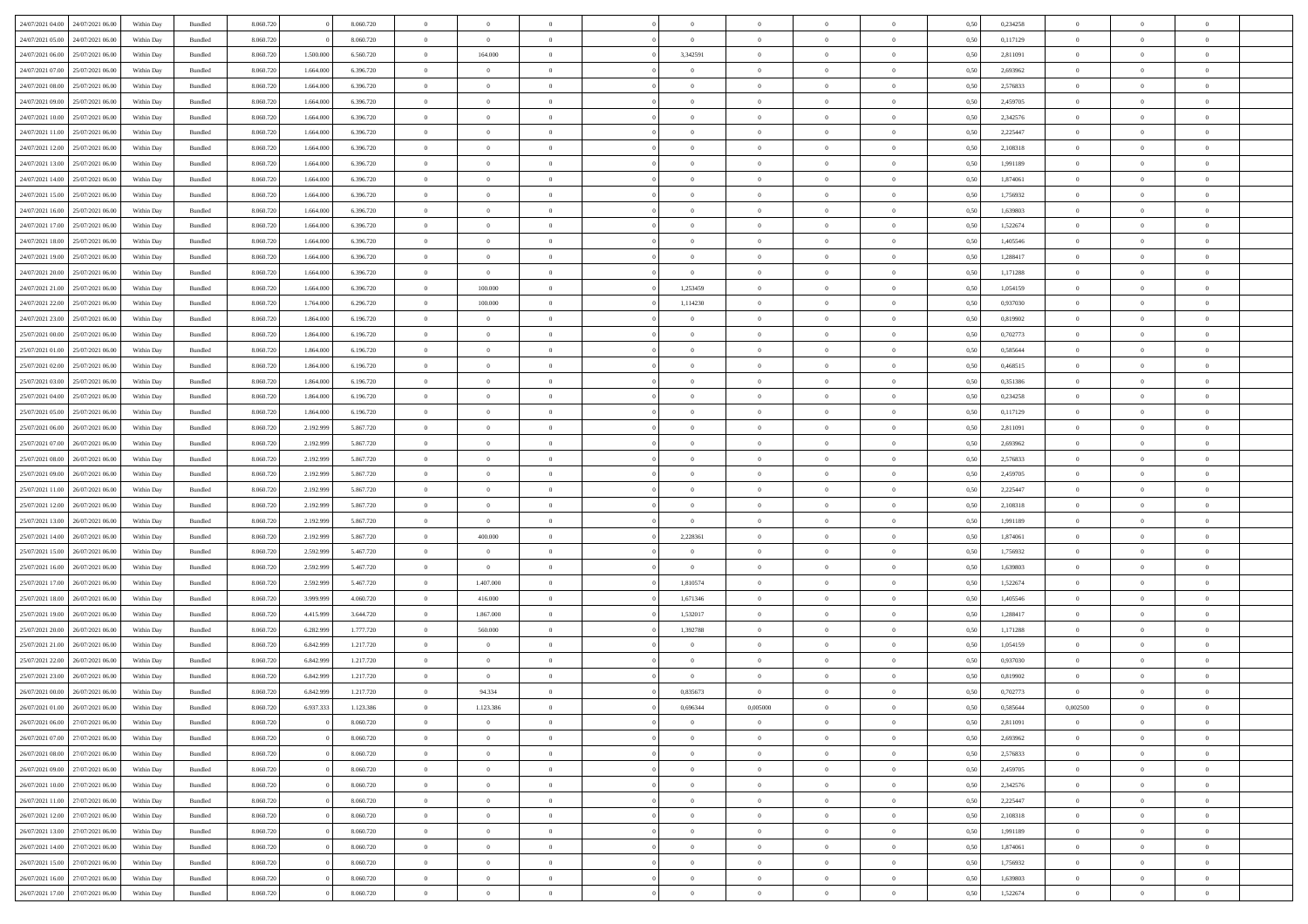| | | | | | | | | | | | | | | | | | | | | |
|---|---|---|---|---|---|---|---|---|---|---|---|---|---|---|---|---|---|---|---|---|
| 24/07/2021 04.00 | 24/07/2021 06.00 | Within Day | Bundled | 8.060.720 | 0 | 8.060.720 | 0 | 0 | 0 | | 0 | 0 | 0 | 0 | 0,50 | 0,234258 | 0 | 0 | 0 | |
| 24/07/2021 05.00 | 24/07/2021 06.00 | Within Day | Bundled | 8.060.720 | 0 | 8.060.720 | 0 | 0 | 0 | | 0 | 0 | 0 | 0 | 0,50 | 0,117129 | 0 | 0 | 0 | |
| 24/07/2021 06.00 | 25/07/2021 06.00 | Within Day | Bundled | 8.060.720 | 1.500.000 | 6.560.720 | 0 | 164.000 | 0 | | 3,342591 | 0 | 0 | 0 | 0,50 | 2,811091 | 0 | 0 | 0 | |
| 24/07/2021 07.00 | 25/07/2021 06.00 | Within Day | Bundled | 8.060.720 | 1.664.000 | 6.396.720 | 0 | 0 | 0 | | 0 | 0 | 0 | 0 | 0,50 | 2,693962 | 0 | 0 | 0 | |
| 24/07/2021 08.00 | 25/07/2021 06.00 | Within Day | Bundled | 8.060.720 | 1.664.000 | 6.396.720 | 0 | 0 | 0 | | 0 | 0 | 0 | 0 | 0,50 | 2,576833 | 0 | 0 | 0 | |
| 24/07/2021 09.00 | 25/07/2021 06.00 | Within Day | Bundled | 8.060.720 | 1.664.000 | 6.396.720 | 0 | 0 | 0 | | 0 | 0 | 0 | 0 | 0,50 | 2,459705 | 0 | 0 | 0 | |
| 24/07/2021 10.00 | 25/07/2021 06.00 | Within Day | Bundled | 8.060.720 | 1.664.000 | 6.396.720 | 0 | 0 | 0 | | 0 | 0 | 0 | 0 | 0,50 | 2,342576 | 0 | 0 | 0 | |
| 24/07/2021 11.00 | 25/07/2021 06.00 | Within Day | Bundled | 8.060.720 | 1.664.000 | 6.396.720 | 0 | 0 | 0 | | 0 | 0 | 0 | 0 | 0,50 | 2,225447 | 0 | 0 | 0 | |
| 24/07/2021 12.00 | 25/07/2021 06.00 | Within Day | Bundled | 8.060.720 | 1.664.000 | 6.396.720 | 0 | 0 | 0 | | 0 | 0 | 0 | 0 | 0,50 | 2,108318 | 0 | 0 | 0 | |
| 24/07/2021 13.00 | 25/07/2021 06.00 | Within Day | Bundled | 8.060.720 | 1.664.000 | 6.396.720 | 0 | 0 | 0 | | 0 | 0 | 0 | 0 | 0,50 | 1,991189 | 0 | 0 | 0 | |
| 24/07/2021 14.00 | 25/07/2021 06.00 | Within Day | Bundled | 8.060.720 | 1.664.000 | 6.396.720 | 0 | 0 | 0 | | 0 | 0 | 0 | 0 | 0,50 | 1,874061 | 0 | 0 | 0 | |
| 24/07/2021 15.00 | 25/07/2021 06.00 | Within Day | Bundled | 8.060.720 | 1.664.000 | 6.396.720 | 0 | 0 | 0 | | 0 | 0 | 0 | 0 | 0,50 | 1,756932 | 0 | 0 | 0 | |
| 24/07/2021 16.00 | 25/07/2021 06.00 | Within Day | Bundled | 8.060.720 | 1.664.000 | 6.396.720 | 0 | 0 | 0 | | 0 | 0 | 0 | 0 | 0,50 | 1,639803 | 0 | 0 | 0 | |
| 24/07/2021 17.00 | 25/07/2021 06.00 | Within Day | Bundled | 8.060.720 | 1.664.000 | 6.396.720 | 0 | 0 | 0 | | 0 | 0 | 0 | 0 | 0,50 | 1,522674 | 0 | 0 | 0 | |
| 24/07/2021 18.00 | 25/07/2021 06.00 | Within Day | Bundled | 8.060.720 | 1.664.000 | 6.396.720 | 0 | 0 | 0 | | 0 | 0 | 0 | 0 | 0,50 | 1,405546 | 0 | 0 | 0 | |
| 24/07/2021 19.00 | 25/07/2021 06.00 | Within Day | Bundled | 8.060.720 | 1.664.000 | 6.396.720 | 0 | 0 | 0 | | 0 | 0 | 0 | 0 | 0,50 | 1,288417 | 0 | 0 | 0 | |
| 24/07/2021 20.00 | 25/07/2021 06.00 | Within Day | Bundled | 8.060.720 | 1.664.000 | 6.396.720 | 0 | 0 | 0 | | 0 | 0 | 0 | 0 | 0,50 | 1,171288 | 0 | 0 | 0 | |
| 24/07/2021 21.00 | 25/07/2021 06.00 | Within Day | Bundled | 8.060.720 | 1.664.000 | 6.396.720 | 0 | 100.000 | 0 | | 1,253459 | 0 | 0 | 0 | 0,50 | 1,054159 | 0 | 0 | 0 | |
| 24/07/2021 22.00 | 25/07/2021 06.00 | Within Day | Bundled | 8.060.720 | 1.764.000 | 6.296.720 | 0 | 100.000 | 0 | | 1,114230 | 0 | 0 | 0 | 0,50 | 0,937030 | 0 | 0 | 0 | |
| 24/07/2021 23.00 | 25/07/2021 06.00 | Within Day | Bundled | 8.060.720 | 1.864.000 | 6.196.720 | 0 | 0 | 0 | | 0 | 0 | 0 | 0 | 0,50 | 0,819902 | 0 | 0 | 0 | |
| 25/07/2021 00.00 | 25/07/2021 06.00 | Within Day | Bundled | 8.060.720 | 1.864.000 | 6.196.720 | 0 | 0 | 0 | | 0 | 0 | 0 | 0 | 0,50 | 0,702773 | 0 | 0 | 0 | |
| 25/07/2021 01.00 | 25/07/2021 06.00 | Within Day | Bundled | 8.060.720 | 1.864.000 | 6.196.720 | 0 | 0 | 0 | | 0 | 0 | 0 | 0 | 0,50 | 0,585644 | 0 | 0 | 0 | |
| 25/07/2021 02.00 | 25/07/2021 06.00 | Within Day | Bundled | 8.060.720 | 1.864.000 | 6.196.720 | 0 | 0 | 0 | | 0 | 0 | 0 | 0 | 0,50 | 0,468515 | 0 | 0 | 0 | |
| 25/07/2021 03.00 | 25/07/2021 06.00 | Within Day | Bundled | 8.060.720 | 1.864.000 | 6.196.720 | 0 | 0 | 0 | | 0 | 0 | 0 | 0 | 0,50 | 0,351386 | 0 | 0 | 0 | |
| 25/07/2021 04.00 | 25/07/2021 06.00 | Within Day | Bundled | 8.060.720 | 1.864.000 | 6.196.720 | 0 | 0 | 0 | | 0 | 0 | 0 | 0 | 0,50 | 0,234258 | 0 | 0 | 0 | |
| 25/07/2021 05.00 | 25/07/2021 06.00 | Within Day | Bundled | 8.060.720 | 1.864.000 | 6.196.720 | 0 | 0 | 0 | | 0 | 0 | 0 | 0 | 0,50 | 0,117129 | 0 | 0 | 0 | |
| 25/07/2021 06.00 | 26/07/2021 06.00 | Within Day | Bundled | 8.060.720 | 2.192.999 | 5.867.720 | 0 | 0 | 0 | | 0 | 0 | 0 | 0 | 0,50 | 2,811091 | 0 | 0 | 0 | |
| 25/07/2021 07.00 | 26/07/2021 06.00 | Within Day | Bundled | 8.060.720 | 2.192.999 | 5.867.720 | 0 | 0 | 0 | | 0 | 0 | 0 | 0 | 0,50 | 2,693962 | 0 | 0 | 0 | |
| 25/07/2021 08.00 | 26/07/2021 06.00 | Within Day | Bundled | 8.060.720 | 2.192.999 | 5.867.720 | 0 | 0 | 0 | | 0 | 0 | 0 | 0 | 0,50 | 2,576833 | 0 | 0 | 0 | |
| 25/07/2021 09.00 | 26/07/2021 06.00 | Within Day | Bundled | 8.060.720 | 2.192.999 | 5.867.720 | 0 | 0 | 0 | | 0 | 0 | 0 | 0 | 0,50 | 2,459705 | 0 | 0 | 0 | |
| 25/07/2021 11.00 | 26/07/2021 06.00 | Within Day | Bundled | 8.060.720 | 2.192.999 | 5.867.720 | 0 | 0 | 0 | | 0 | 0 | 0 | 0 | 0,50 | 2,225447 | 0 | 0 | 0 | |
| 25/07/2021 12.00 | 26/07/2021 06.00 | Within Day | Bundled | 8.060.720 | 2.192.999 | 5.867.720 | 0 | 0 | 0 | | 0 | 0 | 0 | 0 | 0,50 | 2,108318 | 0 | 0 | 0 | |
| 25/07/2021 13.00 | 26/07/2021 06.00 | Within Day | Bundled | 8.060.720 | 2.192.999 | 5.867.720 | 0 | 0 | 0 | | 0 | 0 | 0 | 0 | 0,50 | 1,991189 | 0 | 0 | 0 | |
| 25/07/2021 14.00 | 26/07/2021 06.00 | Within Day | Bundled | 8.060.720 | 2.192.999 | 5.867.720 | 0 | 400.000 | 0 | | 2,228361 | 0 | 0 | 0 | 0,50 | 1,874061 | 0 | 0 | 0 | |
| 25/07/2021 15.00 | 26/07/2021 06.00 | Within Day | Bundled | 8.060.720 | 2.592.999 | 5.467.720 | 0 | 0 | 0 | | 0 | 0 | 0 | 0 | 0,50 | 1,756932 | 0 | 0 | 0 | |
| 25/07/2021 16.00 | 26/07/2021 06.00 | Within Day | Bundled | 8.060.720 | 2.592.999 | 5.467.720 | 0 | 0 | 0 | | 0 | 0 | 0 | 0 | 0,50 | 1,639803 | 0 | 0 | 0 | |
| 25/07/2021 17.00 | 26/07/2021 06.00 | Within Day | Bundled | 8.060.720 | 2.592.999 | 5.467.720 | 0 | 1.407.000 | 0 | | 1,810574 | 0 | 0 | 0 | 0,50 | 1,522674 | 0 | 0 | 0 | |
| 25/07/2021 18.00 | 26/07/2021 06.00 | Within Day | Bundled | 8.060.720 | 3.999.999 | 4.060.720 | 0 | 416.000 | 0 | | 1,671346 | 0 | 0 | 0 | 0,50 | 1,405546 | 0 | 0 | 0 | |
| 25/07/2021 19.00 | 26/07/2021 06.00 | Within Day | Bundled | 8.060.720 | 4.415.999 | 3.644.720 | 0 | 1.867.000 | 0 | | 1,532017 | 0 | 0 | 0 | 0,50 | 1,288417 | 0 | 0 | 0 | |
| 25/07/2021 20.00 | 26/07/2021 06.00 | Within Day | Bundled | 8.060.720 | 6.282.999 | 1.777.720 | 0 | 560.000 | 0 | | 1,392788 | 0 | 0 | 0 | 0,50 | 1,171288 | 0 | 0 | 0 | |
| 25/07/2021 21.00 | 26/07/2021 06.00 | Within Day | Bundled | 8.060.720 | 6.842.999 | 1.217.720 | 0 | 0 | 0 | | 0 | 0 | 0 | 0 | 0,50 | 1,054159 | 0 | 0 | 0 | |
| 25/07/2021 22.00 | 26/07/2021 06.00 | Within Day | Bundled | 8.060.720 | 6.842.999 | 1.217.720 | 0 | 0 | 0 | | 0 | 0 | 0 | 0 | 0,50 | 0,937030 | 0 | 0 | 0 | |
| 25/07/2021 23.00 | 26/07/2021 06.00 | Within Day | Bundled | 8.060.720 | 6.842.999 | 1.217.720 | 0 | 0 | 0 | | 0 | 0 | 0 | 0 | 0,50 | 0,819902 | 0 | 0 | 0 | |
| 26/07/2021 00.00 | 26/07/2021 06.00 | Within Day | Bundled | 8.060.720 | 6.842.999 | 1.217.720 | 0 | 94.334 | 0 | | 0,835673 | 0 | 0 | 0 | 0,50 | 0,702773 | 0 | 0 | 0 | |
| 26/07/2021 01.00 | 26/07/2021 06.00 | Within Day | Bundled | 8.060.720 | 6.937.333 | 1.123.386 | 0 | 1.123.386 | 0 | | 0,696344 | 0,005000 | 0 | 0 | 0,50 | 0,585644 | 0,002500 | 0 | 0 | |
| 26/07/2021 06.00 | 27/07/2021 06.00 | Within Day | Bundled | 8.060.720 | 0 | 8.060.720 | 0 | 0 | 0 | | 0 | 0 | 0 | 0 | 0,50 | 2,811091 | 0 | 0 | 0 | |
| 26/07/2021 07.00 | 27/07/2021 06.00 | Within Day | Bundled | 8.060.720 | 0 | 8.060.720 | 0 | 0 | 0 | | 0 | 0 | 0 | 0 | 0,50 | 2,693962 | 0 | 0 | 0 | |
| 26/07/2021 08.00 | 27/07/2021 06.00 | Within Day | Bundled | 8.060.720 | 0 | 8.060.720 | 0 | 0 | 0 | | 0 | 0 | 0 | 0 | 0,50 | 2,576833 | 0 | 0 | 0 | |
| 26/07/2021 09.00 | 27/07/2021 06.00 | Within Day | Bundled | 8.060.720 | 0 | 8.060.720 | 0 | 0 | 0 | | 0 | 0 | 0 | 0 | 0,50 | 2,459705 | 0 | 0 | 0 | |
| 26/07/2021 10.00 | 27/07/2021 06.00 | Within Day | Bundled | 8.060.720 | 0 | 8.060.720 | 0 | 0 | 0 | | 0 | 0 | 0 | 0 | 0,50 | 2,342576 | 0 | 0 | 0 | |
| 26/07/2021 11.00 | 27/07/2021 06.00 | Within Day | Bundled | 8.060.720 | 0 | 8.060.720 | 0 | 0 | 0 | | 0 | 0 | 0 | 0 | 0,50 | 2,225447 | 0 | 0 | 0 | |
| 26/07/2021 12.00 | 27/07/2021 06.00 | Within Day | Bundled | 8.060.720 | 0 | 8.060.720 | 0 | 0 | 0 | | 0 | 0 | 0 | 0 | 0,50 | 2,108318 | 0 | 0 | 0 | |
| 26/07/2021 13.00 | 27/07/2021 06.00 | Within Day | Bundled | 8.060.720 | 0 | 8.060.720 | 0 | 0 | 0 | | 0 | 0 | 0 | 0 | 0,50 | 1,991189 | 0 | 0 | 0 | |
| 26/07/2021 14.00 | 27/07/2021 06.00 | Within Day | Bundled | 8.060.720 | 0 | 8.060.720 | 0 | 0 | 0 | | 0 | 0 | 0 | 0 | 0,50 | 1,874061 | 0 | 0 | 0 | |
| 26/07/2021 15.00 | 27/07/2021 06.00 | Within Day | Bundled | 8.060.720 | 0 | 8.060.720 | 0 | 0 | 0 | | 0 | 0 | 0 | 0 | 0,50 | 1,756932 | 0 | 0 | 0 | |
| 26/07/2021 16.00 | 27/07/2021 06.00 | Within Day | Bundled | 8.060.720 | 0 | 8.060.720 | 0 | 0 | 0 | | 0 | 0 | 0 | 0 | 0,50 | 1,639803 | 0 | 0 | 0 | |
| 26/07/2021 17.00 | 27/07/2021 06.00 | Within Day | Bundled | 8.060.720 | 0 | 8.060.720 | 0 | 0 | 0 | | 0 | 0 | 0 | 0 | 0,50 | 1,522674 | 0 | 0 | 0 | |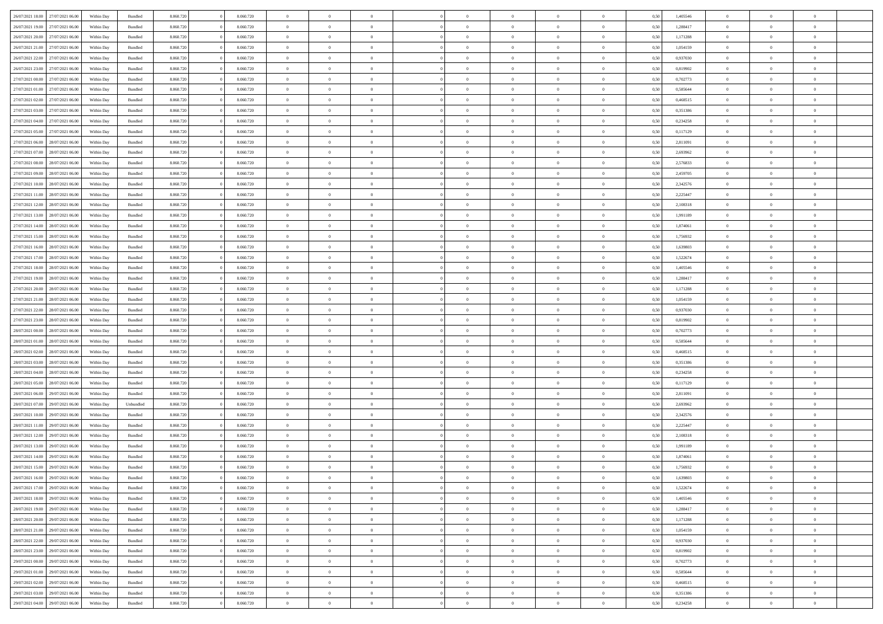| | | | | | | | | | | | | | | | | | | | | | |
|---|---|---|---|---|---|---|---|---|---|---|---|---|---|---|---|---|---|---|---|---|---|
| 26/07/2021 18:00 | 27/07/2021 06:00 | Within Day | Bundled | 8.060.720 | 0 | 8.060.720 | 0 | 0 | 0 | | 0 | 0 | 0 | 0 | 0,50 | 1,405546 | 0 | 0 | 0 | |
| 26/07/2021 19:00 | 27/07/2021 06:00 | Within Day | Bundled | 8.060.720 | 0 | 8.060.720 | 0 | 0 | 0 | | 0 | 0 | 0 | 0 | 0,50 | 1,288417 | 0 | 0 | 0 | |
| 26/07/2021 20:00 | 27/07/2021 06:00 | Within Day | Bundled | 8.060.720 | 0 | 8.060.720 | 0 | 0 | 0 | | 0 | 0 | 0 | 0 | 0,50 | 1,171288 | 0 | 0 | 0 | |
| 26/07/2021 21:00 | 27/07/2021 06:00 | Within Day | Bundled | 8.060.720 | 0 | 8.060.720 | 0 | 0 | 0 | | 0 | 0 | 0 | 0 | 0,50 | 1,054159 | 0 | 0 | 0 | |
| 26/07/2021 22:00 | 27/07/2021 06:00 | Within Day | Bundled | 8.060.720 | 0 | 8.060.720 | 0 | 0 | 0 | | 0 | 0 | 0 | 0 | 0,50 | 0,937030 | 0 | 0 | 0 | |
| 26/07/2021 23:00 | 27/07/2021 06:00 | Within Day | Bundled | 8.060.720 | 0 | 8.060.720 | 0 | 0 | 0 | | 0 | 0 | 0 | 0 | 0,50 | 0,819902 | 0 | 0 | 0 | |
| 27/07/2021 00:00 | 27/07/2021 06:00 | Within Day | Bundled | 8.060.720 | 0 | 8.060.720 | 0 | 0 | 0 | | 0 | 0 | 0 | 0 | 0,50 | 0,702773 | 0 | 0 | 0 | |
| 27/07/2021 01:00 | 27/07/2021 06:00 | Within Day | Bundled | 8.060.720 | 0 | 8.060.720 | 0 | 0 | 0 | | 0 | 0 | 0 | 0 | 0,50 | 0,585644 | 0 | 0 | 0 | |
| 27/07/2021 02:00 | 27/07/2021 06:00 | Within Day | Bundled | 8.060.720 | 0 | 8.060.720 | 0 | 0 | 0 | | 0 | 0 | 0 | 0 | 0,50 | 0,468515 | 0 | 0 | 0 | |
| 27/07/2021 03:00 | 27/07/2021 06:00 | Within Day | Bundled | 8.060.720 | 0 | 8.060.720 | 0 | 0 | 0 | | 0 | 0 | 0 | 0 | 0,50 | 0,351386 | 0 | 0 | 0 | |
| 27/07/2021 04:00 | 27/07/2021 06:00 | Within Day | Bundled | 8.060.720 | 0 | 8.060.720 | 0 | 0 | 0 | | 0 | 0 | 0 | 0 | 0,50 | 0,234258 | 0 | 0 | 0 | |
| 27/07/2021 05:00 | 27/07/2021 06:00 | Within Day | Bundled | 8.060.720 | 0 | 8.060.720 | 0 | 0 | 0 | | 0 | 0 | 0 | 0 | 0,50 | 0,117129 | 0 | 0 | 0 | |
| 27/07/2021 06:00 | 28/07/2021 06:00 | Within Day | Bundled | 8.060.720 | 0 | 8.060.720 | 0 | 0 | 0 | | 0 | 0 | 0 | 0 | 0,50 | 2,811091 | 0 | 0 | 0 | |
| 27/07/2021 07:00 | 28/07/2021 06:00 | Within Day | Bundled | 8.060.720 | 0 | 8.060.720 | 0 | 0 | 0 | | 0 | 0 | 0 | 0 | 0,50 | 2,693962 | 0 | 0 | 0 | |
| 27/07/2021 08:00 | 28/07/2021 06:00 | Within Day | Bundled | 8.060.720 | 0 | 8.060.720 | 0 | 0 | 0 | | 0 | 0 | 0 | 0 | 0,50 | 2,576833 | 0 | 0 | 0 | |
| 27/07/2021 09:00 | 28/07/2021 06:00 | Within Day | Bundled | 8.060.720 | 0 | 8.060.720 | 0 | 0 | 0 | | 0 | 0 | 0 | 0 | 0,50 | 2,459705 | 0 | 0 | 0 | |
| 27/07/2021 10:00 | 28/07/2021 06:00 | Within Day | Bundled | 8.060.720 | 0 | 8.060.720 | 0 | 0 | 0 | | 0 | 0 | 0 | 0 | 0,50 | 2,342576 | 0 | 0 | 0 | |
| 27/07/2021 11:00 | 28/07/2021 06:00 | Within Day | Bundled | 8.060.720 | 0 | 8.060.720 | 0 | 0 | 0 | | 0 | 0 | 0 | 0 | 0,50 | 2,225447 | 0 | 0 | 0 | |
| 27/07/2021 12:00 | 28/07/2021 06:00 | Within Day | Bundled | 8.060.720 | 0 | 8.060.720 | 0 | 0 | 0 | | 0 | 0 | 0 | 0 | 0,50 | 2,108318 | 0 | 0 | 0 | |
| 27/07/2021 13:00 | 28/07/2021 06:00 | Within Day | Bundled | 8.060.720 | 0 | 8.060.720 | 0 | 0 | 0 | | 0 | 0 | 0 | 0 | 0,50 | 1,991189 | 0 | 0 | 0 | |
| 27/07/2021 14:00 | 28/07/2021 06:00 | Within Day | Bundled | 8.060.720 | 0 | 8.060.720 | 0 | 0 | 0 | | 0 | 0 | 0 | 0 | 0,50 | 1,874061 | 0 | 0 | 0 | |
| 27/07/2021 15:00 | 28/07/2021 06:00 | Within Day | Bundled | 8.060.720 | 0 | 8.060.720 | 0 | 0 | 0 | | 0 | 0 | 0 | 0 | 0,50 | 1,756932 | 0 | 0 | 0 | |
| 27/07/2021 16:00 | 28/07/2021 06:00 | Within Day | Bundled | 8.060.720 | 0 | 8.060.720 | 0 | 0 | 0 | | 0 | 0 | 0 | 0 | 0,50 | 1,639803 | 0 | 0 | 0 | |
| 27/07/2021 17:00 | 28/07/2021 06:00 | Within Day | Bundled | 8.060.720 | 0 | 8.060.720 | 0 | 0 | 0 | | 0 | 0 | 0 | 0 | 0,50 | 1,522674 | 0 | 0 | 0 | |
| 27/07/2021 18:00 | 28/07/2021 06:00 | Within Day | Bundled | 8.060.720 | 0 | 8.060.720 | 0 | 0 | 0 | | 0 | 0 | 0 | 0 | 0,50 | 1,405546 | 0 | 0 | 0 | |
| 27/07/2021 19:00 | 28/07/2021 06:00 | Within Day | Bundled | 8.060.720 | 0 | 8.060.720 | 0 | 0 | 0 | | 0 | 0 | 0 | 0 | 0,50 | 1,288417 | 0 | 0 | 0 | |
| 27/07/2021 20:00 | 28/07/2021 06:00 | Within Day | Bundled | 8.060.720 | 0 | 8.060.720 | 0 | 0 | 0 | | 0 | 0 | 0 | 0 | 0,50 | 1,171288 | 0 | 0 | 0 | |
| 27/07/2021 21:00 | 28/07/2021 06:00 | Within Day | Bundled | 8.060.720 | 0 | 8.060.720 | 0 | 0 | 0 | | 0 | 0 | 0 | 0 | 0,50 | 1,054159 | 0 | 0 | 0 | |
| 27/07/2021 22:00 | 28/07/2021 06:00 | Within Day | Bundled | 8.060.720 | 0 | 8.060.720 | 0 | 0 | 0 | | 0 | 0 | 0 | 0 | 0,50 | 0,937030 | 0 | 0 | 0 | |
| 27/07/2021 23:00 | 28/07/2021 06:00 | Within Day | Bundled | 8.060.720 | 0 | 8.060.720 | 0 | 0 | 0 | | 0 | 0 | 0 | 0 | 0,50 | 0,819902 | 0 | 0 | 0 | |
| 28/07/2021 00:00 | 28/07/2021 06:00 | Within Day | Bundled | 8.060.720 | 0 | 8.060.720 | 0 | 0 | 0 | | 0 | 0 | 0 | 0 | 0,50 | 0,702773 | 0 | 0 | 0 | |
| 28/07/2021 01:00 | 28/07/2021 06:00 | Within Day | Bundled | 8.060.720 | 0 | 8.060.720 | 0 | 0 | 0 | | 0 | 0 | 0 | 0 | 0,50 | 0,585644 | 0 | 0 | 0 | |
| 28/07/2021 02:00 | 28/07/2021 06:00 | Within Day | Bundled | 8.060.720 | 0 | 8.060.720 | 0 | 0 | 0 | | 0 | 0 | 0 | 0 | 0,50 | 0,468515 | 0 | 0 | 0 | |
| 28/07/2021 03:00 | 28/07/2021 06:00 | Within Day | Bundled | 8.060.720 | 0 | 8.060.720 | 0 | 0 | 0 | | 0 | 0 | 0 | 0 | 0,50 | 0,351386 | 0 | 0 | 0 | |
| 28/07/2021 04:00 | 28/07/2021 06:00 | Within Day | Bundled | 8.060.720 | 0 | 8.060.720 | 0 | 0 | 0 | | 0 | 0 | 0 | 0 | 0,50 | 0,234258 | 0 | 0 | 0 | |
| 28/07/2021 05:00 | 28/07/2021 06:00 | Within Day | Bundled | 8.060.720 | 0 | 8.060.720 | 0 | 0 | 0 | | 0 | 0 | 0 | 0 | 0,50 | 0,117129 | 0 | 0 | 0 | |
| 28/07/2021 06:00 | 29/07/2021 06:00 | Within Day | Bundled | 8.060.720 | 0 | 8.060.720 | 0 | 0 | 0 | | 0 | 0 | 0 | 0 | 0,50 | 2,811091 | 0 | 0 | 0 | |
| 28/07/2021 07:00 | 29/07/2021 06:00 | Within Day | Unbundled | 8.060.720 | 0 | 8.060.720 | 0 | 0 | 0 | | 0 | 0 | 0 | 0 | 0,50 | 2,693962 | 0 | 0 | 0 | |
| 28/07/2021 10:00 | 29/07/2021 06:00 | Within Day | Bundled | 8.060.720 | 0 | 8.060.720 | 0 | 0 | 0 | | 0 | 0 | 0 | 0 | 0,50 | 2,342576 | 0 | 0 | 0 | |
| 28/07/2021 11:00 | 29/07/2021 06:00 | Within Day | Bundled | 8.060.720 | 0 | 8.060.720 | 0 | 0 | 0 | | 0 | 0 | 0 | 0 | 0,50 | 2,225447 | 0 | 0 | 0 | |
| 28/07/2021 12:00 | 29/07/2021 06:00 | Within Day | Bundled | 8.060.720 | 0 | 8.060.720 | 0 | 0 | 0 | | 0 | 0 | 0 | 0 | 0,50 | 2,108318 | 0 | 0 | 0 | |
| 28/07/2021 13:00 | 29/07/2021 06:00 | Within Day | Bundled | 8.060.720 | 0 | 8.060.720 | 0 | 0 | 0 | | 0 | 0 | 0 | 0 | 0,50 | 1,991189 | 0 | 0 | 0 | |
| 28/07/2021 14:00 | 29/07/2021 06:00 | Within Day | Bundled | 8.060.720 | 0 | 8.060.720 | 0 | 0 | 0 | | 0 | 0 | 0 | 0 | 0,50 | 1,874061 | 0 | 0 | 0 | |
| 28/07/2021 15:00 | 29/07/2021 06:00 | Within Day | Bundled | 8.060.720 | 0 | 8.060.720 | 0 | 0 | 0 | | 0 | 0 | 0 | 0 | 0,50 | 1,756932 | 0 | 0 | 0 | |
| 28/07/2021 16:00 | 29/07/2021 06:00 | Within Day | Bundled | 8.060.720 | 0 | 8.060.720 | 0 | 0 | 0 | | 0 | 0 | 0 | 0 | 0,50 | 1,639803 | 0 | 0 | 0 | |
| 28/07/2021 17:00 | 29/07/2021 06:00 | Within Day | Bundled | 8.060.720 | 0 | 8.060.720 | 0 | 0 | 0 | | 0 | 0 | 0 | 0 | 0,50 | 1,522674 | 0 | 0 | 0 | |
| 28/07/2021 18:00 | 29/07/2021 06:00 | Within Day | Bundled | 8.060.720 | 0 | 8.060.720 | 0 | 0 | 0 | | 0 | 0 | 0 | 0 | 0,50 | 1,405546 | 0 | 0 | 0 | |
| 28/07/2021 19:00 | 29/07/2021 06:00 | Within Day | Bundled | 8.060.720 | 0 | 8.060.720 | 0 | 0 | 0 | | 0 | 0 | 0 | 0 | 0,50 | 1,288417 | 0 | 0 | 0 | |
| 28/07/2021 20:00 | 29/07/2021 06:00 | Within Day | Bundled | 8.060.720 | 0 | 8.060.720 | 0 | 0 | 0 | | 0 | 0 | 0 | 0 | 0,50 | 1,171288 | 0 | 0 | 0 | |
| 28/07/2021 21:00 | 29/07/2021 06:00 | Within Day | Bundled | 8.060.720 | 0 | 8.060.720 | 0 | 0 | 0 | | 0 | 0 | 0 | 0 | 0,50 | 1,054159 | 0 | 0 | 0 | |
| 28/07/2021 22:00 | 29/07/2021 06:00 | Within Day | Bundled | 8.060.720 | 0 | 8.060.720 | 0 | 0 | 0 | | 0 | 0 | 0 | 0 | 0,50 | 0,937030 | 0 | 0 | 0 | |
| 28/07/2021 23:00 | 29/07/2021 06:00 | Within Day | Bundled | 8.060.720 | 0 | 8.060.720 | 0 | 0 | 0 | | 0 | 0 | 0 | 0 | 0,50 | 0,819902 | 0 | 0 | 0 | |
| 29/07/2021 00:00 | 29/07/2021 06:00 | Within Day | Bundled | 8.060.720 | 0 | 8.060.720 | 0 | 0 | 0 | | 0 | 0 | 0 | 0 | 0,50 | 0,702773 | 0 | 0 | 0 | |
| 29/07/2021 01:00 | 29/07/2021 06:00 | Within Day | Bundled | 8.060.720 | 0 | 8.060.720 | 0 | 0 | 0 | | 0 | 0 | 0 | 0 | 0,50 | 0,585644 | 0 | 0 | 0 | |
| 29/07/2021 02:00 | 29/07/2021 06:00 | Within Day | Bundled | 8.060.720 | 0 | 8.060.720 | 0 | 0 | 0 | | 0 | 0 | 0 | 0 | 0,50 | 0,468515 | 0 | 0 | 0 | |
| 29/07/2021 03:00 | 29/07/2021 06:00 | Within Day | Bundled | 8.060.720 | 0 | 8.060.720 | 0 | 0 | 0 | | 0 | 0 | 0 | 0 | 0,50 | 0,351386 | 0 | 0 | 0 | |
| 29/07/2021 04:00 | 29/07/2021 06:00 | Within Day | Bundled | 8.060.720 | 0 | 8.060.720 | 0 | 0 | 0 | | 0 | 0 | 0 | 0 | 0,50 | 0,234258 | 0 | 0 | 0 | |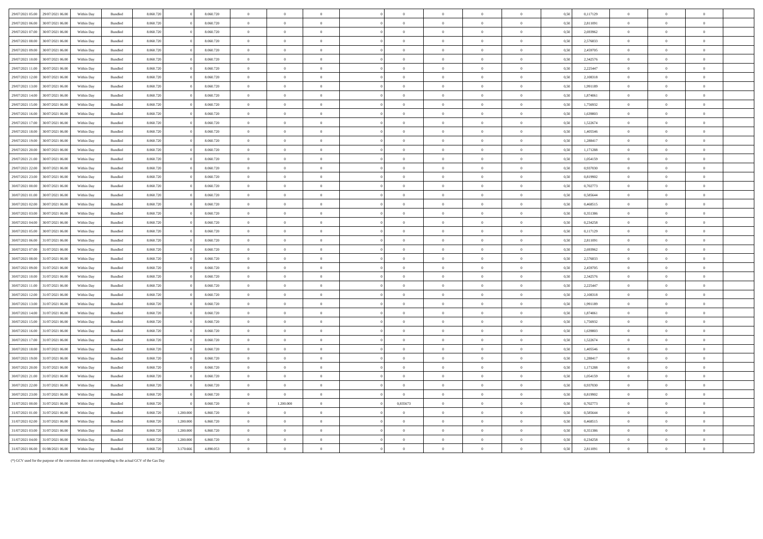| | | | | | | | | | | | | | | | | | | | | |
|---|---|---|---|---|---|---|---|---|---|---|---|---|---|---|---|---|---|---|---|---|
| 29/07/2021 05.00 | 29/07/2021 06.00 | Within Day | Bundled | 8.060.720 | 0 | 8.060.720 | 0 | 0 | 0 | 0 | 0 | 0 | 0 | 0 | 0,50 | 0,117129 | 0 | 0 | 0 | |
| 29/07/2021 06.00 | 30/07/2021 06.00 | Within Day | Bundled | 8.060.720 | 0 | 8.060.720 | 0 | 0 | 0 | 0 | 0 | 0 | 0 | 0 | 0,50 | 2,811091 | 0 | 0 | 0 | |
| 29/07/2021 07.00 | 30/07/2021 06.00 | Within Day | Bundled | 8.060.720 | 0 | 8.060.720 | 0 | 0 | 0 | 0 | 0 | 0 | 0 | 0 | 0,50 | 2,693962 | 0 | 0 | 0 | |
| 29/07/2021 08.00 | 30/07/2021 06.00 | Within Day | Bundled | 8.060.720 | 0 | 8.060.720 | 0 | 0 | 0 | 0 | 0 | 0 | 0 | 0 | 0,50 | 2,576833 | 0 | 0 | 0 | |
| 29/07/2021 09.00 | 30/07/2021 06.00 | Within Day | Bundled | 8.060.720 | 0 | 8.060.720 | 0 | 0 | 0 | 0 | 0 | 0 | 0 | 0 | 0,50 | 2,459705 | 0 | 0 | 0 | |
| 29/07/2021 10.00 | 30/07/2021 06.00 | Within Day | Bundled | 8.060.720 | 0 | 8.060.720 | 0 | 0 | 0 | 0 | 0 | 0 | 0 | 0 | 0,50 | 2,342576 | 0 | 0 | 0 | |
| 29/07/2021 11.00 | 30/07/2021 06.00 | Within Day | Bundled | 8.060.720 | 0 | 8.060.720 | 0 | 0 | 0 | 0 | 0 | 0 | 0 | 0 | 0,50 | 2,225447 | 0 | 0 | 0 | |
| 29/07/2021 12.00 | 30/07/2021 06.00 | Within Day | Bundled | 8.060.720 | 0 | 8.060.720 | 0 | 0 | 0 | 0 | 0 | 0 | 0 | 0 | 0,50 | 2,108318 | 0 | 0 | 0 | |
| 29/07/2021 13.00 | 30/07/2021 06.00 | Within Day | Bundled | 8.060.720 | 0 | 8.060.720 | 0 | 0 | 0 | 0 | 0 | 0 | 0 | 0 | 0,50 | 1,991189 | 0 | 0 | 0 | |
| 29/07/2021 14.00 | 30/07/2021 06.00 | Within Day | Bundled | 8.060.720 | 0 | 8.060.720 | 0 | 0 | 0 | 0 | 0 | 0 | 0 | 0 | 0,50 | 1,874061 | 0 | 0 | 0 | |
| 29/07/2021 15.00 | 30/07/2021 06.00 | Within Day | Bundled | 8.060.720 | 0 | 8.060.720 | 0 | 0 | 0 | 0 | 0 | 0 | 0 | 0 | 0,50 | 1,756932 | 0 | 0 | 0 | |
| 29/07/2021 16.00 | 30/07/2021 06.00 | Within Day | Bundled | 8.060.720 | 0 | 8.060.720 | 0 | 0 | 0 | 0 | 0 | 0 | 0 | 0 | 0,50 | 1,639803 | 0 | 0 | 0 | |
| 29/07/2021 17.00 | 30/07/2021 06.00 | Within Day | Bundled | 8.060.720 | 0 | 8.060.720 | 0 | 0 | 0 | 0 | 0 | 0 | 0 | 0 | 0,50 | 1,522674 | 0 | 0 | 0 | |
| 29/07/2021 18.00 | 30/07/2021 06.00 | Within Day | Bundled | 8.060.720 | 0 | 8.060.720 | 0 | 0 | 0 | 0 | 0 | 0 | 0 | 0 | 0,50 | 1,405546 | 0 | 0 | 0 | |
| 29/07/2021 19.00 | 30/07/2021 06.00 | Within Day | Bundled | 8.060.720 | 0 | 8.060.720 | 0 | 0 | 0 | 0 | 0 | 0 | 0 | 0 | 0,50 | 1,288417 | 0 | 0 | 0 | |
| 29/07/2021 20.00 | 30/07/2021 06.00 | Within Day | Bundled | 8.060.720 | 0 | 8.060.720 | 0 | 0 | 0 | 0 | 0 | 0 | 0 | 0 | 0,50 | 1,171288 | 0 | 0 | 0 | |
| 29/07/2021 21.00 | 30/07/2021 06.00 | Within Day | Bundled | 8.060.720 | 0 | 8.060.720 | 0 | 0 | 0 | 0 | 0 | 0 | 0 | 0 | 0,50 | 1,054159 | 0 | 0 | 0 | |
| 29/07/2021 22.00 | 30/07/2021 06.00 | Within Day | Bundled | 8.060.720 | 0 | 8.060.720 | 0 | 0 | 0 | 0 | 0 | 0 | 0 | 0 | 0,50 | 0,937030 | 0 | 0 | 0 | |
| 29/07/2021 23.00 | 30/07/2021 06.00 | Within Day | Bundled | 8.060.720 | 0 | 8.060.720 | 0 | 0 | 0 | 0 | 0 | 0 | 0 | 0 | 0,50 | 0,819902 | 0 | 0 | 0 | |
| 30/07/2021 00.00 | 30/07/2021 06.00 | Within Day | Bundled | 8.060.720 | 0 | 8.060.720 | 0 | 0 | 0 | 0 | 0 | 0 | 0 | 0 | 0,50 | 0,702773 | 0 | 0 | 0 | |
| 30/07/2021 01.00 | 30/07/2021 06.00 | Within Day | Bundled | 8.060.720 | 0 | 8.060.720 | 0 | 0 | 0 | 0 | 0 | 0 | 0 | 0 | 0,50 | 0,585644 | 0 | 0 | 0 | |
| 30/07/2021 02.00 | 30/07/2021 06.00 | Within Day | Bundled | 8.060.720 | 0 | 8.060.720 | 0 | 0 | 0 | 0 | 0 | 0 | 0 | 0 | 0,50 | 0,468515 | 0 | 0 | 0 | |
| 30/07/2021 03.00 | 30/07/2021 06.00 | Within Day | Bundled | 8.060.720 | 0 | 8.060.720 | 0 | 0 | 0 | 0 | 0 | 0 | 0 | 0 | 0,50 | 0,351386 | 0 | 0 | 0 | |
| 30/07/2021 04.00 | 30/07/2021 06.00 | Within Day | Bundled | 8.060.720 | 0 | 8.060.720 | 0 | 0 | 0 | 0 | 0 | 0 | 0 | 0 | 0,50 | 0,234258 | 0 | 0 | 0 | |
| 30/07/2021 05.00 | 30/07/2021 06.00 | Within Day | Bundled | 8.060.720 | 0 | 8.060.720 | 0 | 0 | 0 | 0 | 0 | 0 | 0 | 0 | 0,50 | 0,117129 | 0 | 0 | 0 | |
| 30/07/2021 06.00 | 31/07/2021 06.00 | Within Day | Bundled | 8.060.720 | 0 | 8.060.720 | 0 | 0 | 0 | 0 | 0 | 0 | 0 | 0 | 0,50 | 2,811091 | 0 | 0 | 0 | |
| 30/07/2021 07.00 | 31/07/2021 06.00 | Within Day | Bundled | 8.060.720 | 0 | 8.060.720 | 0 | 0 | 0 | 0 | 0 | 0 | 0 | 0 | 0,50 | 2,693962 | 0 | 0 | 0 | |
| 30/07/2021 08.00 | 31/07/2021 06.00 | Within Day | Bundled | 8.060.720 | 0 | 8.060.720 | 0 | 0 | 0 | 0 | 0 | 0 | 0 | 0 | 0,50 | 2,576833 | 0 | 0 | 0 | |
| 30/07/2021 09.00 | 31/07/2021 06.00 | Within Day | Bundled | 8.060.720 | 0 | 8.060.720 | 0 | 0 | 0 | 0 | 0 | 0 | 0 | 0 | 0,50 | 2,459705 | 0 | 0 | 0 | |
| 30/07/2021 10.00 | 31/07/2021 06.00 | Within Day | Bundled | 8.060.720 | 0 | 8.060.720 | 0 | 0 | 0 | 0 | 0 | 0 | 0 | 0 | 0,50 | 2,342576 | 0 | 0 | 0 | |
| 30/07/2021 11.00 | 31/07/2021 06.00 | Within Day | Bundled | 8.060.720 | 0 | 8.060.720 | 0 | 0 | 0 | 0 | 0 | 0 | 0 | 0 | 0,50 | 2,225447 | 0 | 0 | 0 | |
| 30/07/2021 12.00 | 31/07/2021 06.00 | Within Day | Bundled | 8.060.720 | 0 | 8.060.720 | 0 | 0 | 0 | 0 | 0 | 0 | 0 | 0 | 0,50 | 2,108318 | 0 | 0 | 0 | |
| 30/07/2021 13.00 | 31/07/2021 06.00 | Within Day | Bundled | 8.060.720 | 0 | 8.060.720 | 0 | 0 | 0 | 0 | 0 | 0 | 0 | 0 | 0,50 | 1,991189 | 0 | 0 | 0 | |
| 30/07/2021 14.00 | 31/07/2021 06.00 | Within Day | Bundled | 8.060.720 | 0 | 8.060.720 | 0 | 0 | 0 | 0 | 0 | 0 | 0 | 0 | 0,50 | 1,874061 | 0 | 0 | 0 | |
| 30/07/2021 15.00 | 31/07/2021 06.00 | Within Day | Bundled | 8.060.720 | 0 | 8.060.720 | 0 | 0 | 0 | 0 | 0 | 0 | 0 | 0 | 0,50 | 1,756932 | 0 | 0 | 0 | |
| 30/07/2021 16.00 | 31/07/2021 06.00 | Within Day | Bundled | 8.060.720 | 0 | 8.060.720 | 0 | 0 | 0 | 0 | 0 | 0 | 0 | 0 | 0,50 | 1,639803 | 0 | 0 | 0 | |
| 30/07/2021 17.00 | 31/07/2021 06.00 | Within Day | Bundled | 8.060.720 | 0 | 8.060.720 | 0 | 0 | 0 | 0 | 0 | 0 | 0 | 0 | 0,50 | 1,522674 | 0 | 0 | 0 | |
| 30/07/2021 18.00 | 31/07/2021 06.00 | Within Day | Bundled | 8.060.720 | 0 | 8.060.720 | 0 | 0 | 0 | 0 | 0 | 0 | 0 | 0 | 0,50 | 1,405546 | 0 | 0 | 0 | |
| 30/07/2021 19.00 | 31/07/2021 06.00 | Within Day | Bundled | 8.060.720 | 0 | 8.060.720 | 0 | 0 | 0 | 0 | 0 | 0 | 0 | 0 | 0,50 | 1,288417 | 0 | 0 | 0 | |
| 30/07/2021 20.00 | 31/07/2021 06.00 | Within Day | Bundled | 8.060.720 | 0 | 8.060.720 | 0 | 0 | 0 | 0 | 0 | 0 | 0 | 0 | 0,50 | 1,171288 | 0 | 0 | 0 | |
| 30/07/2021 21.00 | 31/07/2021 06.00 | Within Day | Bundled | 8.060.720 | 0 | 8.060.720 | 0 | 0 | 0 | 0 | 0 | 0 | 0 | 0 | 0,50 | 1,054159 | 0 | 0 | 0 | |
| 30/07/2021 22.00 | 31/07/2021 06.00 | Within Day | Bundled | 8.060.720 | 0 | 8.060.720 | 0 | 0 | 0 | 0 | 0 | 0 | 0 | 0 | 0,50 | 0,937030 | 0 | 0 | 0 | |
| 30/07/2021 23.00 | 31/07/2021 06.00 | Within Day | Bundled | 8.060.720 | 0 | 8.060.720 | 0 | 0 | 0 | 0 | 0 | 0 | 0 | 0 | 0,50 | 0,819902 | 0 | 0 | 0 | |
| 31/07/2021 00.00 | 31/07/2021 06.00 | Within Day | Bundled | 8.060.720 | 0 | 8.060.720 | 0 | 1.200.000 | 0 | 0 | 0,835673 | 0 | 0 | 0 | 0,50 | 0,702773 | 0 | 0 | 0 | |
| 31/07/2021 01.00 | 31/07/2021 06.00 | Within Day | Bundled | 8.060.720 | 1.200.000 | 6.860.720 | 0 | 0 | 0 | 0 | 0 | 0 | 0 | 0 | 0,50 | 0,585644 | 0 | 0 | 0 | |
| 31/07/2021 02.00 | 31/07/2021 06.00 | Within Day | Bundled | 8.060.720 | 1.200.000 | 6.860.720 | 0 | 0 | 0 | 0 | 0 | 0 | 0 | 0 | 0,50 | 0,468515 | 0 | 0 | 0 | |
| 31/07/2021 03.00 | 31/07/2021 06.00 | Within Day | Bundled | 8.060.720 | 1.200.000 | 6.860.720 | 0 | 0 | 0 | 0 | 0 | 0 | 0 | 0 | 0,50 | 0,351386 | 0 | 0 | 0 | |
| 31/07/2021 04.00 | 31/07/2021 06.00 | Within Day | Bundled | 8.060.720 | 1.200.000 | 6.860.720 | 0 | 0 | 0 | 0 | 0 | 0 | 0 | 0 | 0,50 | 0,234258 | 0 | 0 | 0 | |
| 31/07/2021 06.00 | 01/08/2021 06.00 | Within Day | Bundled | 8.060.720 | 3.170.666 | 4.890.053 | 0 | 0 | 0 | 0 | 0 | 0 | 0 | 0 | 0,50 | 2,811091 | 0 | 0 | 0 | |

(*) GCV used for the purpose of the conversion does not corresponding to the actual GCV of the Gas Day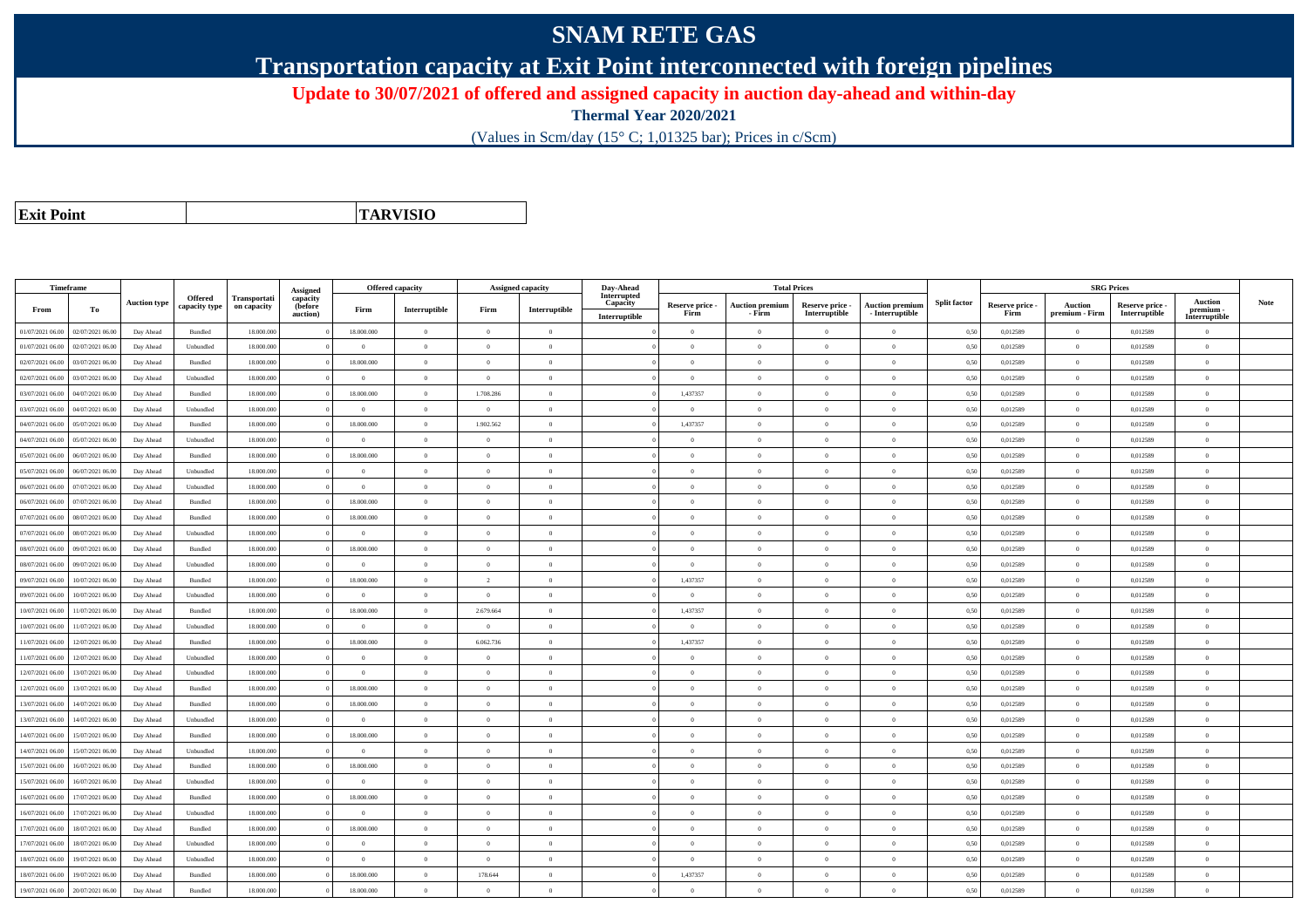# SNAM RETE GAS

## Transportation capacity at Exit Point interconnected with foreign pipelines

**Update to 30/07/2021 of offered and assigned capacity in auction day-ahead and within-day**

**Thermal Year 2020/2021**

(Values in Scm/day (15° C; 1,01325 bar); Prices in c/Scm)

| **Exit Point** | | **TARVISIO** |
|---|---|---|

| Timeframe | | Auction type | Offered capacity type | Transportation capacity | Assigned capacity (before auction) | Offered capacity | | Assigned capacity | | Day-Ahead Interrupted Capacity | Total Prices | | | | Split factor | SRG Prices | | | | Note |
|---|---|---|---|---|---|---|---|---|---|---|---|---|---|---|---|---|---|---|---|---|
| From | To | | | | | Firm | Interruptible | Firm | Interruptible | Interruptible | Reserve price - Firm | Auction premium - Firm | Reserve price - Interruptible | Auction premium - Interruptible | | Reserve price - Firm | Auction premium - Firm | Reserve price - Interruptible | Auction premium - Interruptible | |
| 01/07/2021 06.00 | 02/07/2021 06.00 | Day Ahead | Bundled | 18.000.000 | 0 | 18.000.000 | 0 | 0 | 0 | 0 | 0 | 0 | 0 | 0 | 0,50 | 0,012589 | 0 | 0,012589 | 0 | |
| 01/07/2021 06.00 | 02/07/2021 06.00 | Day Ahead | Unbundled | 18.000.000 | 0 | 0 | 0 | 0 | 0 | 0 | 0 | 0 | 0 | 0 | 0,50 | 0,012589 | 0 | 0,012589 | 0 | |
| 02/07/2021 06.00 | 03/07/2021 06.00 | Day Ahead | Bundled | 18.000.000 | 0 | 18.000.000 | 0 | 0 | 0 | 0 | 0 | 0 | 0 | 0 | 0,50 | 0,012589 | 0 | 0,012589 | 0 | |
| 02/07/2021 06.00 | 03/07/2021 06.00 | Day Ahead | Unbundled | 18.000.000 | 0 | 0 | 0 | 0 | 0 | 0 | 0 | 0 | 0 | 0 | 0,50 | 0,012589 | 0 | 0,012589 | 0 | |
| 03/07/2021 06.00 | 04/07/2021 06.00 | Day Ahead | Bundled | 18.000.000 | 0 | 18.000.000 | 0 | 1.708.286 | 0 | 0 | 1,437357 | 0 | 0 | 0 | 0,50 | 0,012589 | 0 | 0,012589 | 0 | |
| 03/07/2021 06.00 | 04/07/2021 06.00 | Day Ahead | Unbundled | 18.000.000 | 0 | 0 | 0 | 0 | 0 | 0 | 0 | 0 | 0 | 0 | 0,50 | 0,012589 | 0 | 0,012589 | 0 | |
| 04/07/2021 06.00 | 05/07/2021 06.00 | Day Ahead | Bundled | 18.000.000 | 0 | 18.000.000 | 0 | 1.902.562 | 0 | 0 | 1,437357 | 0 | 0 | 0 | 0,50 | 0,012589 | 0 | 0,012589 | 0 | |
| 04/07/2021 06.00 | 05/07/2021 06.00 | Day Ahead | Unbundled | 18.000.000 | 0 | 0 | 0 | 0 | 0 | 0 | 0 | 0 | 0 | 0 | 0,50 | 0,012589 | 0 | 0,012589 | 0 | |
| 05/07/2021 06.00 | 06/07/2021 06.00 | Day Ahead | Bundled | 18.000.000 | 0 | 18.000.000 | 0 | 0 | 0 | 0 | 0 | 0 | 0 | 0 | 0,50 | 0,012589 | 0 | 0,012589 | 0 | |
| 05/07/2021 06.00 | 06/07/2021 06.00 | Day Ahead | Unbundled | 18.000.000 | 0 | 0 | 0 | 0 | 0 | 0 | 0 | 0 | 0 | 0 | 0,50 | 0,012589 | 0 | 0,012589 | 0 | |
| 06/07/2021 06.00 | 07/07/2021 06.00 | Day Ahead | Unbundled | 18.000.000 | 0 | 0 | 0 | 0 | 0 | 0 | 0 | 0 | 0 | 0 | 0,50 | 0,012589 | 0 | 0,012589 | 0 | |
| 06/07/2021 06.00 | 07/07/2021 06.00 | Day Ahead | Bundled | 18.000.000 | 0 | 18.000.000 | 0 | 0 | 0 | 0 | 0 | 0 | 0 | 0 | 0,50 | 0,012589 | 0 | 0,012589 | 0 | |
| 07/07/2021 06.00 | 08/07/2021 06.00 | Day Ahead | Bundled | 18.000.000 | 0 | 18.000.000 | 0 | 0 | 0 | 0 | 0 | 0 | 0 | 0 | 0,50 | 0,012589 | 0 | 0,012589 | 0 | |
| 07/07/2021 06.00 | 08/07/2021 06.00 | Day Ahead | Unbundled | 18.000.000 | 0 | 0 | 0 | 0 | 0 | 0 | 0 | 0 | 0 | 0 | 0,50 | 0,012589 | 0 | 0,012589 | 0 | |
| 08/07/2021 06.00 | 09/07/2021 06.00 | Day Ahead | Bundled | 18.000.000 | 0 | 18.000.000 | 0 | 0 | 0 | 0 | 0 | 0 | 0 | 0 | 0,50 | 0,012589 | 0 | 0,012589 | 0 | |
| 08/07/2021 06.00 | 09/07/2021 06.00 | Day Ahead | Unbundled | 18.000.000 | 0 | 0 | 0 | 0 | 0 | 0 | 0 | 0 | 0 | 0 | 0,50 | 0,012589 | 0 | 0,012589 | 0 | |
| 09/07/2021 06.00 | 10/07/2021 06.00 | Day Ahead | Bundled | 18.000.000 | 0 | 18.000.000 | 0 | 2 | 0 | 0 | 1,437357 | 0 | 0 | 0 | 0,50 | 0,012589 | 0 | 0,012589 | 0 | |
| 09/07/2021 06.00 | 10/07/2021 06.00 | Day Ahead | Unbundled | 18.000.000 | 0 | 0 | 0 | 0 | 0 | 0 | 0 | 0 | 0 | 0 | 0,50 | 0,012589 | 0 | 0,012589 | 0 | |
| 10/07/2021 06.00 | 11/07/2021 06.00 | Day Ahead | Bundled | 18.000.000 | 0 | 18.000.000 | 0 | 2.679.664 | 0 | 0 | 1,437357 | 0 | 0 | 0 | 0,50 | 0,012589 | 0 | 0,012589 | 0 | |
| 10/07/2021 06.00 | 11/07/2021 06.00 | Day Ahead | Unbundled | 18.000.000 | 0 | 0 | 0 | 0 | 0 | 0 | 0 | 0 | 0 | 0 | 0,50 | 0,012589 | 0 | 0,012589 | 0 | |
| 11/07/2021 06.00 | 12/07/2021 06.00 | Day Ahead | Bundled | 18.000.000 | 0 | 18.000.000 | 0 | 6.062.736 | 0 | 0 | 1,437357 | 0 | 0 | 0 | 0,50 | 0,012589 | 0 | 0,012589 | 0 | |
| 11/07/2021 06.00 | 12/07/2021 06.00 | Day Ahead | Unbundled | 18.000.000 | 0 | 0 | 0 | 0 | 0 | 0 | 0 | 0 | 0 | 0 | 0,50 | 0,012589 | 0 | 0,012589 | 0 | |
| 12/07/2021 06.00 | 13/07/2021 06.00 | Day Ahead | Unbundled | 18.000.000 | 0 | 0 | 0 | 0 | 0 | 0 | 0 | 0 | 0 | 0 | 0,50 | 0,012589 | 0 | 0,012589 | 0 | |
| 12/07/2021 06.00 | 13/07/2021 06.00 | Day Ahead | Bundled | 18.000.000 | 0 | 18.000.000 | 0 | 0 | 0 | 0 | 0 | 0 | 0 | 0 | 0,50 | 0,012589 | 0 | 0,012589 | 0 | |
| 13/07/2021 06.00 | 14/07/2021 06.00 | Day Ahead | Bundled | 18.000.000 | 0 | 18.000.000 | 0 | 0 | 0 | 0 | 0 | 0 | 0 | 0 | 0,50 | 0,012589 | 0 | 0,012589 | 0 | |
| 13/07/2021 06.00 | 14/07/2021 06.00 | Day Ahead | Unbundled | 18.000.000 | 0 | 0 | 0 | 0 | 0 | 0 | 0 | 0 | 0 | 0 | 0,50 | 0,012589 | 0 | 0,012589 | 0 | |
| 14/07/2021 06.00 | 15/07/2021 06.00 | Day Ahead | Bundled | 18.000.000 | 0 | 18.000.000 | 0 | 0 | 0 | 0 | 0 | 0 | 0 | 0 | 0,50 | 0,012589 | 0 | 0,012589 | 0 | |
| 14/07/2021 06.00 | 15/07/2021 06.00 | Day Ahead | Unbundled | 18.000.000 | 0 | 0 | 0 | 0 | 0 | 0 | 0 | 0 | 0 | 0 | 0,50 | 0,012589 | 0 | 0,012589 | 0 | |
| 15/07/2021 06.00 | 16/07/2021 06.00 | Day Ahead | Bundled | 18.000.000 | 0 | 18.000.000 | 0 | 0 | 0 | 0 | 0 | 0 | 0 | 0 | 0,50 | 0,012589 | 0 | 0,012589 | 0 | |
| 15/07/2021 06.00 | 16/07/2021 06.00 | Day Ahead | Unbundled | 18.000.000 | 0 | 0 | 0 | 0 | 0 | 0 | 0 | 0 | 0 | 0 | 0,50 | 0,012589 | 0 | 0,012589 | 0 | |
| 16/07/2021 06.00 | 17/07/2021 06.00 | Day Ahead | Bundled | 18.000.000 | 0 | 18.000.000 | 0 | 0 | 0 | 0 | 0 | 0 | 0 | 0 | 0,50 | 0,012589 | 0 | 0,012589 | 0 | |
| 16/07/2021 06.00 | 17/07/2021 06.00 | Day Ahead | Unbundled | 18.000.000 | 0 | 0 | 0 | 0 | 0 | 0 | 0 | 0 | 0 | 0 | 0,50 | 0,012589 | 0 | 0,012589 | 0 | |
| 17/07/2021 06.00 | 18/07/2021 06.00 | Day Ahead | Bundled | 18.000.000 | 0 | 18.000.000 | 0 | 0 | 0 | 0 | 0 | 0 | 0 | 0 | 0,50 | 0,012589 | 0 | 0,012589 | 0 | |
| 17/07/2021 06.00 | 18/07/2021 06.00 | Day Ahead | Unbundled | 18.000.000 | 0 | 0 | 0 | 0 | 0 | 0 | 0 | 0 | 0 | 0 | 0,50 | 0,012589 | 0 | 0,012589 | 0 | |
| 18/07/2021 06.00 | 19/07/2021 06.00 | Day Ahead | Unbundled | 18.000.000 | 0 | 0 | 0 | 0 | 0 | 0 | 0 | 0 | 0 | 0 | 0,50 | 0,012589 | 0 | 0,012589 | 0 | |
| 18/07/2021 06.00 | 19/07/2021 06.00 | Day Ahead | Bundled | 18.000.000 | 0 | 18.000.000 | 0 | 178.644 | 0 | 0 | 1,437357 | 0 | 0 | 0 | 0,50 | 0,012589 | 0 | 0,012589 | 0 | |
| 19/07/2021 06.00 | 20/07/2021 06.00 | Day Ahead | Bundled | 18.000.000 | 0 | 18.000.000 | 0 | 0 | 0 | 0 | 0 | 0 | 0 | 0 | 0,50 | 0,012589 | 0 | 0,012589 | 0 | |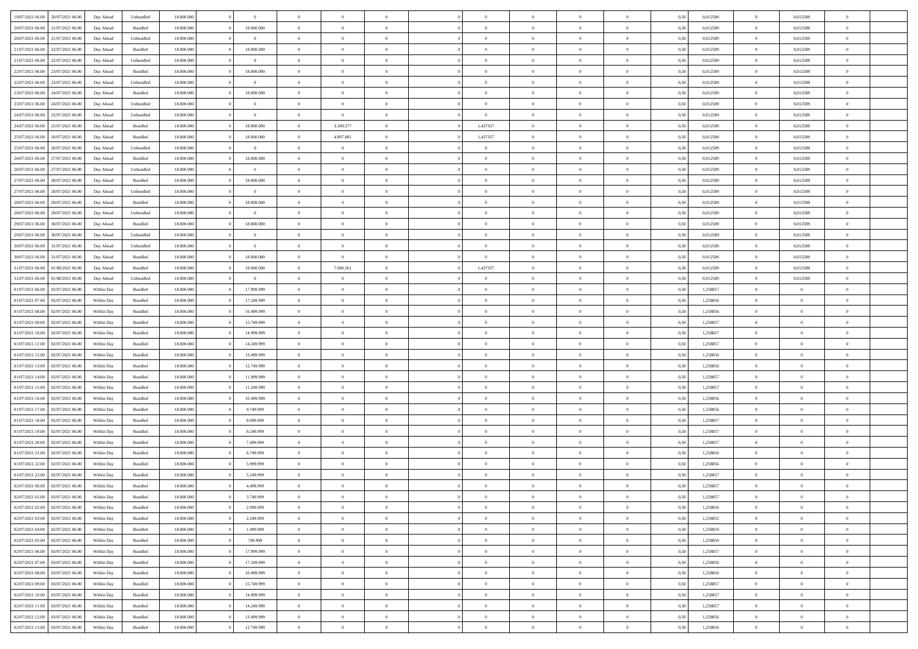| | | | | | | | | | | | | | | | | | | | | | | |
|---|---|---|---|---|---|---|---|---|---|---|---|---|---|---|---|---|---|---|---|---|---|---|
| 19/07/2021 06:00 | 20/07/2021 06:00 | Day Ahead | Unbundled | 18.000.000 | 0 | 0 | 0 | 0 | 0 | | 0 | 0 | 0 | 0 | 0,50 | 0,012589 | 0 | 0,012589 | 0 | |
| 20/07/2021 06:00 | 21/07/2021 06:00 | Day Ahead | Bundled | 18.000.000 | 0 | 18.000.000 | 0 | 0 | 0 | | 0 | 0 | 0 | 0 | 0,50 | 0,012589 | 0 | 0,012589 | 0 | |
| 20/07/2021 06:00 | 21/07/2021 06:00 | Day Ahead | Unbundled | 18.000.000 | 0 | 0 | 0 | 0 | 0 | | 0 | 0 | 0 | 0 | 0,50 | 0,012589 | 0 | 0,012589 | 0 | |
| 21/07/2021 06:00 | 22/07/2021 06:00 | Day Ahead | Bundled | 18.000.000 | 0 | 18.000.000 | 0 | 0 | 0 | | 0 | 0 | 0 | 0 | 0,50 | 0,012589 | 0 | 0,012589 | 0 | |
| 21/07/2021 06:00 | 22/07/2021 06:00 | Day Ahead | Unbundled | 18.000.000 | 0 | 0 | 0 | 0 | 0 | | 0 | 0 | 0 | 0 | 0,50 | 0,012589 | 0 | 0,012589 | 0 | |
| 22/07/2021 06:00 | 23/07/2021 06:00 | Day Ahead | Bundled | 18.000.000 | 0 | 18.000.000 | 0 | 0 | 0 | | 0 | 0 | 0 | 0 | 0,50 | 0,012589 | 0 | 0,012589 | 0 | |
| 22/07/2021 06:00 | 23/07/2021 06:00 | Day Ahead | Unbundled | 18.000.000 | 0 | 0 | 0 | 0 | 0 | | 0 | 0 | 0 | 0 | 0,50 | 0,012589 | 0 | 0,012589 | 0 | |
| 23/07/2021 06:00 | 24/07/2021 06:00 | Day Ahead | Bundled | 18.000.000 | 0 | 18.000.000 | 0 | 0 | 0 | | 0 | 0 | 0 | 0 | 0,50 | 0,012589 | 0 | 0,012589 | 0 | |
| 23/07/2021 06:00 | 24/07/2021 06:00 | Day Ahead | Unbundled | 18.000.000 | 0 | 0 | 0 | 0 | 0 | | 0 | 0 | 0 | 0 | 0,50 | 0,012589 | 0 | 0,012589 | 0 | |
| 24/07/2021 06:00 | 25/07/2021 06:00 | Day Ahead | Unbundled | 18.000.000 | 0 | 0 | 0 | 0 | 0 | | 0 | 0 | 0 | 0 | 0,50 | 0,012589 | 0 | 0,012589 | 0 | |
| 24/07/2021 06:00 | 25/07/2021 06:00 | Day Ahead | Bundled | 18.000.000 | 0 | 18.000.000 | 0 | 3.349.577 | 0 | | 1,437357 | 0 | 0 | 0 | 0,50 | 0,012589 | 0 | 0,012589 | 0 | |
| 25/07/2021 06:00 | 26/07/2021 06:00 | Day Ahead | Bundled | 18.000.000 | 0 | 18.000.000 | 0 | 4.897.081 | 0 | | 1,437357 | 0 | 0 | 0 | 0,50 | 0,012589 | 0 | 0,012589 | 0 | |
| 25/07/2021 06:00 | 26/07/2021 06:00 | Day Ahead | Unbundled | 18.000.000 | 0 | 0 | 0 | 0 | 0 | | 0 | 0 | 0 | 0 | 0,50 | 0,012589 | 0 | 0,012589 | 0 | |
| 26/07/2021 06:00 | 27/07/2021 06:00 | Day Ahead | Bundled | 18.000.000 | 0 | 18.000.000 | 0 | 0 | 0 | | 0 | 0 | 0 | 0 | 0,50 | 0,012589 | 0 | 0,012589 | 0 | |
| 26/07/2021 06:00 | 27/07/2021 06:00 | Day Ahead | Unbundled | 18.000.000 | 0 | 0 | 0 | 0 | 0 | | 0 | 0 | 0 | 0 | 0,50 | 0,012589 | 0 | 0,012589 | 0 | |
| 27/07/2021 06:00 | 28/07/2021 06:00 | Day Ahead | Bundled | 18.000.000 | 0 | 18.000.000 | 0 | 0 | 0 | | 0 | 0 | 0 | 0 | 0,50 | 0,012589 | 0 | 0,012589 | 0 | |
| 27/07/2021 06:00 | 28/07/2021 06:00 | Day Ahead | Unbundled | 18.000.000 | 0 | 0 | 0 | 0 | 0 | | 0 | 0 | 0 | 0 | 0,50 | 0,012589 | 0 | 0,012589 | 0 | |
| 28/07/2021 06:00 | 29/07/2021 06:00 | Day Ahead | Bundled | 18.000.000 | 0 | 18.000.000 | 0 | 0 | 0 | | 0 | 0 | 0 | 0 | 0,50 | 0,012589 | 0 | 0,012589 | 0 | |
| 28/07/2021 06:00 | 29/07/2021 06:00 | Day Ahead | Unbundled | 18.000.000 | 0 | 0 | 0 | 0 | 0 | | 0 | 0 | 0 | 0 | 0,50 | 0,012589 | 0 | 0,012589 | 0 | |
| 29/07/2021 06:00 | 30/07/2021 06:00 | Day Ahead | Bundled | 18.000.000 | 0 | 18.000.000 | 0 | 0 | 0 | | 0 | 0 | 0 | 0 | 0,50 | 0,012589 | 0 | 0,012589 | 0 | |
| 29/07/2021 06:00 | 30/07/2021 06:00 | Day Ahead | Unbundled | 18.000.000 | 0 | 0 | 0 | 0 | 0 | | 0 | 0 | 0 | 0 | 0,50 | 0,012589 | 0 | 0,012589 | 0 | |
| 30/07/2021 06:00 | 31/07/2021 06:00 | Day Ahead | Unbundled | 18.000.000 | 0 | 0 | 0 | 0 | 0 | | 0 | 0 | 0 | 0 | 0,50 | 0,012589 | 0 | 0,012589 | 0 | |
| 30/07/2021 06:00 | 31/07/2021 06:00 | Day Ahead | Bundled | 18.000.000 | 0 | 18.000.000 | 0 | 0 | 0 | | 0 | 0 | 0 | 0 | 0,50 | 0,012589 | 0 | 0,012589 | 0 | |
| 31/07/2021 06:00 | 01/08/2021 06:00 | Day Ahead | Bundled | 18.000.000 | 0 | 18.000.000 | 0 | 7.080.261 | 0 | | 1,437357 | 0 | 0 | 0 | 0,50 | 0,012589 | 0 | 0,012589 | 0 | |
| 31/07/2021 06:00 | 01/08/2021 06:00 | Day Ahead | Unbundled | 18.000.000 | 0 | 0 | 0 | 0 | 0 | | 0 | 0 | 0 | 0 | 0,50 | 0,012589 | 0 | 0,012589 | 0 | |
| 01/07/2021 06:00 | 02/07/2021 06:00 | Within Day | Bundled | 18.000.000 | 0 | 17.999.999 | 0 | 0 | 0 | | 0 | 0 | 0 | 0 | 0,50 | 1,258857 | 0 | 0 | 0 | |
| 01/07/2021 07:00 | 02/07/2021 06:00 | Within Day | Bundled | 18.000.000 | 0 | 17.249.999 | 0 | 0 | 0 | | 0 | 0 | 0 | 0 | 0,50 | 1,258856 | 0 | 0 | 0 | |
| 01/07/2021 08:00 | 02/07/2021 06:00 | Within Day | Bundled | 18.000.000 | 0 | 16.499.999 | 0 | 0 | 0 | | 0 | 0 | 0 | 0 | 0,50 | 1,258856 | 0 | 0 | 0 | |
| 01/07/2021 09:00 | 02/07/2021 06:00 | Within Day | Bundled | 18.000.000 | 0 | 15.749.999 | 0 | 0 | 0 | | 0 | 0 | 0 | 0 | 0,50 | 1,258857 | 0 | 0 | 0 | |
| 01/07/2021 10:00 | 02/07/2021 06:00 | Within Day | Bundled | 18.000.000 | 0 | 14.999.999 | 0 | 0 | 0 | | 0 | 0 | 0 | 0 | 0,50 | 1,258857 | 0 | 0 | 0 | |
| 01/07/2021 11:00 | 02/07/2021 06:00 | Within Day | Bundled | 18.000.000 | 0 | 14.249.999 | 0 | 0 | 0 | | 0 | 0 | 0 | 0 | 0,50 | 1,258857 | 0 | 0 | 0 | |
| 01/07/2021 12:00 | 02/07/2021 06:00 | Within Day | Bundled | 18.000.000 | 0 | 13.499.999 | 0 | 0 | 0 | | 0 | 0 | 0 | 0 | 0,50 | 1,258856 | 0 | 0 | 0 | |
| 01/07/2021 13:00 | 02/07/2021 06:00 | Within Day | Bundled | 18.000.000 | 0 | 12.749.999 | 0 | 0 | 0 | | 0 | 0 | 0 | 0 | 0,50 | 1,258856 | 0 | 0 | 0 | |
| 01/07/2021 14:00 | 02/07/2021 06:00 | Within Day | Bundled | 18.000.000 | 0 | 11.999.999 | 0 | 0 | 0 | | 0 | 0 | 0 | 0 | 0,50 | 1,258857 | 0 | 0 | 0 | |
| 01/07/2021 15:00 | 02/07/2021 06:00 | Within Day | Bundled | 18.000.000 | 0 | 11.249.999 | 0 | 0 | 0 | | 0 | 0 | 0 | 0 | 0,50 | 1,258857 | 0 | 0 | 0 | |
| 01/07/2021 16:00 | 02/07/2021 06:00 | Within Day | Bundled | 18.000.000 | 0 | 10.499.999 | 0 | 0 | 0 | | 0 | 0 | 0 | 0 | 0,50 | 1,258856 | 0 | 0 | 0 | |
| 01/07/2021 17:00 | 02/07/2021 06:00 | Within Day | Bundled | 18.000.000 | 0 | 9.749.999 | 0 | 0 | 0 | | 0 | 0 | 0 | 0 | 0,50 | 1,258856 | 0 | 0 | 0 | |
| 01/07/2021 18:00 | 02/07/2021 06:00 | Within Day | Bundled | 18.000.000 | 0 | 8.999.999 | 0 | 0 | 0 | | 0 | 0 | 0 | 0 | 0,50 | 1,258857 | 0 | 0 | 0 | |
| 01/07/2021 19:00 | 02/07/2021 06:00 | Within Day | Bundled | 18.000.000 | 0 | 8.249.999 | 0 | 0 | 0 | | 0 | 0 | 0 | 0 | 0,50 | 1,258857 | 0 | 0 | 0 | |
| 01/07/2021 20:00 | 02/07/2021 06:00 | Within Day | Bundled | 18.000.000 | 0 | 7.499.999 | 0 | 0 | 0 | | 0 | 0 | 0 | 0 | 0,50 | 1,258857 | 0 | 0 | 0 | |
| 01/07/2021 21:00 | 02/07/2021 06:00 | Within Day | Bundled | 18.000.000 | 0 | 6.749.999 | 0 | 0 | 0 | | 0 | 0 | 0 | 0 | 0,50 | 1,258856 | 0 | 0 | 0 | |
| 01/07/2021 22:00 | 02/07/2021 06:00 | Within Day | Bundled | 18.000.000 | 0 | 5.999.999 | 0 | 0 | 0 | | 0 | 0 | 0 | 0 | 0,50 | 1,258856 | 0 | 0 | 0 | |
| 01/07/2021 23:00 | 02/07/2021 06:00 | Within Day | Bundled | 18.000.000 | 0 | 5.249.999 | 0 | 0 | 0 | | 0 | 0 | 0 | 0 | 0,50 | 1,258857 | 0 | 0 | 0 | |
| 02/07/2021 00:00 | 02/07/2021 06:00 | Within Day | Bundled | 18.000.000 | 0 | 4.499.999 | 0 | 0 | 0 | | 0 | 0 | 0 | 0 | 0,50 | 1,258857 | 0 | 0 | 0 | |
| 02/07/2021 01:00 | 02/07/2021 06:00 | Within Day | Bundled | 18.000.000 | 0 | 3.749.999 | 0 | 0 | 0 | | 0 | 0 | 0 | 0 | 0,50 | 1,258857 | 0 | 0 | 0 | |
| 02/07/2021 02:00 | 02/07/2021 06:00 | Within Day | Bundled | 18.000.000 | 0 | 2.999.999 | 0 | 0 | 0 | | 0 | 0 | 0 | 0 | 0,50 | 1,258856 | 0 | 0 | 0 | |
| 02/07/2021 03:00 | 02/07/2021 06:00 | Within Day | Bundled | 18.000.000 | 0 | 2.249.999 | 0 | 0 | 0 | | 0 | 0 | 0 | 0 | 0,50 | 1,258855 | 0 | 0 | 0 | |
| 02/07/2021 04:00 | 02/07/2021 06:00 | Within Day | Bundled | 18.000.000 | 0 | 1.499.999 | 0 | 0 | 0 | | 0 | 0 | 0 | 0 | 0,50 | 1,258859 | 0 | 0 | 0 | |
| 02/07/2021 05:00 | 02/07/2021 06:00 | Within Day | Bundled | 18.000.000 | 0 | 749.999 | 0 | 0 | 0 | | 0 | 0 | 0 | 0 | 0,50 | 1,258859 | 0 | 0 | 0 | |
| 02/07/2021 06:00 | 03/07/2021 06:00 | Within Day | Bundled | 18.000.000 | 0 | 17.999.999 | 0 | 0 | 0 | | 0 | 0 | 0 | 0 | 0,50 | 1,258857 | 0 | 0 | 0 | |
| 02/07/2021 07:00 | 03/07/2021 06:00 | Within Day | Bundled | 18.000.000 | 0 | 17.249.999 | 0 | 0 | 0 | | 0 | 0 | 0 | 0 | 0,50 | 1,258856 | 0 | 0 | 0 | |
| 02/07/2021 08:00 | 03/07/2021 06:00 | Within Day | Bundled | 18.000.000 | 0 | 16.499.999 | 0 | 0 | 0 | | 0 | 0 | 0 | 0 | 0,50 | 1,258856 | 0 | 0 | 0 | |
| 02/07/2021 09:00 | 03/07/2021 06:00 | Within Day | Bundled | 18.000.000 | 0 | 15.749.999 | 0 | 0 | 0 | | 0 | 0 | 0 | 0 | 0,50 | 1,258857 | 0 | 0 | 0 | |
| 02/07/2021 10:00 | 03/07/2021 06:00 | Within Day | Bundled | 18.000.000 | 0 | 14.999.999 | 0 | 0 | 0 | | 0 | 0 | 0 | 0 | 0,50 | 1,258857 | 0 | 0 | 0 | |
| 02/07/2021 11:00 | 03/07/2021 06:00 | Within Day | Bundled | 18.000.000 | 0 | 14.249.999 | 0 | 0 | 0 | | 0 | 0 | 0 | 0 | 0,50 | 1,258857 | 0 | 0 | 0 | |
| 02/07/2021 12:00 | 03/07/2021 06:00 | Within Day | Bundled | 18.000.000 | 0 | 13.499.999 | 0 | 0 | 0 | | 0 | 0 | 0 | 0 | 0,50 | 1,258856 | 0 | 0 | 0 | |
| 02/07/2021 13:00 | 03/07/2021 06:00 | Within Day | Bundled | 18.000.000 | 0 | 12.749.999 | 0 | 0 | 0 | | 0 | 0 | 0 | 0 | 0,50 | 1,258856 | 0 | 0 | 0 | |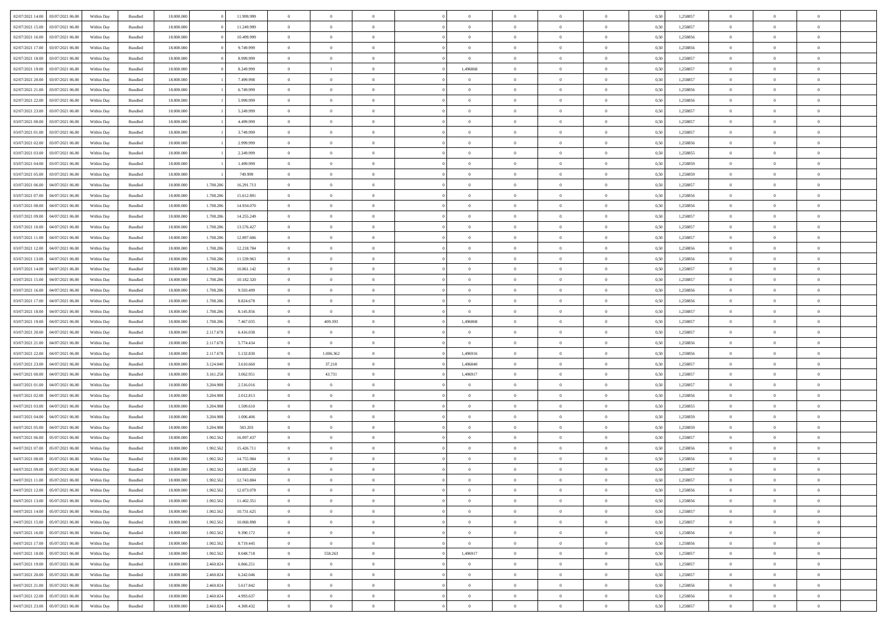| | | | | | | | | | | | | | | | | | | | | | |
|---|---|---|---|---|---|---|---|---|---|---|---|---|---|---|---|---|---|---|---|---|---|
| 02/07/2021 14:00 | 03/07/2021 06:00 | Within Day | Bundled | 18.000.000 | 0 | 11.999.999 | 0 | 0 | 0 | | 0 | 0 | 0 | 0 | 0 | 0,50 | 1,258857 | 0 | 0 | 0 | |
| 02/07/2021 15:00 | 03/07/2021 06:00 | Within Day | Bundled | 18.000.000 | 0 | 11.249.999 | 0 | 0 | 0 | | 0 | 0 | 0 | 0 | 0 | 0,50 | 1,258857 | 0 | 0 | 0 | |
| 02/07/2021 16:00 | 03/07/2021 06:00 | Within Day | Bundled | 18.000.000 | 0 | 10.499.999 | 0 | 0 | 0 | | 0 | 0 | 0 | 0 | 0 | 0,50 | 1,258856 | 0 | 0 | 0 | |
| 02/07/2021 17:00 | 03/07/2021 06:00 | Within Day | Bundled | 18.000.000 | 0 | 9.749.999 | 0 | 0 | 0 | | 0 | 0 | 0 | 0 | 0 | 0,50 | 1,258856 | 0 | 0 | 0 | |
| 02/07/2021 18:00 | 03/07/2021 06:00 | Within Day | Bundled | 18.000.000 | 0 | 8.999.999 | 0 | 0 | 0 | | 0 | 0 | 0 | 0 | 0 | 0,50 | 1,258857 | 0 | 0 | 0 | |
| 02/07/2021 19:00 | 03/07/2021 06:00 | Within Day | Bundled | 18.000.000 | 0 | 8.249.999 | 0 | 1 | 0 | | 1,496868 | 0 | 0 | 0 | 0 | 0,50 | 1,258857 | 0 | 0 | 0 | |
| 02/07/2021 20:00 | 03/07/2021 06:00 | Within Day | Bundled | 18.000.000 | 1 | 7.499.998 | 0 | 0 | 0 | | 0 | 0 | 0 | 0 | 0 | 0,50 | 1,258857 | 0 | 0 | 0 | |
| 02/07/2021 21:00 | 03/07/2021 06:00 | Within Day | Bundled | 18.000.000 | 1 | 6.749.999 | 0 | 0 | 0 | | 0 | 0 | 0 | 0 | 0 | 0,50 | 1,258856 | 0 | 0 | 0 | |
| 02/07/2021 22:00 | 03/07/2021 06:00 | Within Day | Bundled | 18.000.000 | 1 | 5.999.999 | 0 | 0 | 0 | | 0 | 0 | 0 | 0 | 0 | 0,50 | 1,258856 | 0 | 0 | 0 | |
| 02/07/2021 23:00 | 03/07/2021 06:00 | Within Day | Bundled | 18.000.000 | 1 | 5.249.999 | 0 | 0 | 0 | | 0 | 0 | 0 | 0 | 0 | 0,50 | 1,258857 | 0 | 0 | 0 | |
| 03/07/2021 00:00 | 03/07/2021 06:00 | Within Day | Bundled | 18.000.000 | 1 | 4.499.999 | 0 | 0 | 0 | | 0 | 0 | 0 | 0 | 0 | 0,50 | 1,258857 | 0 | 0 | 0 | |
| 03/07/2021 01:00 | 03/07/2021 06:00 | Within Day | Bundled | 18.000.000 | 1 | 3.749.999 | 0 | 0 | 0 | | 0 | 0 | 0 | 0 | 0 | 0,50 | 1,258857 | 0 | 0 | 0 | |
| 03/07/2021 02:00 | 03/07/2021 06:00 | Within Day | Bundled | 18.000.000 | 1 | 2.999.999 | 0 | 0 | 0 | | 0 | 0 | 0 | 0 | 0 | 0,50 | 1,258856 | 0 | 0 | 0 | |
| 03/07/2021 03:00 | 03/07/2021 06:00 | Within Day | Bundled | 18.000.000 | 1 | 2.249.999 | 0 | 0 | 0 | | 0 | 0 | 0 | 0 | 0 | 0,50 | 1,258855 | 0 | 0 | 0 | |
| 03/07/2021 04:00 | 03/07/2021 06:00 | Within Day | Bundled | 18.000.000 | 1 | 1.499.999 | 0 | 0 | 0 | | 0 | 0 | 0 | 0 | 0 | 0,50 | 1,258859 | 0 | 0 | 0 | |
| 03/07/2021 05:00 | 03/07/2021 06:00 | Within Day | Bundled | 18.000.000 | 1 | 749.999 | 0 | 0 | 0 | | 0 | 0 | 0 | 0 | 0 | 0,50 | 1,258859 | 0 | 0 | 0 | |
| 03/07/2021 06:00 | 04/07/2021 06:00 | Within Day | Bundled | 18.000.000 | 1.708.286 | 16.291.713 | 0 | 0 | 0 | | 0 | 0 | 0 | 0 | 0 | 0,50 | 1,258857 | 0 | 0 | 0 | |
| 03/07/2021 07:00 | 04/07/2021 06:00 | Within Day | Bundled | 18.000.000 | 1.708.286 | 15.612.891 | 0 | 0 | 0 | | 0 | 0 | 0 | 0 | 0 | 0,50 | 1,258856 | 0 | 0 | 0 | |
| 03/07/2021 08:00 | 04/07/2021 06:00 | Within Day | Bundled | 18.000.000 | 1.708.286 | 14.934.070 | 0 | 0 | 0 | | 0 | 0 | 0 | 0 | 0 | 0,50 | 1,258856 | 0 | 0 | 0 | |
| 03/07/2021 09:00 | 04/07/2021 06:00 | Within Day | Bundled | 18.000.000 | 1.708.286 | 14.255.249 | 0 | 0 | 0 | | 0 | 0 | 0 | 0 | 0 | 0,50 | 1,258857 | 0 | 0 | 0 | |
| 03/07/2021 10:00 | 04/07/2021 06:00 | Within Day | Bundled | 18.000.000 | 1.708.286 | 13.576.427 | 0 | 0 | 0 | | 0 | 0 | 0 | 0 | 0 | 0,50 | 1,258857 | 0 | 0 | 0 | |
| 03/07/2021 11:00 | 04/07/2021 06:00 | Within Day | Bundled | 18.000.000 | 1.708.286 | 12.897.606 | 0 | 0 | 0 | | 0 | 0 | 0 | 0 | 0 | 0,50 | 1,258857 | 0 | 0 | 0 | |
| 03/07/2021 12:00 | 04/07/2021 06:00 | Within Day | Bundled | 18.000.000 | 1.708.286 | 12.218.784 | 0 | 0 | 0 | | 0 | 0 | 0 | 0 | 0 | 0,50 | 1,258856 | 0 | 0 | 0 | |
| 03/07/2021 13:00 | 04/07/2021 06:00 | Within Day | Bundled | 18.000.000 | 1.708.286 | 11.539.963 | 0 | 0 | 0 | | 0 | 0 | 0 | 0 | 0 | 0,50 | 1,258856 | 0 | 0 | 0 | |
| 03/07/2021 14:00 | 04/07/2021 06:00 | Within Day | Bundled | 18.000.000 | 1.708.286 | 10.861.142 | 0 | 0 | 0 | | 0 | 0 | 0 | 0 | 0 | 0,50 | 1,258857 | 0 | 0 | 0 | |
| 03/07/2021 15:00 | 04/07/2021 06:00 | Within Day | Bundled | 18.000.000 | 1.708.286 | 10.182.320 | 0 | 0 | 0 | | 0 | 0 | 0 | 0 | 0 | 0,50 | 1,258857 | 0 | 0 | 0 | |
| 03/07/2021 16:00 | 04/07/2021 06:00 | Within Day | Bundled | 18.000.000 | 1.708.286 | 9.503.499 | 0 | 0 | 0 | | 0 | 0 | 0 | 0 | 0 | 0,50 | 1,258856 | 0 | 0 | 0 | |
| 03/07/2021 17:00 | 04/07/2021 06:00 | Within Day | Bundled | 18.000.000 | 1.708.286 | 8.824.678 | 0 | 0 | 0 | | 0 | 0 | 0 | 0 | 0 | 0,50 | 1,258856 | 0 | 0 | 0 | |
| 03/07/2021 18:00 | 04/07/2021 06:00 | Within Day | Bundled | 18.000.000 | 1.708.286 | 8.145.856 | 0 | 0 | 0 | | 0 | 0 | 0 | 0 | 0 | 0,50 | 1,258857 | 0 | 0 | 0 | |
| 03/07/2021 19:00 | 04/07/2021 06:00 | Within Day | Bundled | 18.000.000 | 1.708.286 | 7.467.035 | 0 | 409.393 | 0 | | 1,496868 | 0 | 0 | 0 | 0 | 0,50 | 1,258857 | 0 | 0 | 0 | |
| 03/07/2021 20:00 | 04/07/2021 06:00 | Within Day | Bundled | 18.000.000 | 2.117.678 | 6.416.038 | 0 | 0 | 0 | | 0 | 0 | 0 | 0 | 0 | 0,50 | 1,258857 | 0 | 0 | 0 | |
| 03/07/2021 21:00 | 04/07/2021 06:00 | Within Day | Bundled | 18.000.000 | 2.117.678 | 5.774.434 | 0 | 0 | 0 | | 0 | 0 | 0 | 0 | 0 | 0,50 | 1,258856 | 0 | 0 | 0 | |
| 03/07/2021 22:00 | 04/07/2021 06:00 | Within Day | Bundled | 18.000.000 | 2.117.678 | 5.132.830 | 0 | 1.006.362 | 0 | | 1,496916 | 0 | 0 | 0 | 0 | 0,50 | 1,258856 | 0 | 0 | 0 | |
| 03/07/2021 23:00 | 04/07/2021 06:00 | Within Day | Bundled | 18.000.000 | 3.124.040 | 3.610.660 | 0 | 37.218 | 0 | | 1,496840 | 0 | 0 | 0 | 0 | 0,50 | 1,258857 | 0 | 0 | 0 | |
| 04/07/2021 00:00 | 04/07/2021 06:00 | Within Day | Bundled | 18.000.000 | 3.161.258 | 3.062.951 | 0 | 43.731 | 0 | | 1,496917 | 0 | 0 | 0 | 0 | 0,50 | 1,258857 | 0 | 0 | 0 | |
| 04/07/2021 01:00 | 04/07/2021 06:00 | Within Day | Bundled | 18.000.000 | 3.204.988 | 2.516.016 | 0 | 0 | 0 | | 0 | 0 | 0 | 0 | 0 | 0,50 | 1,258857 | 0 | 0 | 0 | |
| 04/07/2021 02:00 | 04/07/2021 06:00 | Within Day | Bundled | 18.000.000 | 3.204.988 | 2.012.813 | 0 | 0 | 0 | | 0 | 0 | 0 | 0 | 0 | 0,50 | 1,258856 | 0 | 0 | 0 | |
| 04/07/2021 03:00 | 04/07/2021 06:00 | Within Day | Bundled | 18.000.000 | 3.204.988 | 1.509.610 | 0 | 0 | 0 | | 0 | 0 | 0 | 0 | 0 | 0,50 | 1,258855 | 0 | 0 | 0 | |
| 04/07/2021 04:00 | 04/07/2021 06:00 | Within Day | Bundled | 18.000.000 | 3.204.988 | 1.006.406 | 0 | 0 | 0 | | 0 | 0 | 0 | 0 | 0 | 0,50 | 1,258859 | 0 | 0 | 0 | |
| 04/07/2021 05:00 | 04/07/2021 06:00 | Within Day | Bundled | 18.000.000 | 3.204.988 | 503.203 | 0 | 0 | 0 | | 0 | 0 | 0 | 0 | 0 | 0,50 | 1,258859 | 0 | 0 | 0 | |
| 04/07/2021 06:00 | 05/07/2021 06:00 | Within Day | Bundled | 18.000.000 | 1.902.562 | 16.097.437 | 0 | 0 | 0 | | 0 | 0 | 0 | 0 | 0 | 0,50 | 1,258857 | 0 | 0 | 0 | |
| 04/07/2021 07:00 | 05/07/2021 06:00 | Within Day | Bundled | 18.000.000 | 1.902.562 | 15.426.711 | 0 | 0 | 0 | | 0 | 0 | 0 | 0 | 0 | 0,50 | 1,258856 | 0 | 0 | 0 | |
| 04/07/2021 08:00 | 05/07/2021 06:00 | Within Day | Bundled | 18.000.000 | 1.902.562 | 14.755.984 | 0 | 0 | 0 | | 0 | 0 | 0 | 0 | 0 | 0,50 | 1,258856 | 0 | 0 | 0 | |
| 04/07/2021 09:00 | 05/07/2021 06:00 | Within Day | Bundled | 18.000.000 | 1.902.562 | 14.085.258 | 0 | 0 | 0 | | 0 | 0 | 0 | 0 | 0 | 0,50 | 1,258857 | 0 | 0 | 0 | |
| 04/07/2021 11:00 | 05/07/2021 06:00 | Within Day | Bundled | 18.000.000 | 1.902.562 | 12.743.804 | 0 | 0 | 0 | | 0 | 0 | 0 | 0 | 0 | 0,50 | 1,258857 | 0 | 0 | 0 | |
| 04/07/2021 12:00 | 05/07/2021 06:00 | Within Day | Bundled | 18.000.000 | 1.902.562 | 12.073.078 | 0 | 0 | 0 | | 0 | 0 | 0 | 0 | 0 | 0,50 | 1,258856 | 0 | 0 | 0 | |
| 04/07/2021 13:00 | 05/07/2021 06:00 | Within Day | Bundled | 18.000.000 | 1.902.562 | 11.402.351 | 0 | 0 | 0 | | 0 | 0 | 0 | 0 | 0 | 0,50 | 1,258856 | 0 | 0 | 0 | |
| 04/07/2021 14:00 | 05/07/2021 06:00 | Within Day | Bundled | 18.000.000 | 1.902.562 | 10.731.625 | 0 | 0 | 0 | | 0 | 0 | 0 | 0 | 0 | 0,50 | 1,258857 | 0 | 0 | 0 | |
| 04/07/2021 15:00 | 05/07/2021 06:00 | Within Day | Bundled | 18.000.000 | 1.902.562 | 10.060.898 | 0 | 0 | 0 | | 0 | 0 | 0 | 0 | 0 | 0,50 | 1,258857 | 0 | 0 | 0 | |
| 04/07/2021 16:00 | 05/07/2021 06:00 | Within Day | Bundled | 18.000.000 | 1.902.562 | 9.390.172 | 0 | 0 | 0 | | 0 | 0 | 0 | 0 | 0 | 0,50 | 1,258856 | 0 | 0 | 0 | |
| 04/07/2021 17:00 | 05/07/2021 06:00 | Within Day | Bundled | 18.000.000 | 1.902.562 | 8.719.445 | 0 | 0 | 0 | | 0 | 0 | 0 | 0 | 0 | 0,50 | 1,258856 | 0 | 0 | 0 | |
| 04/07/2021 18:00 | 05/07/2021 06:00 | Within Day | Bundled | 18.000.000 | 1.902.562 | 8.048.718 | 0 | 558.263 | 0 | | 1,496917 | 0 | 0 | 0 | 0 | 0,50 | 1,258857 | 0 | 0 | 0 | |
| 04/07/2021 19:00 | 05/07/2021 06:00 | Within Day | Bundled | 18.000.000 | 2.460.824 | 6.866.251 | 0 | 0 | 0 | | 0 | 0 | 0 | 0 | 0 | 0,50 | 1,258857 | 0 | 0 | 0 | |
| 04/07/2021 20:00 | 05/07/2021 06:00 | Within Day | Bundled | 18.000.000 | 2.460.824 | 6.242.046 | 0 | 0 | 0 | | 0 | 0 | 0 | 0 | 0 | 0,50 | 1,258857 | 0 | 0 | 0 | |
| 04/07/2021 21:00 | 05/07/2021 06:00 | Within Day | Bundled | 18.000.000 | 2.460.824 | 5.617.842 | 0 | 0 | 0 | | 0 | 0 | 0 | 0 | 0 | 0,50 | 1,258856 | 0 | 0 | 0 | |
| 04/07/2021 22:00 | 05/07/2021 06:00 | Within Day | Bundled | 18.000.000 | 2.460.824 | 4.993.637 | 0 | 0 | 0 | | 0 | 0 | 0 | 0 | 0 | 0,50 | 1,258856 | 0 | 0 | 0 | |
| 04/07/2021 23:00 | 05/07/2021 06:00 | Within Day | Bundled | 18.000.000 | 2.460.824 | 4.369.432 | 0 | 0 | 0 | | 0 | 0 | 0 | 0 | 0 | 0,50 | 1,258857 | 0 | 0 | 0 | |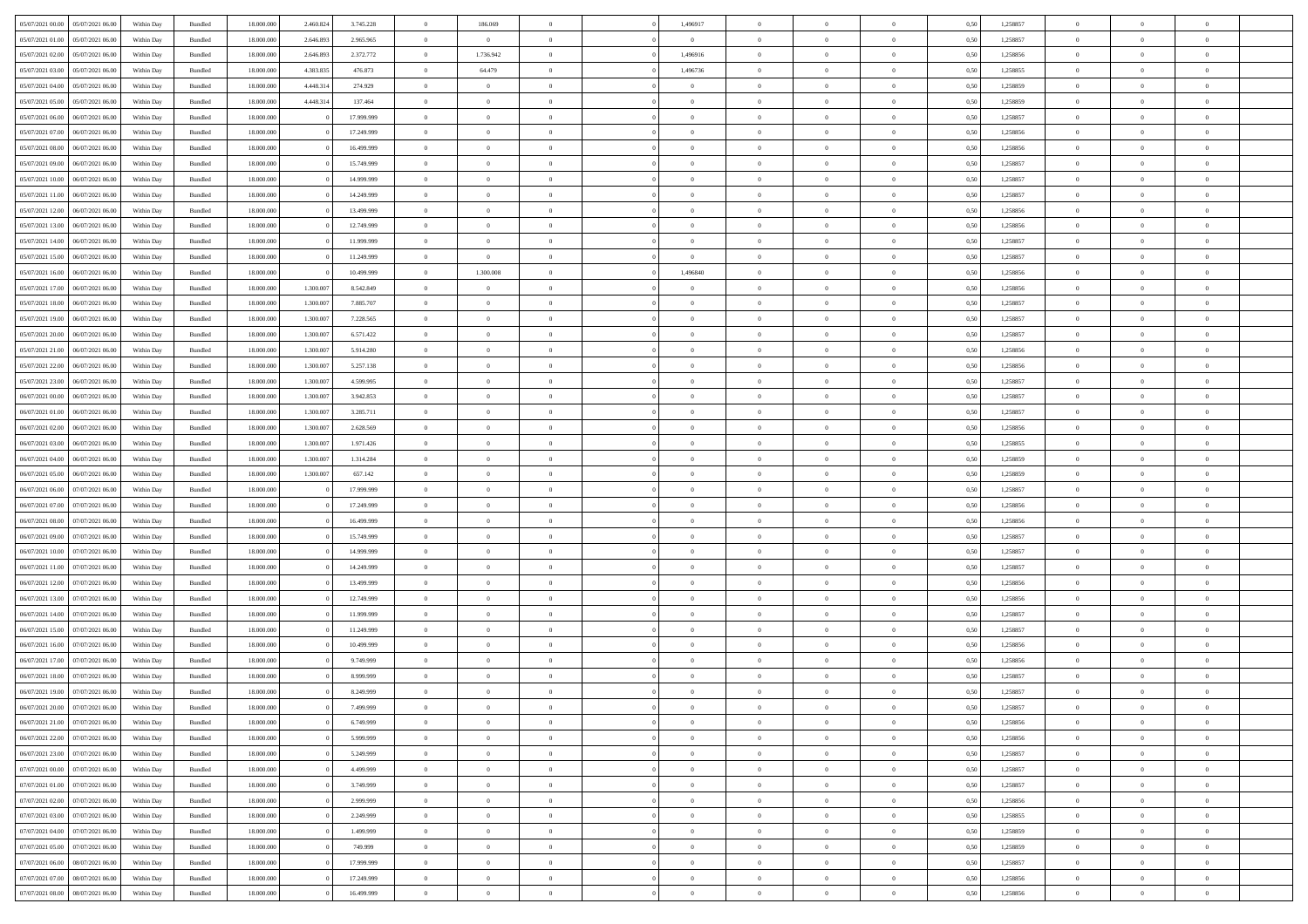| | | | | | | | | | | | | | | | | | | | | | |
|---|---|---|---|---|---|---|---|---|---|---|---|---|---|---|---|---|---|---|---|---|---|
| 05/07/2021 00:00 | 05/07/2021 06:00 | Within Day | Bundled | 18.000.000 | 2.460.824 | 3.745.228 | 0 | 186.069 | 0 | | 1,496917 | 0 | 0 | 0 | 0,50 | 1,258857 | 0 | 0 | 0 | |
| 05/07/2021 01:00 | 05/07/2021 06:00 | Within Day | Bundled | 18.000.000 | 2.646.893 | 2.965.965 | 0 | 0 | 0 | | 0 | 0 | 0 | 0 | 0,50 | 1,258857 | 0 | 0 | 0 | |
| 05/07/2021 02:00 | 05/07/2021 06:00 | Within Day | Bundled | 18.000.000 | 2.646.893 | 2.372.772 | 0 | 1.736.942 | 0 | | 1,496916 | 0 | 0 | 0 | 0,50 | 1,258856 | 0 | 0 | 0 | |
| 05/07/2021 03:00 | 05/07/2021 06:00 | Within Day | Bundled | 18.000.000 | 4.383.835 | 476.873 | 0 | 64.479 | 0 | | 1,496736 | 0 | 0 | 0 | 0,50 | 1,258855 | 0 | 0 | 0 | |
| 05/07/2021 04:00 | 05/07/2021 06:00 | Within Day | Bundled | 18.000.000 | 4.448.314 | 274.929 | 0 | 0 | 0 | | 0 | 0 | 0 | 0 | 0,50 | 1,258859 | 0 | 0 | 0 | |
| 05/07/2021 05:00 | 05/07/2021 06:00 | Within Day | Bundled | 18.000.000 | 4.448.314 | 137.464 | 0 | 0 | 0 | | 0 | 0 | 0 | 0 | 0,50 | 1,258859 | 0 | 0 | 0 | |
| 05/07/2021 06:00 | 06/07/2021 06:00 | Within Day | Bundled | 18.000.000 | 0 | 17.999.999 | 0 | 0 | 0 | | 0 | 0 | 0 | 0 | 0,50 | 1,258857 | 0 | 0 | 0 | |
| 05/07/2021 07:00 | 06/07/2021 06:00 | Within Day | Bundled | 18.000.000 | 0 | 17.249.999 | 0 | 0 | 0 | | 0 | 0 | 0 | 0 | 0,50 | 1,258856 | 0 | 0 | 0 | |
| 05/07/2021 08:00 | 06/07/2021 06:00 | Within Day | Bundled | 18.000.000 | 0 | 16.499.999 | 0 | 0 | 0 | | 0 | 0 | 0 | 0 | 0,50 | 1,258856 | 0 | 0 | 0 | |
| 05/07/2021 09:00 | 06/07/2021 06:00 | Within Day | Bundled | 18.000.000 | 0 | 15.749.999 | 0 | 0 | 0 | | 0 | 0 | 0 | 0 | 0,50 | 1,258857 | 0 | 0 | 0 | |
| 05/07/2021 10:00 | 06/07/2021 06:00 | Within Day | Bundled | 18.000.000 | 0 | 14.999.999 | 0 | 0 | 0 | | 0 | 0 | 0 | 0 | 0,50 | 1,258857 | 0 | 0 | 0 | |
| 05/07/2021 11:00 | 06/07/2021 06:00 | Within Day | Bundled | 18.000.000 | 0 | 14.249.999 | 0 | 0 | 0 | | 0 | 0 | 0 | 0 | 0,50 | 1,258857 | 0 | 0 | 0 | |
| 05/07/2021 12:00 | 06/07/2021 06:00 | Within Day | Bundled | 18.000.000 | 0 | 13.499.999 | 0 | 0 | 0 | | 0 | 0 | 0 | 0 | 0,50 | 1,258856 | 0 | 0 | 0 | |
| 05/07/2021 13:00 | 06/07/2021 06:00 | Within Day | Bundled | 18.000.000 | 0 | 12.749.999 | 0 | 0 | 0 | | 0 | 0 | 0 | 0 | 0,50 | 1,258856 | 0 | 0 | 0 | |
| 05/07/2021 14:00 | 06/07/2021 06:00 | Within Day | Bundled | 18.000.000 | 0 | 11.999.999 | 0 | 0 | 0 | | 0 | 0 | 0 | 0 | 0,50 | 1,258857 | 0 | 0 | 0 | |
| 05/07/2021 15:00 | 06/07/2021 06:00 | Within Day | Bundled | 18.000.000 | 0 | 11.249.999 | 0 | 0 | 0 | | 0 | 0 | 0 | 0 | 0,50 | 1,258857 | 0 | 0 | 0 | |
| 05/07/2021 16:00 | 06/07/2021 06:00 | Within Day | Bundled | 18.000.000 | 0 | 10.499.999 | 0 | 1.300.008 | 0 | | 1,496840 | 0 | 0 | 0 | 0,50 | 1,258856 | 0 | 0 | 0 | |
| 05/07/2021 17:00 | 06/07/2021 06:00 | Within Day | Bundled | 18.000.000 | 1.300.007 | 8.542.849 | 0 | 0 | 0 | | 0 | 0 | 0 | 0 | 0,50 | 1,258856 | 0 | 0 | 0 | |
| 05/07/2021 18:00 | 06/07/2021 06:00 | Within Day | Bundled | 18.000.000 | 1.300.007 | 7.885.707 | 0 | 0 | 0 | | 0 | 0 | 0 | 0 | 0,50 | 1,258857 | 0 | 0 | 0 | |
| 05/07/2021 19:00 | 06/07/2021 06:00 | Within Day | Bundled | 18.000.000 | 1.300.007 | 7.228.565 | 0 | 0 | 0 | | 0 | 0 | 0 | 0 | 0,50 | 1,258857 | 0 | 0 | 0 | |
| 05/07/2021 20:00 | 06/07/2021 06:00 | Within Day | Bundled | 18.000.000 | 1.300.007 | 6.571.422 | 0 | 0 | 0 | | 0 | 0 | 0 | 0 | 0,50 | 1,258857 | 0 | 0 | 0 | |
| 05/07/2021 21:00 | 06/07/2021 06:00 | Within Day | Bundled | 18.000.000 | 1.300.007 | 5.914.280 | 0 | 0 | 0 | | 0 | 0 | 0 | 0 | 0,50 | 1,258856 | 0 | 0 | 0 | |
| 05/07/2021 22:00 | 06/07/2021 06:00 | Within Day | Bundled | 18.000.000 | 1.300.007 | 5.257.138 | 0 | 0 | 0 | | 0 | 0 | 0 | 0 | 0,50 | 1,258856 | 0 | 0 | 0 | |
| 05/07/2021 23:00 | 06/07/2021 06:00 | Within Day | Bundled | 18.000.000 | 1.300.007 | 4.599.995 | 0 | 0 | 0 | | 0 | 0 | 0 | 0 | 0,50 | 1,258857 | 0 | 0 | 0 | |
| 06/07/2021 00:00 | 06/07/2021 06:00 | Within Day | Bundled | 18.000.000 | 1.300.007 | 3.942.853 | 0 | 0 | 0 | | 0 | 0 | 0 | 0 | 0,50 | 1,258857 | 0 | 0 | 0 | |
| 06/07/2021 01:00 | 06/07/2021 06:00 | Within Day | Bundled | 18.000.000 | 1.300.007 | 3.285.711 | 0 | 0 | 0 | | 0 | 0 | 0 | 0 | 0,50 | 1,258857 | 0 | 0 | 0 | |
| 06/07/2021 02:00 | 06/07/2021 06:00 | Within Day | Bundled | 18.000.000 | 1.300.007 | 2.628.569 | 0 | 0 | 0 | | 0 | 0 | 0 | 0 | 0,50 | 1,258856 | 0 | 0 | 0 | |
| 06/07/2021 03:00 | 06/07/2021 06:00 | Within Day | Bundled | 18.000.000 | 1.300.007 | 1.971.426 | 0 | 0 | 0 | | 0 | 0 | 0 | 0 | 0,50 | 1,258855 | 0 | 0 | 0 | |
| 06/07/2021 04:00 | 06/07/2021 06:00 | Within Day | Bundled | 18.000.000 | 1.300.007 | 1.314.284 | 0 | 0 | 0 | | 0 | 0 | 0 | 0 | 0,50 | 1,258859 | 0 | 0 | 0 | |
| 06/07/2021 05:00 | 06/07/2021 06:00 | Within Day | Bundled | 18.000.000 | 1.300.007 | 657.142 | 0 | 0 | 0 | | 0 | 0 | 0 | 0 | 0,50 | 1,258859 | 0 | 0 | 0 | |
| 06/07/2021 06:00 | 07/07/2021 06:00 | Within Day | Bundled | 18.000.000 | 0 | 17.999.999 | 0 | 0 | 0 | | 0 | 0 | 0 | 0 | 0,50 | 1,258857 | 0 | 0 | 0 | |
| 06/07/2021 07:00 | 07/07/2021 06:00 | Within Day | Bundled | 18.000.000 | 0 | 17.249.999 | 0 | 0 | 0 | | 0 | 0 | 0 | 0 | 0,50 | 1,258856 | 0 | 0 | 0 | |
| 06/07/2021 08:00 | 07/07/2021 06:00 | Within Day | Bundled | 18.000.000 | 0 | 16.499.999 | 0 | 0 | 0 | | 0 | 0 | 0 | 0 | 0,50 | 1,258856 | 0 | 0 | 0 | |
| 06/07/2021 09:00 | 07/07/2021 06:00 | Within Day | Bundled | 18.000.000 | 0 | 15.749.999 | 0 | 0 | 0 | | 0 | 0 | 0 | 0 | 0,50 | 1,258857 | 0 | 0 | 0 | |
| 06/07/2021 10:00 | 07/07/2021 06:00 | Within Day | Bundled | 18.000.000 | 0 | 14.999.999 | 0 | 0 | 0 | | 0 | 0 | 0 | 0 | 0,50 | 1,258857 | 0 | 0 | 0 | |
| 06/07/2021 11:00 | 07/07/2021 06:00 | Within Day | Bundled | 18.000.000 | 0 | 14.249.999 | 0 | 0 | 0 | | 0 | 0 | 0 | 0 | 0,50 | 1,258857 | 0 | 0 | 0 | |
| 06/07/2021 12:00 | 07/07/2021 06:00 | Within Day | Bundled | 18.000.000 | 0 | 13.499.999 | 0 | 0 | 0 | | 0 | 0 | 0 | 0 | 0,50 | 1,258856 | 0 | 0 | 0 | |
| 06/07/2021 13:00 | 07/07/2021 06:00 | Within Day | Bundled | 18.000.000 | 0 | 12.749.999 | 0 | 0 | 0 | | 0 | 0 | 0 | 0 | 0,50 | 1,258856 | 0 | 0 | 0 | |
| 06/07/2021 14:00 | 07/07/2021 06:00 | Within Day | Bundled | 18.000.000 | 0 | 11.999.999 | 0 | 0 | 0 | | 0 | 0 | 0 | 0 | 0,50 | 1,258857 | 0 | 0 | 0 | |
| 06/07/2021 15:00 | 07/07/2021 06:00 | Within Day | Bundled | 18.000.000 | 0 | 11.249.999 | 0 | 0 | 0 | | 0 | 0 | 0 | 0 | 0,50 | 1,258857 | 0 | 0 | 0 | |
| 06/07/2021 16:00 | 07/07/2021 06:00 | Within Day | Bundled | 18.000.000 | 0 | 10.499.999 | 0 | 0 | 0 | | 0 | 0 | 0 | 0 | 0,50 | 1,258856 | 0 | 0 | 0 | |
| 06/07/2021 17:00 | 07/07/2021 06:00 | Within Day | Bundled | 18.000.000 | 0 | 9.749.999 | 0 | 0 | 0 | | 0 | 0 | 0 | 0 | 0,50 | 1,258856 | 0 | 0 | 0 | |
| 06/07/2021 18:00 | 07/07/2021 06:00 | Within Day | Bundled | 18.000.000 | 0 | 8.999.999 | 0 | 0 | 0 | | 0 | 0 | 0 | 0 | 0,50 | 1,258857 | 0 | 0 | 0 | |
| 06/07/2021 19:00 | 07/07/2021 06:00 | Within Day | Bundled | 18.000.000 | 0 | 8.249.999 | 0 | 0 | 0 | | 0 | 0 | 0 | 0 | 0,50 | 1,258857 | 0 | 0 | 0 | |
| 06/07/2021 20:00 | 07/07/2021 06:00 | Within Day | Bundled | 18.000.000 | 0 | 7.499.999 | 0 | 0 | 0 | | 0 | 0 | 0 | 0 | 0,50 | 1,258857 | 0 | 0 | 0 | |
| 06/07/2021 21:00 | 07/07/2021 06:00 | Within Day | Bundled | 18.000.000 | 0 | 6.749.999 | 0 | 0 | 0 | | 0 | 0 | 0 | 0 | 0,50 | 1,258856 | 0 | 0 | 0 | |
| 06/07/2021 22:00 | 07/07/2021 06:00 | Within Day | Bundled | 18.000.000 | 0 | 5.999.999 | 0 | 0 | 0 | | 0 | 0 | 0 | 0 | 0,50 | 1,258856 | 0 | 0 | 0 | |
| 06/07/2021 23:00 | 07/07/2021 06:00 | Within Day | Bundled | 18.000.000 | 0 | 5.249.999 | 0 | 0 | 0 | | 0 | 0 | 0 | 0 | 0,50 | 1,258857 | 0 | 0 | 0 | |
| 07/07/2021 00:00 | 07/07/2021 06:00 | Within Day | Bundled | 18.000.000 | 0 | 4.499.999 | 0 | 0 | 0 | | 0 | 0 | 0 | 0 | 0,50 | 1,258857 | 0 | 0 | 0 | |
| 07/07/2021 01:00 | 07/07/2021 06:00 | Within Day | Bundled | 18.000.000 | 0 | 3.749.999 | 0 | 0 | 0 | | 0 | 0 | 0 | 0 | 0,50 | 1,258857 | 0 | 0 | 0 | |
| 07/07/2021 02:00 | 07/07/2021 06:00 | Within Day | Bundled | 18.000.000 | 0 | 2.999.999 | 0 | 0 | 0 | | 0 | 0 | 0 | 0 | 0,50 | 1,258856 | 0 | 0 | 0 | |
| 07/07/2021 03:00 | 07/07/2021 06:00 | Within Day | Bundled | 18.000.000 | 0 | 2.249.999 | 0 | 0 | 0 | | 0 | 0 | 0 | 0 | 0,50 | 1,258855 | 0 | 0 | 0 | |
| 07/07/2021 04:00 | 07/07/2021 06:00 | Within Day | Bundled | 18.000.000 | 0 | 1.499.999 | 0 | 0 | 0 | | 0 | 0 | 0 | 0 | 0,50 | 1,258859 | 0 | 0 | 0 | |
| 07/07/2021 05:00 | 07/07/2021 06:00 | Within Day | Bundled | 18.000.000 | 0 | 749.999 | 0 | 0 | 0 | | 0 | 0 | 0 | 0 | 0,50 | 1,258859 | 0 | 0 | 0 | |
| 07/07/2021 06:00 | 08/07/2021 06:00 | Within Day | Bundled | 18.000.000 | 0 | 17.999.999 | 0 | 0 | 0 | | 0 | 0 | 0 | 0 | 0,50 | 1,258857 | 0 | 0 | 0 | |
| 07/07/2021 07:00 | 08/07/2021 06:00 | Within Day | Bundled | 18.000.000 | 0 | 17.249.999 | 0 | 0 | 0 | | 0 | 0 | 0 | 0 | 0,50 | 1,258856 | 0 | 0 | 0 | |
| 07/07/2021 08:00 | 08/07/2021 06:00 | Within Day | Bundled | 18.000.000 | 0 | 16.499.999 | 0 | 0 | 0 | | 0 | 0 | 0 | 0 | 0,50 | 1,258856 | 0 | 0 | 0 | |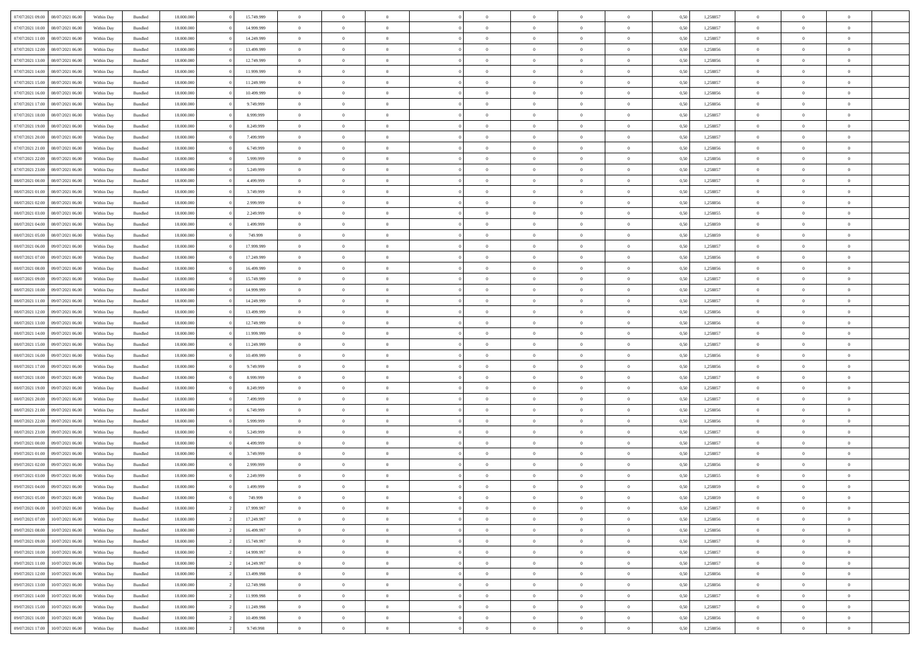| | | | | | | | | | | | | | | | | | | | | | |
|---|---|---|---|---|---|---|---|---|---|---|---|---|---|---|---|---|---|---|---|---|---|
| 07/07/2021 09:00 | 08/07/2021 06:00 | Within Day | Bundled | 18.000.000 | 0 | 15.749.999 | 0 | 0 | 0 | | 0 | 0 | 0 | 0 | 0 | 0,50 | 1,258857 | 0 | 0 | 0 | |
| 07/07/2021 10:00 | 08/07/2021 06:00 | Within Day | Bundled | 18.000.000 | 0 | 14.999.999 | 0 | 0 | 0 | | 0 | 0 | 0 | 0 | 0 | 0,50 | 1,258857 | 0 | 0 | 0 | |
| 07/07/2021 11:00 | 08/07/2021 06:00 | Within Day | Bundled | 18.000.000 | 0 | 14.249.999 | 0 | 0 | 0 | | 0 | 0 | 0 | 0 | 0 | 0,50 | 1,258857 | 0 | 0 | 0 | |
| 07/07/2021 12:00 | 08/07/2021 06:00 | Within Day | Bundled | 18.000.000 | 0 | 13.499.999 | 0 | 0 | 0 | | 0 | 0 | 0 | 0 | 0 | 0,50 | 1,258856 | 0 | 0 | 0 | |
| 07/07/2021 13:00 | 08/07/2021 06:00 | Within Day | Bundled | 18.000.000 | 0 | 12.749.999 | 0 | 0 | 0 | | 0 | 0 | 0 | 0 | 0 | 0,50 | 1,258856 | 0 | 0 | 0 | |
| 07/07/2021 14:00 | 08/07/2021 06:00 | Within Day | Bundled | 18.000.000 | 0 | 11.999.999 | 0 | 0 | 0 | | 0 | 0 | 0 | 0 | 0 | 0,50 | 1,258857 | 0 | 0 | 0 | |
| 07/07/2021 15:00 | 08/07/2021 06:00 | Within Day | Bundled | 18.000.000 | 0 | 11.249.999 | 0 | 0 | 0 | | 0 | 0 | 0 | 0 | 0 | 0,50 | 1,258857 | 0 | 0 | 0 | |
| 07/07/2021 16:00 | 08/07/2021 06:00 | Within Day | Bundled | 18.000.000 | 0 | 10.499.999 | 0 | 0 | 0 | | 0 | 0 | 0 | 0 | 0 | 0,50 | 1,258856 | 0 | 0 | 0 | |
| 07/07/2021 17:00 | 08/07/2021 06:00 | Within Day | Bundled | 18.000.000 | 0 | 9.749.999 | 0 | 0 | 0 | | 0 | 0 | 0 | 0 | 0 | 0,50 | 1,258856 | 0 | 0 | 0 | |
| 07/07/2021 18:00 | 08/07/2021 06:00 | Within Day | Bundled | 18.000.000 | 0 | 8.999.999 | 0 | 0 | 0 | | 0 | 0 | 0 | 0 | 0 | 0,50 | 1,258857 | 0 | 0 | 0 | |
| 07/07/2021 19:00 | 08/07/2021 06:00 | Within Day | Bundled | 18.000.000 | 0 | 8.249.999 | 0 | 0 | 0 | | 0 | 0 | 0 | 0 | 0 | 0,50 | 1,258857 | 0 | 0 | 0 | |
| 07/07/2021 20:00 | 08/07/2021 06:00 | Within Day | Bundled | 18.000.000 | 0 | 7.499.999 | 0 | 0 | 0 | | 0 | 0 | 0 | 0 | 0 | 0,50 | 1,258857 | 0 | 0 | 0 | |
| 07/07/2021 21:00 | 08/07/2021 06:00 | Within Day | Bundled | 18.000.000 | 0 | 6.749.999 | 0 | 0 | 0 | | 0 | 0 | 0 | 0 | 0 | 0,50 | 1,258856 | 0 | 0 | 0 | |
| 07/07/2021 22:00 | 08/07/2021 06:00 | Within Day | Bundled | 18.000.000 | 0 | 5.999.999 | 0 | 0 | 0 | | 0 | 0 | 0 | 0 | 0 | 0,50 | 1,258856 | 0 | 0 | 0 | |
| 07/07/2021 23:00 | 08/07/2021 06:00 | Within Day | Bundled | 18.000.000 | 0 | 5.249.999 | 0 | 0 | 0 | | 0 | 0 | 0 | 0 | 0 | 0,50 | 1,258857 | 0 | 0 | 0 | |
| 08/07/2021 00:00 | 08/07/2021 06:00 | Within Day | Bundled | 18.000.000 | 0 | 4.499.999 | 0 | 0 | 0 | | 0 | 0 | 0 | 0 | 0 | 0,50 | 1,258857 | 0 | 0 | 0 | |
| 08/07/2021 01:00 | 08/07/2021 06:00 | Within Day | Bundled | 18.000.000 | 0 | 3.749.999 | 0 | 0 | 0 | | 0 | 0 | 0 | 0 | 0 | 0,50 | 1,258857 | 0 | 0 | 0 | |
| 08/07/2021 02:00 | 08/07/2021 06:00 | Within Day | Bundled | 18.000.000 | 0 | 2.999.999 | 0 | 0 | 0 | | 0 | 0 | 0 | 0 | 0 | 0,50 | 1,258856 | 0 | 0 | 0 | |
| 08/07/2021 03:00 | 08/07/2021 06:00 | Within Day | Bundled | 18.000.000 | 0 | 2.249.999 | 0 | 0 | 0 | | 0 | 0 | 0 | 0 | 0 | 0,50 | 1,258855 | 0 | 0 | 0 | |
| 08/07/2021 04:00 | 08/07/2021 06:00 | Within Day | Bundled | 18.000.000 | 0 | 1.499.999 | 0 | 0 | 0 | | 0 | 0 | 0 | 0 | 0 | 0,50 | 1,258859 | 0 | 0 | 0 | |
| 08/07/2021 05:00 | 08/07/2021 06:00 | Within Day | Bundled | 18.000.000 | 0 | 749.999 | 0 | 0 | 0 | | 0 | 0 | 0 | 0 | 0 | 0,50 | 1,258859 | 0 | 0 | 0 | |
| 08/07/2021 06:00 | 09/07/2021 06:00 | Within Day | Bundled | 18.000.000 | 0 | 17.999.999 | 0 | 0 | 0 | | 0 | 0 | 0 | 0 | 0 | 0,50 | 1,258857 | 0 | 0 | 0 | |
| 08/07/2021 07:00 | 09/07/2021 06:00 | Within Day | Bundled | 18.000.000 | 0 | 17.249.999 | 0 | 0 | 0 | | 0 | 0 | 0 | 0 | 0 | 0,50 | 1,258856 | 0 | 0 | 0 | |
| 08/07/2021 08:00 | 09/07/2021 06:00 | Within Day | Bundled | 18.000.000 | 0 | 16.499.999 | 0 | 0 | 0 | | 0 | 0 | 0 | 0 | 0 | 0,50 | 1,258856 | 0 | 0 | 0 | |
| 08/07/2021 09:00 | 09/07/2021 06:00 | Within Day | Bundled | 18.000.000 | 0 | 15.749.999 | 0 | 0 | 0 | | 0 | 0 | 0 | 0 | 0 | 0,50 | 1,258857 | 0 | 0 | 0 | |
| 08/07/2021 10:00 | 09/07/2021 06:00 | Within Day | Bundled | 18.000.000 | 0 | 14.999.999 | 0 | 0 | 0 | | 0 | 0 | 0 | 0 | 0 | 0,50 | 1,258857 | 0 | 0 | 0 | |
| 08/07/2021 11:00 | 09/07/2021 06:00 | Within Day | Bundled | 18.000.000 | 0 | 14.249.999 | 0 | 0 | 0 | | 0 | 0 | 0 | 0 | 0 | 0,50 | 1,258857 | 0 | 0 | 0 | |
| 08/07/2021 12:00 | 09/07/2021 06:00 | Within Day | Bundled | 18.000.000 | 0 | 13.499.999 | 0 | 0 | 0 | | 0 | 0 | 0 | 0 | 0 | 0,50 | 1,258856 | 0 | 0 | 0 | |
| 08/07/2021 13:00 | 09/07/2021 06:00 | Within Day | Bundled | 18.000.000 | 0 | 12.749.999 | 0 | 0 | 0 | | 0 | 0 | 0 | 0 | 0 | 0,50 | 1,258856 | 0 | 0 | 0 | |
| 08/07/2021 14:00 | 09/07/2021 06:00 | Within Day | Bundled | 18.000.000 | 0 | 11.999.999 | 0 | 0 | 0 | | 0 | 0 | 0 | 0 | 0 | 0,50 | 1,258857 | 0 | 0 | 0 | |
| 08/07/2021 15:00 | 09/07/2021 06:00 | Within Day | Bundled | 18.000.000 | 0 | 11.249.999 | 0 | 0 | 0 | | 0 | 0 | 0 | 0 | 0 | 0,50 | 1,258857 | 0 | 0 | 0 | |
| 08/07/2021 16:00 | 09/07/2021 06:00 | Within Day | Bundled | 18.000.000 | 0 | 10.499.999 | 0 | 0 | 0 | | 0 | 0 | 0 | 0 | 0 | 0,50 | 1,258856 | 0 | 0 | 0 | |
| 08/07/2021 17:00 | 09/07/2021 06:00 | Within Day | Bundled | 18.000.000 | 0 | 9.749.999 | 0 | 0 | 0 | | 0 | 0 | 0 | 0 | 0 | 0,50 | 1,258856 | 0 | 0 | 0 | |
| 08/07/2021 18:00 | 09/07/2021 06:00 | Within Day | Bundled | 18.000.000 | 0 | 8.999.999 | 0 | 0 | 0 | | 0 | 0 | 0 | 0 | 0 | 0,50 | 1,258857 | 0 | 0 | 0 | |
| 08/07/2021 19:00 | 09/07/2021 06:00 | Within Day | Bundled | 18.000.000 | 0 | 8.249.999 | 0 | 0 | 0 | | 0 | 0 | 0 | 0 | 0 | 0,50 | 1,258857 | 0 | 0 | 0 | |
| 08/07/2021 20:00 | 09/07/2021 06:00 | Within Day | Bundled | 18.000.000 | 0 | 7.499.999 | 0 | 0 | 0 | | 0 | 0 | 0 | 0 | 0 | 0,50 | 1,258857 | 0 | 0 | 0 | |
| 08/07/2021 21:00 | 09/07/2021 06:00 | Within Day | Bundled | 18.000.000 | 0 | 6.749.999 | 0 | 0 | 0 | | 0 | 0 | 0 | 0 | 0 | 0,50 | 1,258856 | 0 | 0 | 0 | |
| 08/07/2021 22:00 | 09/07/2021 06:00 | Within Day | Bundled | 18.000.000 | 0 | 5.999.999 | 0 | 0 | 0 | | 0 | 0 | 0 | 0 | 0 | 0,50 | 1,258856 | 0 | 0 | 0 | |
| 08/07/2021 23:00 | 09/07/2021 06:00 | Within Day | Bundled | 18.000.000 | 0 | 5.249.999 | 0 | 0 | 0 | | 0 | 0 | 0 | 0 | 0 | 0,50 | 1,258857 | 0 | 0 | 0 | |
| 09/07/2021 00:00 | 09/07/2021 06:00 | Within Day | Bundled | 18.000.000 | 0 | 4.499.999 | 0 | 0 | 0 | | 0 | 0 | 0 | 0 | 0 | 0,50 | 1,258857 | 0 | 0 | 0 | |
| 09/07/2021 01:00 | 09/07/2021 06:00 | Within Day | Bundled | 18.000.000 | 0 | 3.749.999 | 0 | 0 | 0 | | 0 | 0 | 0 | 0 | 0 | 0,50 | 1,258857 | 0 | 0 | 0 | |
| 09/07/2021 02:00 | 09/07/2021 06:00 | Within Day | Bundled | 18.000.000 | 0 | 2.999.999 | 0 | 0 | 0 | | 0 | 0 | 0 | 0 | 0 | 0,50 | 1,258856 | 0 | 0 | 0 | |
| 09/07/2021 03:00 | 09/07/2021 06:00 | Within Day | Bundled | 18.000.000 | 0 | 2.249.999 | 0 | 0 | 0 | | 0 | 0 | 0 | 0 | 0 | 0,50 | 1,258855 | 0 | 0 | 0 | |
| 09/07/2021 04:00 | 09/07/2021 06:00 | Within Day | Bundled | 18.000.000 | 0 | 1.499.999 | 0 | 0 | 0 | | 0 | 0 | 0 | 0 | 0 | 0,50 | 1,258859 | 0 | 0 | 0 | |
| 09/07/2021 05:00 | 09/07/2021 06:00 | Within Day | Bundled | 18.000.000 | 0 | 749.999 | 0 | 0 | 0 | | 0 | 0 | 0 | 0 | 0 | 0,50 | 1,258859 | 0 | 0 | 0 | |
| 09/07/2021 06:00 | 10/07/2021 06:00 | Within Day | Bundled | 18.000.000 | 2 | 17.999.997 | 0 | 0 | 0 | | 0 | 0 | 0 | 0 | 0 | 0,50 | 1,258857 | 0 | 0 | 0 | |
| 09/07/2021 07:00 | 10/07/2021 06:00 | Within Day | Bundled | 18.000.000 | 2 | 17.249.997 | 0 | 0 | 0 | | 0 | 0 | 0 | 0 | 0 | 0,50 | 1,258856 | 0 | 0 | 0 | |
| 09/07/2021 08:00 | 10/07/2021 06:00 | Within Day | Bundled | 18.000.000 | 2 | 16.499.997 | 0 | 0 | 0 | | 0 | 0 | 0 | 0 | 0 | 0,50 | 1,258856 | 0 | 0 | 0 | |
| 09/07/2021 09:00 | 10/07/2021 06:00 | Within Day | Bundled | 18.000.000 | 2 | 15.749.997 | 0 | 0 | 0 | | 0 | 0 | 0 | 0 | 0 | 0,50 | 1,258857 | 0 | 0 | 0 | |
| 09/07/2021 10:00 | 10/07/2021 06:00 | Within Day | Bundled | 18.000.000 | 2 | 14.999.997 | 0 | 0 | 0 | | 0 | 0 | 0 | 0 | 0 | 0,50 | 1,258857 | 0 | 0 | 0 | |
| 09/07/2021 11:00 | 10/07/2021 06:00 | Within Day | Bundled | 18.000.000 | 2 | 14.249.997 | 0 | 0 | 0 | | 0 | 0 | 0 | 0 | 0 | 0,50 | 1,258857 | 0 | 0 | 0 | |
| 09/07/2021 12:00 | 10/07/2021 06:00 | Within Day | Bundled | 18.000.000 | 2 | 13.499.998 | 0 | 0 | 0 | | 0 | 0 | 0 | 0 | 0 | 0,50 | 1,258856 | 0 | 0 | 0 | |
| 09/07/2021 13:00 | 10/07/2021 06:00 | Within Day | Bundled | 18.000.000 | 2 | 12.749.998 | 0 | 0 | 0 | | 0 | 0 | 0 | 0 | 0 | 0,50 | 1,258856 | 0 | 0 | 0 | |
| 09/07/2021 14:00 | 10/07/2021 06:00 | Within Day | Bundled | 18.000.000 | 2 | 11.999.998 | 0 | 0 | 0 | | 0 | 0 | 0 | 0 | 0 | 0,50 | 1,258857 | 0 | 0 | 0 | |
| 09/07/2021 15:00 | 10/07/2021 06:00 | Within Day | Bundled | 18.000.000 | 2 | 11.249.998 | 0 | 0 | 0 | | 0 | 0 | 0 | 0 | 0 | 0,50 | 1,258857 | 0 | 0 | 0 | |
| 09/07/2021 16:00 | 10/07/2021 06:00 | Within Day | Bundled | 18.000.000 | 2 | 10.499.998 | 0 | 0 | 0 | | 0 | 0 | 0 | 0 | 0 | 0,50 | 1,258856 | 0 | 0 | 0 | |
| 09/07/2021 17:00 | 10/07/2021 06:00 | Within Day | Bundled | 18.000.000 | 2 | 9.749.998 | 0 | 0 | 0 | | 0 | 0 | 0 | 0 | 0 | 0,50 | 1,258856 | 0 | 0 | 0 | |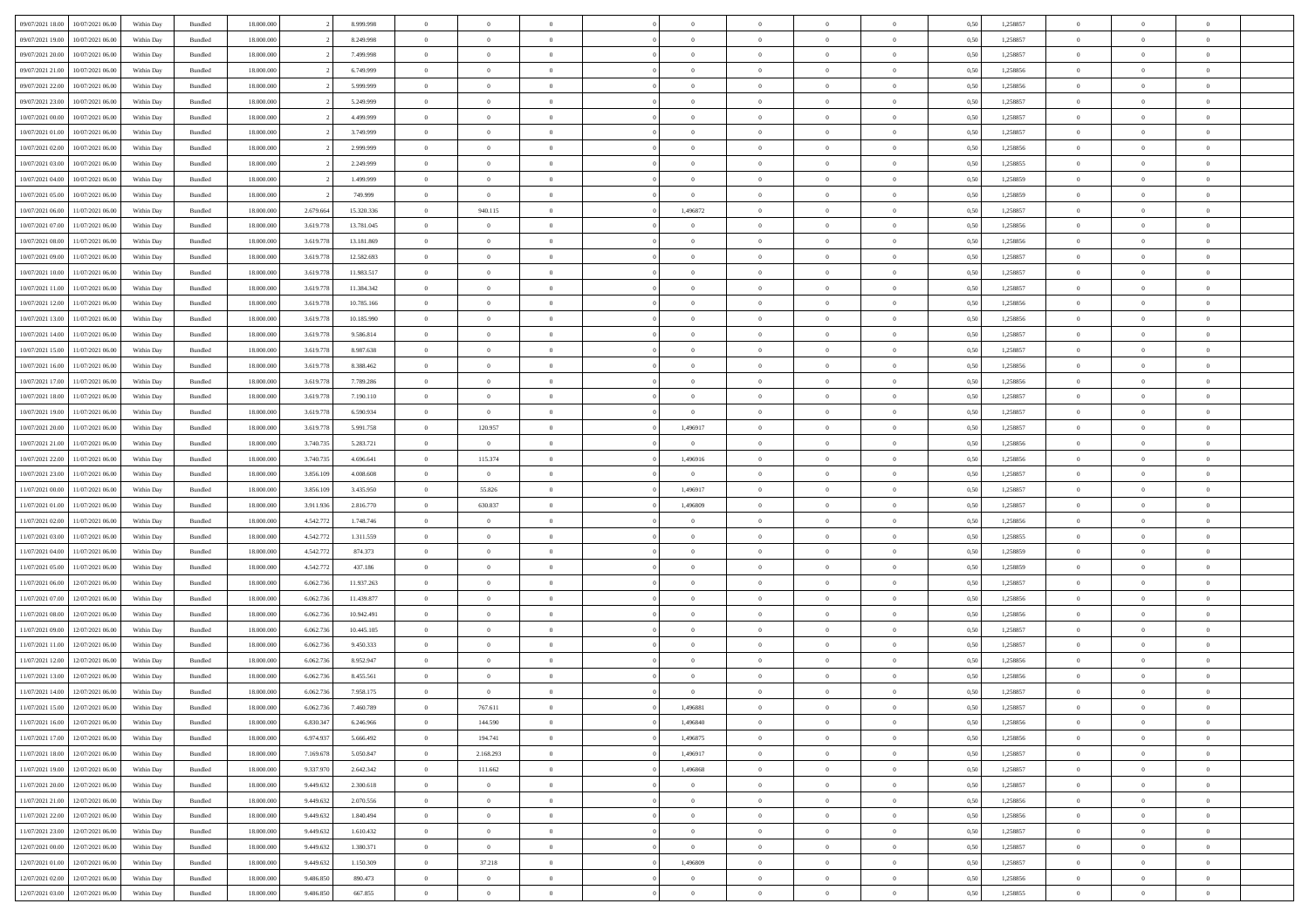| | | | | | | | | | | | | | | | | | | | | | |
|---|---|---|---|---|---|---|---|---|---|---|---|---|---|---|---|---|---|---|---|---|---|
| 09/07/2021 18:00 | 10/07/2021 06:00 | Within Day | Bundled | 18.000.000 | 2 | 8.999.998 | 0 | 0 | 0 | | 0 | 0 | 0 | 0 | 0 | 0,50 | 1,258857 | 0 | 0 | 0 | |
| 09/07/2021 19:00 | 10/07/2021 06:00 | Within Day | Bundled | 18.000.000 | 2 | 8.249.998 | 0 | 0 | 0 | | 0 | 0 | 0 | 0 | 0 | 0,50 | 1,258857 | 0 | 0 | 0 | |
| 09/07/2021 20:00 | 10/07/2021 06:00 | Within Day | Bundled | 18.000.000 | 2 | 7.499.998 | 0 | 0 | 0 | | 0 | 0 | 0 | 0 | 0 | 0,50 | 1,258857 | 0 | 0 | 0 | |
| 09/07/2021 21:00 | 10/07/2021 06:00 | Within Day | Bundled | 18.000.000 | 2 | 6.749.999 | 0 | 0 | 0 | | 0 | 0 | 0 | 0 | 0 | 0,50 | 1,258856 | 0 | 0 | 0 | |
| 09/07/2021 22:00 | 10/07/2021 06:00 | Within Day | Bundled | 18.000.000 | 2 | 5.999.999 | 0 | 0 | 0 | | 0 | 0 | 0 | 0 | 0 | 0,50 | 1,258856 | 0 | 0 | 0 | |
| 09/07/2021 23:00 | 10/07/2021 06:00 | Within Day | Bundled | 18.000.000 | 2 | 5.249.999 | 0 | 0 | 0 | | 0 | 0 | 0 | 0 | 0 | 0,50 | 1,258857 | 0 | 0 | 0 | |
| 10/07/2021 00:00 | 10/07/2021 06:00 | Within Day | Bundled | 18.000.000 | 2 | 4.499.999 | 0 | 0 | 0 | | 0 | 0 | 0 | 0 | 0 | 0,50 | 1,258857 | 0 | 0 | 0 | |
| 10/07/2021 01:00 | 10/07/2021 06:00 | Within Day | Bundled | 18.000.000 | 2 | 3.749.999 | 0 | 0 | 0 | | 0 | 0 | 0 | 0 | 0 | 0,50 | 1,258857 | 0 | 0 | 0 | |
| 10/07/2021 02:00 | 10/07/2021 06:00 | Within Day | Bundled | 18.000.000 | 2 | 2.999.999 | 0 | 0 | 0 | | 0 | 0 | 0 | 0 | 0 | 0,50 | 1,258856 | 0 | 0 | 0 | |
| 10/07/2021 03:00 | 10/07/2021 06:00 | Within Day | Bundled | 18.000.000 | 2 | 2.249.999 | 0 | 0 | 0 | | 0 | 0 | 0 | 0 | 0 | 0,50 | 1,258855 | 0 | 0 | 0 | |
| 10/07/2021 04:00 | 10/07/2021 06:00 | Within Day | Bundled | 18.000.000 | 2 | 1.499.999 | 0 | 0 | 0 | | 0 | 0 | 0 | 0 | 0 | 0,50 | 1,258859 | 0 | 0 | 0 | |
| 10/07/2021 05:00 | 10/07/2021 06:00 | Within Day | Bundled | 18.000.000 | 2 | 749.999 | 0 | 0 | 0 | | 0 | 0 | 0 | 0 | 0 | 0,50 | 1,258859 | 0 | 0 | 0 | |
| 10/07/2021 06:00 | 11/07/2021 06:00 | Within Day | Bundled | 18.000.000 | 2.679.664 | 15.320.336 | 0 | 940.115 | 0 | | 1,496872 | 0 | 0 | 0 | 0 | 0,50 | 1,258857 | 0 | 0 | 0 | |
| 10/07/2021 07:00 | 11/07/2021 06:00 | Within Day | Bundled | 18.000.000 | 3.619.778 | 13.781.045 | 0 | 0 | 0 | | 0 | 0 | 0 | 0 | 0 | 0,50 | 1,258856 | 0 | 0 | 0 | |
| 10/07/2021 08:00 | 11/07/2021 06:00 | Within Day | Bundled | 18.000.000 | 3.619.778 | 13.181.869 | 0 | 0 | 0 | | 0 | 0 | 0 | 0 | 0 | 0,50 | 1,258856 | 0 | 0 | 0 | |
| 10/07/2021 09:00 | 11/07/2021 06:00 | Within Day | Bundled | 18.000.000 | 3.619.778 | 12.582.693 | 0 | 0 | 0 | | 0 | 0 | 0 | 0 | 0 | 0,50 | 1,258857 | 0 | 0 | 0 | |
| 10/07/2021 10:00 | 11/07/2021 06:00 | Within Day | Bundled | 18.000.000 | 3.619.778 | 11.983.517 | 0 | 0 | 0 | | 0 | 0 | 0 | 0 | 0 | 0,50 | 1,258857 | 0 | 0 | 0 | |
| 10/07/2021 11:00 | 11/07/2021 06:00 | Within Day | Bundled | 18.000.000 | 3.619.778 | 11.384.342 | 0 | 0 | 0 | | 0 | 0 | 0 | 0 | 0 | 0,50 | 1,258857 | 0 | 0 | 0 | |
| 10/07/2021 12:00 | 11/07/2021 06:00 | Within Day | Bundled | 18.000.000 | 3.619.778 | 10.785.166 | 0 | 0 | 0 | | 0 | 0 | 0 | 0 | 0 | 0,50 | 1,258856 | 0 | 0 | 0 | |
| 10/07/2021 13:00 | 11/07/2021 06:00 | Within Day | Bundled | 18.000.000 | 3.619.778 | 10.185.990 | 0 | 0 | 0 | | 0 | 0 | 0 | 0 | 0 | 0,50 | 1,258856 | 0 | 0 | 0 | |
| 10/07/2021 14:00 | 11/07/2021 06:00 | Within Day | Bundled | 18.000.000 | 3.619.778 | 9.586.814 | 0 | 0 | 0 | | 0 | 0 | 0 | 0 | 0 | 0,50 | 1,258857 | 0 | 0 | 0 | |
| 10/07/2021 15:00 | 11/07/2021 06:00 | Within Day | Bundled | 18.000.000 | 3.619.778 | 8.987.638 | 0 | 0 | 0 | | 0 | 0 | 0 | 0 | 0 | 0,50 | 1,258857 | 0 | 0 | 0 | |
| 10/07/2021 16:00 | 11/07/2021 06:00 | Within Day | Bundled | 18.000.000 | 3.619.778 | 8.388.462 | 0 | 0 | 0 | | 0 | 0 | 0 | 0 | 0 | 0,50 | 1,258856 | 0 | 0 | 0 | |
| 10/07/2021 17:00 | 11/07/2021 06:00 | Within Day | Bundled | 18.000.000 | 3.619.778 | 7.789.286 | 0 | 0 | 0 | | 0 | 0 | 0 | 0 | 0 | 0,50 | 1,258856 | 0 | 0 | 0 | |
| 10/07/2021 18:00 | 11/07/2021 06:00 | Within Day | Bundled | 18.000.000 | 3.619.778 | 7.190.110 | 0 | 0 | 0 | | 0 | 0 | 0 | 0 | 0 | 0,50 | 1,258857 | 0 | 0 | 0 | |
| 10/07/2021 19:00 | 11/07/2021 06:00 | Within Day | Bundled | 18.000.000 | 3.619.778 | 6.590.934 | 0 | 0 | 0 | | 0 | 0 | 0 | 0 | 0 | 0,50 | 1,258857 | 0 | 0 | 0 | |
| 10/07/2021 20:00 | 11/07/2021 06:00 | Within Day | Bundled | 18.000.000 | 3.619.778 | 5.991.758 | 0 | 120.957 | 0 | | 1,496917 | 0 | 0 | 0 | 0 | 0,50 | 1,258857 | 0 | 0 | 0 | |
| 10/07/2021 21:00 | 11/07/2021 06:00 | Within Day | Bundled | 18.000.000 | 3.740.735 | 5.283.721 | 0 | 0 | 0 | | 0 | 0 | 0 | 0 | 0 | 0,50 | 1,258856 | 0 | 0 | 0 | |
| 10/07/2021 22:00 | 11/07/2021 06:00 | Within Day | Bundled | 18.000.000 | 3.740.735 | 4.696.641 | 0 | 115.374 | 0 | | 1,496916 | 0 | 0 | 0 | 0 | 0,50 | 1,258856 | 0 | 0 | 0 | |
| 10/07/2021 23:00 | 11/07/2021 06:00 | Within Day | Bundled | 18.000.000 | 3.856.109 | 4.008.608 | 0 | 0 | 0 | | 0 | 0 | 0 | 0 | 0 | 0,50 | 1,258857 | 0 | 0 | 0 | |
| 11/07/2021 00:00 | 11/07/2021 06:00 | Within Day | Bundled | 18.000.000 | 3.856.109 | 3.435.950 | 0 | 55.826 | 0 | | 1,496917 | 0 | 0 | 0 | 0 | 0,50 | 1,258857 | 0 | 0 | 0 | |
| 11/07/2021 01:00 | 11/07/2021 06:00 | Within Day | Bundled | 18.000.000 | 3.911.936 | 2.816.770 | 0 | 630.837 | 0 | | 1,496809 | 0 | 0 | 0 | 0 | 0,50 | 1,258857 | 0 | 0 | 0 | |
| 11/07/2021 02:00 | 11/07/2021 06:00 | Within Day | Bundled | 18.000.000 | 4.542.772 | 1.748.746 | 0 | 0 | 0 | | 0 | 0 | 0 | 0 | 0 | 0,50 | 1,258856 | 0 | 0 | 0 | |
| 11/07/2021 03:00 | 11/07/2021 06:00 | Within Day | Bundled | 18.000.000 | 4.542.772 | 1.311.559 | 0 | 0 | 0 | | 0 | 0 | 0 | 0 | 0 | 0,50 | 1,258855 | 0 | 0 | 0 | |
| 11/07/2021 04:00 | 11/07/2021 06:00 | Within Day | Bundled | 18.000.000 | 4.542.772 | 874.373 | 0 | 0 | 0 | | 0 | 0 | 0 | 0 | 0 | 0,50 | 1,258859 | 0 | 0 | 0 | |
| 11/07/2021 05:00 | 11/07/2021 06:00 | Within Day | Bundled | 18.000.000 | 4.542.772 | 437.186 | 0 | 0 | 0 | | 0 | 0 | 0 | 0 | 0 | 0,50 | 1,258859 | 0 | 0 | 0 | |
| 11/07/2021 06:00 | 12/07/2021 06:00 | Within Day | Bundled | 18.000.000 | 6.062.736 | 11.937.263 | 0 | 0 | 0 | | 0 | 0 | 0 | 0 | 0 | 0,50 | 1,258857 | 0 | 0 | 0 | |
| 11/07/2021 07:00 | 12/07/2021 06:00 | Within Day | Bundled | 18.000.000 | 6.062.736 | 11.439.877 | 0 | 0 | 0 | | 0 | 0 | 0 | 0 | 0 | 0,50 | 1,258856 | 0 | 0 | 0 | |
| 11/07/2021 08:00 | 12/07/2021 06:00 | Within Day | Bundled | 18.000.000 | 6.062.736 | 10.942.491 | 0 | 0 | 0 | | 0 | 0 | 0 | 0 | 0 | 0,50 | 1,258856 | 0 | 0 | 0 | |
| 11/07/2021 09:00 | 12/07/2021 06:00 | Within Day | Bundled | 18.000.000 | 6.062.736 | 10.445.105 | 0 | 0 | 0 | | 0 | 0 | 0 | 0 | 0 | 0,50 | 1,258857 | 0 | 0 | 0 | |
| 11/07/2021 11:00 | 12/07/2021 06:00 | Within Day | Bundled | 18.000.000 | 6.062.736 | 9.450.333 | 0 | 0 | 0 | | 0 | 0 | 0 | 0 | 0 | 0,50 | 1,258857 | 0 | 0 | 0 | |
| 11/07/2021 12:00 | 12/07/2021 06:00 | Within Day | Bundled | 18.000.000 | 6.062.736 | 8.952.947 | 0 | 0 | 0 | | 0 | 0 | 0 | 0 | 0 | 0,50 | 1,258856 | 0 | 0 | 0 | |
| 11/07/2021 13:00 | 12/07/2021 06:00 | Within Day | Bundled | 18.000.000 | 6.062.736 | 8.455.561 | 0 | 0 | 0 | | 0 | 0 | 0 | 0 | 0 | 0,50 | 1,258856 | 0 | 0 | 0 | |
| 11/07/2021 14:00 | 12/07/2021 06:00 | Within Day | Bundled | 18.000.000 | 6.062.736 | 7.958.175 | 0 | 0 | 0 | | 0 | 0 | 0 | 0 | 0 | 0,50 | 1,258857 | 0 | 0 | 0 | |
| 11/07/2021 15:00 | 12/07/2021 06:00 | Within Day | Bundled | 18.000.000 | 6.062.736 | 7.460.789 | 0 | 767.611 | 0 | | 1,496881 | 0 | 0 | 0 | 0 | 0,50 | 1,258857 | 0 | 0 | 0 | |
| 11/07/2021 16:00 | 12/07/2021 06:00 | Within Day | Bundled | 18.000.000 | 6.830.347 | 6.246.966 | 0 | 144.590 | 0 | | 1,496840 | 0 | 0 | 0 | 0 | 0,50 | 1,258856 | 0 | 0 | 0 | |
| 11/07/2021 17:00 | 12/07/2021 06:00 | Within Day | Bundled | 18.000.000 | 6.974.937 | 5.666.492 | 0 | 194.741 | 0 | | 1,496875 | 0 | 0 | 0 | 0 | 0,50 | 1,258856 | 0 | 0 | 0 | |
| 11/07/2021 18:00 | 12/07/2021 06:00 | Within Day | Bundled | 18.000.000 | 7.169.678 | 5.050.847 | 0 | 2.168.293 | 0 | | 1,496917 | 0 | 0 | 0 | 0 | 0,50 | 1,258857 | 0 | 0 | 0 | |
| 11/07/2021 19:00 | 12/07/2021 06:00 | Within Day | Bundled | 18.000.000 | 9.337.970 | 2.642.342 | 0 | 111.662 | 0 | | 1,496868 | 0 | 0 | 0 | 0 | 0,50 | 1,258857 | 0 | 0 | 0 | |
| 11/07/2021 20:00 | 12/07/2021 06:00 | Within Day | Bundled | 18.000.000 | 9.449.632 | 2.300.618 | 0 | 0 | 0 | | 0 | 0 | 0 | 0 | 0 | 0,50 | 1,258857 | 0 | 0 | 0 | |
| 11/07/2021 21:00 | 12/07/2021 06:00 | Within Day | Bundled | 18.000.000 | 9.449.632 | 2.070.556 | 0 | 0 | 0 | | 0 | 0 | 0 | 0 | 0 | 0,50 | 1,258856 | 0 | 0 | 0 | |
| 11/07/2021 22:00 | 12/07/2021 06:00 | Within Day | Bundled | 18.000.000 | 9.449.632 | 1.840.494 | 0 | 0 | 0 | | 0 | 0 | 0 | 0 | 0 | 0,50 | 1,258856 | 0 | 0 | 0 | |
| 11/07/2021 23:00 | 12/07/2021 06:00 | Within Day | Bundled | 18.000.000 | 9.449.632 | 1.610.432 | 0 | 0 | 0 | | 0 | 0 | 0 | 0 | 0 | 0,50 | 1,258857 | 0 | 0 | 0 | |
| 12/07/2021 00:00 | 12/07/2021 06:00 | Within Day | Bundled | 18.000.000 | 9.449.632 | 1.380.371 | 0 | 0 | 0 | | 0 | 0 | 0 | 0 | 0 | 0,50 | 1,258857 | 0 | 0 | 0 | |
| 12/07/2021 01:00 | 12/07/2021 06:00 | Within Day | Bundled | 18.000.000 | 9.449.632 | 1.150.309 | 0 | 37.218 | 0 | | 1,496809 | 0 | 0 | 0 | 0 | 0,50 | 1,258857 | 0 | 0 | 0 | |
| 12/07/2021 02:00 | 12/07/2021 06:00 | Within Day | Bundled | 18.000.000 | 9.486.850 | 890.473 | 0 | 0 | 0 | | 0 | 0 | 0 | 0 | 0 | 0,50 | 1,258856 | 0 | 0 | 0 | |
| 12/07/2021 03:00 | 12/07/2021 06:00 | Within Day | Bundled | 18.000.000 | 9.486.850 | 667.855 | 0 | 0 | 0 | | 0 | 0 | 0 | 0 | 0 | 0,50 | 1,258855 | 0 | 0 | 0 | |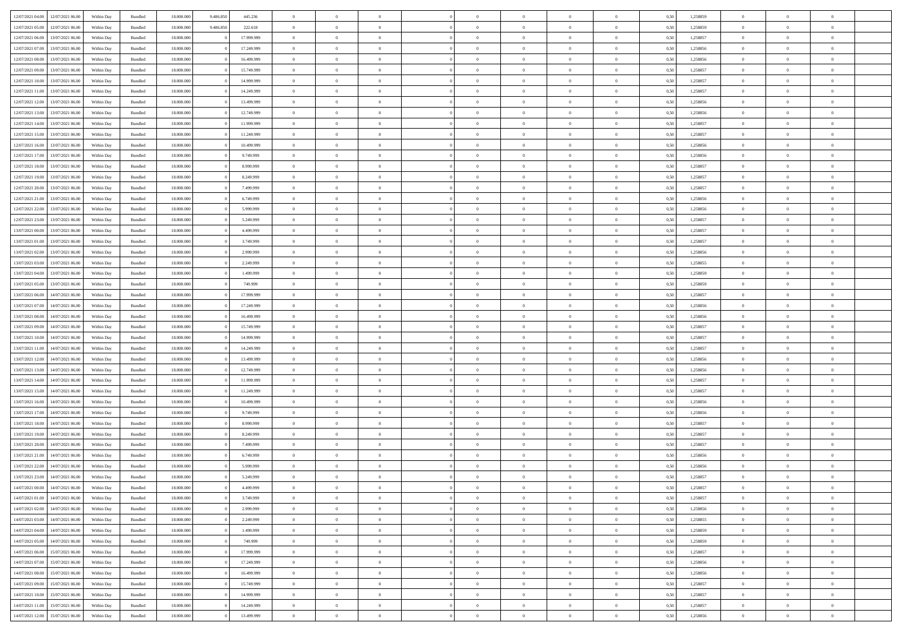| | | | | | | | | | | | | | | | | | | | | | |
|---|---|---|---|---|---|---|---|---|---|---|---|---|---|---|---|---|---|---|---|---|---|
| 12/07/2021 04.00 | 12/07/2021 06.00 | Within Day | Bundled | 18.000.000 | 9.486.850 | 445.236 | 0 | 0 | 0 | | 0 | 0 | 0 | 0 | 0 | 0,50 | 1,258859 | 0 | 0 | 0 | |
| 12/07/2021 05.00 | 12/07/2021 06.00 | Within Day | Bundled | 18.000.000 | 9.486.850 | 222.618 | 0 | 0 | 0 | | 0 | 0 | 0 | 0 | 0 | 0,50 | 1,258859 | 0 | 0 | 0 | |
| 12/07/2021 06.00 | 13/07/2021 06.00 | Within Day | Bundled | 18.000.000 | 0 | 17.999.999 | 0 | 0 | 0 | | 0 | 0 | 0 | 0 | 0 | 0,50 | 1,258857 | 0 | 0 | 0 | |
| 12/07/2021 07.00 | 13/07/2021 06.00 | Within Day | Bundled | 18.000.000 | 0 | 17.249.999 | 0 | 0 | 0 | | 0 | 0 | 0 | 0 | 0 | 0,50 | 1,258856 | 0 | 0 | 0 | |
| 12/07/2021 08.00 | 13/07/2021 06.00 | Within Day | Bundled | 18.000.000 | 0 | 16.499.999 | 0 | 0 | 0 | | 0 | 0 | 0 | 0 | 0 | 0,50 | 1,258856 | 0 | 0 | 0 | |
| 12/07/2021 09.00 | 13/07/2021 06.00 | Within Day | Bundled | 18.000.000 | 0 | 15.749.999 | 0 | 0 | 0 | | 0 | 0 | 0 | 0 | 0 | 0,50 | 1,258857 | 0 | 0 | 0 | |
| 12/07/2021 10.00 | 13/07/2021 06.00 | Within Day | Bundled | 18.000.000 | 0 | 14.999.999 | 0 | 0 | 0 | | 0 | 0 | 0 | 0 | 0 | 0,50 | 1,258857 | 0 | 0 | 0 | |
| 12/07/2021 11.00 | 13/07/2021 06.00 | Within Day | Bundled | 18.000.000 | 0 | 14.249.999 | 0 | 0 | 0 | | 0 | 0 | 0 | 0 | 0 | 0,50 | 1,258857 | 0 | 0 | 0 | |
| 12/07/2021 12.00 | 13/07/2021 06.00 | Within Day | Bundled | 18.000.000 | 0 | 13.499.999 | 0 | 0 | 0 | | 0 | 0 | 0 | 0 | 0 | 0,50 | 1,258856 | 0 | 0 | 0 | |
| 12/07/2021 13.00 | 13/07/2021 06.00 | Within Day | Bundled | 18.000.000 | 0 | 12.749.999 | 0 | 0 | 0 | | 0 | 0 | 0 | 0 | 0 | 0,50 | 1,258856 | 0 | 0 | 0 | |
| 12/07/2021 14.00 | 13/07/2021 06.00 | Within Day | Bundled | 18.000.000 | 0 | 11.999.999 | 0 | 0 | 0 | | 0 | 0 | 0 | 0 | 0 | 0,50 | 1,258857 | 0 | 0 | 0 | |
| 12/07/2021 15.00 | 13/07/2021 06.00 | Within Day | Bundled | 18.000.000 | 0 | 11.249.999 | 0 | 0 | 0 | | 0 | 0 | 0 | 0 | 0 | 0,50 | 1,258857 | 0 | 0 | 0 | |
| 12/07/2021 16.00 | 13/07/2021 06.00 | Within Day | Bundled | 18.000.000 | 0 | 10.499.999 | 0 | 0 | 0 | | 0 | 0 | 0 | 0 | 0 | 0,50 | 1,258856 | 0 | 0 | 0 | |
| 12/07/2021 17.00 | 13/07/2021 06.00 | Within Day | Bundled | 18.000.000 | 0 | 9.749.999 | 0 | 0 | 0 | | 0 | 0 | 0 | 0 | 0 | 0,50 | 1,258856 | 0 | 0 | 0 | |
| 12/07/2021 18.00 | 13/07/2021 06.00 | Within Day | Bundled | 18.000.000 | 0 | 8.999.999 | 0 | 0 | 0 | | 0 | 0 | 0 | 0 | 0 | 0,50 | 1,258857 | 0 | 0 | 0 | |
| 12/07/2021 19.00 | 13/07/2021 06.00 | Within Day | Bundled | 18.000.000 | 0 | 8.249.999 | 0 | 0 | 0 | | 0 | 0 | 0 | 0 | 0 | 0,50 | 1,258857 | 0 | 0 | 0 | |
| 12/07/2021 20.00 | 13/07/2021 06.00 | Within Day | Bundled | 18.000.000 | 0 | 7.499.999 | 0 | 0 | 0 | | 0 | 0 | 0 | 0 | 0 | 0,50 | 1,258857 | 0 | 0 | 0 | |
| 12/07/2021 21.00 | 13/07/2021 06.00 | Within Day | Bundled | 18.000.000 | 0 | 6.749.999 | 0 | 0 | 0 | | 0 | 0 | 0 | 0 | 0 | 0,50 | 1,258856 | 0 | 0 | 0 | |
| 12/07/2021 22.00 | 13/07/2021 06.00 | Within Day | Bundled | 18.000.000 | 0 | 5.999.999 | 0 | 0 | 0 | | 0 | 0 | 0 | 0 | 0 | 0,50 | 1,258856 | 0 | 0 | 0 | |
| 12/07/2021 23.00 | 13/07/2021 06.00 | Within Day | Bundled | 18.000.000 | 0 | 5.249.999 | 0 | 0 | 0 | | 0 | 0 | 0 | 0 | 0 | 0,50 | 1,258857 | 0 | 0 | 0 | |
| 13/07/2021 00.00 | 13/07/2021 06.00 | Within Day | Bundled | 18.000.000 | 0 | 4.499.999 | 0 | 0 | 0 | | 0 | 0 | 0 | 0 | 0 | 0,50 | 1,258857 | 0 | 0 | 0 | |
| 13/07/2021 01.00 | 13/07/2021 06.00 | Within Day | Bundled | 18.000.000 | 0 | 3.749.999 | 0 | 0 | 0 | | 0 | 0 | 0 | 0 | 0 | 0,50 | 1,258857 | 0 | 0 | 0 | |
| 13/07/2021 02.00 | 13/07/2021 06.00 | Within Day | Bundled | 18.000.000 | 0 | 2.999.999 | 0 | 0 | 0 | | 0 | 0 | 0 | 0 | 0 | 0,50 | 1,258856 | 0 | 0 | 0 | |
| 13/07/2021 03.00 | 13/07/2021 06.00 | Within Day | Bundled | 18.000.000 | 0 | 2.249.999 | 0 | 0 | 0 | | 0 | 0 | 0 | 0 | 0 | 0,50 | 1,258855 | 0 | 0 | 0 | |
| 13/07/2021 04.00 | 13/07/2021 06.00 | Within Day | Bundled | 18.000.000 | 0 | 1.499.999 | 0 | 0 | 0 | | 0 | 0 | 0 | 0 | 0 | 0,50 | 1,258859 | 0 | 0 | 0 | |
| 13/07/2021 05.00 | 13/07/2021 06.00 | Within Day | Bundled | 18.000.000 | 0 | 749.999 | 0 | 0 | 0 | | 0 | 0 | 0 | 0 | 0 | 0,50 | 1,258859 | 0 | 0 | 0 | |
| 13/07/2021 06.00 | 14/07/2021 06.00 | Within Day | Bundled | 18.000.000 | 0 | 17.999.999 | 0 | 0 | 0 | | 0 | 0 | 0 | 0 | 0 | 0,50 | 1,258857 | 0 | 0 | 0 | |
| 13/07/2021 07.00 | 14/07/2021 06.00 | Within Day | Bundled | 18.000.000 | 0 | 17.249.999 | 0 | 0 | 0 | | 0 | 0 | 0 | 0 | 0 | 0,50 | 1,258856 | 0 | 0 | 0 | |
| 13/07/2021 08.00 | 14/07/2021 06.00 | Within Day | Bundled | 18.000.000 | 0 | 16.499.999 | 0 | 0 | 0 | | 0 | 0 | 0 | 0 | 0 | 0,50 | 1,258856 | 0 | 0 | 0 | |
| 13/07/2021 09.00 | 14/07/2021 06.00 | Within Day | Bundled | 18.000.000 | 0 | 15.749.999 | 0 | 0 | 0 | | 0 | 0 | 0 | 0 | 0 | 0,50 | 1,258857 | 0 | 0 | 0 | |
| 13/07/2021 10.00 | 14/07/2021 06.00 | Within Day | Bundled | 18.000.000 | 0 | 14.999.999 | 0 | 0 | 0 | | 0 | 0 | 0 | 0 | 0 | 0,50 | 1,258857 | 0 | 0 | 0 | |
| 13/07/2021 11.00 | 14/07/2021 06.00 | Within Day | Bundled | 18.000.000 | 0 | 14.249.999 | 0 | 0 | 0 | | 0 | 0 | 0 | 0 | 0 | 0,50 | 1,258857 | 0 | 0 | 0 | |
| 13/07/2021 12.00 | 14/07/2021 06.00 | Within Day | Bundled | 18.000.000 | 0 | 13.499.999 | 0 | 0 | 0 | | 0 | 0 | 0 | 0 | 0 | 0,50 | 1,258856 | 0 | 0 | 0 | |
| 13/07/2021 13.00 | 14/07/2021 06.00 | Within Day | Bundled | 18.000.000 | 0 | 12.749.999 | 0 | 0 | 0 | | 0 | 0 | 0 | 0 | 0 | 0,50 | 1,258856 | 0 | 0 | 0 | |
| 13/07/2021 14.00 | 14/07/2021 06.00 | Within Day | Bundled | 18.000.000 | 0 | 11.999.999 | 0 | 0 | 0 | | 0 | 0 | 0 | 0 | 0 | 0,50 | 1,258857 | 0 | 0 | 0 | |
| 13/07/2021 15.00 | 14/07/2021 06.00 | Within Day | Bundled | 18.000.000 | 0 | 11.249.999 | 0 | 0 | 0 | | 0 | 0 | 0 | 0 | 0 | 0,50 | 1,258857 | 0 | 0 | 0 | |
| 13/07/2021 16.00 | 14/07/2021 06.00 | Within Day | Bundled | 18.000.000 | 0 | 10.499.999 | 0 | 0 | 0 | | 0 | 0 | 0 | 0 | 0 | 0,50 | 1,258856 | 0 | 0 | 0 | |
| 13/07/2021 17.00 | 14/07/2021 06.00 | Within Day | Bundled | 18.000.000 | 0 | 9.749.999 | 0 | 0 | 0 | | 0 | 0 | 0 | 0 | 0 | 0,50 | 1,258856 | 0 | 0 | 0 | |
| 13/07/2021 18.00 | 14/07/2021 06.00 | Within Day | Bundled | 18.000.000 | 0 | 8.999.999 | 0 | 0 | 0 | | 0 | 0 | 0 | 0 | 0 | 0,50 | 1,258857 | 0 | 0 | 0 | |
| 13/07/2021 19.00 | 14/07/2021 06.00 | Within Day | Bundled | 18.000.000 | 0 | 8.249.999 | 0 | 0 | 0 | | 0 | 0 | 0 | 0 | 0 | 0,50 | 1,258857 | 0 | 0 | 0 | |
| 13/07/2021 20.00 | 14/07/2021 06.00 | Within Day | Bundled | 18.000.000 | 0 | 7.499.999 | 0 | 0 | 0 | | 0 | 0 | 0 | 0 | 0 | 0,50 | 1,258857 | 0 | 0 | 0 | |
| 13/07/2021 21.00 | 14/07/2021 06.00 | Within Day | Bundled | 18.000.000 | 0 | 6.749.999 | 0 | 0 | 0 | | 0 | 0 | 0 | 0 | 0 | 0,50 | 1,258856 | 0 | 0 | 0 | |
| 13/07/2021 22.00 | 14/07/2021 06.00 | Within Day | Bundled | 18.000.000 | 0 | 5.999.999 | 0 | 0 | 0 | | 0 | 0 | 0 | 0 | 0 | 0,50 | 1,258856 | 0 | 0 | 0 | |
| 13/07/2021 23.00 | 14/07/2021 06.00 | Within Day | Bundled | 18.000.000 | 0 | 5.249.999 | 0 | 0 | 0 | | 0 | 0 | 0 | 0 | 0 | 0,50 | 1,258857 | 0 | 0 | 0 | |
| 14/07/2021 00.00 | 14/07/2021 06.00 | Within Day | Bundled | 18.000.000 | 0 | 4.499.999 | 0 | 0 | 0 | | 0 | 0 | 0 | 0 | 0 | 0,50 | 1,258857 | 0 | 0 | 0 | |
| 14/07/2021 01.00 | 14/07/2021 06.00 | Within Day | Bundled | 18.000.000 | 0 | 3.749.999 | 0 | 0 | 0 | | 0 | 0 | 0 | 0 | 0 | 0,50 | 1,258857 | 0 | 0 | 0 | |
| 14/07/2021 02.00 | 14/07/2021 06.00 | Within Day | Bundled | 18.000.000 | 0 | 2.999.999 | 0 | 0 | 0 | | 0 | 0 | 0 | 0 | 0 | 0,50 | 1,258856 | 0 | 0 | 0 | |
| 14/07/2021 03.00 | 14/07/2021 06.00 | Within Day | Bundled | 18.000.000 | 0 | 2.249.999 | 0 | 0 | 0 | | 0 | 0 | 0 | 0 | 0 | 0,50 | 1,258855 | 0 | 0 | 0 | |
| 14/07/2021 04.00 | 14/07/2021 06.00 | Within Day | Bundled | 18.000.000 | 0 | 1.499.999 | 0 | 0 | 0 | | 0 | 0 | 0 | 0 | 0 | 0,50 | 1,258859 | 0 | 0 | 0 | |
| 14/07/2021 05.00 | 14/07/2021 06.00 | Within Day | Bundled | 18.000.000 | 0 | 749.999 | 0 | 0 | 0 | | 0 | 0 | 0 | 0 | 0 | 0,50 | 1,258859 | 0 | 0 | 0 | |
| 14/07/2021 06.00 | 15/07/2021 06.00 | Within Day | Bundled | 18.000.000 | 0 | 17.999.999 | 0 | 0 | 0 | | 0 | 0 | 0 | 0 | 0 | 0,50 | 1,258857 | 0 | 0 | 0 | |
| 14/07/2021 07.00 | 15/07/2021 06.00 | Within Day | Bundled | 18.000.000 | 0 | 17.249.999 | 0 | 0 | 0 | | 0 | 0 | 0 | 0 | 0 | 0,50 | 1,258856 | 0 | 0 | 0 | |
| 14/07/2021 08.00 | 15/07/2021 06.00 | Within Day | Bundled | 18.000.000 | 0 | 16.499.999 | 0 | 0 | 0 | | 0 | 0 | 0 | 0 | 0 | 0,50 | 1,258856 | 0 | 0 | 0 | |
| 14/07/2021 09.00 | 15/07/2021 06.00 | Within Day | Bundled | 18.000.000 | 0 | 15.749.999 | 0 | 0 | 0 | | 0 | 0 | 0 | 0 | 0 | 0,50 | 1,258857 | 0 | 0 | 0 | |
| 14/07/2021 10.00 | 15/07/2021 06.00 | Within Day | Bundled | 18.000.000 | 0 | 14.999.999 | 0 | 0 | 0 | | 0 | 0 | 0 | 0 | 0 | 0,50 | 1,258857 | 0 | 0 | 0 | |
| 14/07/2021 11.00 | 15/07/2021 06.00 | Within Day | Bundled | 18.000.000 | 0 | 14.249.999 | 0 | 0 | 0 | | 0 | 0 | 0 | 0 | 0 | 0,50 | 1,258857 | 0 | 0 | 0 | |
| 14/07/2021 12.00 | 15/07/2021 06.00 | Within Day | Bundled | 18.000.000 | 0 | 13.499.999 | 0 | 0 | 0 | | 0 | 0 | 0 | 0 | 0 | 0,50 | 1,258856 | 0 | 0 | 0 | |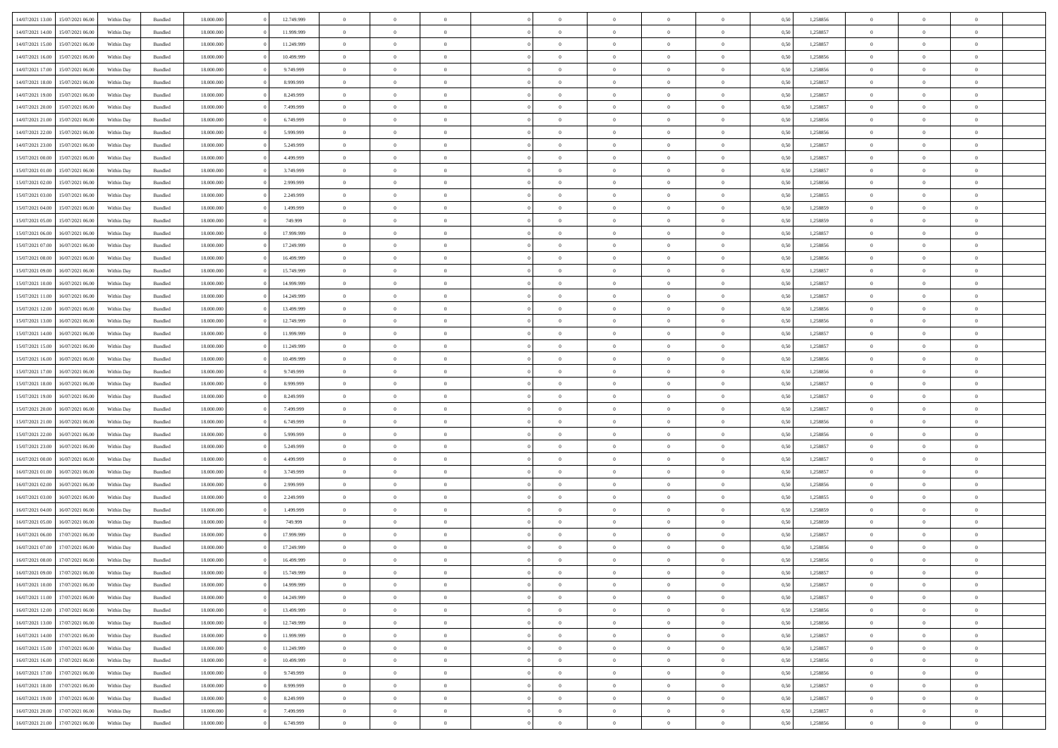| | | | | | | | | | | | | | | | | | | | | | |
|---|---|---|---|---|---|---|---|---|---|---|---|---|---|---|---|---|---|---|---|---|---|
| 14/07/2021 13.00 | 15/07/2021 06.00 | Within Day | Bundled | 18.000.000 | 0 | 12.749.999 | 0 | 0 | 0 | | 0 | 0 | 0 | 0 | 0 | 0,50 | 1,258856 | 0 | 0 | 0 | |
| 14/07/2021 14.00 | 15/07/2021 06.00 | Within Day | Bundled | 18.000.000 | 0 | 11.999.999 | 0 | 0 | 0 | | 0 | 0 | 0 | 0 | 0 | 0,50 | 1,258857 | 0 | 0 | 0 | |
| 14/07/2021 15.00 | 15/07/2021 06.00 | Within Day | Bundled | 18.000.000 | 0 | 11.249.999 | 0 | 0 | 0 | | 0 | 0 | 0 | 0 | 0 | 0,50 | 1,258857 | 0 | 0 | 0 | |
| 14/07/2021 16.00 | 15/07/2021 06.00 | Within Day | Bundled | 18.000.000 | 0 | 10.499.999 | 0 | 0 | 0 | | 0 | 0 | 0 | 0 | 0 | 0,50 | 1,258856 | 0 | 0 | 0 | |
| 14/07/2021 17.00 | 15/07/2021 06.00 | Within Day | Bundled | 18.000.000 | 0 | 9.749.999 | 0 | 0 | 0 | | 0 | 0 | 0 | 0 | 0 | 0,50 | 1,258856 | 0 | 0 | 0 | |
| 14/07/2021 18.00 | 15/07/2021 06.00 | Within Day | Bundled | 18.000.000 | 0 | 8.999.999 | 0 | 0 | 0 | | 0 | 0 | 0 | 0 | 0 | 0,50 | 1,258857 | 0 | 0 | 0 | |
| 14/07/2021 19.00 | 15/07/2021 06.00 | Within Day | Bundled | 18.000.000 | 0 | 8.249.999 | 0 | 0 | 0 | | 0 | 0 | 0 | 0 | 0 | 0,50 | 1,258857 | 0 | 0 | 0 | |
| 14/07/2021 20.00 | 15/07/2021 06.00 | Within Day | Bundled | 18.000.000 | 0 | 7.499.999 | 0 | 0 | 0 | | 0 | 0 | 0 | 0 | 0 | 0,50 | 1,258857 | 0 | 0 | 0 | |
| 14/07/2021 21.00 | 15/07/2021 06.00 | Within Day | Bundled | 18.000.000 | 0 | 6.749.999 | 0 | 0 | 0 | | 0 | 0 | 0 | 0 | 0 | 0,50 | 1,258856 | 0 | 0 | 0 | |
| 14/07/2021 22.00 | 15/07/2021 06.00 | Within Day | Bundled | 18.000.000 | 0 | 5.999.999 | 0 | 0 | 0 | | 0 | 0 | 0 | 0 | 0 | 0,50 | 1,258856 | 0 | 0 | 0 | |
| 14/07/2021 23.00 | 15/07/2021 06.00 | Within Day | Bundled | 18.000.000 | 0 | 5.249.999 | 0 | 0 | 0 | | 0 | 0 | 0 | 0 | 0 | 0,50 | 1,258857 | 0 | 0 | 0 | |
| 15/07/2021 00.00 | 15/07/2021 06.00 | Within Day | Bundled | 18.000.000 | 0 | 4.499.999 | 0 | 0 | 0 | | 0 | 0 | 0 | 0 | 0 | 0,50 | 1,258857 | 0 | 0 | 0 | |
| 15/07/2021 01.00 | 15/07/2021 06.00 | Within Day | Bundled | 18.000.000 | 0 | 3.749.999 | 0 | 0 | 0 | | 0 | 0 | 0 | 0 | 0 | 0,50 | 1,258857 | 0 | 0 | 0 | |
| 15/07/2021 02.00 | 15/07/2021 06.00 | Within Day | Bundled | 18.000.000 | 0 | 2.999.999 | 0 | 0 | 0 | | 0 | 0 | 0 | 0 | 0 | 0,50 | 1,258856 | 0 | 0 | 0 | |
| 15/07/2021 03.00 | 15/07/2021 06.00 | Within Day | Bundled | 18.000.000 | 0 | 2.249.999 | 0 | 0 | 0 | | 0 | 0 | 0 | 0 | 0 | 0,50 | 1,258855 | 0 | 0 | 0 | |
| 15/07/2021 04.00 | 15/07/2021 06.00 | Within Day | Bundled | 18.000.000 | 0 | 1.499.999 | 0 | 0 | 0 | | 0 | 0 | 0 | 0 | 0 | 0,50 | 1,258859 | 0 | 0 | 0 | |
| 15/07/2021 05.00 | 15/07/2021 06.00 | Within Day | Bundled | 18.000.000 | 0 | 749.999 | 0 | 0 | 0 | | 0 | 0 | 0 | 0 | 0 | 0,50 | 1,258859 | 0 | 0 | 0 | |
| 15/07/2021 06.00 | 16/07/2021 06.00 | Within Day | Bundled | 18.000.000 | 0 | 17.999.999 | 0 | 0 | 0 | | 0 | 0 | 0 | 0 | 0 | 0,50 | 1,258857 | 0 | 0 | 0 | |
| 15/07/2021 07.00 | 16/07/2021 06.00 | Within Day | Bundled | 18.000.000 | 0 | 17.249.999 | 0 | 0 | 0 | | 0 | 0 | 0 | 0 | 0 | 0,50 | 1,258856 | 0 | 0 | 0 | |
| 15/07/2021 08.00 | 16/07/2021 06.00 | Within Day | Bundled | 18.000.000 | 0 | 16.499.999 | 0 | 0 | 0 | | 0 | 0 | 0 | 0 | 0 | 0,50 | 1,258856 | 0 | 0 | 0 | |
| 15/07/2021 09.00 | 16/07/2021 06.00 | Within Day | Bundled | 18.000.000 | 0 | 15.749.999 | 0 | 0 | 0 | | 0 | 0 | 0 | 0 | 0 | 0,50 | 1,258857 | 0 | 0 | 0 | |
| 15/07/2021 10.00 | 16/07/2021 06.00 | Within Day | Bundled | 18.000.000 | 0 | 14.999.999 | 0 | 0 | 0 | | 0 | 0 | 0 | 0 | 0 | 0,50 | 1,258857 | 0 | 0 | 0 | |
| 15/07/2021 11.00 | 16/07/2021 06.00 | Within Day | Bundled | 18.000.000 | 0 | 14.249.999 | 0 | 0 | 0 | | 0 | 0 | 0 | 0 | 0 | 0,50 | 1,258857 | 0 | 0 | 0 | |
| 15/07/2021 12.00 | 16/07/2021 06.00 | Within Day | Bundled | 18.000.000 | 0 | 13.499.999 | 0 | 0 | 0 | | 0 | 0 | 0 | 0 | 0 | 0,50 | 1,258856 | 0 | 0 | 0 | |
| 15/07/2021 13.00 | 16/07/2021 06.00 | Within Day | Bundled | 18.000.000 | 0 | 12.749.999 | 0 | 0 | 0 | | 0 | 0 | 0 | 0 | 0 | 0,50 | 1,258856 | 0 | 0 | 0 | |
| 15/07/2021 14.00 | 16/07/2021 06.00 | Within Day | Bundled | 18.000.000 | 0 | 11.999.999 | 0 | 0 | 0 | | 0 | 0 | 0 | 0 | 0 | 0,50 | 1,258857 | 0 | 0 | 0 | |
| 15/07/2021 15.00 | 16/07/2021 06.00 | Within Day | Bundled | 18.000.000 | 0 | 11.249.999 | 0 | 0 | 0 | | 0 | 0 | 0 | 0 | 0 | 0,50 | 1,258857 | 0 | 0 | 0 | |
| 15/07/2021 16.00 | 16/07/2021 06.00 | Within Day | Bundled | 18.000.000 | 0 | 10.499.999 | 0 | 0 | 0 | | 0 | 0 | 0 | 0 | 0 | 0,50 | 1,258856 | 0 | 0 | 0 | |
| 15/07/2021 17.00 | 16/07/2021 06.00 | Within Day | Bundled | 18.000.000 | 0 | 9.749.999 | 0 | 0 | 0 | | 0 | 0 | 0 | 0 | 0 | 0,50 | 1,258856 | 0 | 0 | 0 | |
| 15/07/2021 18.00 | 16/07/2021 06.00 | Within Day | Bundled | 18.000.000 | 0 | 8.999.999 | 0 | 0 | 0 | | 0 | 0 | 0 | 0 | 0 | 0,50 | 1,258857 | 0 | 0 | 0 | |
| 15/07/2021 19.00 | 16/07/2021 06.00 | Within Day | Bundled | 18.000.000 | 0 | 8.249.999 | 0 | 0 | 0 | | 0 | 0 | 0 | 0 | 0 | 0,50 | 1,258857 | 0 | 0 | 0 | |
| 15/07/2021 20.00 | 16/07/2021 06.00 | Within Day | Bundled | 18.000.000 | 0 | 7.499.999 | 0 | 0 | 0 | | 0 | 0 | 0 | 0 | 0 | 0,50 | 1,258857 | 0 | 0 | 0 | |
| 15/07/2021 21.00 | 16/07/2021 06.00 | Within Day | Bundled | 18.000.000 | 0 | 6.749.999 | 0 | 0 | 0 | | 0 | 0 | 0 | 0 | 0 | 0,50 | 1,258856 | 0 | 0 | 0 | |
| 15/07/2021 22.00 | 16/07/2021 06.00 | Within Day | Bundled | 18.000.000 | 0 | 5.999.999 | 0 | 0 | 0 | | 0 | 0 | 0 | 0 | 0 | 0,50 | 1,258856 | 0 | 0 | 0 | |
| 15/07/2021 23.00 | 16/07/2021 06.00 | Within Day | Bundled | 18.000.000 | 0 | 5.249.999 | 0 | 0 | 0 | | 0 | 0 | 0 | 0 | 0 | 0,50 | 1,258857 | 0 | 0 | 0 | |
| 16/07/2021 00.00 | 16/07/2021 06.00 | Within Day | Bundled | 18.000.000 | 0 | 4.499.999 | 0 | 0 | 0 | | 0 | 0 | 0 | 0 | 0 | 0,50 | 1,258857 | 0 | 0 | 0 | |
| 16/07/2021 01.00 | 16/07/2021 06.00 | Within Day | Bundled | 18.000.000 | 0 | 3.749.999 | 0 | 0 | 0 | | 0 | 0 | 0 | 0 | 0 | 0,50 | 1,258857 | 0 | 0 | 0 | |
| 16/07/2021 02.00 | 16/07/2021 06.00 | Within Day | Bundled | 18.000.000 | 0 | 2.999.999 | 0 | 0 | 0 | | 0 | 0 | 0 | 0 | 0 | 0,50 | 1,258856 | 0 | 0 | 0 | |
| 16/07/2021 03.00 | 16/07/2021 06.00 | Within Day | Bundled | 18.000.000 | 0 | 2.249.999 | 0 | 0 | 0 | | 0 | 0 | 0 | 0 | 0 | 0,50 | 1,258855 | 0 | 0 | 0 | |
| 16/07/2021 04.00 | 16/07/2021 06.00 | Within Day | Bundled | 18.000.000 | 0 | 1.499.999 | 0 | 0 | 0 | | 0 | 0 | 0 | 0 | 0 | 0,50 | 1,258859 | 0 | 0 | 0 | |
| 16/07/2021 05.00 | 16/07/2021 06.00 | Within Day | Bundled | 18.000.000 | 0 | 749.999 | 0 | 0 | 0 | | 0 | 0 | 0 | 0 | 0 | 0,50 | 1,258859 | 0 | 0 | 0 | |
| 16/07/2021 06.00 | 17/07/2021 06.00 | Within Day | Bundled | 18.000.000 | 0 | 17.999.999 | 0 | 0 | 0 | | 0 | 0 | 0 | 0 | 0 | 0,50 | 1,258857 | 0 | 0 | 0 | |
| 16/07/2021 07.00 | 17/07/2021 06.00 | Within Day | Bundled | 18.000.000 | 0 | 17.249.999 | 0 | 0 | 0 | | 0 | 0 | 0 | 0 | 0 | 0,50 | 1,258856 | 0 | 0 | 0 | |
| 16/07/2021 08.00 | 17/07/2021 06.00 | Within Day | Bundled | 18.000.000 | 0 | 16.499.999 | 0 | 0 | 0 | | 0 | 0 | 0 | 0 | 0 | 0,50 | 1,258856 | 0 | 0 | 0 | |
| 16/07/2021 09.00 | 17/07/2021 06.00 | Within Day | Bundled | 18.000.000 | 0 | 15.749.999 | 0 | 0 | 0 | | 0 | 0 | 0 | 0 | 0 | 0,50 | 1,258857 | 0 | 0 | 0 | |
| 16/07/2021 10.00 | 17/07/2021 06.00 | Within Day | Bundled | 18.000.000 | 0 | 14.999.999 | 0 | 0 | 0 | | 0 | 0 | 0 | 0 | 0 | 0,50 | 1,258857 | 0 | 0 | 0 | |
| 16/07/2021 11.00 | 17/07/2021 06.00 | Within Day | Bundled | 18.000.000 | 0 | 14.249.999 | 0 | 0 | 0 | | 0 | 0 | 0 | 0 | 0 | 0,50 | 1,258857 | 0 | 0 | 0 | |
| 16/07/2021 12.00 | 17/07/2021 06.00 | Within Day | Bundled | 18.000.000 | 0 | 13.499.999 | 0 | 0 | 0 | | 0 | 0 | 0 | 0 | 0 | 0,50 | 1,258856 | 0 | 0 | 0 | |
| 16/07/2021 13.00 | 17/07/2021 06.00 | Within Day | Bundled | 18.000.000 | 0 | 12.749.999 | 0 | 0 | 0 | | 0 | 0 | 0 | 0 | 0 | 0,50 | 1,258856 | 0 | 0 | 0 | |
| 16/07/2021 14.00 | 17/07/2021 06.00 | Within Day | Bundled | 18.000.000 | 0 | 11.999.999 | 0 | 0 | 0 | | 0 | 0 | 0 | 0 | 0 | 0,50 | 1,258857 | 0 | 0 | 0 | |
| 16/07/2021 15.00 | 17/07/2021 06.00 | Within Day | Bundled | 18.000.000 | 0 | 11.249.999 | 0 | 0 | 0 | | 0 | 0 | 0 | 0 | 0 | 0,50 | 1,258857 | 0 | 0 | 0 | |
| 16/07/2021 16.00 | 17/07/2021 06.00 | Within Day | Bundled | 18.000.000 | 0 | 10.499.999 | 0 | 0 | 0 | | 0 | 0 | 0 | 0 | 0 | 0,50 | 1,258856 | 0 | 0 | 0 | |
| 16/07/2021 17.00 | 17/07/2021 06.00 | Within Day | Bundled | 18.000.000 | 0 | 9.749.999 | 0 | 0 | 0 | | 0 | 0 | 0 | 0 | 0 | 0,50 | 1,258856 | 0 | 0 | 0 | |
| 16/07/2021 18.00 | 17/07/2021 06.00 | Within Day | Bundled | 18.000.000 | 0 | 8.999.999 | 0 | 0 | 0 | | 0 | 0 | 0 | 0 | 0 | 0,50 | 1,258857 | 0 | 0 | 0 | |
| 16/07/2021 19.00 | 17/07/2021 06.00 | Within Day | Bundled | 18.000.000 | 0 | 8.249.999 | 0 | 0 | 0 | | 0 | 0 | 0 | 0 | 0 | 0,50 | 1,258857 | 0 | 0 | 0 | |
| 16/07/2021 20.00 | 17/07/2021 06.00 | Within Day | Bundled | 18.000.000 | 0 | 7.499.999 | 0 | 0 | 0 | | 0 | 0 | 0 | 0 | 0 | 0,50 | 1,258857 | 0 | 0 | 0 | |
| 16/07/2021 21.00 | 17/07/2021 06.00 | Within Day | Bundled | 18.000.000 | 0 | 6.749.999 | 0 | 0 | 0 | | 0 | 0 | 0 | 0 | 0 | 0,50 | 1,258856 | 0 | 0 | 0 | |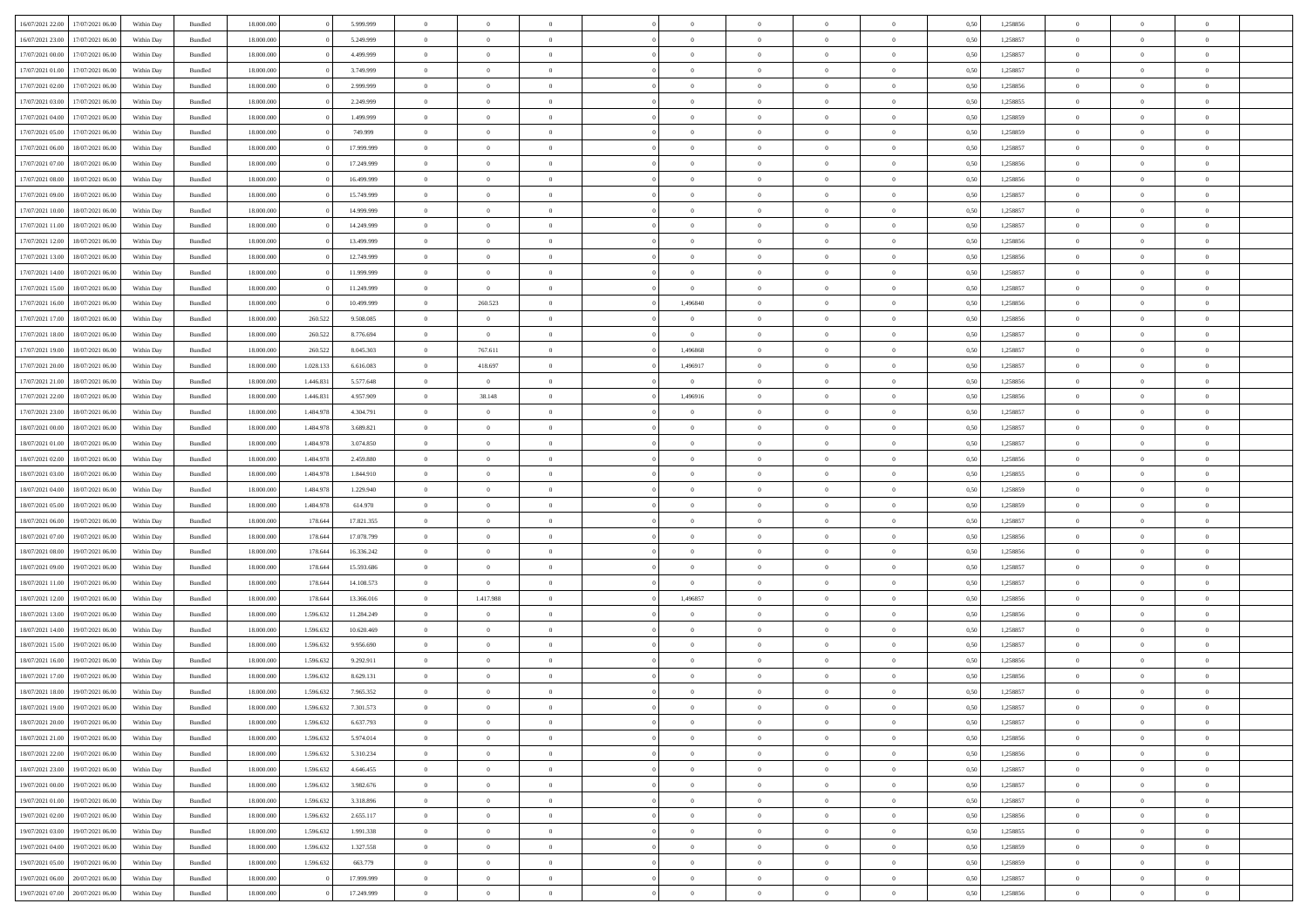| | | | | | | | | | | | | | | | | | | | | | |
|---|---|---|---|---|---|---|---|---|---|---|---|---|---|---|---|---|---|---|---|---|---|
| 16/07/2021 22:00 | 17/07/2021 06:00 | Within Day | Bundled | 18.000.000 | 0 | 5.999.999 | 0 | 0 | 0 | | 0 | 0 | 0 | 0 | 0 | 0,50 | 1,258856 | 0 | 0 | 0 | |
| 16/07/2021 23:00 | 17/07/2021 06:00 | Within Day | Bundled | 18.000.000 | 0 | 5.249.999 | 0 | 0 | 0 | | 0 | 0 | 0 | 0 | 0 | 0,50 | 1,258857 | 0 | 0 | 0 | |
| 17/07/2021 00:00 | 17/07/2021 06:00 | Within Day | Bundled | 18.000.000 | 0 | 4.499.999 | 0 | 0 | 0 | | 0 | 0 | 0 | 0 | 0 | 0,50 | 1,258857 | 0 | 0 | 0 | |
| 17/07/2021 01:00 | 17/07/2021 06:00 | Within Day | Bundled | 18.000.000 | 0 | 3.749.999 | 0 | 0 | 0 | | 0 | 0 | 0 | 0 | 0 | 0,50 | 1,258857 | 0 | 0 | 0 | |
| 17/07/2021 02:00 | 17/07/2021 06:00 | Within Day | Bundled | 18.000.000 | 0 | 2.999.999 | 0 | 0 | 0 | | 0 | 0 | 0 | 0 | 0 | 0,50 | 1,258856 | 0 | 0 | 0 | |
| 17/07/2021 03:00 | 17/07/2021 06:00 | Within Day | Bundled | 18.000.000 | 0 | 2.249.999 | 0 | 0 | 0 | | 0 | 0 | 0 | 0 | 0 | 0,50 | 1,258855 | 0 | 0 | 0 | |
| 17/07/2021 04:00 | 17/07/2021 06:00 | Within Day | Bundled | 18.000.000 | 0 | 1.499.999 | 0 | 0 | 0 | | 0 | 0 | 0 | 0 | 0 | 0,50 | 1,258859 | 0 | 0 | 0 | |
| 17/07/2021 05:00 | 17/07/2021 06:00 | Within Day | Bundled | 18.000.000 | 0 | 749.999 | 0 | 0 | 0 | | 0 | 0 | 0 | 0 | 0 | 0,50 | 1,258859 | 0 | 0 | 0 | |
| 17/07/2021 06:00 | 18/07/2021 06:00 | Within Day | Bundled | 18.000.000 | 0 | 17.999.999 | 0 | 0 | 0 | | 0 | 0 | 0 | 0 | 0 | 0,50 | 1,258857 | 0 | 0 | 0 | |
| 17/07/2021 07:00 | 18/07/2021 06:00 | Within Day | Bundled | 18.000.000 | 0 | 17.249.999 | 0 | 0 | 0 | | 0 | 0 | 0 | 0 | 0 | 0,50 | 1,258856 | 0 | 0 | 0 | |
| 17/07/2021 08:00 | 18/07/2021 06:00 | Within Day | Bundled | 18.000.000 | 0 | 16.499.999 | 0 | 0 | 0 | | 0 | 0 | 0 | 0 | 0 | 0,50 | 1,258856 | 0 | 0 | 0 | |
| 17/07/2021 09:00 | 18/07/2021 06:00 | Within Day | Bundled | 18.000.000 | 0 | 15.749.999 | 0 | 0 | 0 | | 0 | 0 | 0 | 0 | 0 | 0,50 | 1,258857 | 0 | 0 | 0 | |
| 17/07/2021 10:00 | 18/07/2021 06:00 | Within Day | Bundled | 18.000.000 | 0 | 14.999.999 | 0 | 0 | 0 | | 0 | 0 | 0 | 0 | 0 | 0,50 | 1,258857 | 0 | 0 | 0 | |
| 17/07/2021 11:00 | 18/07/2021 06:00 | Within Day | Bundled | 18.000.000 | 0 | 14.249.999 | 0 | 0 | 0 | | 0 | 0 | 0 | 0 | 0 | 0,50 | 1,258857 | 0 | 0 | 0 | |
| 17/07/2021 12:00 | 18/07/2021 06:00 | Within Day | Bundled | 18.000.000 | 0 | 13.499.999 | 0 | 0 | 0 | | 0 | 0 | 0 | 0 | 0 | 0,50 | 1,258856 | 0 | 0 | 0 | |
| 17/07/2021 13:00 | 18/07/2021 06:00 | Within Day | Bundled | 18.000.000 | 0 | 12.749.999 | 0 | 0 | 0 | | 0 | 0 | 0 | 0 | 0 | 0,50 | 1,258856 | 0 | 0 | 0 | |
| 17/07/2021 14:00 | 18/07/2021 06:00 | Within Day | Bundled | 18.000.000 | 0 | 11.999.999 | 0 | 0 | 0 | | 0 | 0 | 0 | 0 | 0 | 0,50 | 1,258857 | 0 | 0 | 0 | |
| 17/07/2021 15:00 | 18/07/2021 06:00 | Within Day | Bundled | 18.000.000 | 0 | 11.249.999 | 0 | 0 | 0 | | 0 | 0 | 0 | 0 | 0 | 0,50 | 1,258857 | 0 | 0 | 0 | |
| 17/07/2021 16:00 | 18/07/2021 06:00 | Within Day | Bundled | 18.000.000 | 0 | 10.499.999 | 0 | 260.523 | 0 | | 1,496840 | 0 | 0 | 0 | 0 | 0,50 | 1,258856 | 0 | 0 | 0 | |
| 17/07/2021 17:00 | 18/07/2021 06:00 | Within Day | Bundled | 18.000.000 | 260.522 | 9.508.085 | 0 | 0 | 0 | | 0 | 0 | 0 | 0 | 0 | 0,50 | 1,258856 | 0 | 0 | 0 | |
| 17/07/2021 18:00 | 18/07/2021 06:00 | Within Day | Bundled | 18.000.000 | 260.522 | 8.776.694 | 0 | 0 | 0 | | 0 | 0 | 0 | 0 | 0 | 0,50 | 1,258857 | 0 | 0 | 0 | |
| 17/07/2021 19:00 | 18/07/2021 06:00 | Within Day | Bundled | 18.000.000 | 260.522 | 8.045.303 | 0 | 767.611 | 0 | | 1,496868 | 0 | 0 | 0 | 0 | 0,50 | 1,258857 | 0 | 0 | 0 | |
| 17/07/2021 20:00 | 18/07/2021 06:00 | Within Day | Bundled | 18.000.000 | 1.028.133 | 6.616.083 | 0 | 418.697 | 0 | | 1,496917 | 0 | 0 | 0 | 0 | 0,50 | 1,258857 | 0 | 0 | 0 | |
| 17/07/2021 21:00 | 18/07/2021 06:00 | Within Day | Bundled | 18.000.000 | 1.446.831 | 5.577.648 | 0 | 0 | 0 | | 0 | 0 | 0 | 0 | 0 | 0,50 | 1,258856 | 0 | 0 | 0 | |
| 17/07/2021 22:00 | 18/07/2021 06:00 | Within Day | Bundled | 18.000.000 | 1.446.831 | 4.957.909 | 0 | 38.148 | 0 | | 1,496916 | 0 | 0 | 0 | 0 | 0,50 | 1,258856 | 0 | 0 | 0 | |
| 17/07/2021 23:00 | 18/07/2021 06:00 | Within Day | Bundled | 18.000.000 | 1.484.978 | 4.304.791 | 0 | 0 | 0 | | 0 | 0 | 0 | 0 | 0 | 0,50 | 1,258857 | 0 | 0 | 0 | |
| 18/07/2021 00:00 | 18/07/2021 06:00 | Within Day | Bundled | 18.000.000 | 1.484.978 | 3.689.821 | 0 | 0 | 0 | | 0 | 0 | 0 | 0 | 0 | 0,50 | 1,258857 | 0 | 0 | 0 | |
| 18/07/2021 01:00 | 18/07/2021 06:00 | Within Day | Bundled | 18.000.000 | 1.484.978 | 3.074.850 | 0 | 0 | 0 | | 0 | 0 | 0 | 0 | 0 | 0,50 | 1,258857 | 0 | 0 | 0 | |
| 18/07/2021 02:00 | 18/07/2021 06:00 | Within Day | Bundled | 18.000.000 | 1.484.978 | 2.459.880 | 0 | 0 | 0 | | 0 | 0 | 0 | 0 | 0 | 0,50 | 1,258856 | 0 | 0 | 0 | |
| 18/07/2021 03:00 | 18/07/2021 06:00 | Within Day | Bundled | 18.000.000 | 1.484.978 | 1.844.910 | 0 | 0 | 0 | | 0 | 0 | 0 | 0 | 0 | 0,50 | 1,258855 | 0 | 0 | 0 | |
| 18/07/2021 04:00 | 18/07/2021 06:00 | Within Day | Bundled | 18.000.000 | 1.484.978 | 1.229.940 | 0 | 0 | 0 | | 0 | 0 | 0 | 0 | 0 | 0,50 | 1,258859 | 0 | 0 | 0 | |
| 18/07/2021 05:00 | 18/07/2021 06:00 | Within Day | Bundled | 18.000.000 | 1.484.978 | 614.970 | 0 | 0 | 0 | | 0 | 0 | 0 | 0 | 0 | 0,50 | 1,258859 | 0 | 0 | 0 | |
| 18/07/2021 06:00 | 19/07/2021 06:00 | Within Day | Bundled | 18.000.000 | 178.644 | 17.821.355 | 0 | 0 | 0 | | 0 | 0 | 0 | 0 | 0 | 0,50 | 1,258857 | 0 | 0 | 0 | |
| 18/07/2021 07:00 | 19/07/2021 06:00 | Within Day | Bundled | 18.000.000 | 178.644 | 17.078.799 | 0 | 0 | 0 | | 0 | 0 | 0 | 0 | 0 | 0,50 | 1,258856 | 0 | 0 | 0 | |
| 18/07/2021 08:00 | 19/07/2021 06:00 | Within Day | Bundled | 18.000.000 | 178.644 | 16.336.242 | 0 | 0 | 0 | | 0 | 0 | 0 | 0 | 0 | 0,50 | 1,258856 | 0 | 0 | 0 | |
| 18/07/2021 09:00 | 19/07/2021 06:00 | Within Day | Bundled | 18.000.000 | 178.644 | 15.593.686 | 0 | 0 | 0 | | 0 | 0 | 0 | 0 | 0 | 0,50 | 1,258857 | 0 | 0 | 0 | |
| 18/07/2021 11:00 | 19/07/2021 06:00 | Within Day | Bundled | 18.000.000 | 178.644 | 14.108.573 | 0 | 0 | 0 | | 0 | 0 | 0 | 0 | 0 | 0,50 | 1,258857 | 0 | 0 | 0 | |
| 18/07/2021 12:00 | 19/07/2021 06:00 | Within Day | Bundled | 18.000.000 | 178.644 | 13.366.016 | 0 | 1.417.988 | 0 | | 1,496857 | 0 | 0 | 0 | 0 | 0,50 | 1,258856 | 0 | 0 | 0 | |
| 18/07/2021 13:00 | 19/07/2021 06:00 | Within Day | Bundled | 18.000.000 | 1.596.632 | 11.284.249 | 0 | 0 | 0 | | 0 | 0 | 0 | 0 | 0 | 0,50 | 1,258856 | 0 | 0 | 0 | |
| 18/07/2021 14:00 | 19/07/2021 06:00 | Within Day | Bundled | 18.000.000 | 1.596.632 | 10.620.469 | 0 | 0 | 0 | | 0 | 0 | 0 | 0 | 0 | 0,50 | 1,258857 | 0 | 0 | 0 | |
| 18/07/2021 15:00 | 19/07/2021 06:00 | Within Day | Bundled | 18.000.000 | 1.596.632 | 9.956.690 | 0 | 0 | 0 | | 0 | 0 | 0 | 0 | 0 | 0,50 | 1,258857 | 0 | 0 | 0 | |
| 18/07/2021 16:00 | 19/07/2021 06:00 | Within Day | Bundled | 18.000.000 | 1.596.632 | 9.292.911 | 0 | 0 | 0 | | 0 | 0 | 0 | 0 | 0 | 0,50 | 1,258856 | 0 | 0 | 0 | |
| 18/07/2021 17:00 | 19/07/2021 06:00 | Within Day | Bundled | 18.000.000 | 1.596.632 | 8.629.131 | 0 | 0 | 0 | | 0 | 0 | 0 | 0 | 0 | 0,50 | 1,258856 | 0 | 0 | 0 | |
| 18/07/2021 18:00 | 19/07/2021 06:00 | Within Day | Bundled | 18.000.000 | 1.596.632 | 7.965.352 | 0 | 0 | 0 | | 0 | 0 | 0 | 0 | 0 | 0,50 | 1,258857 | 0 | 0 | 0 | |
| 18/07/2021 19:00 | 19/07/2021 06:00 | Within Day | Bundled | 18.000.000 | 1.596.632 | 7.301.573 | 0 | 0 | 0 | | 0 | 0 | 0 | 0 | 0 | 0,50 | 1,258857 | 0 | 0 | 0 | |
| 18/07/2021 20:00 | 19/07/2021 06:00 | Within Day | Bundled | 18.000.000 | 1.596.632 | 6.637.793 | 0 | 0 | 0 | | 0 | 0 | 0 | 0 | 0 | 0,50 | 1,258857 | 0 | 0 | 0 | |
| 18/07/2021 21:00 | 19/07/2021 06:00 | Within Day | Bundled | 18.000.000 | 1.596.632 | 5.974.014 | 0 | 0 | 0 | | 0 | 0 | 0 | 0 | 0 | 0,50 | 1,258856 | 0 | 0 | 0 | |
| 18/07/2021 22:00 | 19/07/2021 06:00 | Within Day | Bundled | 18.000.000 | 1.596.632 | 5.310.234 | 0 | 0 | 0 | | 0 | 0 | 0 | 0 | 0 | 0,50 | 1,258856 | 0 | 0 | 0 | |
| 18/07/2021 23:00 | 19/07/2021 06:00 | Within Day | Bundled | 18.000.000 | 1.596.632 | 4.646.455 | 0 | 0 | 0 | | 0 | 0 | 0 | 0 | 0 | 0,50 | 1,258857 | 0 | 0 | 0 | |
| 19/07/2021 00:00 | 19/07/2021 06:00 | Within Day | Bundled | 18.000.000 | 1.596.632 | 3.982.676 | 0 | 0 | 0 | | 0 | 0 | 0 | 0 | 0 | 0,50 | 1,258857 | 0 | 0 | 0 | |
| 19/07/2021 01:00 | 19/07/2021 06:00 | Within Day | Bundled | 18.000.000 | 1.596.632 | 3.318.896 | 0 | 0 | 0 | | 0 | 0 | 0 | 0 | 0 | 0,50 | 1,258857 | 0 | 0 | 0 | |
| 19/07/2021 02:00 | 19/07/2021 06:00 | Within Day | Bundled | 18.000.000 | 1.596.632 | 2.655.117 | 0 | 0 | 0 | | 0 | 0 | 0 | 0 | 0 | 0,50 | 1,258856 | 0 | 0 | 0 | |
| 19/07/2021 03:00 | 19/07/2021 06:00 | Within Day | Bundled | 18.000.000 | 1.596.632 | 1.991.338 | 0 | 0 | 0 | | 0 | 0 | 0 | 0 | 0 | 0,50 | 1,258855 | 0 | 0 | 0 | |
| 19/07/2021 04:00 | 19/07/2021 06:00 | Within Day | Bundled | 18.000.000 | 1.596.632 | 1.327.558 | 0 | 0 | 0 | | 0 | 0 | 0 | 0 | 0 | 0,50 | 1,258859 | 0 | 0 | 0 | |
| 19/07/2021 05:00 | 19/07/2021 06:00 | Within Day | Bundled | 18.000.000 | 1.596.632 | 663.779 | 0 | 0 | 0 | | 0 | 0 | 0 | 0 | 0 | 0,50 | 1,258859 | 0 | 0 | 0 | |
| 19/07/2021 06:00 | 20/07/2021 06:00 | Within Day | Bundled | 18.000.000 | 0 | 17.999.999 | 0 | 0 | 0 | | 0 | 0 | 0 | 0 | 0 | 0,50 | 1,258857 | 0 | 0 | 0 | |
| 19/07/2021 07:00 | 20/07/2021 06:00 | Within Day | Bundled | 18.000.000 | 0 | 17.249.999 | 0 | 0 | 0 | | 0 | 0 | 0 | 0 | 0 | 0,50 | 1,258856 | 0 | 0 | 0 | |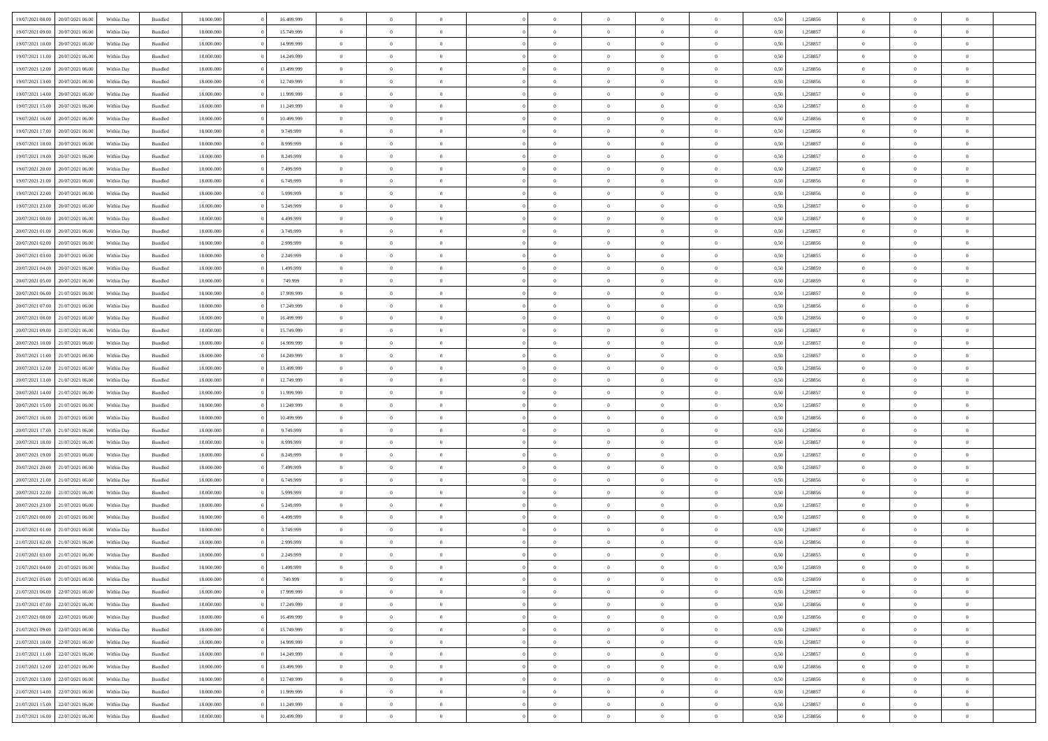| | | | | | | | | | | | | | | | | | | | | | |
|---|---|---|---|---|---|---|---|---|---|---|---|---|---|---|---|---|---|---|---|---|---|
| 19/07/2021 08:00 | 20/07/2021 06:00 | Within Day | Bundled | 18.000.000 | 0 | 16.499.999 | 0 | 0 | 0 | | 0 | 0 | 0 | 0 | 0 | 0,50 | 1,258856 | 0 | 0 | 0 | |
| 19/07/2021 09:00 | 20/07/2021 06:00 | Within Day | Bundled | 18.000.000 | 0 | 15.749.999 | 0 | 0 | 0 | | 0 | 0 | 0 | 0 | 0 | 0,50 | 1,258857 | 0 | 0 | 0 | |
| 19/07/2021 10:00 | 20/07/2021 06:00 | Within Day | Bundled | 18.000.000 | 0 | 14.999.999 | 0 | 0 | 0 | | 0 | 0 | 0 | 0 | 0 | 0,50 | 1,258857 | 0 | 0 | 0 | |
| 19/07/2021 11:00 | 20/07/2021 06:00 | Within Day | Bundled | 18.000.000 | 0 | 14.249.999 | 0 | 0 | 0 | | 0 | 0 | 0 | 0 | 0 | 0,50 | 1,258857 | 0 | 0 | 0 | |
| 19/07/2021 12:00 | 20/07/2021 06:00 | Within Day | Bundled | 18.000.000 | 0 | 13.499.999 | 0 | 0 | 0 | | 0 | 0 | 0 | 0 | 0 | 0,50 | 1,258856 | 0 | 0 | 0 | |
| 19/07/2021 13:00 | 20/07/2021 06:00 | Within Day | Bundled | 18.000.000 | 0 | 12.749.999 | 0 | 0 | 0 | | 0 | 0 | 0 | 0 | 0 | 0,50 | 1,258856 | 0 | 0 | 0 | |
| 19/07/2021 14:00 | 20/07/2021 06:00 | Within Day | Bundled | 18.000.000 | 0 | 11.999.999 | 0 | 0 | 0 | | 0 | 0 | 0 | 0 | 0 | 0,50 | 1,258857 | 0 | 0 | 0 | |
| 19/07/2021 15:00 | 20/07/2021 06:00 | Within Day | Bundled | 18.000.000 | 0 | 11.249.999 | 0 | 0 | 0 | | 0 | 0 | 0 | 0 | 0 | 0,50 | 1,258857 | 0 | 0 | 0 | |
| 19/07/2021 16:00 | 20/07/2021 06:00 | Within Day | Bundled | 18.000.000 | 0 | 10.499.999 | 0 | 0 | 0 | | 0 | 0 | 0 | 0 | 0 | 0,50 | 1,258856 | 0 | 0 | 0 | |
| 19/07/2021 17:00 | 20/07/2021 06:00 | Within Day | Bundled | 18.000.000 | 0 | 9.749.999 | 0 | 0 | 0 | | 0 | 0 | 0 | 0 | 0 | 0,50 | 1,258856 | 0 | 0 | 0 | |
| 19/07/2021 18:00 | 20/07/2021 06:00 | Within Day | Bundled | 18.000.000 | 0 | 8.999.999 | 0 | 0 | 0 | | 0 | 0 | 0 | 0 | 0 | 0,50 | 1,258857 | 0 | 0 | 0 | |
| 19/07/2021 19:00 | 20/07/2021 06:00 | Within Day | Bundled | 18.000.000 | 0 | 8.249.999 | 0 | 0 | 0 | | 0 | 0 | 0 | 0 | 0 | 0,50 | 1,258857 | 0 | 0 | 0 | |
| 19/07/2021 20:00 | 20/07/2021 06:00 | Within Day | Bundled | 18.000.000 | 0 | 7.499.999 | 0 | 0 | 0 | | 0 | 0 | 0 | 0 | 0 | 0,50 | 1,258857 | 0 | 0 | 0 | |
| 19/07/2021 21:00 | 20/07/2021 06:00 | Within Day | Bundled | 18.000.000 | 0 | 6.749.999 | 0 | 0 | 0 | | 0 | 0 | 0 | 0 | 0 | 0,50 | 1,258856 | 0 | 0 | 0 | |
| 19/07/2021 22:00 | 20/07/2021 06:00 | Within Day | Bundled | 18.000.000 | 0 | 5.999.999 | 0 | 0 | 0 | | 0 | 0 | 0 | 0 | 0 | 0,50 | 1,258856 | 0 | 0 | 0 | |
| 19/07/2021 23:00 | 20/07/2021 06:00 | Within Day | Bundled | 18.000.000 | 0 | 5.249.999 | 0 | 0 | 0 | | 0 | 0 | 0 | 0 | 0 | 0,50 | 1,258857 | 0 | 0 | 0 | |
| 20/07/2021 00:00 | 20/07/2021 06:00 | Within Day | Bundled | 18.000.000 | 0 | 4.499.999 | 0 | 0 | 0 | | 0 | 0 | 0 | 0 | 0 | 0,50 | 1,258857 | 0 | 0 | 0 | |
| 20/07/2021 01:00 | 20/07/2021 06:00 | Within Day | Bundled | 18.000.000 | 0 | 3.749.999 | 0 | 0 | 0 | | 0 | 0 | 0 | 0 | 0 | 0,50 | 1,258857 | 0 | 0 | 0 | |
| 20/07/2021 02:00 | 20/07/2021 06:00 | Within Day | Bundled | 18.000.000 | 0 | 2.999.999 | 0 | 0 | 0 | | 0 | 0 | 0 | 0 | 0 | 0,50 | 1,258856 | 0 | 0 | 0 | |
| 20/07/2021 03:00 | 20/07/2021 06:00 | Within Day | Bundled | 18.000.000 | 0 | 2.249.999 | 0 | 0 | 0 | | 0 | 0 | 0 | 0 | 0 | 0,50 | 1,258855 | 0 | 0 | 0 | |
| 20/07/2021 04:00 | 20/07/2021 06:00 | Within Day | Bundled | 18.000.000 | 0 | 1.499.999 | 0 | 0 | 0 | | 0 | 0 | 0 | 0 | 0 | 0,50 | 1,258859 | 0 | 0 | 0 | |
| 20/07/2021 05:00 | 20/07/2021 06:00 | Within Day | Bundled | 18.000.000 | 0 | 749.999 | 0 | 0 | 0 | | 0 | 0 | 0 | 0 | 0 | 0,50 | 1,258859 | 0 | 0 | 0 | |
| 20/07/2021 06:00 | 21/07/2021 06:00 | Within Day | Bundled | 18.000.000 | 0 | 17.999.999 | 0 | 0 | 0 | | 0 | 0 | 0 | 0 | 0 | 0,50 | 1,258857 | 0 | 0 | 0 | |
| 20/07/2021 07:00 | 21/07/2021 06:00 | Within Day | Bundled | 18.000.000 | 0 | 17.249.999 | 0 | 0 | 0 | | 0 | 0 | 0 | 0 | 0 | 0,50 | 1,258856 | 0 | 0 | 0 | |
| 20/07/2021 08:00 | 21/07/2021 06:00 | Within Day | Bundled | 18.000.000 | 0 | 16.499.999 | 0 | 0 | 0 | | 0 | 0 | 0 | 0 | 0 | 0,50 | 1,258856 | 0 | 0 | 0 | |
| 20/07/2021 09:00 | 21/07/2021 06:00 | Within Day | Bundled | 18.000.000 | 0 | 15.749.999 | 0 | 0 | 0 | | 0 | 0 | 0 | 0 | 0 | 0,50 | 1,258857 | 0 | 0 | 0 | |
| 20/07/2021 10:00 | 21/07/2021 06:00 | Within Day | Bundled | 18.000.000 | 0 | 14.999.999 | 0 | 0 | 0 | | 0 | 0 | 0 | 0 | 0 | 0,50 | 1,258857 | 0 | 0 | 0 | |
| 20/07/2021 11:00 | 21/07/2021 06:00 | Within Day | Bundled | 18.000.000 | 0 | 14.249.999 | 0 | 0 | 0 | | 0 | 0 | 0 | 0 | 0 | 0,50 | 1,258857 | 0 | 0 | 0 | |
| 20/07/2021 12:00 | 21/07/2021 06:00 | Within Day | Bundled | 18.000.000 | 0 | 13.499.999 | 0 | 0 | 0 | | 0 | 0 | 0 | 0 | 0 | 0,50 | 1,258856 | 0 | 0 | 0 | |
| 20/07/2021 13:00 | 21/07/2021 06:00 | Within Day | Bundled | 18.000.000 | 0 | 12.749.999 | 0 | 0 | 0 | | 0 | 0 | 0 | 0 | 0 | 0,50 | 1,258856 | 0 | 0 | 0 | |
| 20/07/2021 14:00 | 21/07/2021 06:00 | Within Day | Bundled | 18.000.000 | 0 | 11.999.999 | 0 | 0 | 0 | | 0 | 0 | 0 | 0 | 0 | 0,50 | 1,258857 | 0 | 0 | 0 | |
| 20/07/2021 15:00 | 21/07/2021 06:00 | Within Day | Bundled | 18.000.000 | 0 | 11.249.999 | 0 | 0 | 0 | | 0 | 0 | 0 | 0 | 0 | 0,50 | 1,258857 | 0 | 0 | 0 | |
| 20/07/2021 16:00 | 21/07/2021 06:00 | Within Day | Bundled | 18.000.000 | 0 | 10.499.999 | 0 | 0 | 0 | | 0 | 0 | 0 | 0 | 0 | 0,50 | 1,258856 | 0 | 0 | 0 | |
| 20/07/2021 17:00 | 21/07/2021 06:00 | Within Day | Bundled | 18.000.000 | 0 | 9.749.999 | 0 | 0 | 0 | | 0 | 0 | 0 | 0 | 0 | 0,50 | 1,258856 | 0 | 0 | 0 | |
| 20/07/2021 18:00 | 21/07/2021 06:00 | Within Day | Bundled | 18.000.000 | 0 | 8.999.999 | 0 | 0 | 0 | | 0 | 0 | 0 | 0 | 0 | 0,50 | 1,258857 | 0 | 0 | 0 | |
| 20/07/2021 19:00 | 21/07/2021 06:00 | Within Day | Bundled | 18.000.000 | 0 | 8.249.999 | 0 | 0 | 0 | | 0 | 0 | 0 | 0 | 0 | 0,50 | 1,258857 | 0 | 0 | 0 | |
| 20/07/2021 20:00 | 21/07/2021 06:00 | Within Day | Bundled | 18.000.000 | 0 | 7.499.999 | 0 | 0 | 0 | | 0 | 0 | 0 | 0 | 0 | 0,50 | 1,258857 | 0 | 0 | 0 | |
| 20/07/2021 21:00 | 21/07/2021 06:00 | Within Day | Bundled | 18.000.000 | 0 | 6.749.999 | 0 | 0 | 0 | | 0 | 0 | 0 | 0 | 0 | 0,50 | 1,258856 | 0 | 0 | 0 | |
| 20/07/2021 22:00 | 21/07/2021 06:00 | Within Day | Bundled | 18.000.000 | 0 | 5.999.999 | 0 | 0 | 0 | | 0 | 0 | 0 | 0 | 0 | 0,50 | 1,258856 | 0 | 0 | 0 | |
| 20/07/2021 23:00 | 21/07/2021 06:00 | Within Day | Bundled | 18.000.000 | 0 | 5.249.999 | 0 | 0 | 0 | | 0 | 0 | 0 | 0 | 0 | 0,50 | 1,258857 | 0 | 0 | 0 | |
| 21/07/2021 00:00 | 21/07/2021 06:00 | Within Day | Bundled | 18.000.000 | 0 | 4.499.999 | 0 | 0 | 0 | | 0 | 0 | 0 | 0 | 0 | 0,50 | 1,258857 | 0 | 0 | 0 | |
| 21/07/2021 01:00 | 21/07/2021 06:00 | Within Day | Bundled | 18.000.000 | 0 | 3.749.999 | 0 | 0 | 0 | | 0 | 0 | 0 | 0 | 0 | 0,50 | 1,258857 | 0 | 0 | 0 | |
| 21/07/2021 02:00 | 21/07/2021 06:00 | Within Day | Bundled | 18.000.000 | 0 | 2.999.999 | 0 | 0 | 0 | | 0 | 0 | 0 | 0 | 0 | 0,50 | 1,258856 | 0 | 0 | 0 | |
| 21/07/2021 03:00 | 21/07/2021 06:00 | Within Day | Bundled | 18.000.000 | 0 | 2.249.999 | 0 | 0 | 0 | | 0 | 0 | 0 | 0 | 0 | 0,50 | 1,258855 | 0 | 0 | 0 | |
| 21/07/2021 04:00 | 21/07/2021 06:00 | Within Day | Bundled | 18.000.000 | 0 | 1.499.999 | 0 | 0 | 0 | | 0 | 0 | 0 | 0 | 0 | 0,50 | 1,258859 | 0 | 0 | 0 | |
| 21/07/2021 05:00 | 21/07/2021 06:00 | Within Day | Bundled | 18.000.000 | 0 | 749.999 | 0 | 0 | 0 | | 0 | 0 | 0 | 0 | 0 | 0,50 | 1,258859 | 0 | 0 | 0 | |
| 21/07/2021 06:00 | 22/07/2021 06:00 | Within Day | Bundled | 18.000.000 | 0 | 17.999.999 | 0 | 0 | 0 | | 0 | 0 | 0 | 0 | 0 | 0,50 | 1,258857 | 0 | 0 | 0 | |
| 21/07/2021 07:00 | 22/07/2021 06:00 | Within Day | Bundled | 18.000.000 | 0 | 17.249.999 | 0 | 0 | 0 | | 0 | 0 | 0 | 0 | 0 | 0,50 | 1,258856 | 0 | 0 | 0 | |
| 21/07/2021 08:00 | 22/07/2021 06:00 | Within Day | Bundled | 18.000.000 | 0 | 16.499.999 | 0 | 0 | 0 | | 0 | 0 | 0 | 0 | 0 | 0,50 | 1,258856 | 0 | 0 | 0 | |
| 21/07/2021 09:00 | 22/07/2021 06:00 | Within Day | Bundled | 18.000.000 | 0 | 15.749.999 | 0 | 0 | 0 | | 0 | 0 | 0 | 0 | 0 | 0,50 | 1,258857 | 0 | 0 | 0 | |
| 21/07/2021 10:00 | 22/07/2021 06:00 | Within Day | Bundled | 18.000.000 | 0 | 14.999.999 | 0 | 0 | 0 | | 0 | 0 | 0 | 0 | 0 | 0,50 | 1,258857 | 0 | 0 | 0 | |
| 21/07/2021 11:00 | 22/07/2021 06:00 | Within Day | Bundled | 18.000.000 | 0 | 14.249.999 | 0 | 0 | 0 | | 0 | 0 | 0 | 0 | 0 | 0,50 | 1,258857 | 0 | 0 | 0 | |
| 21/07/2021 12:00 | 22/07/2021 06:00 | Within Day | Bundled | 18.000.000 | 0 | 13.499.999 | 0 | 0 | 0 | | 0 | 0 | 0 | 0 | 0 | 0,50 | 1,258856 | 0 | 0 | 0 | |
| 21/07/2021 13:00 | 22/07/2021 06:00 | Within Day | Bundled | 18.000.000 | 0 | 12.749.999 | 0 | 0 | 0 | | 0 | 0 | 0 | 0 | 0 | 0,50 | 1,258856 | 0 | 0 | 0 | |
| 21/07/2021 14:00 | 22/07/2021 06:00 | Within Day | Bundled | 18.000.000 | 0 | 11.999.999 | 0 | 0 | 0 | | 0 | 0 | 0 | 0 | 0 | 0,50 | 1,258857 | 0 | 0 | 0 | |
| 21/07/2021 15:00 | 22/07/2021 06:00 | Within Day | Bundled | 18.000.000 | 0 | 11.249.999 | 0 | 0 | 0 | | 0 | 0 | 0 | 0 | 0 | 0,50 | 1,258857 | 0 | 0 | 0 | |
| 21/07/2021 16:00 | 22/07/2021 06:00 | Within Day | Bundled | 18.000.000 | 0 | 10.499.999 | 0 | 0 | 0 | | 0 | 0 | 0 | 0 | 0 | 0,50 | 1,258856 | 0 | 0 | 0 | |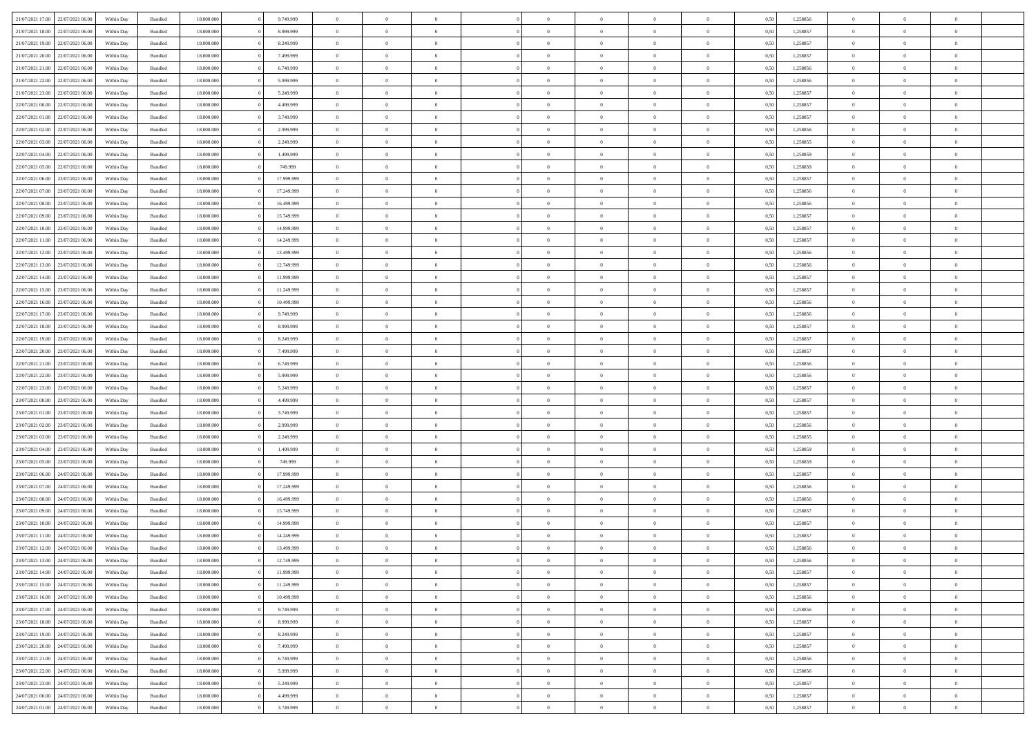| | | | | | | | | | | | | | | | | | | | |
|---|---|---|---|---|---|---|---|---|---|---|---|---|---|---|---|---|---|---|---|
| 21/07/2021 17:00 | 22/07/2021 06:00 | Within Day | Bundled | 18.000.000 | 0 | 9.749.999 | 0 | 0 | 0 | 0 | 0 | 0 | 0 | 0 | 0,50 | 1,258856 | 0 | 0 | 0 |
| 21/07/2021 18:00 | 22/07/2021 06:00 | Within Day | Bundled | 18.000.000 | 0 | 8.999.999 | 0 | 0 | 0 | 0 | 0 | 0 | 0 | 0 | 0,50 | 1,258857 | 0 | 0 | 0 |
| 21/07/2021 19:00 | 22/07/2021 06:00 | Within Day | Bundled | 18.000.000 | 0 | 8.249.999 | 0 | 0 | 0 | 0 | 0 | 0 | 0 | 0 | 0,50 | 1,258857 | 0 | 0 | 0 |
| 21/07/2021 20:00 | 22/07/2021 06:00 | Within Day | Bundled | 18.000.000 | 0 | 7.499.999 | 0 | 0 | 0 | 0 | 0 | 0 | 0 | 0 | 0,50 | 1,258857 | 0 | 0 | 0 |
| 21/07/2021 21:00 | 22/07/2021 06:00 | Within Day | Bundled | 18.000.000 | 0 | 6.749.999 | 0 | 0 | 0 | 0 | 0 | 0 | 0 | 0 | 0,50 | 1,258856 | 0 | 0 | 0 |
| 21/07/2021 22:00 | 22/07/2021 06:00 | Within Day | Bundled | 18.000.000 | 0 | 5.999.999 | 0 | 0 | 0 | 0 | 0 | 0 | 0 | 0 | 0,50 | 1,258856 | 0 | 0 | 0 |
| 21/07/2021 23:00 | 22/07/2021 06:00 | Within Day | Bundled | 18.000.000 | 0 | 5.249.999 | 0 | 0 | 0 | 0 | 0 | 0 | 0 | 0 | 0,50 | 1,258857 | 0 | 0 | 0 |
| 22/07/2021 00:00 | 22/07/2021 06:00 | Within Day | Bundled | 18.000.000 | 0 | 4.499.999 | 0 | 0 | 0 | 0 | 0 | 0 | 0 | 0 | 0,50 | 1,258857 | 0 | 0 | 0 |
| 22/07/2021 01:00 | 22/07/2021 06:00 | Within Day | Bundled | 18.000.000 | 0 | 3.749.999 | 0 | 0 | 0 | 0 | 0 | 0 | 0 | 0 | 0,50 | 1,258857 | 0 | 0 | 0 |
| 22/07/2021 02:00 | 22/07/2021 06:00 | Within Day | Bundled | 18.000.000 | 0 | 2.999.999 | 0 | 0 | 0 | 0 | 0 | 0 | 0 | 0 | 0,50 | 1,258856 | 0 | 0 | 0 |
| 22/07/2021 03:00 | 22/07/2021 06:00 | Within Day | Bundled | 18.000.000 | 0 | 2.249.999 | 0 | 0 | 0 | 0 | 0 | 0 | 0 | 0 | 0,50 | 1,258855 | 0 | 0 | 0 |
| 22/07/2021 04:00 | 22/07/2021 06:00 | Within Day | Bundled | 18.000.000 | 0 | 1.499.999 | 0 | 0 | 0 | 0 | 0 | 0 | 0 | 0 | 0,50 | 1,258859 | 0 | 0 | 0 |
| 22/07/2021 05:00 | 22/07/2021 06:00 | Within Day | Bundled | 18.000.000 | 0 | 749.999 | 0 | 0 | 0 | 0 | 0 | 0 | 0 | 0 | 0,50 | 1,258859 | 0 | 0 | 0 |
| 22/07/2021 06:00 | 23/07/2021 06:00 | Within Day | Bundled | 18.000.000 | 0 | 17.999.999 | 0 | 0 | 0 | 0 | 0 | 0 | 0 | 0 | 0,50 | 1,258857 | 0 | 0 | 0 |
| 22/07/2021 07:00 | 23/07/2021 06:00 | Within Day | Bundled | 18.000.000 | 0 | 17.249.999 | 0 | 0 | 0 | 0 | 0 | 0 | 0 | 0 | 0,50 | 1,258856 | 0 | 0 | 0 |
| 22/07/2021 08:00 | 23/07/2021 06:00 | Within Day | Bundled | 18.000.000 | 0 | 16.499.999 | 0 | 0 | 0 | 0 | 0 | 0 | 0 | 0 | 0,50 | 1,258856 | 0 | 0 | 0 |
| 22/07/2021 09:00 | 23/07/2021 06:00 | Within Day | Bundled | 18.000.000 | 0 | 15.749.999 | 0 | 0 | 0 | 0 | 0 | 0 | 0 | 0 | 0,50 | 1,258857 | 0 | 0 | 0 |
| 22/07/2021 10:00 | 23/07/2021 06:00 | Within Day | Bundled | 18.000.000 | 0 | 14.999.999 | 0 | 0 | 0 | 0 | 0 | 0 | 0 | 0 | 0,50 | 1,258857 | 0 | 0 | 0 |
| 22/07/2021 11:00 | 23/07/2021 06:00 | Within Day | Bundled | 18.000.000 | 0 | 14.249.999 | 0 | 0 | 0 | 0 | 0 | 0 | 0 | 0 | 0,50 | 1,258857 | 0 | 0 | 0 |
| 22/07/2021 12:00 | 23/07/2021 06:00 | Within Day | Bundled | 18.000.000 | 0 | 13.499.999 | 0 | 0 | 0 | 0 | 0 | 0 | 0 | 0 | 0,50 | 1,258856 | 0 | 0 | 0 |
| 22/07/2021 13:00 | 23/07/2021 06:00 | Within Day | Bundled | 18.000.000 | 0 | 12.749.999 | 0 | 0 | 0 | 0 | 0 | 0 | 0 | 0 | 0,50 | 1,258856 | 0 | 0 | 0 |
| 22/07/2021 14:00 | 23/07/2021 06:00 | Within Day | Bundled | 18.000.000 | 0 | 11.999.999 | 0 | 0 | 0 | 0 | 0 | 0 | 0 | 0 | 0,50 | 1,258857 | 0 | 0 | 0 |
| 22/07/2021 15:00 | 23/07/2021 06:00 | Within Day | Bundled | 18.000.000 | 0 | 11.249.999 | 0 | 0 | 0 | 0 | 0 | 0 | 0 | 0 | 0,50 | 1,258857 | 0 | 0 | 0 |
| 22/07/2021 16:00 | 23/07/2021 06:00 | Within Day | Bundled | 18.000.000 | 0 | 10.499.999 | 0 | 0 | 0 | 0 | 0 | 0 | 0 | 0 | 0,50 | 1,258856 | 0 | 0 | 0 |
| 22/07/2021 17:00 | 23/07/2021 06:00 | Within Day | Bundled | 18.000.000 | 0 | 9.749.999 | 0 | 0 | 0 | 0 | 0 | 0 | 0 | 0 | 0,50 | 1,258856 | 0 | 0 | 0 |
| 22/07/2021 18:00 | 23/07/2021 06:00 | Within Day | Bundled | 18.000.000 | 0 | 8.999.999 | 0 | 0 | 0 | 0 | 0 | 0 | 0 | 0 | 0,50 | 1,258857 | 0 | 0 | 0 |
| 22/07/2021 19:00 | 23/07/2021 06:00 | Within Day | Bundled | 18.000.000 | 0 | 8.249.999 | 0 | 0 | 0 | 0 | 0 | 0 | 0 | 0 | 0,50 | 1,258857 | 0 | 0 | 0 |
| 22/07/2021 20:00 | 23/07/2021 06:00 | Within Day | Bundled | 18.000.000 | 0 | 7.499.999 | 0 | 0 | 0 | 0 | 0 | 0 | 0 | 0 | 0,50 | 1,258857 | 0 | 0 | 0 |
| 22/07/2021 21:00 | 23/07/2021 06:00 | Within Day | Bundled | 18.000.000 | 0 | 6.749.999 | 0 | 0 | 0 | 0 | 0 | 0 | 0 | 0 | 0,50 | 1,258856 | 0 | 0 | 0 |
| 22/07/2021 22:00 | 23/07/2021 06:00 | Within Day | Bundled | 18.000.000 | 0 | 5.999.999 | 0 | 0 | 0 | 0 | 0 | 0 | 0 | 0 | 0,50 | 1,258856 | 0 | 0 | 0 |
| 22/07/2021 23:00 | 23/07/2021 06:00 | Within Day | Bundled | 18.000.000 | 0 | 5.249.999 | 0 | 0 | 0 | 0 | 0 | 0 | 0 | 0 | 0,50 | 1,258857 | 0 | 0 | 0 |
| 23/07/2021 00:00 | 23/07/2021 06:00 | Within Day | Bundled | 18.000.000 | 0 | 4.499.999 | 0 | 0 | 0 | 0 | 0 | 0 | 0 | 0 | 0,50 | 1,258857 | 0 | 0 | 0 |
| 23/07/2021 01:00 | 23/07/2021 06:00 | Within Day | Bundled | 18.000.000 | 0 | 3.749.999 | 0 | 0 | 0 | 0 | 0 | 0 | 0 | 0 | 0,50 | 1,258857 | 0 | 0 | 0 |
| 23/07/2021 02:00 | 23/07/2021 06:00 | Within Day | Bundled | 18.000.000 | 0 | 2.999.999 | 0 | 0 | 0 | 0 | 0 | 0 | 0 | 0 | 0,50 | 1,258856 | 0 | 0 | 0 |
| 23/07/2021 03:00 | 23/07/2021 06:00 | Within Day | Bundled | 18.000.000 | 0 | 2.249.999 | 0 | 0 | 0 | 0 | 0 | 0 | 0 | 0 | 0,50 | 1,258855 | 0 | 0 | 0 |
| 23/07/2021 04:00 | 23/07/2021 06:00 | Within Day | Bundled | 18.000.000 | 0 | 1.499.999 | 0 | 0 | 0 | 0 | 0 | 0 | 0 | 0 | 0,50 | 1,258859 | 0 | 0 | 0 |
| 23/07/2021 05:00 | 23/07/2021 06:00 | Within Day | Bundled | 18.000.000 | 0 | 749.999 | 0 | 0 | 0 | 0 | 0 | 0 | 0 | 0 | 0,50 | 1,258859 | 0 | 0 | 0 |
| 23/07/2021 06:00 | 24/07/2021 06:00 | Within Day | Bundled | 18.000.000 | 0 | 17.999.999 | 0 | 0 | 0 | 0 | 0 | 0 | 0 | 0 | 0,50 | 1,258857 | 0 | 0 | 0 |
| 23/07/2021 07:00 | 24/07/2021 06:00 | Within Day | Bundled | 18.000.000 | 0 | 17.249.999 | 0 | 0 | 0 | 0 | 0 | 0 | 0 | 0 | 0,50 | 1,258856 | 0 | 0 | 0 |
| 23/07/2021 08:00 | 24/07/2021 06:00 | Within Day | Bundled | 18.000.000 | 0 | 16.499.999 | 0 | 0 | 0 | 0 | 0 | 0 | 0 | 0 | 0,50 | 1,258856 | 0 | 0 | 0 |
| 23/07/2021 09:00 | 24/07/2021 06:00 | Within Day | Bundled | 18.000.000 | 0 | 15.749.999 | 0 | 0 | 0 | 0 | 0 | 0 | 0 | 0 | 0,50 | 1,258857 | 0 | 0 | 0 |
| 23/07/2021 10:00 | 24/07/2021 06:00 | Within Day | Bundled | 18.000.000 | 0 | 14.999.999 | 0 | 0 | 0 | 0 | 0 | 0 | 0 | 0 | 0,50 | 1,258857 | 0 | 0 | 0 |
| 23/07/2021 11:00 | 24/07/2021 06:00 | Within Day | Bundled | 18.000.000 | 0 | 14.249.999 | 0 | 0 | 0 | 0 | 0 | 0 | 0 | 0 | 0,50 | 1,258857 | 0 | 0 | 0 |
| 23/07/2021 12:00 | 24/07/2021 06:00 | Within Day | Bundled | 18.000.000 | 0 | 13.499.999 | 0 | 0 | 0 | 0 | 0 | 0 | 0 | 0 | 0,50 | 1,258856 | 0 | 0 | 0 |
| 23/07/2021 13:00 | 24/07/2021 06:00 | Within Day | Bundled | 18.000.000 | 0 | 12.749.999 | 0 | 0 | 0 | 0 | 0 | 0 | 0 | 0 | 0,50 | 1,258856 | 0 | 0 | 0 |
| 23/07/2021 14:00 | 24/07/2021 06:00 | Within Day | Bundled | 18.000.000 | 0 | 11.999.999 | 0 | 0 | 0 | 0 | 0 | 0 | 0 | 0 | 0,50 | 1,258857 | 0 | 0 | 0 |
| 23/07/2021 15:00 | 24/07/2021 06:00 | Within Day | Bundled | 18.000.000 | 0 | 11.249.999 | 0 | 0 | 0 | 0 | 0 | 0 | 0 | 0 | 0,50 | 1,258857 | 0 | 0 | 0 |
| 23/07/2021 16:00 | 24/07/2021 06:00 | Within Day | Bundled | 18.000.000 | 0 | 10.499.999 | 0 | 0 | 0 | 0 | 0 | 0 | 0 | 0 | 0,50 | 1,258856 | 0 | 0 | 0 |
| 23/07/2021 17:00 | 24/07/2021 06:00 | Within Day | Bundled | 18.000.000 | 0 | 9.749.999 | 0 | 0 | 0 | 0 | 0 | 0 | 0 | 0 | 0,50 | 1,258856 | 0 | 0 | 0 |
| 23/07/2021 18:00 | 24/07/2021 06:00 | Within Day | Bundled | 18.000.000 | 0 | 8.999.999 | 0 | 0 | 0 | 0 | 0 | 0 | 0 | 0 | 0,50 | 1,258857 | 0 | 0 | 0 |
| 23/07/2021 19:00 | 24/07/2021 06:00 | Within Day | Bundled | 18.000.000 | 0 | 8.249.999 | 0 | 0 | 0 | 0 | 0 | 0 | 0 | 0 | 0,50 | 1,258857 | 0 | 0 | 0 |
| 23/07/2021 20:00 | 24/07/2021 06:00 | Within Day | Bundled | 18.000.000 | 0 | 7.499.999 | 0 | 0 | 0 | 0 | 0 | 0 | 0 | 0 | 0,50 | 1,258857 | 0 | 0 | 0 |
| 23/07/2021 21:00 | 24/07/2021 06:00 | Within Day | Bundled | 18.000.000 | 0 | 6.749.999 | 0 | 0 | 0 | 0 | 0 | 0 | 0 | 0 | 0,50 | 1,258856 | 0 | 0 | 0 |
| 23/07/2021 22:00 | 24/07/2021 06:00 | Within Day | Bundled | 18.000.000 | 0 | 5.999.999 | 0 | 0 | 0 | 0 | 0 | 0 | 0 | 0 | 0,50 | 1,258856 | 0 | 0 | 0 |
| 23/07/2021 23:00 | 24/07/2021 06:00 | Within Day | Bundled | 18.000.000 | 0 | 5.249.999 | 0 | 0 | 0 | 0 | 0 | 0 | 0 | 0 | 0,50 | 1,258857 | 0 | 0 | 0 |
| 24/07/2021 00:00 | 24/07/2021 06:00 | Within Day | Bundled | 18.000.000 | 0 | 4.499.999 | 0 | 0 | 0 | 0 | 0 | 0 | 0 | 0 | 0,50 | 1,258857 | 0 | 0 | 0 |
| 24/07/2021 01:00 | 24/07/2021 06:00 | Within Day | Bundled | 18.000.000 | 0 | 3.749.999 | 0 | 0 | 0 | 0 | 0 | 0 | 0 | 0 | 0,50 | 1,258857 | 0 | 0 | 0 |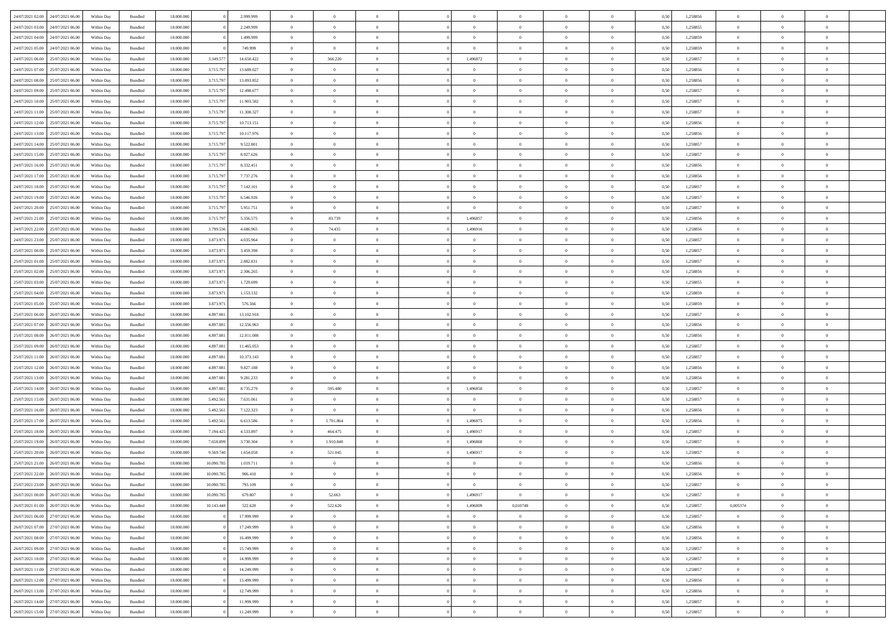| | | | | | | | | | | | | | | | | | | | | | |
|---|---|---|---|---|---|---|---|---|---|---|---|---|---|---|---|---|---|---|---|---|---|
| 24/07/2021 02.00 | 24/07/2021 06.00 | Within Day | Bundled | 18.000.000 | 0 | 2.999.999 | 0 | 0 | 0 | | 0 | 0 | 0 | 0 | 0 | 0,50 | 1,258856 | 0 | 0 | 0 | |
| 24/07/2021 03.00 | 24/07/2021 06.00 | Within Day | Bundled | 18.000.000 | 0 | 2.249.999 | 0 | 0 | 0 | | 0 | 0 | 0 | 0 | 0 | 0,50 | 1,258855 | 0 | 0 | 0 | |
| 24/07/2021 04.00 | 24/07/2021 06.00 | Within Day | Bundled | 18.000.000 | 0 | 1.499.999 | 0 | 0 | 0 | | 0 | 0 | 0 | 0 | 0 | 0,50 | 1,258859 | 0 | 0 | 0 | |
| 24/07/2021 05.00 | 24/07/2021 06.00 | Within Day | Bundled | 18.000.000 | 0 | 749.999 | 0 | 0 | 0 | | 0 | 0 | 0 | 0 | 0 | 0,50 | 1,258859 | 0 | 0 | 0 | |
| 24/07/2021 06.00 | 25/07/2021 06.00 | Within Day | Bundled | 18.000.000 | 3.349.577 | 14.650.422 | 0 | 366.220 | 0 | | 1,496872 | 0 | 0 | 0 | 0 | 0,50 | 1,258857 | 0 | 0 | 0 | |
| 24/07/2021 07.00 | 25/07/2021 06.00 | Within Day | Bundled | 18.000.000 | 3.715.797 | 13.689.027 | 0 | 0 | 0 | | 0 | 0 | 0 | 0 | 0 | 0,50 | 1,258856 | 0 | 0 | 0 | |
| 24/07/2021 08.00 | 25/07/2021 06.00 | Within Day | Bundled | 18.000.000 | 3.715.797 | 13.093.852 | 0 | 0 | 0 | | 0 | 0 | 0 | 0 | 0 | 0,50 | 1,258856 | 0 | 0 | 0 | |
| 24/07/2021 09.00 | 25/07/2021 06.00 | Within Day | Bundled | 18.000.000 | 3.715.797 | 12.498.677 | 0 | 0 | 0 | | 0 | 0 | 0 | 0 | 0 | 0,50 | 1,258857 | 0 | 0 | 0 | |
| 24/07/2021 10.00 | 25/07/2021 06.00 | Within Day | Bundled | 18.000.000 | 3.715.797 | 11.903.502 | 0 | 0 | 0 | | 0 | 0 | 0 | 0 | 0 | 0,50 | 1,258857 | 0 | 0 | 0 | |
| 24/07/2021 11.00 | 25/07/2021 06.00 | Within Day | Bundled | 18.000.000 | 3.715.797 | 11.308.327 | 0 | 0 | 0 | | 0 | 0 | 0 | 0 | 0 | 0,50 | 1,258857 | 0 | 0 | 0 | |
| 24/07/2021 12.00 | 25/07/2021 06.00 | Within Day | Bundled | 18.000.000 | 3.715.797 | 10.713.151 | 0 | 0 | 0 | | 0 | 0 | 0 | 0 | 0 | 0,50 | 1,258856 | 0 | 0 | 0 | |
| 24/07/2021 13.00 | 25/07/2021 06.00 | Within Day | Bundled | 18.000.000 | 3.715.797 | 10.117.976 | 0 | 0 | 0 | | 0 | 0 | 0 | 0 | 0 | 0,50 | 1,258856 | 0 | 0 | 0 | |
| 24/07/2021 14.00 | 25/07/2021 06.00 | Within Day | Bundled | 18.000.000 | 3.715.797 | 9.522.801 | 0 | 0 | 0 | | 0 | 0 | 0 | 0 | 0 | 0,50 | 1,258857 | 0 | 0 | 0 | |
| 24/07/2021 15.00 | 25/07/2021 06.00 | Within Day | Bundled | 18.000.000 | 3.715.797 | 8.927.626 | 0 | 0 | 0 | | 0 | 0 | 0 | 0 | 0 | 0,50 | 1,258857 | 0 | 0 | 0 | |
| 24/07/2021 16.00 | 25/07/2021 06.00 | Within Day | Bundled | 18.000.000 | 3.715.797 | 8.332.451 | 0 | 0 | 0 | | 0 | 0 | 0 | 0 | 0 | 0,50 | 1,258856 | 0 | 0 | 0 | |
| 24/07/2021 17.00 | 25/07/2021 06.00 | Within Day | Bundled | 18.000.000 | 3.715.797 | 7.737.276 | 0 | 0 | 0 | | 0 | 0 | 0 | 0 | 0 | 0,50 | 1,258856 | 0 | 0 | 0 | |
| 24/07/2021 18.00 | 25/07/2021 06.00 | Within Day | Bundled | 18.000.000 | 3.715.797 | 7.142.101 | 0 | 0 | 0 | | 0 | 0 | 0 | 0 | 0 | 0,50 | 1,258857 | 0 | 0 | 0 | |
| 24/07/2021 19.00 | 25/07/2021 06.00 | Within Day | Bundled | 18.000.000 | 3.715.797 | 6.546.926 | 0 | 0 | 0 | | 0 | 0 | 0 | 0 | 0 | 0,50 | 1,258857 | 0 | 0 | 0 | |
| 24/07/2021 20.00 | 25/07/2021 06.00 | Within Day | Bundled | 18.000.000 | 3.715.797 | 5.951.751 | 0 | 0 | 0 | | 0 | 0 | 0 | 0 | 0 | 0,50 | 1,258857 | 0 | 0 | 0 | |
| 24/07/2021 21.00 | 25/07/2021 06.00 | Within Day | Bundled | 18.000.000 | 3.715.797 | 5.356.575 | 0 | 83.739 | 0 | | 1,496857 | 0 | 0 | 0 | 0 | 0,50 | 1,258856 | 0 | 0 | 0 | |
| 24/07/2021 22.00 | 25/07/2021 06.00 | Within Day | Bundled | 18.000.000 | 3.799.536 | 4.686.965 | 0 | 74.435 | 0 | | 1,496916 | 0 | 0 | 0 | 0 | 0,50 | 1,258856 | 0 | 0 | 0 | |
| 24/07/2021 23.00 | 25/07/2021 06.00 | Within Day | Bundled | 18.000.000 | 3.873.971 | 4.035.964 | 0 | 0 | 0 | | 0 | 0 | 0 | 0 | 0 | 0,50 | 1,258857 | 0 | 0 | 0 | |
| 25/07/2021 00.00 | 25/07/2021 06.00 | Within Day | Bundled | 18.000.000 | 3.873.971 | 3.459.398 | 0 | 0 | 0 | | 0 | 0 | 0 | 0 | 0 | 0,50 | 1,258857 | 0 | 0 | 0 | |
| 25/07/2021 01.00 | 25/07/2021 06.00 | Within Day | Bundled | 18.000.000 | 3.873.971 | 2.882.831 | 0 | 0 | 0 | | 0 | 0 | 0 | 0 | 0 | 0,50 | 1,258857 | 0 | 0 | 0 | |
| 25/07/2021 02.00 | 25/07/2021 06.00 | Within Day | Bundled | 18.000.000 | 3.873.971 | 2.306.265 | 0 | 0 | 0 | | 0 | 0 | 0 | 0 | 0 | 0,50 | 1,258856 | 0 | 0 | 0 | |
| 25/07/2021 03.00 | 25/07/2021 06.00 | Within Day | Bundled | 18.000.000 | 3.873.971 | 1.729.699 | 0 | 0 | 0 | | 0 | 0 | 0 | 0 | 0 | 0,50 | 1,258855 | 0 | 0 | 0 | |
| 25/07/2021 04.00 | 25/07/2021 06.00 | Within Day | Bundled | 18.000.000 | 3.873.971 | 1.153.132 | 0 | 0 | 0 | | 0 | 0 | 0 | 0 | 0 | 0,50 | 1,258859 | 0 | 0 | 0 | |
| 25/07/2021 05.00 | 25/07/2021 06.00 | Within Day | Bundled | 18.000.000 | 3.873.971 | 576.566 | 0 | 0 | 0 | | 0 | 0 | 0 | 0 | 0 | 0,50 | 1,258859 | 0 | 0 | 0 | |
| 25/07/2021 06.00 | 26/07/2021 06.00 | Within Day | Bundled | 18.000.000 | 4.897.081 | 13.102.918 | 0 | 0 | 0 | | 0 | 0 | 0 | 0 | 0 | 0,50 | 1,258857 | 0 | 0 | 0 | |
| 25/07/2021 07.00 | 26/07/2021 06.00 | Within Day | Bundled | 18.000.000 | 4.897.081 | 12.556.963 | 0 | 0 | 0 | | 0 | 0 | 0 | 0 | 0 | 0,50 | 1,258856 | 0 | 0 | 0 | |
| 25/07/2021 08.00 | 26/07/2021 06.00 | Within Day | Bundled | 18.000.000 | 4.897.081 | 12.011.008 | 0 | 0 | 0 | | 0 | 0 | 0 | 0 | 0 | 0,50 | 1,258856 | 0 | 0 | 0 | |
| 25/07/2021 09.00 | 26/07/2021 06.00 | Within Day | Bundled | 18.000.000 | 4.897.081 | 11.465.053 | 0 | 0 | 0 | | 0 | 0 | 0 | 0 | 0 | 0,50 | 1,258857 | 0 | 0 | 0 | |
| 25/07/2021 11.00 | 26/07/2021 06.00 | Within Day | Bundled | 18.000.000 | 4.897.081 | 10.373.143 | 0 | 0 | 0 | | 0 | 0 | 0 | 0 | 0 | 0,50 | 1,258857 | 0 | 0 | 0 | |
| 25/07/2021 12.00 | 26/07/2021 06.00 | Within Day | Bundled | 18.000.000 | 4.897.081 | 9.827.188 | 0 | 0 | 0 | | 0 | 0 | 0 | 0 | 0 | 0,50 | 1,258856 | 0 | 0 | 0 | |
| 25/07/2021 13.00 | 26/07/2021 06.00 | Within Day | Bundled | 18.000.000 | 4.897.081 | 9.281.233 | 0 | 0 | 0 | | 0 | 0 | 0 | 0 | 0 | 0,50 | 1,258856 | 0 | 0 | 0 | |
| 25/07/2021 14.00 | 26/07/2021 06.00 | Within Day | Bundled | 18.000.000 | 4.897.081 | 8.735.279 | 0 | 595.480 | 0 | | 1,496850 | 0 | 0 | 0 | 0 | 0,50 | 1,258857 | 0 | 0 | 0 | |
| 25/07/2021 15.00 | 26/07/2021 06.00 | Within Day | Bundled | 18.000.000 | 5.492.561 | 7.631.061 | 0 | 0 | 0 | | 0 | 0 | 0 | 0 | 0 | 0,50 | 1,258857 | 0 | 0 | 0 | |
| 25/07/2021 16.00 | 26/07/2021 06.00 | Within Day | Bundled | 18.000.000 | 5.492.561 | 7.122.323 | 0 | 0 | 0 | | 0 | 0 | 0 | 0 | 0 | 0,50 | 1,258856 | 0 | 0 | 0 | |
| 25/07/2021 17.00 | 26/07/2021 06.00 | Within Day | Bundled | 18.000.000 | 5.492.561 | 6.613.586 | 0 | 1.701.864 | 0 | | 1,496875 | 0 | 0 | 0 | 0 | 0,50 | 1,258856 | 0 | 0 | 0 | |
| 25/07/2021 18.00 | 26/07/2021 06.00 | Within Day | Bundled | 18.000.000 | 7.194.425 | 4.533.897 | 0 | 464.475 | 0 | | 1,496917 | 0 | 0 | 0 | 0 | 0,50 | 1,258857 | 0 | 0 | 0 | |
| 25/07/2021 19.00 | 26/07/2021 06.00 | Within Day | Bundled | 18.000.000 | 7.658.899 | 3.730.304 | 0 | 1.910.840 | 0 | | 1,496868 | 0 | 0 | 0 | 0 | 0,50 | 1,258857 | 0 | 0 | 0 | |
| 25/07/2021 20.00 | 26/07/2021 06.00 | Within Day | Bundled | 18.000.000 | 9.569.740 | 1.654.058 | 0 | 521.045 | 0 | | 1,496917 | 0 | 0 | 0 | 0 | 0,50 | 1,258857 | 0 | 0 | 0 | |
| 25/07/2021 21.00 | 26/07/2021 06.00 | Within Day | Bundled | 18.000.000 | 10.090.785 | 1.019.711 | 0 | 0 | 0 | | 0 | 0 | 0 | 0 | 0 | 0,50 | 1,258856 | 0 | 0 | 0 | |
| 25/07/2021 22.00 | 26/07/2021 06.00 | Within Day | Bundled | 18.000.000 | 10.090.785 | 906.410 | 0 | 0 | 0 | | 0 | 0 | 0 | 0 | 0 | 0,50 | 1,258856 | 0 | 0 | 0 | |
| 25/07/2021 23.00 | 26/07/2021 06.00 | Within Day | Bundled | 18.000.000 | 10.090.785 | 793.109 | 0 | 0 | 0 | | 0 | 0 | 0 | 0 | 0 | 0,50 | 1,258857 | 0 | 0 | 0 | |
| 26/07/2021 00.00 | 26/07/2021 06.00 | Within Day | Bundled | 18.000.000 | 10.090.785 | 679.807 | 0 | 52.663 | 0 | | 1,496917 | 0 | 0 | 0 | 0 | 0,50 | 1,258857 | 0 | 0 | 0 | |
| 26/07/2021 01.00 | 26/07/2021 06.00 | Within Day | Bundled | 18.000.000 | 10.143.448 | 522.620 | 0 | 522.620 | 0 | | 1,496809 | 0,010748 | 0 | 0 | 0 | 0,50 | 1,258857 | 0,005374 | 0 | 0 | |
| 26/07/2021 06.00 | 27/07/2021 06.00 | Within Day | Bundled | 18.000.000 | 0 | 17.999.999 | 0 | 0 | 0 | | 0 | 0 | 0 | 0 | 0 | 0,50 | 1,258857 | 0 | 0 | 0 | |
| 26/07/2021 07.00 | 27/07/2021 06.00 | Within Day | Bundled | 18.000.000 | 0 | 17.249.999 | 0 | 0 | 0 | | 0 | 0 | 0 | 0 | 0 | 0,50 | 1,258856 | 0 | 0 | 0 | |
| 26/07/2021 08.00 | 27/07/2021 06.00 | Within Day | Bundled | 18.000.000 | 0 | 16.499.999 | 0 | 0 | 0 | | 0 | 0 | 0 | 0 | 0 | 0,50 | 1,258856 | 0 | 0 | 0 | |
| 26/07/2021 09.00 | 27/07/2021 06.00 | Within Day | Bundled | 18.000.000 | 0 | 15.749.999 | 0 | 0 | 0 | | 0 | 0 | 0 | 0 | 0 | 0,50 | 1,258857 | 0 | 0 | 0 | |
| 26/07/2021 10.00 | 27/07/2021 06.00 | Within Day | Bundled | 18.000.000 | 0 | 14.999.999 | 0 | 0 | 0 | | 0 | 0 | 0 | 0 | 0 | 0,50 | 1,258857 | 0 | 0 | 0 | |
| 26/07/2021 11.00 | 27/07/2021 06.00 | Within Day | Bundled | 18.000.000 | 0 | 14.249.999 | 0 | 0 | 0 | | 0 | 0 | 0 | 0 | 0 | 0,50 | 1,258857 | 0 | 0 | 0 | |
| 26/07/2021 12.00 | 27/07/2021 06.00 | Within Day | Bundled | 18.000.000 | 0 | 13.499.999 | 0 | 0 | 0 | | 0 | 0 | 0 | 0 | 0 | 0,50 | 1,258856 | 0 | 0 | 0 | |
| 26/07/2021 13.00 | 27/07/2021 06.00 | Within Day | Bundled | 18.000.000 | 0 | 12.749.999 | 0 | 0 | 0 | | 0 | 0 | 0 | 0 | 0 | 0,50 | 1,258856 | 0 | 0 | 0 | |
| 26/07/2021 14.00 | 27/07/2021 06.00 | Within Day | Bundled | 18.000.000 | 0 | 11.999.999 | 0 | 0 | 0 | | 0 | 0 | 0 | 0 | 0 | 0,50 | 1,258857 | 0 | 0 | 0 | |
| 26/07/2021 15.00 | 27/07/2021 06.00 | Within Day | Bundled | 18.000.000 | 0 | 11.249.999 | 0 | 0 | 0 | | 0 | 0 | 0 | 0 | 0 | 0,50 | 1,258857 | 0 | 0 | 0 | |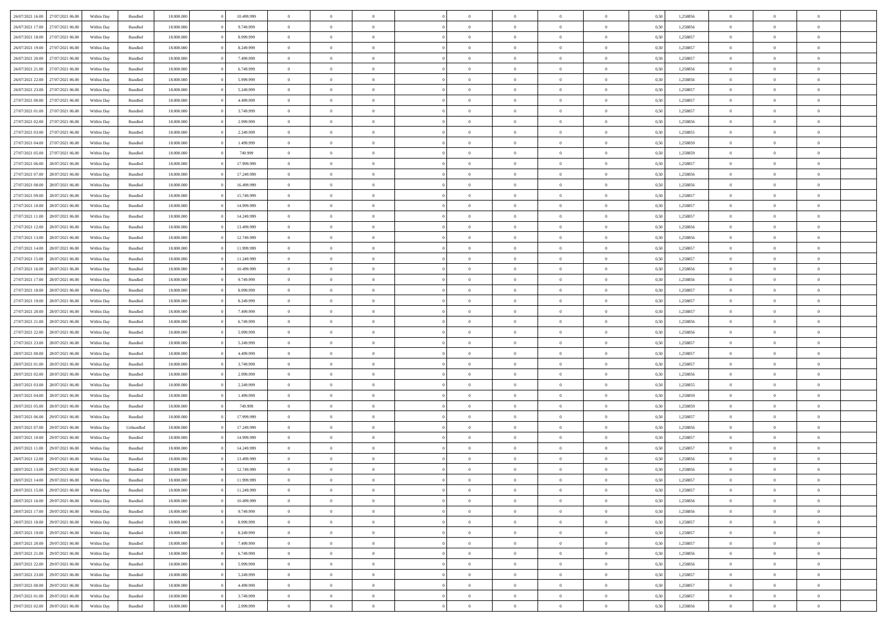| | | | | | | | | | | | | | | | | | | | | |
|---|---|---|---|---|---|---|---|---|---|---|---|---|---|---|---|---|---|---|---|---|
| 26/07/2021 16:00 | 27/07/2021 06:00 | Within Day | Bundled | 18.000.000 | 0 | 10.499.999 | 0 | 0 | 0 | | 0 | 0 | 0 | 0 | 0,50 | 1,258856 | 0 | 0 | 0 | |
| 26/07/2021 17:00 | 27/07/2021 06:00 | Within Day | Bundled | 18.000.000 | 0 | 9.749.999 | 0 | 0 | 0 | | 0 | 0 | 0 | 0 | 0,50 | 1,258856 | 0 | 0 | 0 | |
| 26/07/2021 18:00 | 27/07/2021 06:00 | Within Day | Bundled | 18.000.000 | 0 | 8.999.999 | 0 | 0 | 0 | | 0 | 0 | 0 | 0 | 0,50 | 1,258857 | 0 | 0 | 0 | |
| 26/07/2021 19:00 | 27/07/2021 06:00 | Within Day | Bundled | 18.000.000 | 0 | 8.249.999 | 0 | 0 | 0 | | 0 | 0 | 0 | 0 | 0,50 | 1,258857 | 0 | 0 | 0 | |
| 26/07/2021 20:00 | 27/07/2021 06:00 | Within Day | Bundled | 18.000.000 | 0 | 7.499.999 | 0 | 0 | 0 | | 0 | 0 | 0 | 0 | 0,50 | 1,258857 | 0 | 0 | 0 | |
| 26/07/2021 21:00 | 27/07/2021 06:00 | Within Day | Bundled | 18.000.000 | 0 | 6.749.999 | 0 | 0 | 0 | | 0 | 0 | 0 | 0 | 0,50 | 1,258856 | 0 | 0 | 0 | |
| 26/07/2021 22:00 | 27/07/2021 06:00 | Within Day | Bundled | 18.000.000 | 0 | 5.999.999 | 0 | 0 | 0 | | 0 | 0 | 0 | 0 | 0,50 | 1,258856 | 0 | 0 | 0 | |
| 26/07/2021 23:00 | 27/07/2021 06:00 | Within Day | Bundled | 18.000.000 | 0 | 5.249.999 | 0 | 0 | 0 | | 0 | 0 | 0 | 0 | 0,50 | 1,258857 | 0 | 0 | 0 | |
| 27/07/2021 00:00 | 27/07/2021 06:00 | Within Day | Bundled | 18.000.000 | 0 | 4.499.999 | 0 | 0 | 0 | | 0 | 0 | 0 | 0 | 0,50 | 1,258857 | 0 | 0 | 0 | |
| 27/07/2021 01:00 | 27/07/2021 06:00 | Within Day | Bundled | 18.000.000 | 0 | 3.749.999 | 0 | 0 | 0 | | 0 | 0 | 0 | 0 | 0,50 | 1,258857 | 0 | 0 | 0 | |
| 27/07/2021 02:00 | 27/07/2021 06:00 | Within Day | Bundled | 18.000.000 | 0 | 2.999.999 | 0 | 0 | 0 | | 0 | 0 | 0 | 0 | 0,50 | 1,258856 | 0 | 0 | 0 | |
| 27/07/2021 03:00 | 27/07/2021 06:00 | Within Day | Bundled | 18.000.000 | 0 | 2.249.999 | 0 | 0 | 0 | | 0 | 0 | 0 | 0 | 0,50 | 1,258855 | 0 | 0 | 0 | |
| 27/07/2021 04:00 | 27/07/2021 06:00 | Within Day | Bundled | 18.000.000 | 0 | 1.499.999 | 0 | 0 | 0 | | 0 | 0 | 0 | 0 | 0,50 | 1,258859 | 0 | 0 | 0 | |
| 27/07/2021 05:00 | 27/07/2021 06:00 | Within Day | Bundled | 18.000.000 | 0 | 749.999 | 0 | 0 | 0 | | 0 | 0 | 0 | 0 | 0,50 | 1,258859 | 0 | 0 | 0 | |
| 27/07/2021 06:00 | 28/07/2021 06:00 | Within Day | Bundled | 18.000.000 | 0 | 17.999.999 | 0 | 0 | 0 | | 0 | 0 | 0 | 0 | 0,50 | 1,258857 | 0 | 0 | 0 | |
| 27/07/2021 07:00 | 28/07/2021 06:00 | Within Day | Bundled | 18.000.000 | 0 | 17.249.999 | 0 | 0 | 0 | | 0 | 0 | 0 | 0 | 0,50 | 1,258856 | 0 | 0 | 0 | |
| 27/07/2021 08:00 | 28/07/2021 06:00 | Within Day | Bundled | 18.000.000 | 0 | 16.499.999 | 0 | 0 | 0 | | 0 | 0 | 0 | 0 | 0,50 | 1,258856 | 0 | 0 | 0 | |
| 27/07/2021 09:00 | 28/07/2021 06:00 | Within Day | Bundled | 18.000.000 | 0 | 15.749.999 | 0 | 0 | 0 | | 0 | 0 | 0 | 0 | 0,50 | 1,258857 | 0 | 0 | 0 | |
| 27/07/2021 10:00 | 28/07/2021 06:00 | Within Day | Bundled | 18.000.000 | 0 | 14.999.999 | 0 | 0 | 0 | | 0 | 0 | 0 | 0 | 0,50 | 1,258857 | 0 | 0 | 0 | |
| 27/07/2021 11:00 | 28/07/2021 06:00 | Within Day | Bundled | 18.000.000 | 0 | 14.249.999 | 0 | 0 | 0 | | 0 | 0 | 0 | 0 | 0,50 | 1,258857 | 0 | 0 | 0 | |
| 27/07/2021 12:00 | 28/07/2021 06:00 | Within Day | Bundled | 18.000.000 | 0 | 13.499.999 | 0 | 0 | 0 | | 0 | 0 | 0 | 0 | 0,50 | 1,258856 | 0 | 0 | 0 | |
| 27/07/2021 13:00 | 28/07/2021 06:00 | Within Day | Bundled | 18.000.000 | 0 | 12.749.999 | 0 | 0 | 0 | | 0 | 0 | 0 | 0 | 0,50 | 1,258856 | 0 | 0 | 0 | |
| 27/07/2021 14:00 | 28/07/2021 06:00 | Within Day | Bundled | 18.000.000 | 0 | 11.999.999 | 0 | 0 | 0 | | 0 | 0 | 0 | 0 | 0,50 | 1,258857 | 0 | 0 | 0 | |
| 27/07/2021 15:00 | 28/07/2021 06:00 | Within Day | Bundled | 18.000.000 | 0 | 11.249.999 | 0 | 0 | 0 | | 0 | 0 | 0 | 0 | 0,50 | 1,258857 | 0 | 0 | 0 | |
| 27/07/2021 16:00 | 28/07/2021 06:00 | Within Day | Bundled | 18.000.000 | 0 | 10.499.999 | 0 | 0 | 0 | | 0 | 0 | 0 | 0 | 0,50 | 1,258856 | 0 | 0 | 0 | |
| 27/07/2021 17:00 | 28/07/2021 06:00 | Within Day | Bundled | 18.000.000 | 0 | 9.749.999 | 0 | 0 | 0 | | 0 | 0 | 0 | 0 | 0,50 | 1,258856 | 0 | 0 | 0 | |
| 27/07/2021 18:00 | 28/07/2021 06:00 | Within Day | Bundled | 18.000.000 | 0 | 8.999.999 | 0 | 0 | 0 | | 0 | 0 | 0 | 0 | 0,50 | 1,258857 | 0 | 0 | 0 | |
| 27/07/2021 19:00 | 28/07/2021 06:00 | Within Day | Bundled | 18.000.000 | 0 | 8.249.999 | 0 | 0 | 0 | | 0 | 0 | 0 | 0 | 0,50 | 1,258857 | 0 | 0 | 0 | |
| 27/07/2021 20:00 | 28/07/2021 06:00 | Within Day | Bundled | 18.000.000 | 0 | 7.499.999 | 0 | 0 | 0 | | 0 | 0 | 0 | 0 | 0,50 | 1,258857 | 0 | 0 | 0 | |
| 27/07/2021 21:00 | 28/07/2021 06:00 | Within Day | Bundled | 18.000.000 | 0 | 6.749.999 | 0 | 0 | 0 | | 0 | 0 | 0 | 0 | 0,50 | 1,258856 | 0 | 0 | 0 | |
| 27/07/2021 22:00 | 28/07/2021 06:00 | Within Day | Bundled | 18.000.000 | 0 | 5.999.999 | 0 | 0 | 0 | | 0 | 0 | 0 | 0 | 0,50 | 1,258856 | 0 | 0 | 0 | |
| 27/07/2021 23:00 | 28/07/2021 06:00 | Within Day | Bundled | 18.000.000 | 0 | 5.249.999 | 0 | 0 | 0 | | 0 | 0 | 0 | 0 | 0,50 | 1,258857 | 0 | 0 | 0 | |
| 28/07/2021 00:00 | 28/07/2021 06:00 | Within Day | Bundled | 18.000.000 | 0 | 4.499.999 | 0 | 0 | 0 | | 0 | 0 | 0 | 0 | 0,50 | 1,258857 | 0 | 0 | 0 | |
| 28/07/2021 01:00 | 28/07/2021 06:00 | Within Day | Bundled | 18.000.000 | 0 | 3.749.999 | 0 | 0 | 0 | | 0 | 0 | 0 | 0 | 0,50 | 1,258857 | 0 | 0 | 0 | |
| 28/07/2021 02:00 | 28/07/2021 06:00 | Within Day | Bundled | 18.000.000 | 0 | 2.999.999 | 0 | 0 | 0 | | 0 | 0 | 0 | 0 | 0,50 | 1,258856 | 0 | 0 | 0 | |
| 28/07/2021 03:00 | 28/07/2021 06:00 | Within Day | Bundled | 18.000.000 | 0 | 2.249.999 | 0 | 0 | 0 | | 0 | 0 | 0 | 0 | 0,50 | 1,258855 | 0 | 0 | 0 | |
| 28/07/2021 04:00 | 28/07/2021 06:00 | Within Day | Bundled | 18.000.000 | 0 | 1.499.999 | 0 | 0 | 0 | | 0 | 0 | 0 | 0 | 0,50 | 1,258859 | 0 | 0 | 0 | |
| 28/07/2021 05:00 | 28/07/2021 06:00 | Within Day | Bundled | 18.000.000 | 0 | 749.999 | 0 | 0 | 0 | | 0 | 0 | 0 | 0 | 0,50 | 1,258859 | 0 | 0 | 0 | |
| 28/07/2021 06:00 | 29/07/2021 06:00 | Within Day | Bundled | 18.000.000 | 0 | 17.999.999 | 0 | 0 | 0 | | 0 | 0 | 0 | 0 | 0,50 | 1,258857 | 0 | 0 | 0 | |
| 28/07/2021 07:00 | 29/07/2021 06:00 | Within Day | Unbundled | 18.000.000 | 0 | 17.249.999 | 0 | 0 | 0 | | 0 | 0 | 0 | 0 | 0,50 | 1,258856 | 0 | 0 | 0 | |
| 28/07/2021 10:00 | 29/07/2021 06:00 | Within Day | Bundled | 18.000.000 | 0 | 14.999.999 | 0 | 0 | 0 | | 0 | 0 | 0 | 0 | 0,50 | 1,258857 | 0 | 0 | 0 | |
| 28/07/2021 11:00 | 29/07/2021 06:00 | Within Day | Bundled | 18.000.000 | 0 | 14.249.999 | 0 | 0 | 0 | | 0 | 0 | 0 | 0 | 0,50 | 1,258857 | 0 | 0 | 0 | |
| 28/07/2021 12:00 | 29/07/2021 06:00 | Within Day | Bundled | 18.000.000 | 0 | 13.499.999 | 0 | 0 | 0 | | 0 | 0 | 0 | 0 | 0,50 | 1,258856 | 0 | 0 | 0 | |
| 28/07/2021 13:00 | 29/07/2021 06:00 | Within Day | Bundled | 18.000.000 | 0 | 12.749.999 | 0 | 0 | 0 | | 0 | 0 | 0 | 0 | 0,50 | 1,258856 | 0 | 0 | 0 | |
| 28/07/2021 14:00 | 29/07/2021 06:00 | Within Day | Bundled | 18.000.000 | 0 | 11.999.999 | 0 | 0 | 0 | | 0 | 0 | 0 | 0 | 0,50 | 1,258857 | 0 | 0 | 0 | |
| 28/07/2021 15:00 | 29/07/2021 06:00 | Within Day | Bundled | 18.000.000 | 0 | 11.249.999 | 0 | 0 | 0 | | 0 | 0 | 0 | 0 | 0,50 | 1,258857 | 0 | 0 | 0 | |
| 28/07/2021 16:00 | 29/07/2021 06:00 | Within Day | Bundled | 18.000.000 | 0 | 10.499.999 | 0 | 0 | 0 | | 0 | 0 | 0 | 0 | 0,50 | 1,258856 | 0 | 0 | 0 | |
| 28/07/2021 17:00 | 29/07/2021 06:00 | Within Day | Bundled | 18.000.000 | 0 | 9.749.999 | 0 | 0 | 0 | | 0 | 0 | 0 | 0 | 0,50 | 1,258856 | 0 | 0 | 0 | |
| 28/07/2021 18:00 | 29/07/2021 06:00 | Within Day | Bundled | 18.000.000 | 0 | 8.999.999 | 0 | 0 | 0 | | 0 | 0 | 0 | 0 | 0,50 | 1,258857 | 0 | 0 | 0 | |
| 28/07/2021 19:00 | 29/07/2021 06:00 | Within Day | Bundled | 18.000.000 | 0 | 8.249.999 | 0 | 0 | 0 | | 0 | 0 | 0 | 0 | 0,50 | 1,258857 | 0 | 0 | 0 | |
| 28/07/2021 20:00 | 29/07/2021 06:00 | Within Day | Bundled | 18.000.000 | 0 | 7.499.999 | 0 | 0 | 0 | | 0 | 0 | 0 | 0 | 0,50 | 1,258857 | 0 | 0 | 0 | |
| 28/07/2021 21:00 | 29/07/2021 06:00 | Within Day | Bundled | 18.000.000 | 0 | 6.749.999 | 0 | 0 | 0 | | 0 | 0 | 0 | 0 | 0,50 | 1,258856 | 0 | 0 | 0 | |
| 28/07/2021 22:00 | 29/07/2021 06:00 | Within Day | Bundled | 18.000.000 | 0 | 5.999.999 | 0 | 0 | 0 | | 0 | 0 | 0 | 0 | 0,50 | 1,258856 | 0 | 0 | 0 | |
| 28/07/2021 23:00 | 29/07/2021 06:00 | Within Day | Bundled | 18.000.000 | 0 | 5.249.999 | 0 | 0 | 0 | | 0 | 0 | 0 | 0 | 0,50 | 1,258857 | 0 | 0 | 0 | |
| 29/07/2021 00:00 | 29/07/2021 06:00 | Within Day | Bundled | 18.000.000 | 0 | 4.499.999 | 0 | 0 | 0 | | 0 | 0 | 0 | 0 | 0,50 | 1,258857 | 0 | 0 | 0 | |
| 29/07/2021 01:00 | 29/07/2021 06:00 | Within Day | Bundled | 18.000.000 | 0 | 3.749.999 | 0 | 0 | 0 | | 0 | 0 | 0 | 0 | 0,50 | 1,258857 | 0 | 0 | 0 | |
| 29/07/2021 02:00 | 29/07/2021 06:00 | Within Day | Bundled | 18.000.000 | 0 | 2.999.999 | 0 | 0 | 0 | | 0 | 0 | 0 | 0 | 0,50 | 1,258856 | 0 | 0 | 0 | |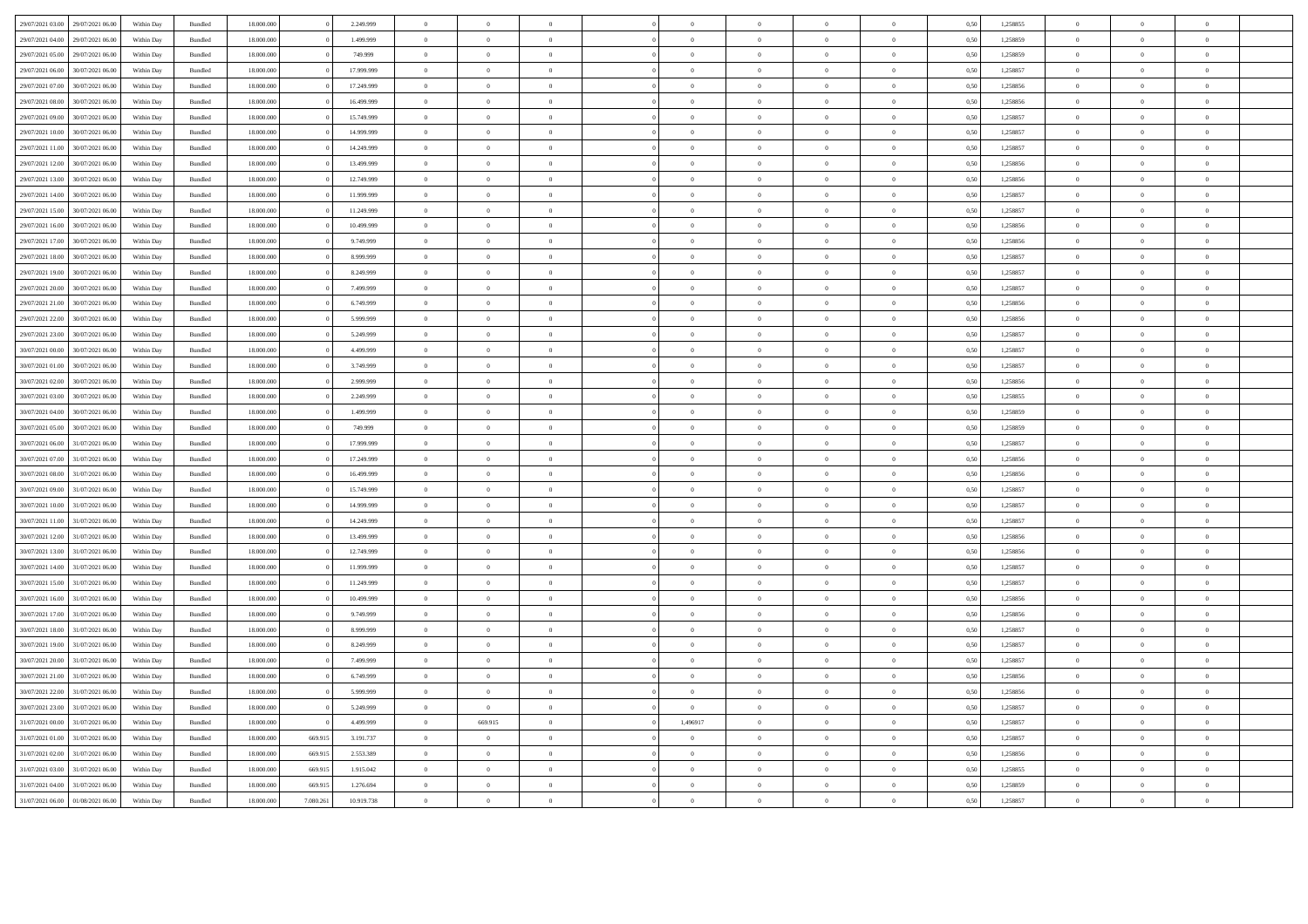| | | | | | | | | | | | | | | | | | | | | | |
|---|---|---|---|---|---|---|---|---|---|---|---|---|---|---|---|---|---|---|---|---|---|
| 29/07/2021 03.00 | 29/07/2021 06.00 | Within Day | Bundled | 18.000.000 | 0 | 2.249.999 | 0 | 0 | 0 | | 0 | 0 | 0 | 0 | 0 | 0,50 | 1,258855 | 0 | 0 | 0 | |
| 29/07/2021 04.00 | 29/07/2021 06.00 | Within Day | Bundled | 18.000.000 | 0 | 1.499.999 | 0 | 0 | 0 | | 0 | 0 | 0 | 0 | 0 | 0,50 | 1,258859 | 0 | 0 | 0 | |
| 29/07/2021 05.00 | 29/07/2021 06.00 | Within Day | Bundled | 18.000.000 | 0 | 749.999 | 0 | 0 | 0 | | 0 | 0 | 0 | 0 | 0 | 0,50 | 1,258859 | 0 | 0 | 0 | |
| 29/07/2021 06.00 | 30/07/2021 06.00 | Within Day | Bundled | 18.000.000 | 0 | 17.999.999 | 0 | 0 | 0 | | 0 | 0 | 0 | 0 | 0 | 0,50 | 1,258857 | 0 | 0 | 0 | |
| 29/07/2021 07.00 | 30/07/2021 06.00 | Within Day | Bundled | 18.000.000 | 0 | 17.249.999 | 0 | 0 | 0 | | 0 | 0 | 0 | 0 | 0 | 0,50 | 1,258856 | 0 | 0 | 0 | |
| 29/07/2021 08.00 | 30/07/2021 06.00 | Within Day | Bundled | 18.000.000 | 0 | 16.499.999 | 0 | 0 | 0 | | 0 | 0 | 0 | 0 | 0 | 0,50 | 1,258856 | 0 | 0 | 0 | |
| 29/07/2021 09.00 | 30/07/2021 06.00 | Within Day | Bundled | 18.000.000 | 0 | 15.749.999 | 0 | 0 | 0 | | 0 | 0 | 0 | 0 | 0 | 0,50 | 1,258857 | 0 | 0 | 0 | |
| 29/07/2021 10.00 | 30/07/2021 06.00 | Within Day | Bundled | 18.000.000 | 0 | 14.999.999 | 0 | 0 | 0 | | 0 | 0 | 0 | 0 | 0 | 0,50 | 1,258857 | 0 | 0 | 0 | |
| 29/07/2021 11.00 | 30/07/2021 06.00 | Within Day | Bundled | 18.000.000 | 0 | 14.249.999 | 0 | 0 | 0 | | 0 | 0 | 0 | 0 | 0 | 0,50 | 1,258857 | 0 | 0 | 0 | |
| 29/07/2021 12.00 | 30/07/2021 06.00 | Within Day | Bundled | 18.000.000 | 0 | 13.499.999 | 0 | 0 | 0 | | 0 | 0 | 0 | 0 | 0 | 0,50 | 1,258856 | 0 | 0 | 0 | |
| 29/07/2021 13.00 | 30/07/2021 06.00 | Within Day | Bundled | 18.000.000 | 0 | 12.749.999 | 0 | 0 | 0 | | 0 | 0 | 0 | 0 | 0 | 0,50 | 1,258856 | 0 | 0 | 0 | |
| 29/07/2021 14.00 | 30/07/2021 06.00 | Within Day | Bundled | 18.000.000 | 0 | 11.999.999 | 0 | 0 | 0 | | 0 | 0 | 0 | 0 | 0 | 0,50 | 1,258857 | 0 | 0 | 0 | |
| 29/07/2021 15.00 | 30/07/2021 06.00 | Within Day | Bundled | 18.000.000 | 0 | 11.249.999 | 0 | 0 | 0 | | 0 | 0 | 0 | 0 | 0 | 0,50 | 1,258857 | 0 | 0 | 0 | |
| 29/07/2021 16.00 | 30/07/2021 06.00 | Within Day | Bundled | 18.000.000 | 0 | 10.499.999 | 0 | 0 | 0 | | 0 | 0 | 0 | 0 | 0 | 0,50 | 1,258856 | 0 | 0 | 0 | |
| 29/07/2021 17.00 | 30/07/2021 06.00 | Within Day | Bundled | 18.000.000 | 0 | 9.749.999 | 0 | 0 | 0 | | 0 | 0 | 0 | 0 | 0 | 0,50 | 1,258856 | 0 | 0 | 0 | |
| 29/07/2021 18.00 | 30/07/2021 06.00 | Within Day | Bundled | 18.000.000 | 0 | 8.999.999 | 0 | 0 | 0 | | 0 | 0 | 0 | 0 | 0 | 0,50 | 1,258857 | 0 | 0 | 0 | |
| 29/07/2021 19.00 | 30/07/2021 06.00 | Within Day | Bundled | 18.000.000 | 0 | 8.249.999 | 0 | 0 | 0 | | 0 | 0 | 0 | 0 | 0 | 0,50 | 1,258857 | 0 | 0 | 0 | |
| 29/07/2021 20.00 | 30/07/2021 06.00 | Within Day | Bundled | 18.000.000 | 0 | 7.499.999 | 0 | 0 | 0 | | 0 | 0 | 0 | 0 | 0 | 0,50 | 1,258857 | 0 | 0 | 0 | |
| 29/07/2021 21.00 | 30/07/2021 06.00 | Within Day | Bundled | 18.000.000 | 0 | 6.749.999 | 0 | 0 | 0 | | 0 | 0 | 0 | 0 | 0 | 0,50 | 1,258856 | 0 | 0 | 0 | |
| 29/07/2021 22.00 | 30/07/2021 06.00 | Within Day | Bundled | 18.000.000 | 0 | 5.999.999 | 0 | 0 | 0 | | 0 | 0 | 0 | 0 | 0 | 0,50 | 1,258856 | 0 | 0 | 0 | |
| 29/07/2021 23.00 | 30/07/2021 06.00 | Within Day | Bundled | 18.000.000 | 0 | 5.249.999 | 0 | 0 | 0 | | 0 | 0 | 0 | 0 | 0 | 0,50 | 1,258857 | 0 | 0 | 0 | |
| 30/07/2021 00.00 | 30/07/2021 06.00 | Within Day | Bundled | 18.000.000 | 0 | 4.499.999 | 0 | 0 | 0 | | 0 | 0 | 0 | 0 | 0 | 0,50 | 1,258857 | 0 | 0 | 0 | |
| 30/07/2021 01.00 | 30/07/2021 06.00 | Within Day | Bundled | 18.000.000 | 0 | 3.749.999 | 0 | 0 | 0 | | 0 | 0 | 0 | 0 | 0 | 0,50 | 1,258857 | 0 | 0 | 0 | |
| 30/07/2021 02.00 | 30/07/2021 06.00 | Within Day | Bundled | 18.000.000 | 0 | 2.999.999 | 0 | 0 | 0 | | 0 | 0 | 0 | 0 | 0 | 0,50 | 1,258856 | 0 | 0 | 0 | |
| 30/07/2021 03.00 | 30/07/2021 06.00 | Within Day | Bundled | 18.000.000 | 0 | 2.249.999 | 0 | 0 | 0 | | 0 | 0 | 0 | 0 | 0 | 0,50 | 1,258855 | 0 | 0 | 0 | |
| 30/07/2021 04.00 | 30/07/2021 06.00 | Within Day | Bundled | 18.000.000 | 0 | 1.499.999 | 0 | 0 | 0 | | 0 | 0 | 0 | 0 | 0 | 0,50 | 1,258859 | 0 | 0 | 0 | |
| 30/07/2021 05.00 | 30/07/2021 06.00 | Within Day | Bundled | 18.000.000 | 0 | 749.999 | 0 | 0 | 0 | | 0 | 0 | 0 | 0 | 0 | 0,50 | 1,258859 | 0 | 0 | 0 | |
| 30/07/2021 06.00 | 31/07/2021 06.00 | Within Day | Bundled | 18.000.000 | 0 | 17.999.999 | 0 | 0 | 0 | | 0 | 0 | 0 | 0 | 0 | 0,50 | 1,258857 | 0 | 0 | 0 | |
| 30/07/2021 07.00 | 31/07/2021 06.00 | Within Day | Bundled | 18.000.000 | 0 | 17.249.999 | 0 | 0 | 0 | | 0 | 0 | 0 | 0 | 0 | 0,50 | 1,258856 | 0 | 0 | 0 | |
| 30/07/2021 08.00 | 31/07/2021 06.00 | Within Day | Bundled | 18.000.000 | 0 | 16.499.999 | 0 | 0 | 0 | | 0 | 0 | 0 | 0 | 0 | 0,50 | 1,258856 | 0 | 0 | 0 | |
| 30/07/2021 09.00 | 31/07/2021 06.00 | Within Day | Bundled | 18.000.000 | 0 | 15.749.999 | 0 | 0 | 0 | | 0 | 0 | 0 | 0 | 0 | 0,50 | 1,258857 | 0 | 0 | 0 | |
| 30/07/2021 10.00 | 31/07/2021 06.00 | Within Day | Bundled | 18.000.000 | 0 | 14.999.999 | 0 | 0 | 0 | | 0 | 0 | 0 | 0 | 0 | 0,50 | 1,258857 | 0 | 0 | 0 | |
| 30/07/2021 11.00 | 31/07/2021 06.00 | Within Day | Bundled | 18.000.000 | 0 | 14.249.999 | 0 | 0 | 0 | | 0 | 0 | 0 | 0 | 0 | 0,50 | 1,258857 | 0 | 0 | 0 | |
| 30/07/2021 12.00 | 31/07/2021 06.00 | Within Day | Bundled | 18.000.000 | 0 | 13.499.999 | 0 | 0 | 0 | | 0 | 0 | 0 | 0 | 0 | 0,50 | 1,258856 | 0 | 0 | 0 | |
| 30/07/2021 13.00 | 31/07/2021 06.00 | Within Day | Bundled | 18.000.000 | 0 | 12.749.999 | 0 | 0 | 0 | | 0 | 0 | 0 | 0 | 0 | 0,50 | 1,258856 | 0 | 0 | 0 | |
| 30/07/2021 14.00 | 31/07/2021 06.00 | Within Day | Bundled | 18.000.000 | 0 | 11.999.999 | 0 | 0 | 0 | | 0 | 0 | 0 | 0 | 0 | 0,50 | 1,258857 | 0 | 0 | 0 | |
| 30/07/2021 15.00 | 31/07/2021 06.00 | Within Day | Bundled | 18.000.000 | 0 | 11.249.999 | 0 | 0 | 0 | | 0 | 0 | 0 | 0 | 0 | 0,50 | 1,258857 | 0 | 0 | 0 | |
| 30/07/2021 16.00 | 31/07/2021 06.00 | Within Day | Bundled | 18.000.000 | 0 | 10.499.999 | 0 | 0 | 0 | | 0 | 0 | 0 | 0 | 0 | 0,50 | 1,258856 | 0 | 0 | 0 | |
| 30/07/2021 17.00 | 31/07/2021 06.00 | Within Day | Bundled | 18.000.000 | 0 | 9.749.999 | 0 | 0 | 0 | | 0 | 0 | 0 | 0 | 0 | 0,50 | 1,258856 | 0 | 0 | 0 | |
| 30/07/2021 18.00 | 31/07/2021 06.00 | Within Day | Bundled | 18.000.000 | 0 | 8.999.999 | 0 | 0 | 0 | | 0 | 0 | 0 | 0 | 0 | 0,50 | 1,258857 | 0 | 0 | 0 | |
| 30/07/2021 19.00 | 31/07/2021 06.00 | Within Day | Bundled | 18.000.000 | 0 | 8.249.999 | 0 | 0 | 0 | | 0 | 0 | 0 | 0 | 0 | 0,50 | 1,258857 | 0 | 0 | 0 | |
| 30/07/2021 20.00 | 31/07/2021 06.00 | Within Day | Bundled | 18.000.000 | 0 | 7.499.999 | 0 | 0 | 0 | | 0 | 0 | 0 | 0 | 0 | 0,50 | 1,258857 | 0 | 0 | 0 | |
| 30/07/2021 21.00 | 31/07/2021 06.00 | Within Day | Bundled | 18.000.000 | 0 | 6.749.999 | 0 | 0 | 0 | | 0 | 0 | 0 | 0 | 0 | 0,50 | 1,258856 | 0 | 0 | 0 | |
| 30/07/2021 22.00 | 31/07/2021 06.00 | Within Day | Bundled | 18.000.000 | 0 | 5.999.999 | 0 | 0 | 0 | | 0 | 0 | 0 | 0 | 0 | 0,50 | 1,258856 | 0 | 0 | 0 | |
| 30/07/2021 23.00 | 31/07/2021 06.00 | Within Day | Bundled | 18.000.000 | 0 | 5.249.999 | 0 | 0 | 0 | | 0 | 0 | 0 | 0 | 0 | 0,50 | 1,258857 | 0 | 0 | 0 | |
| 31/07/2021 00.00 | 31/07/2021 06.00 | Within Day | Bundled | 18.000.000 | 0 | 4.499.999 | 0 | 669.915 | 0 | | 0 | 1,496917 | 0 | 0 | 0 | 0,50 | 1,258857 | 0 | 0 | 0 | |
| 31/07/2021 01.00 | 31/07/2021 06.00 | Within Day | Bundled | 18.000.000 | 669.915 | 3.191.737 | 0 | 0 | 0 | | 0 | 0 | 0 | 0 | 0 | 0,50 | 1,258857 | 0 | 0 | 0 | |
| 31/07/2021 02.00 | 31/07/2021 06.00 | Within Day | Bundled | 18.000.000 | 669.915 | 2.553.389 | 0 | 0 | 0 | | 0 | 0 | 0 | 0 | 0 | 0,50 | 1,258856 | 0 | 0 | 0 | |
| 31/07/2021 03.00 | 31/07/2021 06.00 | Within Day | Bundled | 18.000.000 | 669.915 | 1.915.042 | 0 | 0 | 0 | | 0 | 0 | 0 | 0 | 0 | 0,50 | 1,258855 | 0 | 0 | 0 | |
| 31/07/2021 04.00 | 31/07/2021 06.00 | Within Day | Bundled | 18.000.000 | 669.915 | 1.276.694 | 0 | 0 | 0 | | 0 | 0 | 0 | 0 | 0 | 0,50 | 1,258859 | 0 | 0 | 0 | |
| 31/07/2021 06.00 | 01/08/2021 06.00 | Within Day | Bundled | 18.000.000 | 7.080.261 | 10.919.738 | 0 | 0 | 0 | | 0 | 0 | 0 | 0 | 0 | 0,50 | 1,258857 | 0 | 0 | 0 | |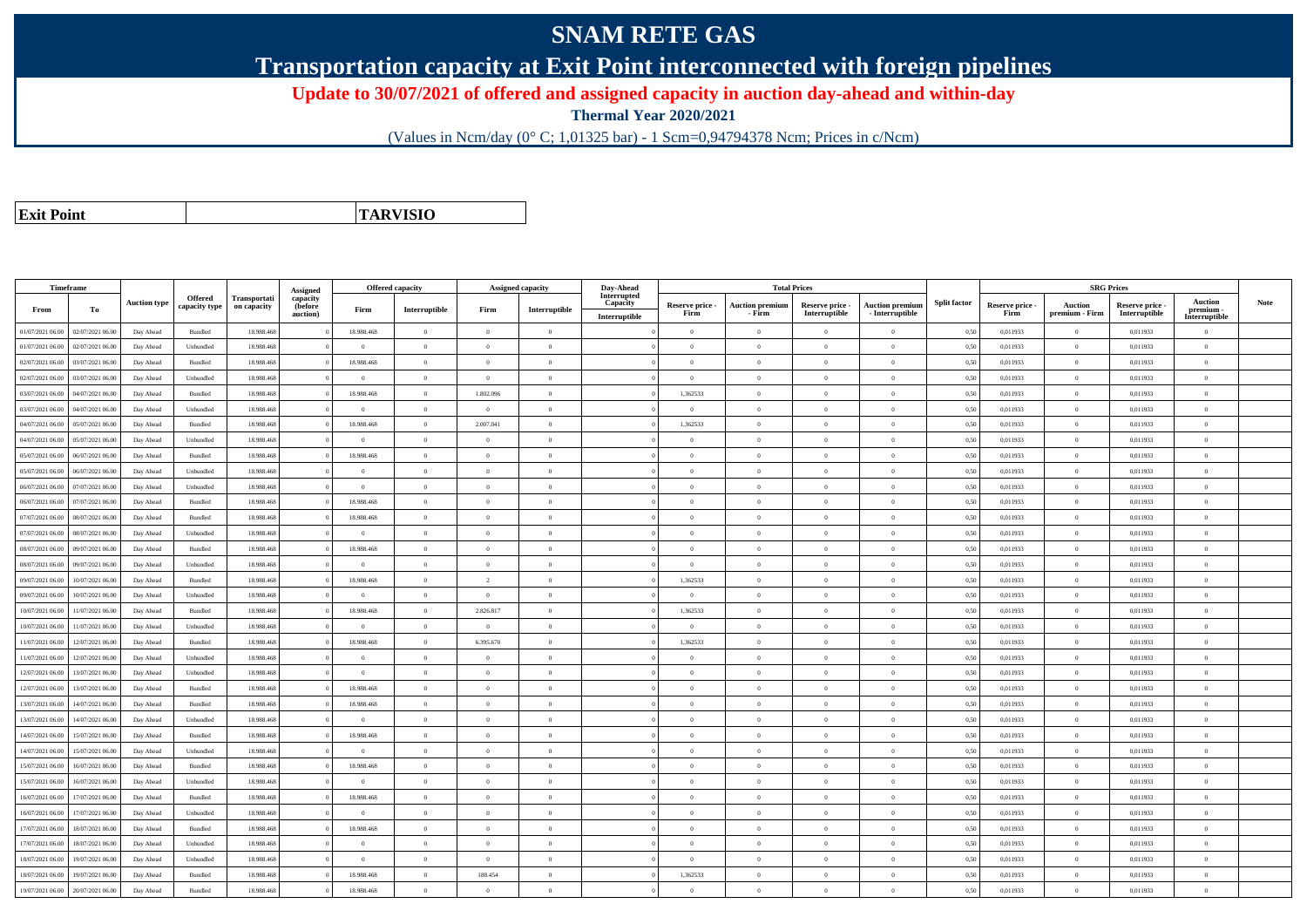# SNAM RETE GAS

## Transportation capacity at Exit Point interconnected with foreign pipelines

### Update to 30/07/2021 of offered and assigned capacity in auction day-ahead and within-day

**Thermal Year 2020/2021**

(Values in Ncm/day (0° C; 1,01325 bar) - 1 Scm=0,94794378 Ncm; Prices in c/Ncm)

| **Exit Point** | | **TARVISIO** |
|---|---|---|

| Timeframe | | Auction type | Offered capacity type | Transportation capacity | Assigned capacity (before auction) | Offered capacity | | Assigned capacity | | Day-Ahead Interrupted Capacity | Total Prices | | | | Split factor | SRG Prices | | | | Note |
|---|---|---|---|---|---|---|---|---|---|---|---|---|---|---|---|---|---|---|---|---|
| From | To | | | | | Firm | Interruptible | Firm | Interruptible | Interruptible | Reserve price - Firm | Auction premium - Firm | Reserve price - Interruptible | Auction premium - Interruptible | | Reserve price - Firm | Auction premium - Firm | Reserve price - Interruptible | Auction premium - Interruptible | |
| 01/07/2021 06.00 | 02/07/2021 06.00 | Day Ahead | Bundled | 18.988.468 | 0 | 18.988.468 | 0 | 0 | 0 | 0 | 0 | 0 | 0 | 0 | 0,50 | 0,011933 | 0 | 0,011933 | 0 | |
| 01/07/2021 06.00 | 02/07/2021 06.00 | Day Ahead | Unbundled | 18.988.468 | 0 | 0 | 0 | 0 | 0 | 0 | 0 | 0 | 0 | 0 | 0,50 | 0,011933 | 0 | 0,011933 | 0 | |
| 02/07/2021 06.00 | 03/07/2021 06.00 | Day Ahead | Bundled | 18.988.468 | 0 | 18.988.468 | 0 | 0 | 0 | 0 | 0 | 0 | 0 | 0 | 0,50 | 0,011933 | 0 | 0,011933 | 0 | |
| 02/07/2021 06.00 | 03/07/2021 06.00 | Day Ahead | Unbundled | 18.988.468 | 0 | 0 | 0 | 0 | 0 | 0 | 0 | 0 | 0 | 0 | 0,50 | 0,011933 | 0 | 0,011933 | 0 | |
| 03/07/2021 06.00 | 04/07/2021 06.00 | Day Ahead | Bundled | 18.988.468 | 0 | 18.988.468 | 0 | 1.802.096 | 0 | 0 | 1,362533 | 0 | 0 | 0 | 0,50 | 0,011933 | 0 | 0,011933 | 0 | |
| 03/07/2021 06.00 | 04/07/2021 06.00 | Day Ahead | Unbundled | 18.988.468 | 0 | 0 | 0 | 0 | 0 | 0 | 0 | 0 | 0 | 0 | 0,50 | 0,011933 | 0 | 0,011933 | 0 | |
| 04/07/2021 06.00 | 05/07/2021 06.00 | Day Ahead | Bundled | 18.988.468 | 0 | 18.988.468 | 0 | 2.007.041 | 0 | 0 | 1,362533 | 0 | 0 | 0 | 0,50 | 0,011933 | 0 | 0,011933 | 0 | |
| 04/07/2021 06.00 | 05/07/2021 06.00 | Day Ahead | Unbundled | 18.988.468 | 0 | 0 | 0 | 0 | 0 | 0 | 0 | 0 | 0 | 0 | 0,50 | 0,011933 | 0 | 0,011933 | 0 | |
| 05/07/2021 06.00 | 06/07/2021 06.00 | Day Ahead | Bundled | 18.988.468 | 0 | 18.988.468 | 0 | 0 | 0 | 0 | 0 | 0 | 0 | 0 | 0,50 | 0,011933 | 0 | 0,011933 | 0 | |
| 05/07/2021 06.00 | 06/07/2021 06.00 | Day Ahead | Unbundled | 18.988.468 | 0 | 0 | 0 | 0 | 0 | 0 | 0 | 0 | 0 | 0 | 0,50 | 0,011933 | 0 | 0,011933 | 0 | |
| 06/07/2021 06.00 | 07/07/2021 06.00 | Day Ahead | Unbundled | 18.988.468 | 0 | 0 | 0 | 0 | 0 | 0 | 0 | 0 | 0 | 0 | 0,50 | 0,011933 | 0 | 0,011933 | 0 | |
| 06/07/2021 06.00 | 07/07/2021 06.00 | Day Ahead | Bundled | 18.988.468 | 0 | 18.988.468 | 0 | 0 | 0 | 0 | 0 | 0 | 0 | 0 | 0,50 | 0,011933 | 0 | 0,011933 | 0 | |
| 07/07/2021 06.00 | 08/07/2021 06.00 | Day Ahead | Bundled | 18.988.468 | 0 | 18.988.468 | 0 | 0 | 0 | 0 | 0 | 0 | 0 | 0 | 0,50 | 0,011933 | 0 | 0,011933 | 0 | |
| 07/07/2021 06.00 | 08/07/2021 06.00 | Day Ahead | Unbundled | 18.988.468 | 0 | 0 | 0 | 0 | 0 | 0 | 0 | 0 | 0 | 0 | 0,50 | 0,011933 | 0 | 0,011933 | 0 | |
| 08/07/2021 06.00 | 09/07/2021 06.00 | Day Ahead | Bundled | 18.988.468 | 0 | 18.988.468 | 0 | 0 | 0 | 0 | 0 | 0 | 0 | 0 | 0,50 | 0,011933 | 0 | 0,011933 | 0 | |
| 08/07/2021 06.00 | 09/07/2021 06.00 | Day Ahead | Unbundled | 18.988.468 | 0 | 0 | 0 | 0 | 0 | 0 | 0 | 0 | 0 | 0 | 0,50 | 0,011933 | 0 | 0,011933 | 0 | |
| 09/07/2021 06.00 | 10/07/2021 06.00 | Day Ahead | Bundled | 18.988.468 | 0 | 18.988.468 | 0 | 2 | 0 | 0 | 1,362533 | 0 | 0 | 0 | 0,50 | 0,011933 | 0 | 0,011933 | 0 | |
| 09/07/2021 06.00 | 10/07/2021 06.00 | Day Ahead | Unbundled | 18.988.468 | 0 | 0 | 0 | 0 | 0 | 0 | 0 | 0 | 0 | 0 | 0,50 | 0,011933 | 0 | 0,011933 | 0 | |
| 10/07/2021 06.00 | 11/07/2021 06.00 | Day Ahead | Bundled | 18.988.468 | 0 | 18.988.468 | 0 | 2.826.817 | 0 | 0 | 1,362533 | 0 | 0 | 0 | 0,50 | 0,011933 | 0 | 0,011933 | 0 | |
| 10/07/2021 06.00 | 11/07/2021 06.00 | Day Ahead | Unbundled | 18.988.468 | 0 | 0 | 0 | 0 | 0 | 0 | 0 | 0 | 0 | 0 | 0,50 | 0,011933 | 0 | 0,011933 | 0 | |
| 11/07/2021 06.00 | 12/07/2021 06.00 | Day Ahead | Bundled | 18.988.468 | 0 | 18.988.468 | 0 | 6.395.670 | 0 | 0 | 1,362533 | 0 | 0 | 0 | 0,50 | 0,011933 | 0 | 0,011933 | 0 | |
| 11/07/2021 06.00 | 12/07/2021 06.00 | Day Ahead | Unbundled | 18.988.468 | 0 | 0 | 0 | 0 | 0 | 0 | 0 | 0 | 0 | 0 | 0,50 | 0,011933 | 0 | 0,011933 | 0 | |
| 12/07/2021 06.00 | 13/07/2021 06.00 | Day Ahead | Unbundled | 18.988.468 | 0 | 0 | 0 | 0 | 0 | 0 | 0 | 0 | 0 | 0 | 0,50 | 0,011933 | 0 | 0,011933 | 0 | |
| 12/07/2021 06.00 | 13/07/2021 06.00 | Day Ahead | Bundled | 18.988.468 | 0 | 18.988.468 | 0 | 0 | 0 | 0 | 0 | 0 | 0 | 0 | 0,50 | 0,011933 | 0 | 0,011933 | 0 | |
| 13/07/2021 06.00 | 14/07/2021 06.00 | Day Ahead | Bundled | 18.988.468 | 0 | 18.988.468 | 0 | 0 | 0 | 0 | 0 | 0 | 0 | 0 | 0,50 | 0,011933 | 0 | 0,011933 | 0 | |
| 13/07/2021 06.00 | 14/07/2021 06.00 | Day Ahead | Unbundled | 18.988.468 | 0 | 0 | 0 | 0 | 0 | 0 | 0 | 0 | 0 | 0 | 0,50 | 0,011933 | 0 | 0,011933 | 0 | |
| 14/07/2021 06.00 | 15/07/2021 06.00 | Day Ahead | Bundled | 18.988.468 | 0 | 18.988.468 | 0 | 0 | 0 | 0 | 0 | 0 | 0 | 0 | 0,50 | 0,011933 | 0 | 0,011933 | 0 | |
| 14/07/2021 06.00 | 15/07/2021 06.00 | Day Ahead | Unbundled | 18.988.468 | 0 | 0 | 0 | 0 | 0 | 0 | 0 | 0 | 0 | 0 | 0,50 | 0,011933 | 0 | 0,011933 | 0 | |
| 15/07/2021 06.00 | 16/07/2021 06.00 | Day Ahead | Bundled | 18.988.468 | 0 | 18.988.468 | 0 | 0 | 0 | 0 | 0 | 0 | 0 | 0 | 0,50 | 0,011933 | 0 | 0,011933 | 0 | |
| 15/07/2021 06.00 | 16/07/2021 06.00 | Day Ahead | Unbundled | 18.988.468 | 0 | 0 | 0 | 0 | 0 | 0 | 0 | 0 | 0 | 0 | 0,50 | 0,011933 | 0 | 0,011933 | 0 | |
| 16/07/2021 06.00 | 17/07/2021 06.00 | Day Ahead | Bundled | 18.988.468 | 0 | 18.988.468 | 0 | 0 | 0 | 0 | 0 | 0 | 0 | 0 | 0,50 | 0,011933 | 0 | 0,011933 | 0 | |
| 16/07/2021 06.00 | 17/07/2021 06.00 | Day Ahead | Unbundled | 18.988.468 | 0 | 0 | 0 | 0 | 0 | 0 | 0 | 0 | 0 | 0 | 0,50 | 0,011933 | 0 | 0,011933 | 0 | |
| 17/07/2021 06.00 | 18/07/2021 06.00 | Day Ahead | Bundled | 18.988.468 | 0 | 18.988.468 | 0 | 0 | 0 | 0 | 0 | 0 | 0 | 0 | 0,50 | 0,011933 | 0 | 0,011933 | 0 | |
| 17/07/2021 06.00 | 18/07/2021 06.00 | Day Ahead | Unbundled | 18.988.468 | 0 | 0 | 0 | 0 | 0 | 0 | 0 | 0 | 0 | 0 | 0,50 | 0,011933 | 0 | 0,011933 | 0 | |
| 18/07/2021 06.00 | 19/07/2021 06.00 | Day Ahead | Unbundled | 18.988.468 | 0 | 0 | 0 | 0 | 0 | 0 | 0 | 0 | 0 | 0 | 0,50 | 0,011933 | 0 | 0,011933 | 0 | |
| 18/07/2021 06.00 | 19/07/2021 06.00 | Day Ahead | Bundled | 18.988.468 | 0 | 18.988.468 | 0 | 188.454 | 0 | 0 | 1,362533 | 0 | 0 | 0 | 0,50 | 0,011933 | 0 | 0,011933 | 0 | |
| 19/07/2021 06.00 | 20/07/2021 06.00 | Day Ahead | Bundled | 18.988.468 | 0 | 18.988.468 | 0 | 0 | 0 | 0 | 0 | 0 | 0 | 0 | 0,50 | 0,011933 | 0 | 0,011933 | 0 | |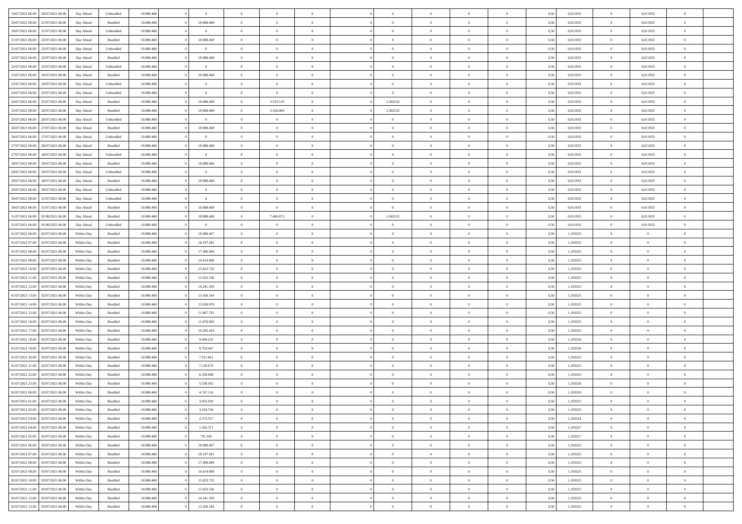| | | | | | | | | | | | | | | | | | | | | | |
|---|---|---|---|---|---|---|---|---|---|---|---|---|---|---|---|---|---|---|---|---|---|
| 19/07/2021 06:00 | 20/07/2021 06:00 | Day Ahead | Unbundled | 18.988.468 | 0 | 0 | 0 | 0 | 0 | | 0 | 0 | 0 | 0 | 0 | 0,50 | 0,011933 | 0 | 0,011933 | 0 | |
| 20/07/2021 06:00 | 21/07/2021 06:00 | Day Ahead | Bundled | 18.988.468 | 0 | 18.988.468 | 0 | 0 | 0 | | 0 | 0 | 0 | 0 | 0 | 0,50 | 0,011933 | 0 | 0,011933 | 0 | |
| 20/07/2021 06:00 | 21/07/2021 06:00 | Day Ahead | Unbundled | 18.988.468 | 0 | 0 | 0 | 0 | 0 | | 0 | 0 | 0 | 0 | 0 | 0,50 | 0,011933 | 0 | 0,011933 | 0 | |
| 21/07/2021 06:00 | 22/07/2021 06:00 | Day Ahead | Bundled | 18.988.468 | 0 | 18.988.468 | 0 | 0 | 0 | | 0 | 0 | 0 | 0 | 0 | 0,50 | 0,011933 | 0 | 0,011933 | 0 | |
| 21/07/2021 06:00 | 22/07/2021 06:00 | Day Ahead | Unbundled | 18.988.468 | 0 | 0 | 0 | 0 | 0 | | 0 | 0 | 0 | 0 | 0 | 0,50 | 0,011933 | 0 | 0,011933 | 0 | |
| 22/07/2021 06:00 | 23/07/2021 06:00 | Day Ahead | Bundled | 18.988.468 | 0 | 18.988.468 | 0 | 0 | 0 | | 0 | 0 | 0 | 0 | 0 | 0,50 | 0,011933 | 0 | 0,011933 | 0 | |
| 22/07/2021 06:00 | 23/07/2021 06:00 | Day Ahead | Unbundled | 18.988.468 | 0 | 0 | 0 | 0 | 0 | | 0 | 0 | 0 | 0 | 0 | 0,50 | 0,011933 | 0 | 0,011933 | 0 | |
| 23/07/2021 06:00 | 24/07/2021 06:00 | Day Ahead | Bundled | 18.988.468 | 0 | 18.988.468 | 0 | 0 | 0 | | 0 | 0 | 0 | 0 | 0 | 0,50 | 0,011933 | 0 | 0,011933 | 0 | |
| 23/07/2021 06:00 | 24/07/2021 06:00 | Day Ahead | Unbundled | 18.988.468 | 0 | 0 | 0 | 0 | 0 | | 0 | 0 | 0 | 0 | 0 | 0,50 | 0,011933 | 0 | 0,011933 | 0 | |
| 24/07/2021 06:00 | 25/07/2021 06:00 | Day Ahead | Unbundled | 18.988.468 | 0 | 0 | 0 | 0 | 0 | | 0 | 0 | 0 | 0 | 0 | 0,50 | 0,011933 | 0 | 0,011933 | 0 | |
| 24/07/2021 06:00 | 25/07/2021 06:00 | Day Ahead | Bundled | 18.988.468 | 0 | 18.988.468 | 0 | 3.533.519 | 0 | | 1,362533 | 0 | 0 | 0 | 0 | 0,50 | 0,011933 | 0 | 0,011933 | 0 | |
| 25/07/2021 06:00 | 26/07/2021 06:00 | Day Ahead | Bundled | 18.988.468 | 0 | 18.988.468 | 0 | 5.166.004 | 0 | | 1,362533 | 0 | 0 | 0 | 0 | 0,50 | 0,011933 | 0 | 0,011933 | 0 | |
| 25/07/2021 06:00 | 26/07/2021 06:00 | Day Ahead | Unbundled | 18.988.468 | 0 | 0 | 0 | 0 | 0 | | 0 | 0 | 0 | 0 | 0 | 0,50 | 0,011933 | 0 | 0,011933 | 0 | |
| 26/07/2021 06:00 | 27/07/2021 06:00 | Day Ahead | Bundled | 18.988.468 | 0 | 18.988.468 | 0 | 0 | 0 | | 0 | 0 | 0 | 0 | 0 | 0,50 | 0,011933 | 0 | 0,011933 | 0 | |
| 26/07/2021 06:00 | 27/07/2021 06:00 | Day Ahead | Unbundled | 18.988.468 | 0 | 0 | 0 | 0 | 0 | | 0 | 0 | 0 | 0 | 0 | 0,50 | 0,011933 | 0 | 0,011933 | 0 | |
| 27/07/2021 06:00 | 28/07/2021 06:00 | Day Ahead | Bundled | 18.988.468 | 0 | 18.988.468 | 0 | 0 | 0 | | 0 | 0 | 0 | 0 | 0 | 0,50 | 0,011933 | 0 | 0,011933 | 0 | |
| 27/07/2021 06:00 | 28/07/2021 06:00 | Day Ahead | Unbundled | 18.988.468 | 0 | 0 | 0 | 0 | 0 | | 0 | 0 | 0 | 0 | 0 | 0,50 | 0,011933 | 0 | 0,011933 | 0 | |
| 28/07/2021 06:00 | 29/07/2021 06:00 | Day Ahead | Bundled | 18.988.468 | 0 | 18.988.468 | 0 | 0 | 0 | | 0 | 0 | 0 | 0 | 0 | 0,50 | 0,011933 | 0 | 0,011933 | 0 | |
| 28/07/2021 06:00 | 29/07/2021 06:00 | Day Ahead | Unbundled | 18.988.468 | 0 | 0 | 0 | 0 | 0 | | 0 | 0 | 0 | 0 | 0 | 0,50 | 0,011933 | 0 | 0,011933 | 0 | |
| 29/07/2021 06:00 | 30/07/2021 06:00 | Day Ahead | Bundled | 18.988.468 | 0 | 18.988.468 | 0 | 0 | 0 | | 0 | 0 | 0 | 0 | 0 | 0,50 | 0,011933 | 0 | 0,011933 | 0 | |
| 29/07/2021 06:00 | 30/07/2021 06:00 | Day Ahead | Unbundled | 18.988.468 | 0 | 0 | 0 | 0 | 0 | | 0 | 0 | 0 | 0 | 0 | 0,50 | 0,011933 | 0 | 0,011933 | 0 | |
| 30/07/2021 06:00 | 31/07/2021 06:00 | Day Ahead | Unbundled | 18.988.468 | 0 | 0 | 0 | 0 | 0 | | 0 | 0 | 0 | 0 | 0 | 0,50 | 0,011933 | 0 | 0,011933 | 0 | |
| 30/07/2021 06:00 | 31/07/2021 06:00 | Day Ahead | Bundled | 18.988.468 | 0 | 18.988.468 | 0 | 0 | 0 | | 0 | 0 | 0 | 0 | 0 | 0,50 | 0,011933 | 0 | 0,011933 | 0 | |
| 31/07/2021 06:00 | 01/08/2021 06:00 | Day Ahead | Bundled | 18.988.468 | 0 | 18.988.468 | 0 | 7.469.073 | 0 | | 1,362533 | 0 | 0 | 0 | 0 | 0,50 | 0,011933 | 0 | 0,011933 | 0 | |
| 31/07/2021 06:00 | 01/08/2021 06:00 | Day Ahead | Unbundled | 18.988.468 | 0 | 0 | 0 | 0 | 0 | | 0 | 0 | 0 | 0 | 0 | 0,50 | 0,011933 | 0 | 0,011933 | 0 | |
| 01/07/2021 06:00 | 02/07/2021 06:00 | Within Day | Bundled | 18.988.468 | 0 | 18.988.467 | 0 | 0 | 0 | | 0 | 0 | 0 | 0 | 0 | 0,50 | 1,193325 | 0 | 0 | 0 | |
| 01/07/2021 07:00 | 02/07/2021 06:00 | Within Day | Bundled | 18.988.468 | 0 | 18.197.281 | 0 | 0 | 0 | | 0 | 0 | 0 | 0 | 0 | 0,50 | 1,193325 | 0 | 0 | 0 | |
| 01/07/2021 08:00 | 02/07/2021 06:00 | Within Day | Bundled | 18.988.468 | 0 | 17.406.094 | 0 | 0 | 0 | | 0 | 0 | 0 | 0 | 0 | 0,50 | 1,193325 | 0 | 0 | 0 | |
| 01/07/2021 09:00 | 02/07/2021 06:00 | Within Day | Bundled | 18.988.468 | 0 | 16.614.908 | 0 | 0 | 0 | | 0 | 0 | 0 | 0 | 0 | 0,50 | 1,193325 | 0 | 0 | 0 | |
| 01/07/2021 10:00 | 02/07/2021 06:00 | Within Day | Bundled | 18.988.468 | 0 | 15.823.722 | 0 | 0 | 0 | | 0 | 0 | 0 | 0 | 0 | 0,50 | 1,193325 | 0 | 0 | 0 | |
| 01/07/2021 11:00 | 02/07/2021 06:00 | Within Day | Bundled | 18.988.468 | 0 | 15.032.536 | 0 | 0 | 0 | | 0 | 0 | 0 | 0 | 0 | 0,50 | 1,193325 | 0 | 0 | 0 | |
| 01/07/2021 12:00 | 02/07/2021 06:00 | Within Day | Bundled | 18.988.468 | 0 | 14.241.350 | 0 | 0 | 0 | | 0 | 0 | 0 | 0 | 0 | 0,50 | 1,193325 | 0 | 0 | 0 | |
| 01/07/2021 13:00 | 02/07/2021 06:00 | Within Day | Bundled | 18.988.468 | 0 | 13.450.164 | 0 | 0 | 0 | | 0 | 0 | 0 | 0 | 0 | 0,50 | 1,193325 | 0 | 0 | 0 | |
| 01/07/2021 14:00 | 02/07/2021 06:00 | Within Day | Bundled | 18.988.468 | 0 | 12.658.978 | 0 | 0 | 0 | | 0 | 0 | 0 | 0 | 0 | 0,50 | 1,193325 | 0 | 0 | 0 | |
| 01/07/2021 15:00 | 02/07/2021 06:00 | Within Day | Bundled | 18.988.468 | 0 | 11.867.791 | 0 | 0 | 0 | | 0 | 0 | 0 | 0 | 0 | 0,50 | 1,193325 | 0 | 0 | 0 | |
| 01/07/2021 16:00 | 02/07/2021 06:00 | Within Day | Bundled | 18.988.468 | 0 | 11.076.605 | 0 | 0 | 0 | | 0 | 0 | 0 | 0 | 0 | 0,50 | 1,193325 | 0 | 0 | 0 | |
| 01/07/2021 17:00 | 02/07/2021 06:00 | Within Day | Bundled | 18.988.468 | 0 | 10.285.419 | 0 | 0 | 0 | | 0 | 0 | 0 | 0 | 0 | 0,50 | 1,193325 | 0 | 0 | 0 | |
| 01/07/2021 18:00 | 02/07/2021 06:00 | Within Day | Bundled | 18.988.468 | 0 | 9.494.233 | 0 | 0 | 0 | | 0 | 0 | 0 | 0 | 0 | 0,50 | 1,193326 | 0 | 0 | 0 | |
| 01/07/2021 19:00 | 02/07/2021 06:00 | Within Day | Bundled | 18.988.468 | 0 | 8.703.047 | 0 | 0 | 0 | | 0 | 0 | 0 | 0 | 0 | 0,50 | 1,193326 | 0 | 0 | 0 | |
| 01/07/2021 20:00 | 02/07/2021 06:00 | Within Day | Bundled | 18.988.468 | 0 | 7.911.861 | 0 | 0 | 0 | | 0 | 0 | 0 | 0 | 0 | 0,50 | 1,193325 | 0 | 0 | 0 | |
| 01/07/2021 21:00 | 02/07/2021 06:00 | Within Day | Bundled | 18.988.468 | 0 | 7.120.674 | 0 | 0 | 0 | | 0 | 0 | 0 | 0 | 0 | 0,50 | 1,193325 | 0 | 0 | 0 | |
| 01/07/2021 22:00 | 02/07/2021 06:00 | Within Day | Bundled | 18.988.468 | 0 | 6.329.488 | 0 | 0 | 0 | | 0 | 0 | 0 | 0 | 0 | 0,50 | 1,193325 | 0 | 0 | 0 | |
| 01/07/2021 23:00 | 02/07/2021 06:00 | Within Day | Bundled | 18.988.468 | 0 | 5.538.302 | 0 | 0 | 0 | | 0 | 0 | 0 | 0 | 0 | 0,50 | 1,193326 | 0 | 0 | 0 | |
| 02/07/2021 00:00 | 02/07/2021 06:00 | Within Day | Bundled | 18.988.468 | 0 | 4.747.116 | 0 | 0 | 0 | | 0 | 0 | 0 | 0 | 0 | 0,50 | 1,193326 | 0 | 0 | 0 | |
| 02/07/2021 01:00 | 02/07/2021 06:00 | Within Day | Bundled | 18.988.468 | 0 | 3.955.930 | 0 | 0 | 0 | | 0 | 0 | 0 | 0 | 0 | 0,50 | 1,193325 | 0 | 0 | 0 | |
| 02/07/2021 02:00 | 02/07/2021 06:00 | Within Day | Bundled | 18.988.468 | 0 | 3.164.744 | 0 | 0 | 0 | | 0 | 0 | 0 | 0 | 0 | 0,50 | 1,193325 | 0 | 0 | 0 | |
| 02/07/2021 03:00 | 02/07/2021 06:00 | Within Day | Bundled | 18.988.468 | 0 | 2.373.557 | 0 | 0 | 0 | | 0 | 0 | 0 | 0 | 0 | 0,50 | 1,193324 | 0 | 0 | 0 | |
| 02/07/2021 04:00 | 02/07/2021 06:00 | Within Day | Bundled | 18.988.468 | 0 | 1.582.371 | 0 | 0 | 0 | | 0 | 0 | 0 | 0 | 0 | 0,50 | 1,193327 | 0 | 0 | 0 | |
| 02/07/2021 05:00 | 02/07/2021 06:00 | Within Day | Bundled | 18.988.468 | 0 | 791.185 | 0 | 0 | 0 | | 0 | 0 | 0 | 0 | 0 | 0,50 | 1,193327 | 0 | 0 | 0 | |
| 02/07/2021 06:00 | 03/07/2021 06:00 | Within Day | Bundled | 18.988.468 | 0 | 18.988.467 | 0 | 0 | 0 | | 0 | 0 | 0 | 0 | 0 | 0,50 | 1,193325 | 0 | 0 | 0 | |
| 02/07/2021 07:00 | 03/07/2021 06:00 | Within Day | Bundled | 18.988.468 | 0 | 18.197.281 | 0 | 0 | 0 | | 0 | 0 | 0 | 0 | 0 | 0,50 | 1,193325 | 0 | 0 | 0 | |
| 02/07/2021 08:00 | 03/07/2021 06:00 | Within Day | Bundled | 18.988.468 | 0 | 17.406.094 | 0 | 0 | 0 | | 0 | 0 | 0 | 0 | 0 | 0,50 | 1,193325 | 0 | 0 | 0 | |
| 02/07/2021 09:00 | 03/07/2021 06:00 | Within Day | Bundled | 18.988.468 | 0 | 16.614.908 | 0 | 0 | 0 | | 0 | 0 | 0 | 0 | 0 | 0,50 | 1,193325 | 0 | 0 | 0 | |
| 02/07/2021 10:00 | 03/07/2021 06:00 | Within Day | Bundled | 18.988.468 | 0 | 15.823.722 | 0 | 0 | 0 | | 0 | 0 | 0 | 0 | 0 | 0,50 | 1,193325 | 0 | 0 | 0 | |
| 02/07/2021 11:00 | 03/07/2021 06:00 | Within Day | Bundled | 18.988.468 | 0 | 15.032.536 | 0 | 0 | 0 | | 0 | 0 | 0 | 0 | 0 | 0,50 | 1,193325 | 0 | 0 | 0 | |
| 02/07/2021 12:00 | 03/07/2021 06:00 | Within Day | Bundled | 18.988.468 | 0 | 14.241.350 | 0 | 0 | 0 | | 0 | 0 | 0 | 0 | 0 | 0,50 | 1,193325 | 0 | 0 | 0 | |
| 02/07/2021 13:00 | 03/07/2021 06:00 | Within Day | Bundled | 18.988.468 | 0 | 13.450.164 | 0 | 0 | 0 | | 0 | 0 | 0 | 0 | 0 | 0,50 | 1,193325 | 0 | 0 | 0 | |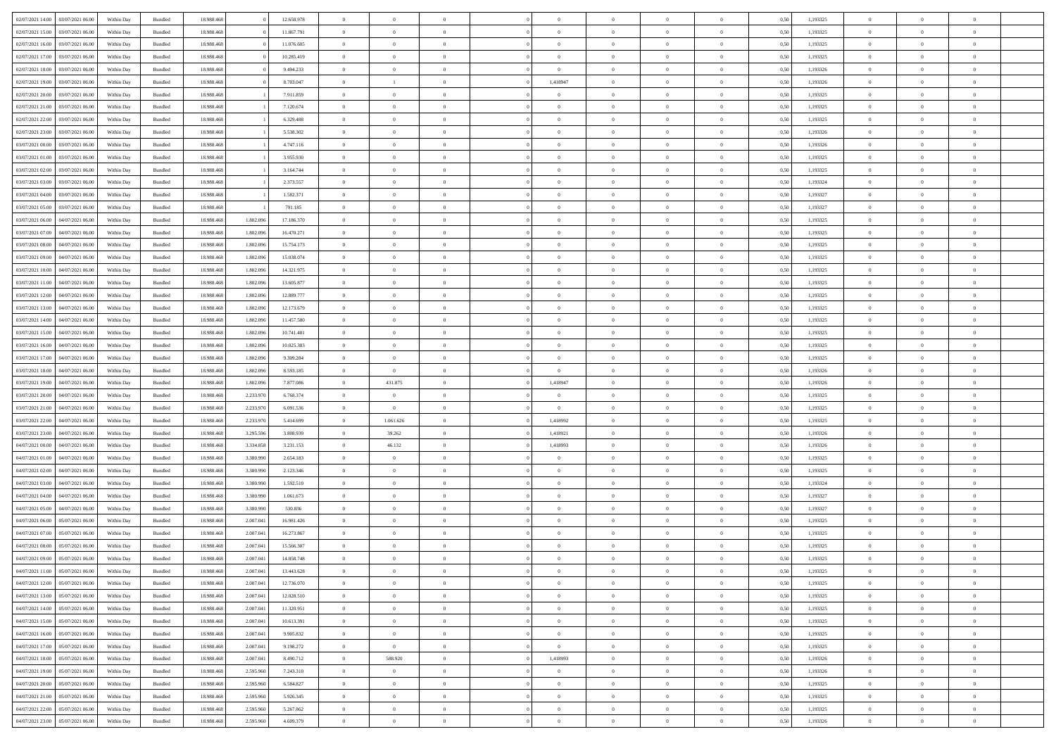| | | | | | | | | | | | | | | | | | | | | | |
|---|---|---|---|---|---|---|---|---|---|---|---|---|---|---|---|---|---|---|---|---|---|
| 02/07/2021 14:00 | 03/07/2021 06:00 | Within Day | Bundled | 18.988.468 | 0 | 12.658.978 | 0 | 0 | 0 | | 0 | 0 | 0 | 0 | 0 | 0,50 | 1,193325 | 0 | 0 | 0 | |
| 02/07/2021 15:00 | 03/07/2021 06:00 | Within Day | Bundled | 18.988.468 | 0 | 11.867.791 | 0 | 0 | 0 | | 0 | 0 | 0 | 0 | 0 | 0,50 | 1,193325 | 0 | 0 | 0 | |
| 02/07/2021 16:00 | 03/07/2021 06:00 | Within Day | Bundled | 18.988.468 | 0 | 11.076.605 | 0 | 0 | 0 | | 0 | 0 | 0 | 0 | 0 | 0,50 | 1,193325 | 0 | 0 | 0 | |
| 02/07/2021 17:00 | 03/07/2021 06:00 | Within Day | Bundled | 18.988.468 | 0 | 10.285.419 | 0 | 0 | 0 | | 0 | 0 | 0 | 0 | 0 | 0,50 | 1,193325 | 0 | 0 | 0 | |
| 02/07/2021 18:00 | 03/07/2021 06:00 | Within Day | Bundled | 18.988.468 | 0 | 9.494.233 | 0 | 0 | 0 | | 0 | 0 | 0 | 0 | 0 | 0,50 | 1,193326 | 0 | 0 | 0 | |
| 02/07/2021 19:00 | 03/07/2021 06:00 | Within Day | Bundled | 18.988.468 | 0 | 8.703.047 | 0 | 1 | 0 | | 1,418947 | 0 | 0 | 0 | 0 | 0,50 | 1,193326 | 0 | 0 | 0 | |
| 02/07/2021 20:00 | 03/07/2021 06:00 | Within Day | Bundled | 18.988.468 | 1 | 7.911.859 | 0 | 0 | 0 | | 0 | 0 | 0 | 0 | 0 | 0,50 | 1,193325 | 0 | 0 | 0 | |
| 02/07/2021 21:00 | 03/07/2021 06:00 | Within Day | Bundled | 18.988.468 | 1 | 7.120.674 | 0 | 0 | 0 | | 0 | 0 | 0 | 0 | 0 | 0,50 | 1,193325 | 0 | 0 | 0 | |
| 02/07/2021 22:00 | 03/07/2021 06:00 | Within Day | Bundled | 18.988.468 | 1 | 6.329.488 | 0 | 0 | 0 | | 0 | 0 | 0 | 0 | 0 | 0,50 | 1,193325 | 0 | 0 | 0 | |
| 02/07/2021 23:00 | 03/07/2021 06:00 | Within Day | Bundled | 18.988.468 | 1 | 5.538.302 | 0 | 0 | 0 | | 0 | 0 | 0 | 0 | 0 | 0,50 | 1,193326 | 0 | 0 | 0 | |
| 03/07/2021 00:00 | 03/07/2021 06:00 | Within Day | Bundled | 18.988.468 | 1 | 4.747.116 | 0 | 0 | 0 | | 0 | 0 | 0 | 0 | 0 | 0,50 | 1,193326 | 0 | 0 | 0 | |
| 03/07/2021 01:00 | 03/07/2021 06:00 | Within Day | Bundled | 18.988.468 | 1 | 3.955.930 | 0 | 0 | 0 | | 0 | 0 | 0 | 0 | 0 | 0,50 | 1,193325 | 0 | 0 | 0 | |
| 03/07/2021 02:00 | 03/07/2021 06:00 | Within Day | Bundled | 18.988.468 | 1 | 3.164.744 | 0 | 0 | 0 | | 0 | 0 | 0 | 0 | 0 | 0,50 | 1,193325 | 0 | 0 | 0 | |
| 03/07/2021 03:00 | 03/07/2021 06:00 | Within Day | Bundled | 18.988.468 | 1 | 2.373.557 | 0 | 0 | 0 | | 0 | 0 | 0 | 0 | 0 | 0,50 | 1,193324 | 0 | 0 | 0 | |
| 03/07/2021 04:00 | 03/07/2021 06:00 | Within Day | Bundled | 18.988.468 | 1 | 1.582.371 | 0 | 0 | 0 | | 0 | 0 | 0 | 0 | 0 | 0,50 | 1,193327 | 0 | 0 | 0 | |
| 03/07/2021 05:00 | 03/07/2021 06:00 | Within Day | Bundled | 18.988.468 | 1 | 791.185 | 0 | 0 | 0 | | 0 | 0 | 0 | 0 | 0 | 0,50 | 1,193327 | 0 | 0 | 0 | |
| 03/07/2021 06:00 | 04/07/2021 06:00 | Within Day | Bundled | 18.988.468 | 1.802.096 | 17.186.370 | 0 | 0 | 0 | | 0 | 0 | 0 | 0 | 0 | 0,50 | 1,193325 | 0 | 0 | 0 | |
| 03/07/2021 07:00 | 04/07/2021 06:00 | Within Day | Bundled | 18.988.468 | 1.802.096 | 16.470.271 | 0 | 0 | 0 | | 0 | 0 | 0 | 0 | 0 | 0,50 | 1,193325 | 0 | 0 | 0 | |
| 03/07/2021 08:00 | 04/07/2021 06:00 | Within Day | Bundled | 18.988.468 | 1.802.096 | 15.754.173 | 0 | 0 | 0 | | 0 | 0 | 0 | 0 | 0 | 0,50 | 1,193325 | 0 | 0 | 0 | |
| 03/07/2021 09:00 | 04/07/2021 06:00 | Within Day | Bundled | 18.988.468 | 1.802.096 | 15.038.074 | 0 | 0 | 0 | | 0 | 0 | 0 | 0 | 0 | 0,50 | 1,193325 | 0 | 0 | 0 | |
| 03/07/2021 10:00 | 04/07/2021 06:00 | Within Day | Bundled | 18.988.468 | 1.802.096 | 14.321.975 | 0 | 0 | 0 | | 0 | 0 | 0 | 0 | 0 | 0,50 | 1,193325 | 0 | 0 | 0 | |
| 03/07/2021 11:00 | 04/07/2021 06:00 | Within Day | Bundled | 18.988.468 | 1.802.096 | 13.605.877 | 0 | 0 | 0 | | 0 | 0 | 0 | 0 | 0 | 0,50 | 1,193325 | 0 | 0 | 0 | |
| 03/07/2021 12:00 | 04/07/2021 06:00 | Within Day | Bundled | 18.988.468 | 1.802.096 | 12.889.777 | 0 | 0 | 0 | | 0 | 0 | 0 | 0 | 0 | 0,50 | 1,193325 | 0 | 0 | 0 | |
| 03/07/2021 13:00 | 04/07/2021 06:00 | Within Day | Bundled | 18.988.468 | 1.802.096 | 12.173.679 | 0 | 0 | 0 | | 0 | 0 | 0 | 0 | 0 | 0,50 | 1,193325 | 0 | 0 | 0 | |
| 03/07/2021 14:00 | 04/07/2021 06:00 | Within Day | Bundled | 18.988.468 | 1.802.096 | 11.457.580 | 0 | 0 | 0 | | 0 | 0 | 0 | 0 | 0 | 0,50 | 1,193325 | 0 | 0 | 0 | |
| 03/07/2021 15:00 | 04/07/2021 06:00 | Within Day | Bundled | 18.988.468 | 1.802.096 | 10.741.481 | 0 | 0 | 0 | | 0 | 0 | 0 | 0 | 0 | 0,50 | 1,193325 | 0 | 0 | 0 | |
| 03/07/2021 16:00 | 04/07/2021 06:00 | Within Day | Bundled | 18.988.468 | 1.802.096 | 10.025.383 | 0 | 0 | 0 | | 0 | 0 | 0 | 0 | 0 | 0,50 | 1,193325 | 0 | 0 | 0 | |
| 03/07/2021 17:00 | 04/07/2021 06:00 | Within Day | Bundled | 18.988.468 | 1.802.096 | 9.309.284 | 0 | 0 | 0 | | 0 | 0 | 0 | 0 | 0 | 0,50 | 1,193325 | 0 | 0 | 0 | |
| 03/07/2021 18:00 | 04/07/2021 06:00 | Within Day | Bundled | 18.988.468 | 1.802.096 | 8.593.185 | 0 | 0 | 0 | | 0 | 0 | 0 | 0 | 0 | 0,50 | 1,193326 | 0 | 0 | 0 | |
| 03/07/2021 19:00 | 04/07/2021 06:00 | Within Day | Bundled | 18.988.468 | 1.802.096 | 7.877.086 | 0 | 431.875 | 0 | | 1,418947 | 0 | 0 | 0 | 0 | 0,50 | 1,193326 | 0 | 0 | 0 | |
| 03/07/2021 20:00 | 04/07/2021 06:00 | Within Day | Bundled | 18.988.468 | 2.233.970 | 6.768.374 | 0 | 0 | 0 | | 0 | 0 | 0 | 0 | 0 | 0,50 | 1,193325 | 0 | 0 | 0 | |
| 03/07/2021 21:00 | 04/07/2021 06:00 | Within Day | Bundled | 18.988.468 | 2.233.970 | 6.091.536 | 0 | 0 | 0 | | 0 | 0 | 0 | 0 | 0 | 0,50 | 1,193325 | 0 | 0 | 0 | |
| 03/07/2021 22:00 | 04/07/2021 06:00 | Within Day | Bundled | 18.988.468 | 2.233.970 | 5.414.699 | 0 | 1.061.626 | 0 | | 1,418992 | 0 | 0 | 0 | 0 | 0,50 | 1,193325 | 0 | 0 | 0 | |
| 03/07/2021 23:00 | 04/07/2021 06:00 | Within Day | Bundled | 18.988.468 | 3.295.596 | 3.808.939 | 0 | 39.262 | 0 | | 1,418921 | 0 | 0 | 0 | 0 | 0,50 | 1,193326 | 0 | 0 | 0 | |
| 04/07/2021 00:00 | 04/07/2021 06:00 | Within Day | Bundled | 18.988.468 | 3.334.858 | 3.231.153 | 0 | 46.132 | 0 | | 1,418993 | 0 | 0 | 0 | 0 | 0,50 | 1,193326 | 0 | 0 | 0 | |
| 04/07/2021 01:00 | 04/07/2021 06:00 | Within Day | Bundled | 18.988.468 | 3.380.990 | 2.654.183 | 0 | 0 | 0 | | 0 | 0 | 0 | 0 | 0 | 0,50 | 1,193325 | 0 | 0 | 0 | |
| 04/07/2021 02:00 | 04/07/2021 06:00 | Within Day | Bundled | 18.988.468 | 3.380.990 | 2.123.346 | 0 | 0 | 0 | | 0 | 0 | 0 | 0 | 0 | 0,50 | 1,193325 | 0 | 0 | 0 | |
| 04/07/2021 03:00 | 04/07/2021 06:00 | Within Day | Bundled | 18.988.468 | 3.380.990 | 1.592.510 | 0 | 0 | 0 | | 0 | 0 | 0 | 0 | 0 | 0,50 | 1,193324 | 0 | 0 | 0 | |
| 04/07/2021 04:00 | 04/07/2021 06:00 | Within Day | Bundled | 18.988.468 | 3.380.990 | 1.061.673 | 0 | 0 | 0 | | 0 | 0 | 0 | 0 | 0 | 0,50 | 1,193327 | 0 | 0 | 0 | |
| 04/07/2021 05:00 | 04/07/2021 06:00 | Within Day | Bundled | 18.988.468 | 3.380.990 | 530.836 | 0 | 0 | 0 | | 0 | 0 | 0 | 0 | 0 | 0,50 | 1,193327 | 0 | 0 | 0 | |
| 04/07/2021 06:00 | 05/07/2021 06:00 | Within Day | Bundled | 18.988.468 | 2.007.041 | 16.981.426 | 0 | 0 | 0 | | 0 | 0 | 0 | 0 | 0 | 0,50 | 1,193325 | 0 | 0 | 0 | |
| 04/07/2021 07:00 | 05/07/2021 06:00 | Within Day | Bundled | 18.988.468 | 2.007.041 | 16.273.867 | 0 | 0 | 0 | | 0 | 0 | 0 | 0 | 0 | 0,50 | 1,193325 | 0 | 0 | 0 | |
| 04/07/2021 08:00 | 05/07/2021 06:00 | Within Day | Bundled | 18.988.468 | 2.007.041 | 15.566.307 | 0 | 0 | 0 | | 0 | 0 | 0 | 0 | 0 | 0,50 | 1,193325 | 0 | 0 | 0 | |
| 04/07/2021 09:00 | 05/07/2021 06:00 | Within Day | Bundled | 18.988.468 | 2.007.041 | 14.858.748 | 0 | 0 | 0 | | 0 | 0 | 0 | 0 | 0 | 0,50 | 1,193325 | 0 | 0 | 0 | |
| 04/07/2021 11:00 | 05/07/2021 06:00 | Within Day | Bundled | 18.988.468 | 2.007.041 | 13.443.628 | 0 | 0 | 0 | | 0 | 0 | 0 | 0 | 0 | 0,50 | 1,193325 | 0 | 0 | 0 | |
| 04/07/2021 12:00 | 05/07/2021 06:00 | Within Day | Bundled | 18.988.468 | 2.007.041 | 12.736.070 | 0 | 0 | 0 | | 0 | 0 | 0 | 0 | 0 | 0,50 | 1,193325 | 0 | 0 | 0 | |
| 04/07/2021 13:00 | 05/07/2021 06:00 | Within Day | Bundled | 18.988.468 | 2.007.041 | 12.028.510 | 0 | 0 | 0 | | 0 | 0 | 0 | 0 | 0 | 0,50 | 1,193325 | 0 | 0 | 0 | |
| 04/07/2021 14:00 | 05/07/2021 06:00 | Within Day | Bundled | 18.988.468 | 2.007.041 | 11.320.951 | 0 | 0 | 0 | | 0 | 0 | 0 | 0 | 0 | 0,50 | 1,193325 | 0 | 0 | 0 | |
| 04/07/2021 15:00 | 05/07/2021 06:00 | Within Day | Bundled | 18.988.468 | 2.007.041 | 10.613.391 | 0 | 0 | 0 | | 0 | 0 | 0 | 0 | 0 | 0,50 | 1,193325 | 0 | 0 | 0 | |
| 04/07/2021 16:00 | 05/07/2021 06:00 | Within Day | Bundled | 18.988.468 | 2.007.041 | 9.905.832 | 0 | 0 | 0 | | 0 | 0 | 0 | 0 | 0 | 0,50 | 1,193325 | 0 | 0 | 0 | |
| 04/07/2021 17:00 | 05/07/2021 06:00 | Within Day | Bundled | 18.988.468 | 2.007.041 | 9.198.272 | 0 | 0 | 0 | | 0 | 0 | 0 | 0 | 0 | 0,50 | 1,193325 | 0 | 0 | 0 | |
| 04/07/2021 18:00 | 05/07/2021 06:00 | Within Day | Bundled | 18.988.468 | 2.007.041 | 8.490.712 | 0 | 588.920 | 0 | | 1,418993 | 0 | 0 | 0 | 0 | 0,50 | 1,193326 | 0 | 0 | 0 | |
| 04/07/2021 19:00 | 05/07/2021 06:00 | Within Day | Bundled | 18.988.468 | 2.595.960 | 7.243.310 | 0 | 0 | 0 | | 0 | 0 | 0 | 0 | 0 | 0,50 | 1,193326 | 0 | 0 | 0 | |
| 04/07/2021 20:00 | 05/07/2021 06:00 | Within Day | Bundled | 18.988.468 | 2.595.960 | 6.584.827 | 0 | 0 | 0 | | 0 | 0 | 0 | 0 | 0 | 0,50 | 1,193325 | 0 | 0 | 0 | |
| 04/07/2021 21:00 | 05/07/2021 06:00 | Within Day | Bundled | 18.988.468 | 2.595.960 | 5.926.345 | 0 | 0 | 0 | | 0 | 0 | 0 | 0 | 0 | 0,50 | 1,193325 | 0 | 0 | 0 | |
| 04/07/2021 22:00 | 05/07/2021 06:00 | Within Day | Bundled | 18.988.468 | 2.595.960 | 5.267.862 | 0 | 0 | 0 | | 0 | 0 | 0 | 0 | 0 | 0,50 | 1,193325 | 0 | 0 | 0 | |
| 04/07/2021 23:00 | 05/07/2021 06:00 | Within Day | Bundled | 18.988.468 | 2.595.960 | 4.609.379 | 0 | 0 | 0 | | 0 | 0 | 0 | 0 | 0 | 0,50 | 1,193326 | 0 | 0 | 0 | |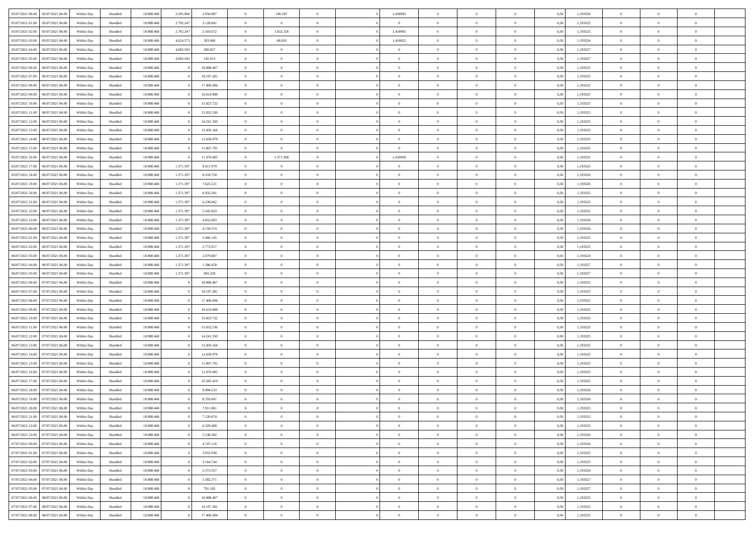| | | | | | | | | | | | | | | | | | | | | | |
|---|---|---|---|---|---|---|---|---|---|---|---|---|---|---|---|---|---|---|---|---|---|
| 05/07/2021 00:00 | 05/07/2021 06:00 | Within Day | Bundled | 18.988.468 | 2.595.960 | 3.950.897 | 0 | 196.287 | 0 | | 1,418993 | 0 | 0 | 0 | 0,50 | 1,193326 | 0 | 0 | 0 | |
| 05/07/2021 01:00 | 05/07/2021 06:00 | Within Day | Bundled | 18.988.468 | 2.792.247 | 3.128.841 | 0 | 0 | 0 | | 0 | 0 | 0 | 0 | 0,50 | 1,193325 | 0 | 0 | 0 | |
| 05/07/2021 02:00 | 05/07/2021 06:00 | Within Day | Bundled | 18.988.468 | 2.792.247 | 2.503.072 | 0 | 1.832.326 | 0 | | 1,418992 | 0 | 0 | 0 | 0,50 | 1,193325 | 0 | 0 | 0 | |
| 05/07/2021 03:00 | 05/07/2021 06:00 | Within Day | Bundled | 18.988.468 | 4.624.573 | 503.060 | 0 | 68.020 | 0 | | 1,418822 | 0 | 0 | 0 | 0,50 | 1,193324 | 0 | 0 | 0 | |
| 05/07/2021 04:00 | 05/07/2021 06:00 | Within Day | Bundled | 18.988.468 | 4.692.593 | 290.027 | 0 | 0 | 0 | | 0 | 0 | 0 | 0 | 0,50 | 1,193327 | 0 | 0 | 0 | |
| 05/07/2021 05:00 | 05/07/2021 06:00 | Within Day | Bundled | 18.988.468 | 4.692.593 | 145.013 | 0 | 0 | 0 | | 0 | 0 | 0 | 0 | 0,50 | 1,193327 | 0 | 0 | 0 | |
| 05/07/2021 06:00 | 06/07/2021 06:00 | Within Day | Bundled | 18.988.468 | 0 | 18.988.467 | 0 | 0 | 0 | | 0 | 0 | 0 | 0 | 0,50 | 1,193325 | 0 | 0 | 0 | |
| 05/07/2021 07:00 | 06/07/2021 06:00 | Within Day | Bundled | 18.988.468 | 0 | 18.197.281 | 0 | 0 | 0 | | 0 | 0 | 0 | 0 | 0,50 | 1,193325 | 0 | 0 | 0 | |
| 05/07/2021 08:00 | 06/07/2021 06:00 | Within Day | Bundled | 18.988.468 | 0 | 17.406.094 | 0 | 0 | 0 | | 0 | 0 | 0 | 0 | 0,50 | 1,193325 | 0 | 0 | 0 | |
| 05/07/2021 09:00 | 06/07/2021 06:00 | Within Day | Bundled | 18.988.468 | 0 | 16.614.908 | 0 | 0 | 0 | | 0 | 0 | 0 | 0 | 0,50 | 1,193325 | 0 | 0 | 0 | |
| 05/07/2021 10:00 | 06/07/2021 06:00 | Within Day | Bundled | 18.988.468 | 0 | 15.823.722 | 0 | 0 | 0 | | 0 | 0 | 0 | 0 | 0,50 | 1,193325 | 0 | 0 | 0 | |
| 05/07/2021 11:00 | 06/07/2021 06:00 | Within Day | Bundled | 18.988.468 | 0 | 15.032.536 | 0 | 0 | 0 | | 0 | 0 | 0 | 0 | 0,50 | 1,193325 | 0 | 0 | 0 | |
| 05/07/2021 12:00 | 06/07/2021 06:00 | Within Day | Bundled | 18.988.468 | 0 | 14.241.350 | 0 | 0 | 0 | | 0 | 0 | 0 | 0 | 0,50 | 1,193325 | 0 | 0 | 0 | |
| 05/07/2021 13:00 | 06/07/2021 06:00 | Within Day | Bundled | 18.988.468 | 0 | 13.450.164 | 0 | 0 | 0 | | 0 | 0 | 0 | 0 | 0,50 | 1,193325 | 0 | 0 | 0 | |
| 05/07/2021 14:00 | 06/07/2021 06:00 | Within Day | Bundled | 18.988.468 | 0 | 12.658.978 | 0 | 0 | 0 | | 0 | 0 | 0 | 0 | 0,50 | 1,193325 | 0 | 0 | 0 | |
| 05/07/2021 15:00 | 06/07/2021 06:00 | Within Day | Bundled | 18.988.468 | 0 | 11.867.791 | 0 | 0 | 0 | | 0 | 0 | 0 | 0 | 0,50 | 1,193325 | 0 | 0 | 0 | |
| 05/07/2021 16:00 | 06/07/2021 06:00 | Within Day | Bundled | 18.988.468 | 0 | 11.076.605 | 0 | 1.371.398 | 0 | | 1,418920 | 0 | 0 | 0 | 0,50 | 1,193325 | 0 | 0 | 0 | |
| 05/07/2021 17:00 | 06/07/2021 06:00 | Within Day | Bundled | 18.988.468 | 1.371.397 | 9.011.979 | 0 | 0 | 0 | | 0 | 0 | 0 | 0 | 0,50 | 1,193325 | 0 | 0 | 0 | |
| 05/07/2021 18:00 | 06/07/2021 06:00 | Within Day | Bundled | 18.988.468 | 1.371.397 | 8.318.750 | 0 | 0 | 0 | | 0 | 0 | 0 | 0 | 0,50 | 1,193326 | 0 | 0 | 0 | |
| 05/07/2021 19:00 | 06/07/2021 06:00 | Within Day | Bundled | 18.988.468 | 1.371.397 | 7.625.521 | 0 | 0 | 0 | | 0 | 0 | 0 | 0 | 0,50 | 1,193326 | 0 | 0 | 0 | |
| 05/07/2021 20:00 | 06/07/2021 06:00 | Within Day | Bundled | 18.988.468 | 1.371.397 | 6.932.291 | 0 | 0 | 0 | | 0 | 0 | 0 | 0 | 0,50 | 1,193325 | 0 | 0 | 0 | |
| 05/07/2021 21:00 | 06/07/2021 06:00 | Within Day | Bundled | 18.988.468 | 1.371.397 | 6.239.062 | 0 | 0 | 0 | | 0 | 0 | 0 | 0 | 0,50 | 1,193325 | 0 | 0 | 0 | |
| 05/07/2021 22:00 | 06/07/2021 06:00 | Within Day | Bundled | 18.988.468 | 1.371.397 | 5.545.833 | 0 | 0 | 0 | | 0 | 0 | 0 | 0 | 0,50 | 1,193325 | 0 | 0 | 0 | |
| 05/07/2021 23:00 | 06/07/2021 06:00 | Within Day | Bundled | 18.988.468 | 1.371.397 | 4.852.603 | 0 | 0 | 0 | | 0 | 0 | 0 | 0 | 0,50 | 1,193326 | 0 | 0 | 0 | |
| 06/07/2021 00:00 | 06/07/2021 06:00 | Within Day | Bundled | 18.988.468 | 1.371.397 | 4.159.374 | 0 | 0 | 0 | | 0 | 0 | 0 | 0 | 0,50 | 1,193326 | 0 | 0 | 0 | |
| 06/07/2021 01:00 | 06/07/2021 06:00 | Within Day | Bundled | 18.988.468 | 1.371.397 | 3.466.145 | 0 | 0 | 0 | | 0 | 0 | 0 | 0 | 0,50 | 1,193325 | 0 | 0 | 0 | |
| 06/07/2021 02:00 | 06/07/2021 06:00 | Within Day | Bundled | 18.988.468 | 1.371.397 | 2.772.917 | 0 | 0 | 0 | | 0 | 0 | 0 | 0 | 0,50 | 1,193325 | 0 | 0 | 0 | |
| 06/07/2021 03:00 | 06/07/2021 06:00 | Within Day | Bundled | 18.988.468 | 1.371.397 | 2.079.687 | 0 | 0 | 0 | | 0 | 0 | 0 | 0 | 0,50 | 1,193324 | 0 | 0 | 0 | |
| 06/07/2021 04:00 | 06/07/2021 06:00 | Within Day | Bundled | 18.988.468 | 1.371.397 | 1.386.458 | 0 | 0 | 0 | | 0 | 0 | 0 | 0 | 0,50 | 1,193327 | 0 | 0 | 0 | |
| 06/07/2021 05:00 | 06/07/2021 06:00 | Within Day | Bundled | 18.988.468 | 1.371.397 | 693.229 | 0 | 0 | 0 | | 0 | 0 | 0 | 0 | 0,50 | 1,193327 | 0 | 0 | 0 | |
| 06/07/2021 06:00 | 07/07/2021 06:00 | Within Day | Bundled | 18.988.468 | 0 | 18.988.467 | 0 | 0 | 0 | | 0 | 0 | 0 | 0 | 0,50 | 1,193325 | 0 | 0 | 0 | |
| 06/07/2021 07:00 | 07/07/2021 06:00 | Within Day | Bundled | 18.988.468 | 0 | 18.197.281 | 0 | 0 | 0 | | 0 | 0 | 0 | 0 | 0,50 | 1,193325 | 0 | 0 | 0 | |
| 06/07/2021 08:00 | 07/07/2021 06:00 | Within Day | Bundled | 18.988.468 | 0 | 17.406.094 | 0 | 0 | 0 | | 0 | 0 | 0 | 0 | 0,50 | 1,193325 | 0 | 0 | 0 | |
| 06/07/2021 09:00 | 07/07/2021 06:00 | Within Day | Bundled | 18.988.468 | 0 | 16.614.908 | 0 | 0 | 0 | | 0 | 0 | 0 | 0 | 0,50 | 1,193325 | 0 | 0 | 0 | |
| 06/07/2021 10:00 | 07/07/2021 06:00 | Within Day | Bundled | 18.988.468 | 0 | 15.823.722 | 0 | 0 | 0 | | 0 | 0 | 0 | 0 | 0,50 | 1,193325 | 0 | 0 | 0 | |
| 06/07/2021 11:00 | 07/07/2021 06:00 | Within Day | Bundled | 18.988.468 | 0 | 15.032.536 | 0 | 0 | 0 | | 0 | 0 | 0 | 0 | 0,50 | 1,193325 | 0 | 0 | 0 | |
| 06/07/2021 12:00 | 07/07/2021 06:00 | Within Day | Bundled | 18.988.468 | 0 | 14.241.350 | 0 | 0 | 0 | | 0 | 0 | 0 | 0 | 0,50 | 1,193325 | 0 | 0 | 0 | |
| 06/07/2021 13:00 | 07/07/2021 06:00 | Within Day | Bundled | 18.988.468 | 0 | 13.450.164 | 0 | 0 | 0 | | 0 | 0 | 0 | 0 | 0,50 | 1,193325 | 0 | 0 | 0 | |
| 06/07/2021 14:00 | 07/07/2021 06:00 | Within Day | Bundled | 18.988.468 | 0 | 12.658.978 | 0 | 0 | 0 | | 0 | 0 | 0 | 0 | 0,50 | 1,193325 | 0 | 0 | 0 | |
| 06/07/2021 15:00 | 07/07/2021 06:00 | Within Day | Bundled | 18.988.468 | 0 | 11.867.791 | 0 | 0 | 0 | | 0 | 0 | 0 | 0 | 0,50 | 1,193325 | 0 | 0 | 0 | |
| 06/07/2021 16:00 | 07/07/2021 06:00 | Within Day | Bundled | 18.988.468 | 0 | 11.076.605 | 0 | 0 | 0 | | 0 | 0 | 0 | 0 | 0,50 | 1,193325 | 0 | 0 | 0 | |
| 06/07/2021 17:00 | 07/07/2021 06:00 | Within Day | Bundled | 18.988.468 | 0 | 10.285.419 | 0 | 0 | 0 | | 0 | 0 | 0 | 0 | 0,50 | 1,193325 | 0 | 0 | 0 | |
| 06/07/2021 18:00 | 07/07/2021 06:00 | Within Day | Bundled | 18.988.468 | 0 | 9.494.233 | 0 | 0 | 0 | | 0 | 0 | 0 | 0 | 0,50 | 1,193326 | 0 | 0 | 0 | |
| 06/07/2021 19:00 | 07/07/2021 06:00 | Within Day | Bundled | 18.988.468 | 0 | 8.703.047 | 0 | 0 | 0 | | 0 | 0 | 0 | 0 | 0,50 | 1,193326 | 0 | 0 | 0 | |
| 06/07/2021 20:00 | 07/07/2021 06:00 | Within Day | Bundled | 18.988.468 | 0 | 7.911.861 | 0 | 0 | 0 | | 0 | 0 | 0 | 0 | 0,50 | 1,193325 | 0 | 0 | 0 | |
| 06/07/2021 21:00 | 07/07/2021 06:00 | Within Day | Bundled | 18.988.468 | 0 | 7.120.674 | 0 | 0 | 0 | | 0 | 0 | 0 | 0 | 0,50 | 1,193325 | 0 | 0 | 0 | |
| 06/07/2021 22:00 | 07/07/2021 06:00 | Within Day | Bundled | 18.988.468 | 0 | 6.329.488 | 0 | 0 | 0 | | 0 | 0 | 0 | 0 | 0,50 | 1,193325 | 0 | 0 | 0 | |
| 06/07/2021 23:00 | 07/07/2021 06:00 | Within Day | Bundled | 18.988.468 | 0 | 5.538.302 | 0 | 0 | 0 | | 0 | 0 | 0 | 0 | 0,50 | 1,193326 | 0 | 0 | 0 | |
| 07/07/2021 00:00 | 07/07/2021 06:00 | Within Day | Bundled | 18.988.468 | 0 | 4.747.116 | 0 | 0 | 0 | | 0 | 0 | 0 | 0 | 0,50 | 1,193326 | 0 | 0 | 0 | |
| 07/07/2021 01:00 | 07/07/2021 06:00 | Within Day | Bundled | 18.988.468 | 0 | 3.955.930 | 0 | 0 | 0 | | 0 | 0 | 0 | 0 | 0,50 | 1,193325 | 0 | 0 | 0 | |
| 07/07/2021 02:00 | 07/07/2021 06:00 | Within Day | Bundled | 18.988.468 | 0 | 3.164.744 | 0 | 0 | 0 | | 0 | 0 | 0 | 0 | 0,50 | 1,193325 | 0 | 0 | 0 | |
| 07/07/2021 03:00 | 07/07/2021 06:00 | Within Day | Bundled | 18.988.468 | 0 | 2.373.557 | 0 | 0 | 0 | | 0 | 0 | 0 | 0 | 0,50 | 1,193324 | 0 | 0 | 0 | |
| 07/07/2021 04:00 | 07/07/2021 06:00 | Within Day | Bundled | 18.988.468 | 0 | 1.582.371 | 0 | 0 | 0 | | 0 | 0 | 0 | 0 | 0,50 | 1,193327 | 0 | 0 | 0 | |
| 07/07/2021 05:00 | 07/07/2021 06:00 | Within Day | Bundled | 18.988.468 | 0 | 791.185 | 0 | 0 | 0 | | 0 | 0 | 0 | 0 | 0,50 | 1,193327 | 0 | 0 | 0 | |
| 07/07/2021 06:00 | 08/07/2021 06:00 | Within Day | Bundled | 18.988.468 | 0 | 18.988.467 | 0 | 0 | 0 | | 0 | 0 | 0 | 0 | 0,50 | 1,193325 | 0 | 0 | 0 | |
| 07/07/2021 07:00 | 08/07/2021 06:00 | Within Day | Bundled | 18.988.468 | 0 | 18.197.281 | 0 | 0 | 0 | | 0 | 0 | 0 | 0 | 0,50 | 1,193325 | 0 | 0 | 0 | |
| 07/07/2021 08:00 | 08/07/2021 06:00 | Within Day | Bundled | 18.988.468 | 0 | 17.406.094 | 0 | 0 | 0 | | 0 | 0 | 0 | 0 | 0,50 | 1,193325 | 0 | 0 | 0 | |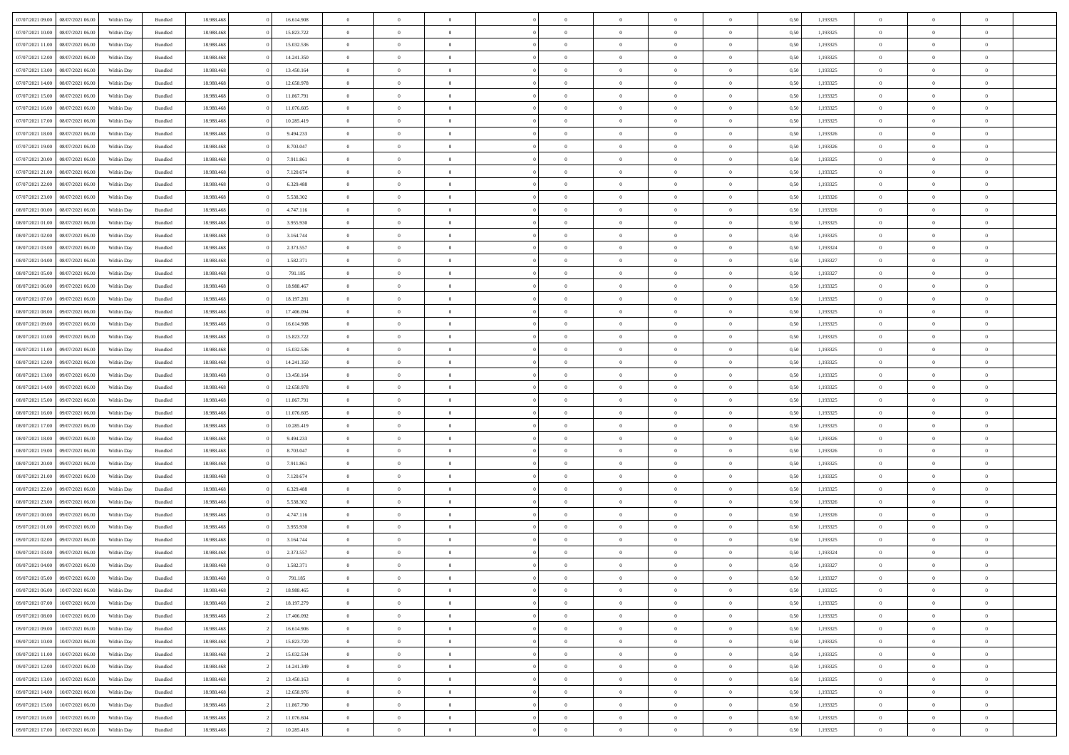| | | | | | | | | | | | | | | | | | | | | |
|---|---|---|---|---|---|---|---|---|---|---|---|---|---|---|---|---|---|---|---|---|
| 07/07/2021 09:00 | 08/07/2021 06:00 | Within Day | Bundled | 18.988.468 | 0 | 16.614.908 | 0 | 0 | 0 | | 0 | 0 | 0 | 0 | 0,50 | 1,193325 | 0 | 0 | 0 | |
| 07/07/2021 10:00 | 08/07/2021 06:00 | Within Day | Bundled | 18.988.468 | 0 | 15.823.722 | 0 | 0 | 0 | | 0 | 0 | 0 | 0 | 0,50 | 1,193325 | 0 | 0 | 0 | |
| 07/07/2021 11:00 | 08/07/2021 06:00 | Within Day | Bundled | 18.988.468 | 0 | 15.032.536 | 0 | 0 | 0 | | 0 | 0 | 0 | 0 | 0,50 | 1,193325 | 0 | 0 | 0 | |
| 07/07/2021 12:00 | 08/07/2021 06:00 | Within Day | Bundled | 18.988.468 | 0 | 14.241.350 | 0 | 0 | 0 | | 0 | 0 | 0 | 0 | 0,50 | 1,193325 | 0 | 0 | 0 | |
| 07/07/2021 13:00 | 08/07/2021 06:00 | Within Day | Bundled | 18.988.468 | 0 | 13.450.164 | 0 | 0 | 0 | | 0 | 0 | 0 | 0 | 0,50 | 1,193325 | 0 | 0 | 0 | |
| 07/07/2021 14:00 | 08/07/2021 06:00 | Within Day | Bundled | 18.988.468 | 0 | 12.658.978 | 0 | 0 | 0 | | 0 | 0 | 0 | 0 | 0,50 | 1,193325 | 0 | 0 | 0 | |
| 07/07/2021 15:00 | 08/07/2021 06:00 | Within Day | Bundled | 18.988.468 | 0 | 11.867.791 | 0 | 0 | 0 | | 0 | 0 | 0 | 0 | 0,50 | 1,193325 | 0 | 0 | 0 | |
| 07/07/2021 16:00 | 08/07/2021 06:00 | Within Day | Bundled | 18.988.468 | 0 | 11.076.605 | 0 | 0 | 0 | | 0 | 0 | 0 | 0 | 0,50 | 1,193325 | 0 | 0 | 0 | |
| 07/07/2021 17:00 | 08/07/2021 06:00 | Within Day | Bundled | 18.988.468 | 0 | 10.285.419 | 0 | 0 | 0 | | 0 | 0 | 0 | 0 | 0,50 | 1,193325 | 0 | 0 | 0 | |
| 07/07/2021 18:00 | 08/07/2021 06:00 | Within Day | Bundled | 18.988.468 | 0 | 9.494.233 | 0 | 0 | 0 | | 0 | 0 | 0 | 0 | 0,50 | 1,193326 | 0 | 0 | 0 | |
| 07/07/2021 19:00 | 08/07/2021 06:00 | Within Day | Bundled | 18.988.468 | 0 | 8.703.047 | 0 | 0 | 0 | | 0 | 0 | 0 | 0 | 0,50 | 1,193326 | 0 | 0 | 0 | |
| 07/07/2021 20:00 | 08/07/2021 06:00 | Within Day | Bundled | 18.988.468 | 0 | 7.911.861 | 0 | 0 | 0 | | 0 | 0 | 0 | 0 | 0,50 | 1,193325 | 0 | 0 | 0 | |
| 07/07/2021 21:00 | 08/07/2021 06:00 | Within Day | Bundled | 18.988.468 | 0 | 7.120.674 | 0 | 0 | 0 | | 0 | 0 | 0 | 0 | 0,50 | 1,193325 | 0 | 0 | 0 | |
| 07/07/2021 22:00 | 08/07/2021 06:00 | Within Day | Bundled | 18.988.468 | 0 | 6.329.488 | 0 | 0 | 0 | | 0 | 0 | 0 | 0 | 0,50 | 1,193325 | 0 | 0 | 0 | |
| 07/07/2021 23:00 | 08/07/2021 06:00 | Within Day | Bundled | 18.988.468 | 0 | 5.538.302 | 0 | 0 | 0 | | 0 | 0 | 0 | 0 | 0,50 | 1,193326 | 0 | 0 | 0 | |
| 08/07/2021 00:00 | 08/07/2021 06:00 | Within Day | Bundled | 18.988.468 | 0 | 4.747.116 | 0 | 0 | 0 | | 0 | 0 | 0 | 0 | 0,50 | 1,193326 | 0 | 0 | 0 | |
| 08/07/2021 01:00 | 08/07/2021 06:00 | Within Day | Bundled | 18.988.468 | 0 | 3.955.930 | 0 | 0 | 0 | | 0 | 0 | 0 | 0 | 0,50 | 1,193325 | 0 | 0 | 0 | |
| 08/07/2021 02:00 | 08/07/2021 06:00 | Within Day | Bundled | 18.988.468 | 0 | 3.164.744 | 0 | 0 | 0 | | 0 | 0 | 0 | 0 | 0,50 | 1,193325 | 0 | 0 | 0 | |
| 08/07/2021 03:00 | 08/07/2021 06:00 | Within Day | Bundled | 18.988.468 | 0 | 2.373.557 | 0 | 0 | 0 | | 0 | 0 | 0 | 0 | 0,50 | 1,193324 | 0 | 0 | 0 | |
| 08/07/2021 04:00 | 08/07/2021 06:00 | Within Day | Bundled | 18.988.468 | 0 | 1.582.371 | 0 | 0 | 0 | | 0 | 0 | 0 | 0 | 0,50 | 1,193327 | 0 | 0 | 0 | |
| 08/07/2021 05:00 | 08/07/2021 06:00 | Within Day | Bundled | 18.988.468 | 0 | 791.185 | 0 | 0 | 0 | | 0 | 0 | 0 | 0 | 0,50 | 1,193327 | 0 | 0 | 0 | |
| 08/07/2021 06:00 | 09/07/2021 06:00 | Within Day | Bundled | 18.988.468 | 0 | 18.988.467 | 0 | 0 | 0 | | 0 | 0 | 0 | 0 | 0,50 | 1,193325 | 0 | 0 | 0 | |
| 08/07/2021 07:00 | 09/07/2021 06:00 | Within Day | Bundled | 18.988.468 | 0 | 18.197.281 | 0 | 0 | 0 | | 0 | 0 | 0 | 0 | 0,50 | 1,193325 | 0 | 0 | 0 | |
| 08/07/2021 08:00 | 09/07/2021 06:00 | Within Day | Bundled | 18.988.468 | 0 | 17.406.094 | 0 | 0 | 0 | | 0 | 0 | 0 | 0 | 0,50 | 1,193325 | 0 | 0 | 0 | |
| 08/07/2021 09:00 | 09/07/2021 06:00 | Within Day | Bundled | 18.988.468 | 0 | 16.614.908 | 0 | 0 | 0 | | 0 | 0 | 0 | 0 | 0,50 | 1,193325 | 0 | 0 | 0 | |
| 08/07/2021 10:00 | 09/07/2021 06:00 | Within Day | Bundled | 18.988.468 | 0 | 15.823.722 | 0 | 0 | 0 | | 0 | 0 | 0 | 0 | 0,50 | 1,193325 | 0 | 0 | 0 | |
| 08/07/2021 11:00 | 09/07/2021 06:00 | Within Day | Bundled | 18.988.468 | 0 | 15.032.536 | 0 | 0 | 0 | | 0 | 0 | 0 | 0 | 0,50 | 1,193325 | 0 | 0 | 0 | |
| 08/07/2021 12:00 | 09/07/2021 06:00 | Within Day | Bundled | 18.988.468 | 0 | 14.241.350 | 0 | 0 | 0 | | 0 | 0 | 0 | 0 | 0,50 | 1,193325 | 0 | 0 | 0 | |
| 08/07/2021 13:00 | 09/07/2021 06:00 | Within Day | Bundled | 18.988.468 | 0 | 13.450.164 | 0 | 0 | 0 | | 0 | 0 | 0 | 0 | 0,50 | 1,193325 | 0 | 0 | 0 | |
| 08/07/2021 14:00 | 09/07/2021 06:00 | Within Day | Bundled | 18.988.468 | 0 | 12.658.978 | 0 | 0 | 0 | | 0 | 0 | 0 | 0 | 0,50 | 1,193325 | 0 | 0 | 0 | |
| 08/07/2021 15:00 | 09/07/2021 06:00 | Within Day | Bundled | 18.988.468 | 0 | 11.867.791 | 0 | 0 | 0 | | 0 | 0 | 0 | 0 | 0,50 | 1,193325 | 0 | 0 | 0 | |
| 08/07/2021 16:00 | 09/07/2021 06:00 | Within Day | Bundled | 18.988.468 | 0 | 11.076.605 | 0 | 0 | 0 | | 0 | 0 | 0 | 0 | 0,50 | 1,193325 | 0 | 0 | 0 | |
| 08/07/2021 17:00 | 09/07/2021 06:00 | Within Day | Bundled | 18.988.468 | 0 | 10.285.419 | 0 | 0 | 0 | | 0 | 0 | 0 | 0 | 0,50 | 1,193325 | 0 | 0 | 0 | |
| 08/07/2021 18:00 | 09/07/2021 06:00 | Within Day | Bundled | 18.988.468 | 0 | 9.494.233 | 0 | 0 | 0 | | 0 | 0 | 0 | 0 | 0,50 | 1,193326 | 0 | 0 | 0 | |
| 08/07/2021 19:00 | 09/07/2021 06:00 | Within Day | Bundled | 18.988.468 | 0 | 8.703.047 | 0 | 0 | 0 | | 0 | 0 | 0 | 0 | 0,50 | 1,193326 | 0 | 0 | 0 | |
| 08/07/2021 20:00 | 09/07/2021 06:00 | Within Day | Bundled | 18.988.468 | 0 | 7.911.861 | 0 | 0 | 0 | | 0 | 0 | 0 | 0 | 0,50 | 1,193325 | 0 | 0 | 0 | |
| 08/07/2021 21:00 | 09/07/2021 06:00 | Within Day | Bundled | 18.988.468 | 0 | 7.120.674 | 0 | 0 | 0 | | 0 | 0 | 0 | 0 | 0,50 | 1,193325 | 0 | 0 | 0 | |
| 08/07/2021 22:00 | 09/07/2021 06:00 | Within Day | Bundled | 18.988.468 | 0 | 6.329.488 | 0 | 0 | 0 | | 0 | 0 | 0 | 0 | 0,50 | 1,193325 | 0 | 0 | 0 | |
| 08/07/2021 23:00 | 09/07/2021 06:00 | Within Day | Bundled | 18.988.468 | 0 | 5.538.302 | 0 | 0 | 0 | | 0 | 0 | 0 | 0 | 0,50 | 1,193326 | 0 | 0 | 0 | |
| 09/07/2021 00:00 | 09/07/2021 06:00 | Within Day | Bundled | 18.988.468 | 0 | 4.747.116 | 0 | 0 | 0 | | 0 | 0 | 0 | 0 | 0,50 | 1,193326 | 0 | 0 | 0 | |
| 09/07/2021 01:00 | 09/07/2021 06:00 | Within Day | Bundled | 18.988.468 | 0 | 3.955.930 | 0 | 0 | 0 | | 0 | 0 | 0 | 0 | 0,50 | 1,193325 | 0 | 0 | 0 | |
| 09/07/2021 02:00 | 09/07/2021 06:00 | Within Day | Bundled | 18.988.468 | 0 | 3.164.744 | 0 | 0 | 0 | | 0 | 0 | 0 | 0 | 0,50 | 1,193325 | 0 | 0 | 0 | |
| 09/07/2021 03:00 | 09/07/2021 06:00 | Within Day | Bundled | 18.988.468 | 0 | 2.373.557 | 0 | 0 | 0 | | 0 | 0 | 0 | 0 | 0,50 | 1,193324 | 0 | 0 | 0 | |
| 09/07/2021 04:00 | 09/07/2021 06:00 | Within Day | Bundled | 18.988.468 | 0 | 1.582.371 | 0 | 0 | 0 | | 0 | 0 | 0 | 0 | 0,50 | 1,193327 | 0 | 0 | 0 | |
| 09/07/2021 05:00 | 09/07/2021 06:00 | Within Day | Bundled | 18.988.468 | 0 | 791.185 | 0 | 0 | 0 | | 0 | 0 | 0 | 0 | 0,50 | 1,193327 | 0 | 0 | 0 | |
| 09/07/2021 06:00 | 10/07/2021 06:00 | Within Day | Bundled | 18.988.468 | 2 | 18.988.465 | 0 | 0 | 0 | | 0 | 0 | 0 | 0 | 0,50 | 1,193325 | 0 | 0 | 0 | |
| 09/07/2021 07:00 | 10/07/2021 06:00 | Within Day | Bundled | 18.988.468 | 2 | 18.197.279 | 0 | 0 | 0 | | 0 | 0 | 0 | 0 | 0,50 | 1,193325 | 0 | 0 | 0 | |
| 09/07/2021 08:00 | 10/07/2021 06:00 | Within Day | Bundled | 18.988.468 | 2 | 17.406.092 | 0 | 0 | 0 | | 0 | 0 | 0 | 0 | 0,50 | 1,193325 | 0 | 0 | 0 | |
| 09/07/2021 09:00 | 10/07/2021 06:00 | Within Day | Bundled | 18.988.468 | 2 | 16.614.906 | 0 | 0 | 0 | | 0 | 0 | 0 | 0 | 0,50 | 1,193325 | 0 | 0 | 0 | |
| 09/07/2021 10:00 | 10/07/2021 06:00 | Within Day | Bundled | 18.988.468 | 2 | 15.823.720 | 0 | 0 | 0 | | 0 | 0 | 0 | 0 | 0,50 | 1,193325 | 0 | 0 | 0 | |
| 09/07/2021 11:00 | 10/07/2021 06:00 | Within Day | Bundled | 18.988.468 | 2 | 15.032.534 | 0 | 0 | 0 | | 0 | 0 | 0 | 0 | 0,50 | 1,193325 | 0 | 0 | 0 | |
| 09/07/2021 12:00 | 10/07/2021 06:00 | Within Day | Bundled | 18.988.468 | 2 | 14.241.349 | 0 | 0 | 0 | | 0 | 0 | 0 | 0 | 0,50 | 1,193325 | 0 | 0 | 0 | |
| 09/07/2021 13:00 | 10/07/2021 06:00 | Within Day | Bundled | 18.988.468 | 2 | 13.450.163 | 0 | 0 | 0 | | 0 | 0 | 0 | 0 | 0,50 | 1,193325 | 0 | 0 | 0 | |
| 09/07/2021 14:00 | 10/07/2021 06:00 | Within Day | Bundled | 18.988.468 | 2 | 12.658.976 | 0 | 0 | 0 | | 0 | 0 | 0 | 0 | 0,50 | 1,193325 | 0 | 0 | 0 | |
| 09/07/2021 15:00 | 10/07/2021 06:00 | Within Day | Bundled | 18.988.468 | 2 | 11.867.790 | 0 | 0 | 0 | | 0 | 0 | 0 | 0 | 0,50 | 1,193325 | 0 | 0 | 0 | |
| 09/07/2021 16:00 | 10/07/2021 06:00 | Within Day | Bundled | 18.988.468 | 2 | 11.076.604 | 0 | 0 | 0 | | 0 | 0 | 0 | 0 | 0,50 | 1,193325 | 0 | 0 | 0 | |
| 09/07/2021 17:00 | 10/07/2021 06:00 | Within Day | Bundled | 18.988.468 | 2 | 10.285.418 | 0 | 0 | 0 | | 0 | 0 | 0 | 0 | 0,50 | 1,193325 | 0 | 0 | 0 | |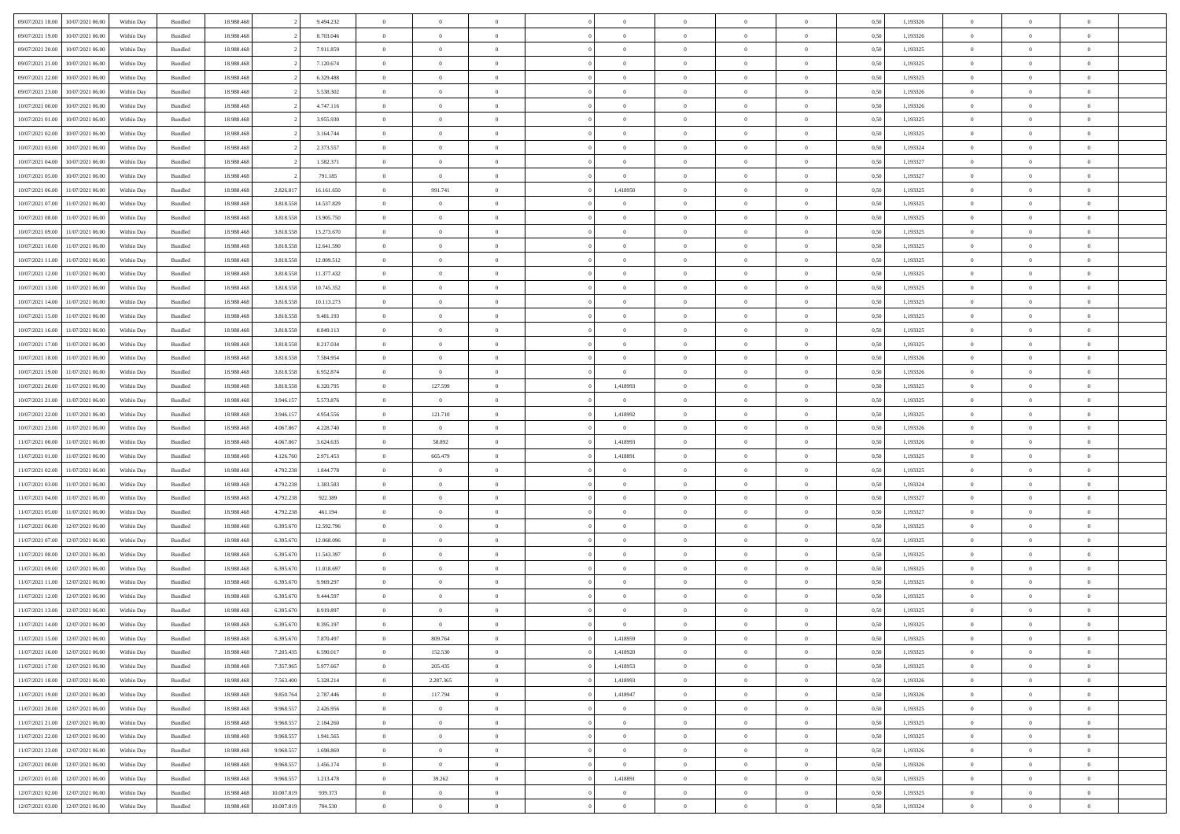| | | | | | | | | | | | | | | | | | | | | | |
|---|---|---|---|---|---|---|---|---|---|---|---|---|---|---|---|---|---|---|---|---|---|
| 09/07/2021 18:00 | 10/07/2021 06:00 | Within Day | Bundled | 18.988.468 | 2 | 9.494.232 | 0 | 0 | 0 | | 0 | 0 | 0 | 0 | 0 | 0,50 | 1,193326 | 0 | 0 | 0 | |
| 09/07/2021 19:00 | 10/07/2021 06:00 | Within Day | Bundled | 18.988.468 | 2 | 8.703.046 | 0 | 0 | 0 | | 0 | 0 | 0 | 0 | 0 | 0,50 | 1,193326 | 0 | 0 | 0 | |
| 09/07/2021 20:00 | 10/07/2021 06:00 | Within Day | Bundled | 18.988.468 | 2 | 7.911.859 | 0 | 0 | 0 | | 0 | 0 | 0 | 0 | 0 | 0,50 | 1,193325 | 0 | 0 | 0 | |
| 09/07/2021 21:00 | 10/07/2021 06:00 | Within Day | Bundled | 18.988.468 | 2 | 7.120.674 | 0 | 0 | 0 | | 0 | 0 | 0 | 0 | 0 | 0,50 | 1,193325 | 0 | 0 | 0 | |
| 09/07/2021 22:00 | 10/07/2021 06:00 | Within Day | Bundled | 18.988.468 | 2 | 6.329.488 | 0 | 0 | 0 | | 0 | 0 | 0 | 0 | 0 | 0,50 | 1,193325 | 0 | 0 | 0 | |
| 09/07/2021 23:00 | 10/07/2021 06:00 | Within Day | Bundled | 18.988.468 | 2 | 5.538.302 | 0 | 0 | 0 | | 0 | 0 | 0 | 0 | 0 | 0,50 | 1,193326 | 0 | 0 | 0 | |
| 10/07/2021 00:00 | 10/07/2021 06:00 | Within Day | Bundled | 18.988.468 | 2 | 4.747.116 | 0 | 0 | 0 | | 0 | 0 | 0 | 0 | 0 | 0,50 | 1,193326 | 0 | 0 | 0 | |
| 10/07/2021 01:00 | 10/07/2021 06:00 | Within Day | Bundled | 18.988.468 | 2 | 3.955.930 | 0 | 0 | 0 | | 0 | 0 | 0 | 0 | 0 | 0,50 | 1,193325 | 0 | 0 | 0 | |
| 10/07/2021 02:00 | 10/07/2021 06:00 | Within Day | Bundled | 18.988.468 | 2 | 3.164.744 | 0 | 0 | 0 | | 0 | 0 | 0 | 0 | 0 | 0,50 | 1,193325 | 0 | 0 | 0 | |
| 10/07/2021 03:00 | 10/07/2021 06:00 | Within Day | Bundled | 18.988.468 | 2 | 2.373.557 | 0 | 0 | 0 | | 0 | 0 | 0 | 0 | 0 | 0,50 | 1,193324 | 0 | 0 | 0 | |
| 10/07/2021 04:00 | 10/07/2021 06:00 | Within Day | Bundled | 18.988.468 | 2 | 1.582.371 | 0 | 0 | 0 | | 0 | 0 | 0 | 0 | 0 | 0,50 | 1,193327 | 0 | 0 | 0 | |
| 10/07/2021 05:00 | 10/07/2021 06:00 | Within Day | Bundled | 18.988.468 | 2 | 791.185 | 0 | 0 | 0 | | 0 | 0 | 0 | 0 | 0 | 0,50 | 1,193327 | 0 | 0 | 0 | |
| 10/07/2021 06:00 | 11/07/2021 06:00 | Within Day | Bundled | 18.988.468 | 2.826.817 | 16.161.650 | 0 | 991.741 | 0 | | 1,418950 | 0 | 0 | 0 | 0 | 0,50 | 1,193325 | 0 | 0 | 0 | |
| 10/07/2021 07:00 | 11/07/2021 06:00 | Within Day | Bundled | 18.988.468 | 3.818.558 | 14.537.829 | 0 | 0 | 0 | | 0 | 0 | 0 | 0 | 0 | 0,50 | 1,193325 | 0 | 0 | 0 | |
| 10/07/2021 08:00 | 11/07/2021 06:00 | Within Day | Bundled | 18.988.468 | 3.818.558 | 13.905.750 | 0 | 0 | 0 | | 0 | 0 | 0 | 0 | 0 | 0,50 | 1,193325 | 0 | 0 | 0 | |
| 10/07/2021 09:00 | 11/07/2021 06:00 | Within Day | Bundled | 18.988.468 | 3.818.558 | 13.273.670 | 0 | 0 | 0 | | 0 | 0 | 0 | 0 | 0 | 0,50 | 1,193325 | 0 | 0 | 0 | |
| 10/07/2021 10:00 | 11/07/2021 06:00 | Within Day | Bundled | 18.988.468 | 3.818.558 | 12.641.590 | 0 | 0 | 0 | | 0 | 0 | 0 | 0 | 0 | 0,50 | 1,193325 | 0 | 0 | 0 | |
| 10/07/2021 11:00 | 11/07/2021 06:00 | Within Day | Bundled | 18.988.468 | 3.818.558 | 12.009.512 | 0 | 0 | 0 | | 0 | 0 | 0 | 0 | 0 | 0,50 | 1,193325 | 0 | 0 | 0 | |
| 10/07/2021 12:00 | 11/07/2021 06:00 | Within Day | Bundled | 18.988.468 | 3.818.558 | 11.377.432 | 0 | 0 | 0 | | 0 | 0 | 0 | 0 | 0 | 0,50 | 1,193325 | 0 | 0 | 0 | |
| 10/07/2021 13:00 | 11/07/2021 06:00 | Within Day | Bundled | 18.988.468 | 3.818.558 | 10.745.352 | 0 | 0 | 0 | | 0 | 0 | 0 | 0 | 0 | 0,50 | 1,193325 | 0 | 0 | 0 | |
| 10/07/2021 14:00 | 11/07/2021 06:00 | Within Day | Bundled | 18.988.468 | 3.818.558 | 10.113.273 | 0 | 0 | 0 | | 0 | 0 | 0 | 0 | 0 | 0,50 | 1,193325 | 0 | 0 | 0 | |
| 10/07/2021 15:00 | 11/07/2021 06:00 | Within Day | Bundled | 18.988.468 | 3.818.558 | 9.481.193 | 0 | 0 | 0 | | 0 | 0 | 0 | 0 | 0 | 0,50 | 1,193325 | 0 | 0 | 0 | |
| 10/07/2021 16:00 | 11/07/2021 06:00 | Within Day | Bundled | 18.988.468 | 3.818.558 | 8.849.113 | 0 | 0 | 0 | | 0 | 0 | 0 | 0 | 0 | 0,50 | 1,193325 | 0 | 0 | 0 | |
| 10/07/2021 17:00 | 11/07/2021 06:00 | Within Day | Bundled | 18.988.468 | 3.818.558 | 8.217.034 | 0 | 0 | 0 | | 0 | 0 | 0 | 0 | 0 | 0,50 | 1,193325 | 0 | 0 | 0 | |
| 10/07/2021 18:00 | 11/07/2021 06:00 | Within Day | Bundled | 18.988.468 | 3.818.558 | 7.584.954 | 0 | 0 | 0 | | 0 | 0 | 0 | 0 | 0 | 0,50 | 1,193326 | 0 | 0 | 0 | |
| 10/07/2021 19:00 | 11/07/2021 06:00 | Within Day | Bundled | 18.988.468 | 3.818.558 | 6.952.874 | 0 | 0 | 0 | | 0 | 0 | 0 | 0 | 0 | 0,50 | 1,193326 | 0 | 0 | 0 | |
| 10/07/2021 20:00 | 11/07/2021 06:00 | Within Day | Bundled | 18.988.468 | 3.818.558 | 6.320.795 | 0 | 127.599 | 0 | | 1,418993 | 0 | 0 | 0 | 0 | 0,50 | 1,193325 | 0 | 0 | 0 | |
| 10/07/2021 21:00 | 11/07/2021 06:00 | Within Day | Bundled | 18.988.468 | 3.946.157 | 5.573.876 | 0 | 0 | 0 | | 0 | 0 | 0 | 0 | 0 | 0,50 | 1,193325 | 0 | 0 | 0 | |
| 10/07/2021 22:00 | 11/07/2021 06:00 | Within Day | Bundled | 18.988.468 | 3.946.157 | 4.954.556 | 0 | 121.710 | 0 | | 1,418992 | 0 | 0 | 0 | 0 | 0,50 | 1,193325 | 0 | 0 | 0 | |
| 10/07/2021 23:00 | 11/07/2021 06:00 | Within Day | Bundled | 18.988.468 | 4.067.867 | 4.228.740 | 0 | 0 | 0 | | 0 | 0 | 0 | 0 | 0 | 0,50 | 1,193326 | 0 | 0 | 0 | |
| 11/07/2021 00:00 | 11/07/2021 06:00 | Within Day | Bundled | 18.988.468 | 4.067.867 | 3.624.635 | 0 | 58.892 | 0 | | 1,418993 | 0 | 0 | 0 | 0 | 0,50 | 1,193326 | 0 | 0 | 0 | |
| 11/07/2021 01:00 | 11/07/2021 06:00 | Within Day | Bundled | 18.988.468 | 4.126.760 | 2.971.453 | 0 | 665.479 | 0 | | 1,418891 | 0 | 0 | 0 | 0 | 0,50 | 1,193325 | 0 | 0 | 0 | |
| 11/07/2021 02:00 | 11/07/2021 06:00 | Within Day | Bundled | 18.988.468 | 4.792.238 | 1.844.778 | 0 | 0 | 0 | | 0 | 0 | 0 | 0 | 0 | 0,50 | 1,193325 | 0 | 0 | 0 | |
| 11/07/2021 03:00 | 11/07/2021 06:00 | Within Day | Bundled | 18.988.468 | 4.792.238 | 1.383.583 | 0 | 0 | 0 | | 0 | 0 | 0 | 0 | 0 | 0,50 | 1,193324 | 0 | 0 | 0 | |
| 11/07/2021 04:00 | 11/07/2021 06:00 | Within Day | Bundled | 18.988.468 | 4.792.238 | 922.389 | 0 | 0 | 0 | | 0 | 0 | 0 | 0 | 0 | 0,50 | 1,193327 | 0 | 0 | 0 | |
| 11/07/2021 05:00 | 11/07/2021 06:00 | Within Day | Bundled | 18.988.468 | 4.792.238 | 461.194 | 0 | 0 | 0 | | 0 | 0 | 0 | 0 | 0 | 0,50 | 1,193327 | 0 | 0 | 0 | |
| 11/07/2021 06:00 | 12/07/2021 06:00 | Within Day | Bundled | 18.988.468 | 6.395.670 | 12.592.796 | 0 | 0 | 0 | | 0 | 0 | 0 | 0 | 0 | 0,50 | 1,193325 | 0 | 0 | 0 | |
| 11/07/2021 07:00 | 12/07/2021 06:00 | Within Day | Bundled | 18.988.468 | 6.395.670 | 12.068.096 | 0 | 0 | 0 | | 0 | 0 | 0 | 0 | 0 | 0,50 | 1,193325 | 0 | 0 | 0 | |
| 11/07/2021 08:00 | 12/07/2021 06:00 | Within Day | Bundled | 18.988.468 | 6.395.670 | 11.543.397 | 0 | 0 | 0 | | 0 | 0 | 0 | 0 | 0 | 0,50 | 1,193325 | 0 | 0 | 0 | |
| 11/07/2021 09:00 | 12/07/2021 06:00 | Within Day | Bundled | 18.988.468 | 6.395.670 | 11.018.697 | 0 | 0 | 0 | | 0 | 0 | 0 | 0 | 0 | 0,50 | 1,193325 | 0 | 0 | 0 | |
| 11/07/2021 11:00 | 12/07/2021 06:00 | Within Day | Bundled | 18.988.468 | 6.395.670 | 9.969.297 | 0 | 0 | 0 | | 0 | 0 | 0 | 0 | 0 | 0,50 | 1,193325 | 0 | 0 | 0 | |
| 11/07/2021 12:00 | 12/07/2021 06:00 | Within Day | Bundled | 18.988.468 | 6.395.670 | 9.444.597 | 0 | 0 | 0 | | 0 | 0 | 0 | 0 | 0 | 0,50 | 1,193325 | 0 | 0 | 0 | |
| 11/07/2021 13:00 | 12/07/2021 06:00 | Within Day | Bundled | 18.988.468 | 6.395.670 | 8.919.897 | 0 | 0 | 0 | | 0 | 0 | 0 | 0 | 0 | 0,50 | 1,193325 | 0 | 0 | 0 | |
| 11/07/2021 14:00 | 12/07/2021 06:00 | Within Day | Bundled | 18.988.468 | 6.395.670 | 8.395.197 | 0 | 0 | 0 | | 0 | 0 | 0 | 0 | 0 | 0,50 | 1,193325 | 0 | 0 | 0 | |
| 11/07/2021 15:00 | 12/07/2021 06:00 | Within Day | Bundled | 18.988.468 | 6.395.670 | 7.870.497 | 0 | 809.764 | 0 | | 1,418959 | 0 | 0 | 0 | 0 | 0,50 | 1,193325 | 0 | 0 | 0 | |
| 11/07/2021 16:00 | 12/07/2021 06:00 | Within Day | Bundled | 18.988.468 | 7.205.435 | 6.590.017 | 0 | 152.530 | 0 | | 1,418920 | 0 | 0 | 0 | 0 | 0,50 | 1,193325 | 0 | 0 | 0 | |
| 11/07/2021 17:00 | 12/07/2021 06:00 | Within Day | Bundled | 18.988.468 | 7.357.965 | 5.977.667 | 0 | 205.435 | 0 | | 1,418953 | 0 | 0 | 0 | 0 | 0,50 | 1,193325 | 0 | 0 | 0 | |
| 11/07/2021 18:00 | 12/07/2021 06:00 | Within Day | Bundled | 18.988.468 | 7.563.400 | 5.328.214 | 0 | 2.287.365 | 0 | | 1,418993 | 0 | 0 | 0 | 0 | 0,50 | 1,193326 | 0 | 0 | 0 | |
| 11/07/2021 19:00 | 12/07/2021 06:00 | Within Day | Bundled | 18.988.468 | 9.850.764 | 2.787.446 | 0 | 117.794 | 0 | | 1,418947 | 0 | 0 | 0 | 0 | 0,50 | 1,193326 | 0 | 0 | 0 | |
| 11/07/2021 20:00 | 12/07/2021 06:00 | Within Day | Bundled | 18.988.468 | 9.968.557 | 2.426.956 | 0 | 0 | 0 | | 0 | 0 | 0 | 0 | 0 | 0,50 | 1,193325 | 0 | 0 | 0 | |
| 11/07/2021 21:00 | 12/07/2021 06:00 | Within Day | Bundled | 18.988.468 | 9.968.557 | 2.184.260 | 0 | 0 | 0 | | 0 | 0 | 0 | 0 | 0 | 0,50 | 1,193325 | 0 | 0 | 0 | |
| 11/07/2021 22:00 | 12/07/2021 06:00 | Within Day | Bundled | 18.988.468 | 9.968.557 | 1.941.565 | 0 | 0 | 0 | | 0 | 0 | 0 | 0 | 0 | 0,50 | 1,193325 | 0 | 0 | 0 | |
| 11/07/2021 23:00 | 12/07/2021 06:00 | Within Day | Bundled | 18.988.468 | 9.968.557 | 1.698.869 | 0 | 0 | 0 | | 0 | 0 | 0 | 0 | 0 | 0,50 | 1,193326 | 0 | 0 | 0 | |
| 12/07/2021 00:00 | 12/07/2021 06:00 | Within Day | Bundled | 18.988.468 | 9.968.557 | 1.456.174 | 0 | 0 | 0 | | 0 | 0 | 0 | 0 | 0 | 0,50 | 1,193326 | 0 | 0 | 0 | |
| 12/07/2021 01:00 | 12/07/2021 06:00 | Within Day | Bundled | 18.988.468 | 9.968.557 | 1.213.478 | 0 | 39.262 | 0 | | 1,418891 | 0 | 0 | 0 | 0 | 0,50 | 1,193325 | 0 | 0 | 0 | |
| 12/07/2021 02:00 | 12/07/2021 06:00 | Within Day | Bundled | 18.988.468 | 10.007.819 | 939.373 | 0 | 0 | 0 | | 0 | 0 | 0 | 0 | 0 | 0,50 | 1,193325 | 0 | 0 | 0 | |
| 12/07/2021 03:00 | 12/07/2021 06:00 | Within Day | Bundled | 18.988.468 | 10.007.819 | 704.530 | 0 | 0 | 0 | | 0 | 0 | 0 | 0 | 0 | 0,50 | 1,193324 | 0 | 0 | 0 | |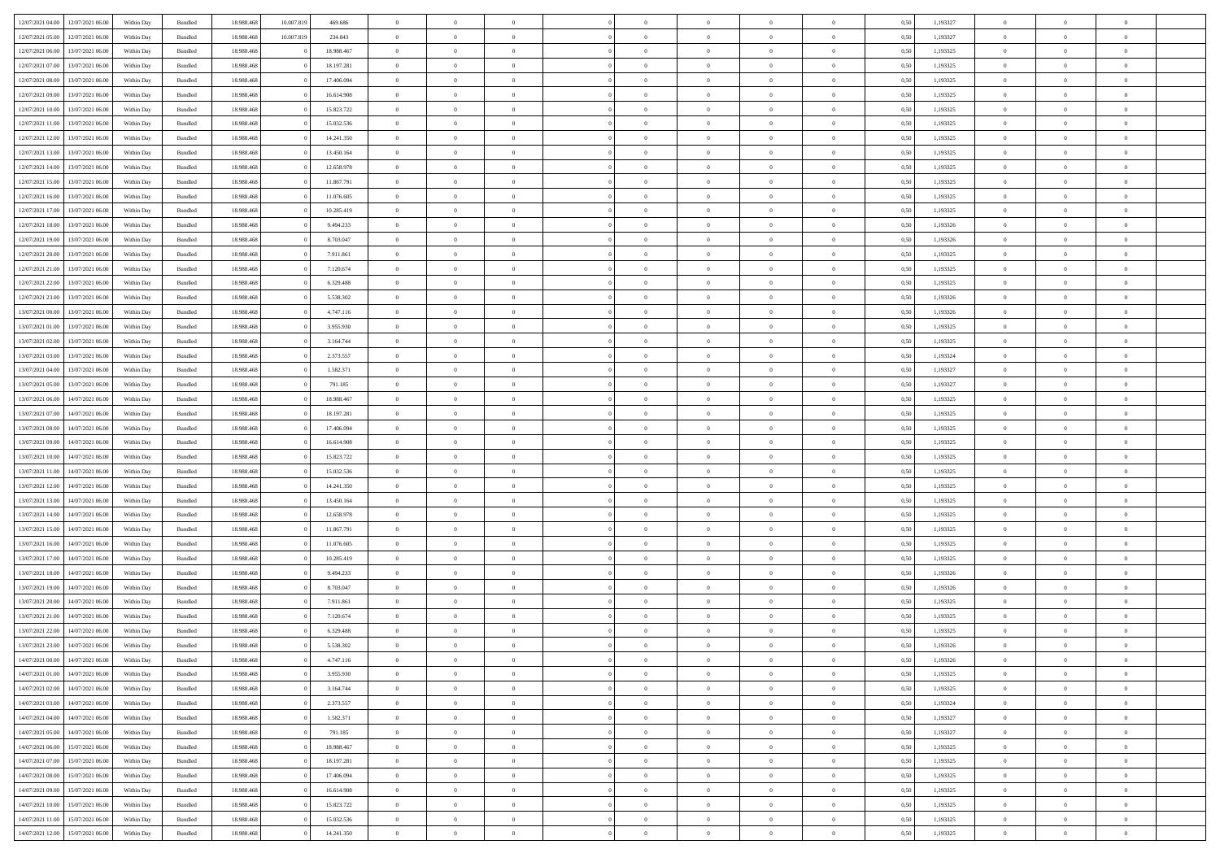| | | | | | | | | | | | | | | | | | | | | | |
|---|---|---|---|---|---|---|---|---|---|---|---|---|---|---|---|---|---|---|---|---|---|
| 12/07/2021 04:00 | 12/07/2021 06:00 | Within Day | Bundled | 18.988.468 | 10.007.819 | 469.686 | 0 | 0 | 0 | | 0 | 0 | 0 | 0 | 0,50 | 1,193327 | 0 | 0 | 0 | |
| 12/07/2021 05:00 | 12/07/2021 06:00 | Within Day | Bundled | 18.988.468 | 10.007.819 | 234.843 | 0 | 0 | 0 | | 0 | 0 | 0 | 0 | 0,50 | 1,193327 | 0 | 0 | 0 | |
| 12/07/2021 06:00 | 13/07/2021 06:00 | Within Day | Bundled | 18.988.468 | 0 | 18.988.467 | 0 | 0 | 0 | | 0 | 0 | 0 | 0 | 0,50 | 1,193325 | 0 | 0 | 0 | |
| 12/07/2021 07:00 | 13/07/2021 06:00 | Within Day | Bundled | 18.988.468 | 0 | 18.197.281 | 0 | 0 | 0 | | 0 | 0 | 0 | 0 | 0,50 | 1,193325 | 0 | 0 | 0 | |
| 12/07/2021 08:00 | 13/07/2021 06:00 | Within Day | Bundled | 18.988.468 | 0 | 17.406.094 | 0 | 0 | 0 | | 0 | 0 | 0 | 0 | 0,50 | 1,193325 | 0 | 0 | 0 | |
| 12/07/2021 09:00 | 13/07/2021 06:00 | Within Day | Bundled | 18.988.468 | 0 | 16.614.908 | 0 | 0 | 0 | | 0 | 0 | 0 | 0 | 0,50 | 1,193325 | 0 | 0 | 0 | |
| 12/07/2021 10:00 | 13/07/2021 06:00 | Within Day | Bundled | 18.988.468 | 0 | 15.823.722 | 0 | 0 | 0 | | 0 | 0 | 0 | 0 | 0,50 | 1,193325 | 0 | 0 | 0 | |
| 12/07/2021 11:00 | 13/07/2021 06:00 | Within Day | Bundled | 18.988.468 | 0 | 15.032.536 | 0 | 0 | 0 | | 0 | 0 | 0 | 0 | 0,50 | 1,193325 | 0 | 0 | 0 | |
| 12/07/2021 12:00 | 13/07/2021 06:00 | Within Day | Bundled | 18.988.468 | 0 | 14.241.350 | 0 | 0 | 0 | | 0 | 0 | 0 | 0 | 0,50 | 1,193325 | 0 | 0 | 0 | |
| 12/07/2021 13:00 | 13/07/2021 06:00 | Within Day | Bundled | 18.988.468 | 0 | 13.450.164 | 0 | 0 | 0 | | 0 | 0 | 0 | 0 | 0,50 | 1,193325 | 0 | 0 | 0 | |
| 12/07/2021 14:00 | 13/07/2021 06:00 | Within Day | Bundled | 18.988.468 | 0 | 12.658.978 | 0 | 0 | 0 | | 0 | 0 | 0 | 0 | 0,50 | 1,193325 | 0 | 0 | 0 | |
| 12/07/2021 15:00 | 13/07/2021 06:00 | Within Day | Bundled | 18.988.468 | 0 | 11.867.791 | 0 | 0 | 0 | | 0 | 0 | 0 | 0 | 0,50 | 1,193325 | 0 | 0 | 0 | |
| 12/07/2021 16:00 | 13/07/2021 06:00 | Within Day | Bundled | 18.988.468 | 0 | 11.076.605 | 0 | 0 | 0 | | 0 | 0 | 0 | 0 | 0,50 | 1,193325 | 0 | 0 | 0 | |
| 12/07/2021 17:00 | 13/07/2021 06:00 | Within Day | Bundled | 18.988.468 | 0 | 10.285.419 | 0 | 0 | 0 | | 0 | 0 | 0 | 0 | 0,50 | 1,193325 | 0 | 0 | 0 | |
| 12/07/2021 18:00 | 13/07/2021 06:00 | Within Day | Bundled | 18.988.468 | 0 | 9.494.233 | 0 | 0 | 0 | | 0 | 0 | 0 | 0 | 0,50 | 1,193326 | 0 | 0 | 0 | |
| 12/07/2021 19:00 | 13/07/2021 06:00 | Within Day | Bundled | 18.988.468 | 0 | 8.703.047 | 0 | 0 | 0 | | 0 | 0 | 0 | 0 | 0,50 | 1,193326 | 0 | 0 | 0 | |
| 12/07/2021 20:00 | 13/07/2021 06:00 | Within Day | Bundled | 18.988.468 | 0 | 7.911.861 | 0 | 0 | 0 | | 0 | 0 | 0 | 0 | 0,50 | 1,193325 | 0 | 0 | 0 | |
| 12/07/2021 21:00 | 13/07/2021 06:00 | Within Day | Bundled | 18.988.468 | 0 | 7.120.674 | 0 | 0 | 0 | | 0 | 0 | 0 | 0 | 0,50 | 1,193325 | 0 | 0 | 0 | |
| 12/07/2021 22:00 | 13/07/2021 06:00 | Within Day | Bundled | 18.988.468 | 0 | 6.329.488 | 0 | 0 | 0 | | 0 | 0 | 0 | 0 | 0,50 | 1,193325 | 0 | 0 | 0 | |
| 12/07/2021 23:00 | 13/07/2021 06:00 | Within Day | Bundled | 18.988.468 | 0 | 5.538.302 | 0 | 0 | 0 | | 0 | 0 | 0 | 0 | 0,50 | 1,193326 | 0 | 0 | 0 | |
| 13/07/2021 00:00 | 13/07/2021 06:00 | Within Day | Bundled | 18.988.468 | 0 | 4.747.116 | 0 | 0 | 0 | | 0 | 0 | 0 | 0 | 0,50 | 1,193326 | 0 | 0 | 0 | |
| 13/07/2021 01:00 | 13/07/2021 06:00 | Within Day | Bundled | 18.988.468 | 0 | 3.955.930 | 0 | 0 | 0 | | 0 | 0 | 0 | 0 | 0,50 | 1,193325 | 0 | 0 | 0 | |
| 13/07/2021 02:00 | 13/07/2021 06:00 | Within Day | Bundled | 18.988.468 | 0 | 3.164.744 | 0 | 0 | 0 | | 0 | 0 | 0 | 0 | 0,50 | 1,193325 | 0 | 0 | 0 | |
| 13/07/2021 03:00 | 13/07/2021 06:00 | Within Day | Bundled | 18.988.468 | 0 | 2.373.557 | 0 | 0 | 0 | | 0 | 0 | 0 | 0 | 0,50 | 1,193324 | 0 | 0 | 0 | |
| 13/07/2021 04:00 | 13/07/2021 06:00 | Within Day | Bundled | 18.988.468 | 0 | 1.582.371 | 0 | 0 | 0 | | 0 | 0 | 0 | 0 | 0,50 | 1,193327 | 0 | 0 | 0 | |
| 13/07/2021 05:00 | 13/07/2021 06:00 | Within Day | Bundled | 18.988.468 | 0 | 791.185 | 0 | 0 | 0 | | 0 | 0 | 0 | 0 | 0,50 | 1,193327 | 0 | 0 | 0 | |
| 13/07/2021 06:00 | 14/07/2021 06:00 | Within Day | Bundled | 18.988.468 | 0 | 18.988.467 | 0 | 0 | 0 | | 0 | 0 | 0 | 0 | 0,50 | 1,193325 | 0 | 0 | 0 | |
| 13/07/2021 07:00 | 14/07/2021 06:00 | Within Day | Bundled | 18.988.468 | 0 | 18.197.281 | 0 | 0 | 0 | | 0 | 0 | 0 | 0 | 0,50 | 1,193325 | 0 | 0 | 0 | |
| 13/07/2021 08:00 | 14/07/2021 06:00 | Within Day | Bundled | 18.988.468 | 0 | 17.406.094 | 0 | 0 | 0 | | 0 | 0 | 0 | 0 | 0,50 | 1,193325 | 0 | 0 | 0 | |
| 13/07/2021 09:00 | 14/07/2021 06:00 | Within Day | Bundled | 18.988.468 | 0 | 16.614.908 | 0 | 0 | 0 | | 0 | 0 | 0 | 0 | 0,50 | 1,193325 | 0 | 0 | 0 | |
| 13/07/2021 10:00 | 14/07/2021 06:00 | Within Day | Bundled | 18.988.468 | 0 | 15.823.722 | 0 | 0 | 0 | | 0 | 0 | 0 | 0 | 0,50 | 1,193325 | 0 | 0 | 0 | |
| 13/07/2021 11:00 | 14/07/2021 06:00 | Within Day | Bundled | 18.988.468 | 0 | 15.032.536 | 0 | 0 | 0 | | 0 | 0 | 0 | 0 | 0,50 | 1,193325 | 0 | 0 | 0 | |
| 13/07/2021 12:00 | 14/07/2021 06:00 | Within Day | Bundled | 18.988.468 | 0 | 14.241.350 | 0 | 0 | 0 | | 0 | 0 | 0 | 0 | 0,50 | 1,193325 | 0 | 0 | 0 | |
| 13/07/2021 13:00 | 14/07/2021 06:00 | Within Day | Bundled | 18.988.468 | 0 | 13.450.164 | 0 | 0 | 0 | | 0 | 0 | 0 | 0 | 0,50 | 1,193325 | 0 | 0 | 0 | |
| 13/07/2021 14:00 | 14/07/2021 06:00 | Within Day | Bundled | 18.988.468 | 0 | 12.658.978 | 0 | 0 | 0 | | 0 | 0 | 0 | 0 | 0,50 | 1,193325 | 0 | 0 | 0 | |
| 13/07/2021 15:00 | 14/07/2021 06:00 | Within Day | Bundled | 18.988.468 | 0 | 11.867.791 | 0 | 0 | 0 | | 0 | 0 | 0 | 0 | 0,50 | 1,193325 | 0 | 0 | 0 | |
| 13/07/2021 16:00 | 14/07/2021 06:00 | Within Day | Bundled | 18.988.468 | 0 | 11.076.605 | 0 | 0 | 0 | | 0 | 0 | 0 | 0 | 0,50 | 1,193325 | 0 | 0 | 0 | |
| 13/07/2021 17:00 | 14/07/2021 06:00 | Within Day | Bundled | 18.988.468 | 0 | 10.285.419 | 0 | 0 | 0 | | 0 | 0 | 0 | 0 | 0,50 | 1,193325 | 0 | 0 | 0 | |
| 13/07/2021 18:00 | 14/07/2021 06:00 | Within Day | Bundled | 18.988.468 | 0 | 9.494.233 | 0 | 0 | 0 | | 0 | 0 | 0 | 0 | 0,50 | 1,193326 | 0 | 0 | 0 | |
| 13/07/2021 19:00 | 14/07/2021 06:00 | Within Day | Bundled | 18.988.468 | 0 | 8.703.047 | 0 | 0 | 0 | | 0 | 0 | 0 | 0 | 0,50 | 1,193326 | 0 | 0 | 0 | |
| 13/07/2021 20:00 | 14/07/2021 06:00 | Within Day | Bundled | 18.988.468 | 0 | 7.911.861 | 0 | 0 | 0 | | 0 | 0 | 0 | 0 | 0,50 | 1,193325 | 0 | 0 | 0 | |
| 13/07/2021 21:00 | 14/07/2021 06:00 | Within Day | Bundled | 18.988.468 | 0 | 7.120.674 | 0 | 0 | 0 | | 0 | 0 | 0 | 0 | 0,50 | 1,193325 | 0 | 0 | 0 | |
| 13/07/2021 22:00 | 14/07/2021 06:00 | Within Day | Bundled | 18.988.468 | 0 | 6.329.488 | 0 | 0 | 0 | | 0 | 0 | 0 | 0 | 0,50 | 1,193325 | 0 | 0 | 0 | |
| 13/07/2021 23:00 | 14/07/2021 06:00 | Within Day | Bundled | 18.988.468 | 0 | 5.538.302 | 0 | 0 | 0 | | 0 | 0 | 0 | 0 | 0,50 | 1,193326 | 0 | 0 | 0 | |
| 14/07/2021 00:00 | 14/07/2021 06:00 | Within Day | Bundled | 18.988.468 | 0 | 4.747.116 | 0 | 0 | 0 | | 0 | 0 | 0 | 0 | 0,50 | 1,193326 | 0 | 0 | 0 | |
| 14/07/2021 01:00 | 14/07/2021 06:00 | Within Day | Bundled | 18.988.468 | 0 | 3.955.930 | 0 | 0 | 0 | | 0 | 0 | 0 | 0 | 0,50 | 1,193325 | 0 | 0 | 0 | |
| 14/07/2021 02:00 | 14/07/2021 06:00 | Within Day | Bundled | 18.988.468 | 0 | 3.164.744 | 0 | 0 | 0 | | 0 | 0 | 0 | 0 | 0,50 | 1,193325 | 0 | 0 | 0 | |
| 14/07/2021 03:00 | 14/07/2021 06:00 | Within Day | Bundled | 18.988.468 | 0 | 2.373.557 | 0 | 0 | 0 | | 0 | 0 | 0 | 0 | 0,50 | 1,193324 | 0 | 0 | 0 | |
| 14/07/2021 04:00 | 14/07/2021 06:00 | Within Day | Bundled | 18.988.468 | 0 | 1.582.371 | 0 | 0 | 0 | | 0 | 0 | 0 | 0 | 0,50 | 1,193327 | 0 | 0 | 0 | |
| 14/07/2021 05:00 | 14/07/2021 06:00 | Within Day | Bundled | 18.988.468 | 0 | 791.185 | 0 | 0 | 0 | | 0 | 0 | 0 | 0 | 0,50 | 1,193327 | 0 | 0 | 0 | |
| 14/07/2021 06:00 | 15/07/2021 06:00 | Within Day | Bundled | 18.988.468 | 0 | 18.988.467 | 0 | 0 | 0 | | 0 | 0 | 0 | 0 | 0,50 | 1,193325 | 0 | 0 | 0 | |
| 14/07/2021 07:00 | 15/07/2021 06:00 | Within Day | Bundled | 18.988.468 | 0 | 18.197.281 | 0 | 0 | 0 | | 0 | 0 | 0 | 0 | 0,50 | 1,193325 | 0 | 0 | 0 | |
| 14/07/2021 08:00 | 15/07/2021 06:00 | Within Day | Bundled | 18.988.468 | 0 | 17.406.094 | 0 | 0 | 0 | | 0 | 0 | 0 | 0 | 0,50 | 1,193325 | 0 | 0 | 0 | |
| 14/07/2021 09:00 | 15/07/2021 06:00 | Within Day | Bundled | 18.988.468 | 0 | 16.614.908 | 0 | 0 | 0 | | 0 | 0 | 0 | 0 | 0,50 | 1,193325 | 0 | 0 | 0 | |
| 14/07/2021 10:00 | 15/07/2021 06:00 | Within Day | Bundled | 18.988.468 | 0 | 15.823.722 | 0 | 0 | 0 | | 0 | 0 | 0 | 0 | 0,50 | 1,193325 | 0 | 0 | 0 | |
| 14/07/2021 11:00 | 15/07/2021 06:00 | Within Day | Bundled | 18.988.468 | 0 | 15.032.536 | 0 | 0 | 0 | | 0 | 0 | 0 | 0 | 0,50 | 1,193325 | 0 | 0 | 0 | |
| 14/07/2021 12:00 | 15/07/2021 06:00 | Within Day | Bundled | 18.988.468 | 0 | 14.241.350 | 0 | 0 | 0 | | 0 | 0 | 0 | 0 | 0,50 | 1,193325 | 0 | 0 | 0 | |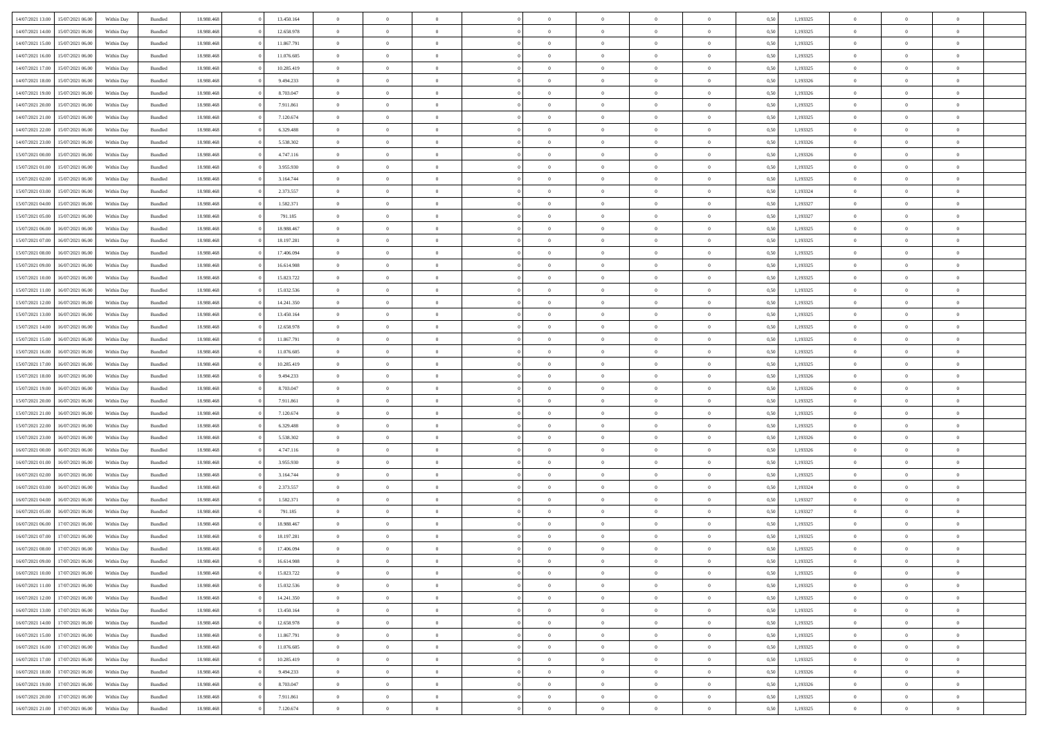| | | | | | | | | | | | | | | | | | | | | | |
|---|---|---|---|---|---|---|---|---|---|---|---|---|---|---|---|---|---|---|---|---|---|
| 14/07/2021 13:00 | 15/07/2021 06:00 | Within Day | Bundled | 18.988.468 | 0 | 13.450.164 | 0 | 0 | 0 | | 0 | 0 | 0 | 0 | 0,50 | 1,193325 | 0 | 0 | 0 | |
| 14/07/2021 14:00 | 15/07/2021 06:00 | Within Day | Bundled | 18.988.468 | 0 | 12.658.978 | 0 | 0 | 0 | | 0 | 0 | 0 | 0 | 0,50 | 1,193325 | 0 | 0 | 0 | |
| 14/07/2021 15:00 | 15/07/2021 06:00 | Within Day | Bundled | 18.988.468 | 0 | 11.867.791 | 0 | 0 | 0 | | 0 | 0 | 0 | 0 | 0,50 | 1,193325 | 0 | 0 | 0 | |
| 14/07/2021 16:00 | 15/07/2021 06:00 | Within Day | Bundled | 18.988.468 | 0 | 11.076.605 | 0 | 0 | 0 | | 0 | 0 | 0 | 0 | 0,50 | 1,193325 | 0 | 0 | 0 | |
| 14/07/2021 17:00 | 15/07/2021 06:00 | Within Day | Bundled | 18.988.468 | 0 | 10.285.419 | 0 | 0 | 0 | | 0 | 0 | 0 | 0 | 0,50 | 1,193325 | 0 | 0 | 0 | |
| 14/07/2021 18:00 | 15/07/2021 06:00 | Within Day | Bundled | 18.988.468 | 0 | 9.494.233 | 0 | 0 | 0 | | 0 | 0 | 0 | 0 | 0,50 | 1,193326 | 0 | 0 | 0 | |
| 14/07/2021 19:00 | 15/07/2021 06:00 | Within Day | Bundled | 18.988.468 | 0 | 8.703.047 | 0 | 0 | 0 | | 0 | 0 | 0 | 0 | 0,50 | 1,193326 | 0 | 0 | 0 | |
| 14/07/2021 20:00 | 15/07/2021 06:00 | Within Day | Bundled | 18.988.468 | 0 | 7.911.861 | 0 | 0 | 0 | | 0 | 0 | 0 | 0 | 0,50 | 1,193325 | 0 | 0 | 0 | |
| 14/07/2021 21:00 | 15/07/2021 06:00 | Within Day | Bundled | 18.988.468 | 0 | 7.120.674 | 0 | 0 | 0 | | 0 | 0 | 0 | 0 | 0,50 | 1,193325 | 0 | 0 | 0 | |
| 14/07/2021 22:00 | 15/07/2021 06:00 | Within Day | Bundled | 18.988.468 | 0 | 6.329.488 | 0 | 0 | 0 | | 0 | 0 | 0 | 0 | 0,50 | 1,193325 | 0 | 0 | 0 | |
| 14/07/2021 23:00 | 15/07/2021 06:00 | Within Day | Bundled | 18.988.468 | 0 | 5.538.302 | 0 | 0 | 0 | | 0 | 0 | 0 | 0 | 0,50 | 1,193326 | 0 | 0 | 0 | |
| 15/07/2021 00:00 | 15/07/2021 06:00 | Within Day | Bundled | 18.988.468 | 0 | 4.747.116 | 0 | 0 | 0 | | 0 | 0 | 0 | 0 | 0,50 | 1,193326 | 0 | 0 | 0 | |
| 15/07/2021 01:00 | 15/07/2021 06:00 | Within Day | Bundled | 18.988.468 | 0 | 3.955.930 | 0 | 0 | 0 | | 0 | 0 | 0 | 0 | 0,50 | 1,193325 | 0 | 0 | 0 | |
| 15/07/2021 02:00 | 15/07/2021 06:00 | Within Day | Bundled | 18.988.468 | 0 | 3.164.744 | 0 | 0 | 0 | | 0 | 0 | 0 | 0 | 0,50 | 1,193325 | 0 | 0 | 0 | |
| 15/07/2021 03:00 | 15/07/2021 06:00 | Within Day | Bundled | 18.988.468 | 0 | 2.373.557 | 0 | 0 | 0 | | 0 | 0 | 0 | 0 | 0,50 | 1,193324 | 0 | 0 | 0 | |
| 15/07/2021 04:00 | 15/07/2021 06:00 | Within Day | Bundled | 18.988.468 | 0 | 1.582.371 | 0 | 0 | 0 | | 0 | 0 | 0 | 0 | 0,50 | 1,193327 | 0 | 0 | 0 | |
| 15/07/2021 05:00 | 15/07/2021 06:00 | Within Day | Bundled | 18.988.468 | 0 | 791.185 | 0 | 0 | 0 | | 0 | 0 | 0 | 0 | 0,50 | 1,193327 | 0 | 0 | 0 | |
| 15/07/2021 06:00 | 16/07/2021 06:00 | Within Day | Bundled | 18.988.468 | 0 | 18.988.467 | 0 | 0 | 0 | | 0 | 0 | 0 | 0 | 0,50 | 1,193325 | 0 | 0 | 0 | |
| 15/07/2021 07:00 | 16/07/2021 06:00 | Within Day | Bundled | 18.988.468 | 0 | 18.197.281 | 0 | 0 | 0 | | 0 | 0 | 0 | 0 | 0,50 | 1,193325 | 0 | 0 | 0 | |
| 15/07/2021 08:00 | 16/07/2021 06:00 | Within Day | Bundled | 18.988.468 | 0 | 17.406.094 | 0 | 0 | 0 | | 0 | 0 | 0 | 0 | 0,50 | 1,193325 | 0 | 0 | 0 | |
| 15/07/2021 09:00 | 16/07/2021 06:00 | Within Day | Bundled | 18.988.468 | 0 | 16.614.908 | 0 | 0 | 0 | | 0 | 0 | 0 | 0 | 0,50 | 1,193325 | 0 | 0 | 0 | |
| 15/07/2021 10:00 | 16/07/2021 06:00 | Within Day | Bundled | 18.988.468 | 0 | 15.823.722 | 0 | 0 | 0 | | 0 | 0 | 0 | 0 | 0,50 | 1,193325 | 0 | 0 | 0 | |
| 15/07/2021 11:00 | 16/07/2021 06:00 | Within Day | Bundled | 18.988.468 | 0 | 15.032.536 | 0 | 0 | 0 | | 0 | 0 | 0 | 0 | 0,50 | 1,193325 | 0 | 0 | 0 | |
| 15/07/2021 12:00 | 16/07/2021 06:00 | Within Day | Bundled | 18.988.468 | 0 | 14.241.350 | 0 | 0 | 0 | | 0 | 0 | 0 | 0 | 0,50 | 1,193325 | 0 | 0 | 0 | |
| 15/07/2021 13:00 | 16/07/2021 06:00 | Within Day | Bundled | 18.988.468 | 0 | 13.450.164 | 0 | 0 | 0 | | 0 | 0 | 0 | 0 | 0,50 | 1,193325 | 0 | 0 | 0 | |
| 15/07/2021 14:00 | 16/07/2021 06:00 | Within Day | Bundled | 18.988.468 | 0 | 12.658.978 | 0 | 0 | 0 | | 0 | 0 | 0 | 0 | 0,50 | 1,193325 | 0 | 0 | 0 | |
| 15/07/2021 15:00 | 16/07/2021 06:00 | Within Day | Bundled | 18.988.468 | 0 | 11.867.791 | 0 | 0 | 0 | | 0 | 0 | 0 | 0 | 0,50 | 1,193325 | 0 | 0 | 0 | |
| 15/07/2021 16:00 | 16/07/2021 06:00 | Within Day | Bundled | 18.988.468 | 0 | 11.076.605 | 0 | 0 | 0 | | 0 | 0 | 0 | 0 | 0,50 | 1,193325 | 0 | 0 | 0 | |
| 15/07/2021 17:00 | 16/07/2021 06:00 | Within Day | Bundled | 18.988.468 | 0 | 10.285.419 | 0 | 0 | 0 | | 0 | 0 | 0 | 0 | 0,50 | 1,193325 | 0 | 0 | 0 | |
| 15/07/2021 18:00 | 16/07/2021 06:00 | Within Day | Bundled | 18.988.468 | 0 | 9.494.233 | 0 | 0 | 0 | | 0 | 0 | 0 | 0 | 0,50 | 1,193326 | 0 | 0 | 0 | |
| 15/07/2021 19:00 | 16/07/2021 06:00 | Within Day | Bundled | 18.988.468 | 0 | 8.703.047 | 0 | 0 | 0 | | 0 | 0 | 0 | 0 | 0,50 | 1,193326 | 0 | 0 | 0 | |
| 15/07/2021 20:00 | 16/07/2021 06:00 | Within Day | Bundled | 18.988.468 | 0 | 7.911.861 | 0 | 0 | 0 | | 0 | 0 | 0 | 0 | 0,50 | 1,193325 | 0 | 0 | 0 | |
| 15/07/2021 21:00 | 16/07/2021 06:00 | Within Day | Bundled | 18.988.468 | 0 | 7.120.674 | 0 | 0 | 0 | | 0 | 0 | 0 | 0 | 0,50 | 1,193325 | 0 | 0 | 0 | |
| 15/07/2021 22:00 | 16/07/2021 06:00 | Within Day | Bundled | 18.988.468 | 0 | 6.329.488 | 0 | 0 | 0 | | 0 | 0 | 0 | 0 | 0,50 | 1,193325 | 0 | 0 | 0 | |
| 15/07/2021 23:00 | 16/07/2021 06:00 | Within Day | Bundled | 18.988.468 | 0 | 5.538.302 | 0 | 0 | 0 | | 0 | 0 | 0 | 0 | 0,50 | 1,193326 | 0 | 0 | 0 | |
| 16/07/2021 00:00 | 16/07/2021 06:00 | Within Day | Bundled | 18.988.468 | 0 | 4.747.116 | 0 | 0 | 0 | | 0 | 0 | 0 | 0 | 0,50 | 1,193326 | 0 | 0 | 0 | |
| 16/07/2021 01:00 | 16/07/2021 06:00 | Within Day | Bundled | 18.988.468 | 0 | 3.955.930 | 0 | 0 | 0 | | 0 | 0 | 0 | 0 | 0,50 | 1,193325 | 0 | 0 | 0 | |
| 16/07/2021 02:00 | 16/07/2021 06:00 | Within Day | Bundled | 18.988.468 | 0 | 3.164.744 | 0 | 0 | 0 | | 0 | 0 | 0 | 0 | 0,50 | 1,193325 | 0 | 0 | 0 | |
| 16/07/2021 03:00 | 16/07/2021 06:00 | Within Day | Bundled | 18.988.468 | 0 | 2.373.557 | 0 | 0 | 0 | | 0 | 0 | 0 | 0 | 0,50 | 1,193324 | 0 | 0 | 0 | |
| 16/07/2021 04:00 | 16/07/2021 06:00 | Within Day | Bundled | 18.988.468 | 0 | 1.582.371 | 0 | 0 | 0 | | 0 | 0 | 0 | 0 | 0,50 | 1,193327 | 0 | 0 | 0 | |
| 16/07/2021 05:00 | 16/07/2021 06:00 | Within Day | Bundled | 18.988.468 | 0 | 791.185 | 0 | 0 | 0 | | 0 | 0 | 0 | 0 | 0,50 | 1,193327 | 0 | 0 | 0 | |
| 16/07/2021 06:00 | 17/07/2021 06:00 | Within Day | Bundled | 18.988.468 | 0 | 18.988.467 | 0 | 0 | 0 | | 0 | 0 | 0 | 0 | 0,50 | 1,193325 | 0 | 0 | 0 | |
| 16/07/2021 07:00 | 17/07/2021 06:00 | Within Day | Bundled | 18.988.468 | 0 | 18.197.281 | 0 | 0 | 0 | | 0 | 0 | 0 | 0 | 0,50 | 1,193325 | 0 | 0 | 0 | |
| 16/07/2021 08:00 | 17/07/2021 06:00 | Within Day | Bundled | 18.988.468 | 0 | 17.406.094 | 0 | 0 | 0 | | 0 | 0 | 0 | 0 | 0,50 | 1,193325 | 0 | 0 | 0 | |
| 16/07/2021 09:00 | 17/07/2021 06:00 | Within Day | Bundled | 18.988.468 | 0 | 16.614.908 | 0 | 0 | 0 | | 0 | 0 | 0 | 0 | 0,50 | 1,193325 | 0 | 0 | 0 | |
| 16/07/2021 10:00 | 17/07/2021 06:00 | Within Day | Bundled | 18.988.468 | 0 | 15.823.722 | 0 | 0 | 0 | | 0 | 0 | 0 | 0 | 0,50 | 1,193325 | 0 | 0 | 0 | |
| 16/07/2021 11:00 | 17/07/2021 06:00 | Within Day | Bundled | 18.988.468 | 0 | 15.032.536 | 0 | 0 | 0 | | 0 | 0 | 0 | 0 | 0,50 | 1,193325 | 0 | 0 | 0 | |
| 16/07/2021 12:00 | 17/07/2021 06:00 | Within Day | Bundled | 18.988.468 | 0 | 14.241.350 | 0 | 0 | 0 | | 0 | 0 | 0 | 0 | 0,50 | 1,193325 | 0 | 0 | 0 | |
| 16/07/2021 13:00 | 17/07/2021 06:00 | Within Day | Bundled | 18.988.468 | 0 | 13.450.164 | 0 | 0 | 0 | | 0 | 0 | 0 | 0 | 0,50 | 1,193325 | 0 | 0 | 0 | |
| 16/07/2021 14:00 | 17/07/2021 06:00 | Within Day | Bundled | 18.988.468 | 0 | 12.658.978 | 0 | 0 | 0 | | 0 | 0 | 0 | 0 | 0,50 | 1,193325 | 0 | 0 | 0 | |
| 16/07/2021 15:00 | 17/07/2021 06:00 | Within Day | Bundled | 18.988.468 | 0 | 11.867.791 | 0 | 0 | 0 | | 0 | 0 | 0 | 0 | 0,50 | 1,193325 | 0 | 0 | 0 | |
| 16/07/2021 16:00 | 17/07/2021 06:00 | Within Day | Bundled | 18.988.468 | 0 | 11.076.605 | 0 | 0 | 0 | | 0 | 0 | 0 | 0 | 0,50 | 1,193325 | 0 | 0 | 0 | |
| 16/07/2021 17:00 | 17/07/2021 06:00 | Within Day | Bundled | 18.988.468 | 0 | 10.285.419 | 0 | 0 | 0 | | 0 | 0 | 0 | 0 | 0,50 | 1,193325 | 0 | 0 | 0 | |
| 16/07/2021 18:00 | 17/07/2021 06:00 | Within Day | Bundled | 18.988.468 | 0 | 9.494.233 | 0 | 0 | 0 | | 0 | 0 | 0 | 0 | 0,50 | 1,193326 | 0 | 0 | 0 | |
| 16/07/2021 19:00 | 17/07/2021 06:00 | Within Day | Bundled | 18.988.468 | 0 | 8.703.047 | 0 | 0 | 0 | | 0 | 0 | 0 | 0 | 0,50 | 1,193326 | 0 | 0 | 0 | |
| 16/07/2021 20:00 | 17/07/2021 06:00 | Within Day | Bundled | 18.988.468 | 0 | 7.911.861 | 0 | 0 | 0 | | 0 | 0 | 0 | 0 | 0,50 | 1,193325 | 0 | 0 | 0 | |
| 16/07/2021 21:00 | 17/07/2021 06:00 | Within Day | Bundled | 18.988.468 | 0 | 7.120.674 | 0 | 0 | 0 | | 0 | 0 | 0 | 0 | 0,50 | 1,193325 | 0 | 0 | 0 | |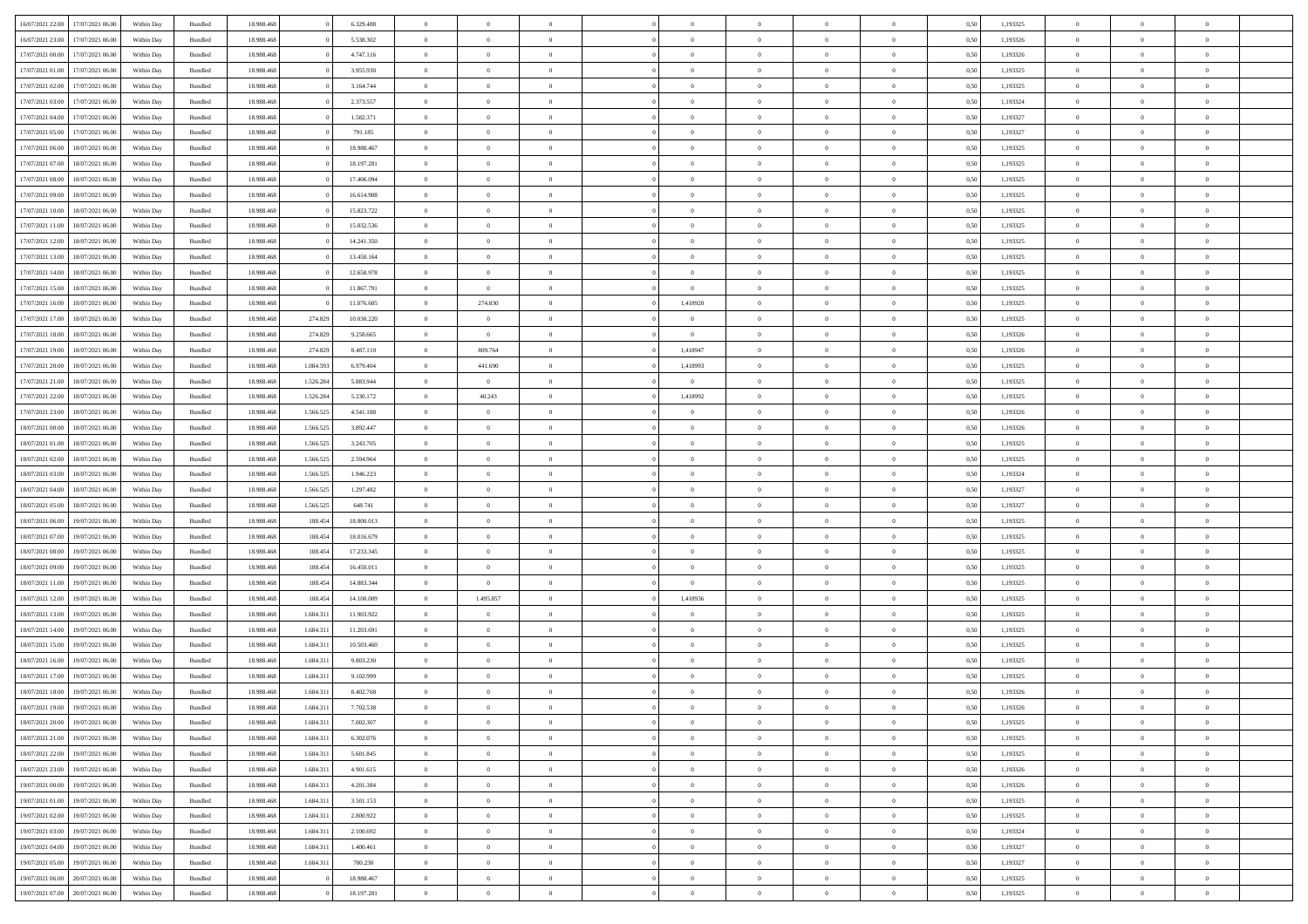| | | | | | | | | | | | | | | | | | | | | |
|---|---|---|---|---|---|---|---|---|---|---|---|---|---|---|---|---|---|---|---|---|
| 16/07/2021 22.00 | 17/07/2021 06.00 | Within Day | Bundled | 18.988.468 | 0 | 6.329.488 | 0 | 0 | 0 | | 0 | 0 | 0 | 0 | 0,50 | 1,193325 | 0 | 0 | 0 | |
| 16/07/2021 23.00 | 17/07/2021 06.00 | Within Day | Bundled | 18.988.468 | 0 | 5.538.302 | 0 | 0 | 0 | | 0 | 0 | 0 | 0 | 0,50 | 1,193326 | 0 | 0 | 0 | |
| 17/07/2021 00.00 | 17/07/2021 06.00 | Within Day | Bundled | 18.988.468 | 0 | 4.747.116 | 0 | 0 | 0 | | 0 | 0 | 0 | 0 | 0,50 | 1,193326 | 0 | 0 | 0 | |
| 17/07/2021 01.00 | 17/07/2021 06.00 | Within Day | Bundled | 18.988.468 | 0 | 3.955.930 | 0 | 0 | 0 | | 0 | 0 | 0 | 0 | 0,50 | 1,193325 | 0 | 0 | 0 | |
| 17/07/2021 02.00 | 17/07/2021 06.00 | Within Day | Bundled | 18.988.468 | 0 | 3.164.744 | 0 | 0 | 0 | | 0 | 0 | 0 | 0 | 0,50 | 1,193325 | 0 | 0 | 0 | |
| 17/07/2021 03.00 | 17/07/2021 06.00 | Within Day | Bundled | 18.988.468 | 0 | 2.373.557 | 0 | 0 | 0 | | 0 | 0 | 0 | 0 | 0,50 | 1,193324 | 0 | 0 | 0 | |
| 17/07/2021 04.00 | 17/07/2021 06.00 | Within Day | Bundled | 18.988.468 | 0 | 1.582.371 | 0 | 0 | 0 | | 0 | 0 | 0 | 0 | 0,50 | 1,193327 | 0 | 0 | 0 | |
| 17/07/2021 05.00 | 17/07/2021 06.00 | Within Day | Bundled | 18.988.468 | 0 | 791.185 | 0 | 0 | 0 | | 0 | 0 | 0 | 0 | 0,50 | 1,193327 | 0 | 0 | 0 | |
| 17/07/2021 06.00 | 18/07/2021 06.00 | Within Day | Bundled | 18.988.468 | 0 | 18.988.467 | 0 | 0 | 0 | | 0 | 0 | 0 | 0 | 0,50 | 1,193325 | 0 | 0 | 0 | |
| 17/07/2021 07.00 | 18/07/2021 06.00 | Within Day | Bundled | 18.988.468 | 0 | 18.197.281 | 0 | 0 | 0 | | 0 | 0 | 0 | 0 | 0,50 | 1,193325 | 0 | 0 | 0 | |
| 17/07/2021 08.00 | 18/07/2021 06.00 | Within Day | Bundled | 18.988.468 | 0 | 17.406.094 | 0 | 0 | 0 | | 0 | 0 | 0 | 0 | 0,50 | 1,193325 | 0 | 0 | 0 | |
| 17/07/2021 09.00 | 18/07/2021 06.00 | Within Day | Bundled | 18.988.468 | 0 | 16.614.908 | 0 | 0 | 0 | | 0 | 0 | 0 | 0 | 0,50 | 1,193325 | 0 | 0 | 0 | |
| 17/07/2021 10.00 | 18/07/2021 06.00 | Within Day | Bundled | 18.988.468 | 0 | 15.823.722 | 0 | 0 | 0 | | 0 | 0 | 0 | 0 | 0,50 | 1,193325 | 0 | 0 | 0 | |
| 17/07/2021 11.00 | 18/07/2021 06.00 | Within Day | Bundled | 18.988.468 | 0 | 15.032.536 | 0 | 0 | 0 | | 0 | 0 | 0 | 0 | 0,50 | 1,193325 | 0 | 0 | 0 | |
| 17/07/2021 12.00 | 18/07/2021 06.00 | Within Day | Bundled | 18.988.468 | 0 | 14.241.350 | 0 | 0 | 0 | | 0 | 0 | 0 | 0 | 0,50 | 1,193325 | 0 | 0 | 0 | |
| 17/07/2021 13.00 | 18/07/2021 06.00 | Within Day | Bundled | 18.988.468 | 0 | 13.450.164 | 0 | 0 | 0 | | 0 | 0 | 0 | 0 | 0,50 | 1,193325 | 0 | 0 | 0 | |
| 17/07/2021 14.00 | 18/07/2021 06.00 | Within Day | Bundled | 18.988.468 | 0 | 12.658.978 | 0 | 0 | 0 | | 0 | 0 | 0 | 0 | 0,50 | 1,193325 | 0 | 0 | 0 | |
| 17/07/2021 15.00 | 18/07/2021 06.00 | Within Day | Bundled | 18.988.468 | 0 | 11.867.791 | 0 | 0 | 0 | | 0 | 0 | 0 | 0 | 0,50 | 1,193325 | 0 | 0 | 0 | |
| 17/07/2021 16.00 | 18/07/2021 06.00 | Within Day | Bundled | 18.988.468 | 0 | 11.076.605 | 0 | 274.830 | 0 | | 1,418920 | 0 | 0 | 0 | 0,50 | 1,193325 | 0 | 0 | 0 | |
| 17/07/2021 17.00 | 18/07/2021 06.00 | Within Day | Bundled | 18.988.468 | 274.829 | 10.030.220 | 0 | 0 | 0 | | 0 | 0 | 0 | 0 | 0,50 | 1,193325 | 0 | 0 | 0 | |
| 17/07/2021 18.00 | 18/07/2021 06.00 | Within Day | Bundled | 18.988.468 | 274.829 | 9.258.665 | 0 | 0 | 0 | | 0 | 0 | 0 | 0 | 0,50 | 1,193326 | 0 | 0 | 0 | |
| 17/07/2021 19.00 | 18/07/2021 06.00 | Within Day | Bundled | 18.988.468 | 274.829 | 8.487.110 | 0 | 809.764 | 0 | | 1,418947 | 0 | 0 | 0 | 0,50 | 1,193326 | 0 | 0 | 0 | |
| 17/07/2021 20.00 | 18/07/2021 06.00 | Within Day | Bundled | 18.988.468 | 1.084.593 | 6.979.404 | 0 | 441.690 | 0 | | 1,418993 | 0 | 0 | 0 | 0,50 | 1,193325 | 0 | 0 | 0 | |
| 17/07/2021 21.00 | 18/07/2021 06.00 | Within Day | Bundled | 18.988.468 | 1.526.284 | 5.883.944 | 0 | 0 | 0 | | 0 | 0 | 0 | 0 | 0,50 | 1,193325 | 0 | 0 | 0 | |
| 17/07/2021 22.00 | 18/07/2021 06.00 | Within Day | Bundled | 18.988.468 | 1.526.284 | 5.230.172 | 0 | 40.243 | 0 | | 1,418992 | 0 | 0 | 0 | 0,50 | 1,193325 | 0 | 0 | 0 | |
| 17/07/2021 23.00 | 18/07/2021 06.00 | Within Day | Bundled | 18.988.468 | 1.566.525 | 4.541.188 | 0 | 0 | 0 | | 0 | 0 | 0 | 0 | 0,50 | 1,193326 | 0 | 0 | 0 | |
| 18/07/2021 00.00 | 18/07/2021 06.00 | Within Day | Bundled | 18.988.468 | 1.566.525 | 3.892.447 | 0 | 0 | 0 | | 0 | 0 | 0 | 0 | 0,50 | 1,193326 | 0 | 0 | 0 | |
| 18/07/2021 01.00 | 18/07/2021 06.00 | Within Day | Bundled | 18.988.468 | 1.566.525 | 3.243.705 | 0 | 0 | 0 | | 0 | 0 | 0 | 0 | 0,50 | 1,193325 | 0 | 0 | 0 | |
| 18/07/2021 02.00 | 18/07/2021 06.00 | Within Day | Bundled | 18.988.468 | 1.566.525 | 2.594.964 | 0 | 0 | 0 | | 0 | 0 | 0 | 0 | 0,50 | 1,193325 | 0 | 0 | 0 | |
| 18/07/2021 03.00 | 18/07/2021 06.00 | Within Day | Bundled | 18.988.468 | 1.566.525 | 1.946.223 | 0 | 0 | 0 | | 0 | 0 | 0 | 0 | 0,50 | 1,193324 | 0 | 0 | 0 | |
| 18/07/2021 04.00 | 18/07/2021 06.00 | Within Day | Bundled | 18.988.468 | 1.566.525 | 1.297.482 | 0 | 0 | 0 | | 0 | 0 | 0 | 0 | 0,50 | 1,193327 | 0 | 0 | 0 | |
| 18/07/2021 05.00 | 18/07/2021 06.00 | Within Day | Bundled | 18.988.468 | 1.566.525 | 648.741 | 0 | 0 | 0 | | 0 | 0 | 0 | 0 | 0,50 | 1,193327 | 0 | 0 | 0 | |
| 18/07/2021 06.00 | 19/07/2021 06.00 | Within Day | Bundled | 18.988.468 | 188.454 | 18.800.013 | 0 | 0 | 0 | | 0 | 0 | 0 | 0 | 0,50 | 1,193325 | 0 | 0 | 0 | |
| 18/07/2021 07.00 | 19/07/2021 06.00 | Within Day | Bundled | 18.988.468 | 188.454 | 18.016.679 | 0 | 0 | 0 | | 0 | 0 | 0 | 0 | 0,50 | 1,193325 | 0 | 0 | 0 | |
| 18/07/2021 08.00 | 19/07/2021 06.00 | Within Day | Bundled | 18.988.468 | 188.454 | 17.233.345 | 0 | 0 | 0 | | 0 | 0 | 0 | 0 | 0,50 | 1,193325 | 0 | 0 | 0 | |
| 18/07/2021 09.00 | 19/07/2021 06.00 | Within Day | Bundled | 18.988.468 | 188.454 | 16.450.011 | 0 | 0 | 0 | | 0 | 0 | 0 | 0 | 0,50 | 1,193325 | 0 | 0 | 0 | |
| 18/07/2021 11.00 | 19/07/2021 06.00 | Within Day | Bundled | 18.988.468 | 188.454 | 14.883.344 | 0 | 0 | 0 | | 0 | 0 | 0 | 0 | 0,50 | 1,193325 | 0 | 0 | 0 | |
| 18/07/2021 12.00 | 19/07/2021 06.00 | Within Day | Bundled | 18.988.468 | 188.454 | 14.100.009 | 0 | 1.495.857 | 0 | | 1,418936 | 0 | 0 | 0 | 0,50 | 1,193325 | 0 | 0 | 0 | |
| 18/07/2021 13.00 | 19/07/2021 06.00 | Within Day | Bundled | 18.988.468 | 1.684.311 | 11.903.922 | 0 | 0 | 0 | | 0 | 0 | 0 | 0 | 0,50 | 1,193325 | 0 | 0 | 0 | |
| 18/07/2021 14.00 | 19/07/2021 06.00 | Within Day | Bundled | 18.988.468 | 1.684.311 | 11.203.691 | 0 | 0 | 0 | | 0 | 0 | 0 | 0 | 0,50 | 1,193325 | 0 | 0 | 0 | |
| 18/07/2021 15.00 | 19/07/2021 06.00 | Within Day | Bundled | 18.988.468 | 1.684.311 | 10.503.460 | 0 | 0 | 0 | | 0 | 0 | 0 | 0 | 0,50 | 1,193325 | 0 | 0 | 0 | |
| 18/07/2021 16.00 | 19/07/2021 06.00 | Within Day | Bundled | 18.988.468 | 1.684.311 | 9.803.230 | 0 | 0 | 0 | | 0 | 0 | 0 | 0 | 0,50 | 1,193325 | 0 | 0 | 0 | |
| 18/07/2021 17.00 | 19/07/2021 06.00 | Within Day | Bundled | 18.988.468 | 1.684.311 | 9.102.999 | 0 | 0 | 0 | | 0 | 0 | 0 | 0 | 0,50 | 1,193325 | 0 | 0 | 0 | |
| 18/07/2021 18.00 | 19/07/2021 06.00 | Within Day | Bundled | 18.988.468 | 1.684.311 | 8.402.768 | 0 | 0 | 0 | | 0 | 0 | 0 | 0 | 0,50 | 1,193326 | 0 | 0 | 0 | |
| 18/07/2021 19.00 | 19/07/2021 06.00 | Within Day | Bundled | 18.988.468 | 1.684.311 | 7.702.538 | 0 | 0 | 0 | | 0 | 0 | 0 | 0 | 0,50 | 1,193326 | 0 | 0 | 0 | |
| 18/07/2021 20.00 | 19/07/2021 06.00 | Within Day | Bundled | 18.988.468 | 1.684.311 | 7.002.307 | 0 | 0 | 0 | | 0 | 0 | 0 | 0 | 0,50 | 1,193325 | 0 | 0 | 0 | |
| 18/07/2021 21.00 | 19/07/2021 06.00 | Within Day | Bundled | 18.988.468 | 1.684.311 | 6.302.076 | 0 | 0 | 0 | | 0 | 0 | 0 | 0 | 0,50 | 1,193325 | 0 | 0 | 0 | |
| 18/07/2021 22.00 | 19/07/2021 06.00 | Within Day | Bundled | 18.988.468 | 1.684.311 | 5.601.845 | 0 | 0 | 0 | | 0 | 0 | 0 | 0 | 0,50 | 1,193325 | 0 | 0 | 0 | |
| 18/07/2021 23.00 | 19/07/2021 06.00 | Within Day | Bundled | 18.988.468 | 1.684.311 | 4.901.615 | 0 | 0 | 0 | | 0 | 0 | 0 | 0 | 0,50 | 1,193326 | 0 | 0 | 0 | |
| 19/07/2021 00.00 | 19/07/2021 06.00 | Within Day | Bundled | 18.988.468 | 1.684.311 | 4.201.384 | 0 | 0 | 0 | | 0 | 0 | 0 | 0 | 0,50 | 1,193326 | 0 | 0 | 0 | |
| 19/07/2021 01.00 | 19/07/2021 06.00 | Within Day | Bundled | 18.988.468 | 1.684.311 | 3.501.153 | 0 | 0 | 0 | | 0 | 0 | 0 | 0 | 0,50 | 1,193325 | 0 | 0 | 0 | |
| 19/07/2021 02.00 | 19/07/2021 06.00 | Within Day | Bundled | 18.988.468 | 1.684.311 | 2.800.922 | 0 | 0 | 0 | | 0 | 0 | 0 | 0 | 0,50 | 1,193325 | 0 | 0 | 0 | |
| 19/07/2021 03.00 | 19/07/2021 06.00 | Within Day | Bundled | 18.988.468 | 1.684.311 | 2.100.692 | 0 | 0 | 0 | | 0 | 0 | 0 | 0 | 0,50 | 1,193324 | 0 | 0 | 0 | |
| 19/07/2021 04.00 | 19/07/2021 06.00 | Within Day | Bundled | 18.988.468 | 1.684.311 | 1.400.461 | 0 | 0 | 0 | | 0 | 0 | 0 | 0 | 0,50 | 1,193327 | 0 | 0 | 0 | |
| 19/07/2021 05.00 | 19/07/2021 06.00 | Within Day | Bundled | 18.988.468 | 1.684.311 | 700.230 | 0 | 0 | 0 | | 0 | 0 | 0 | 0 | 0,50 | 1,193327 | 0 | 0 | 0 | |
| 19/07/2021 06.00 | 20/07/2021 06.00 | Within Day | Bundled | 18.988.468 | 0 | 18.988.467 | 0 | 0 | 0 | | 0 | 0 | 0 | 0 | 0,50 | 1,193325 | 0 | 0 | 0 | |
| 19/07/2021 07.00 | 20/07/2021 06.00 | Within Day | Bundled | 18.988.468 | 0 | 18.197.281 | 0 | 0 | 0 | | 0 | 0 | 0 | 0 | 0,50 | 1,193325 | 0 | 0 | 0 | |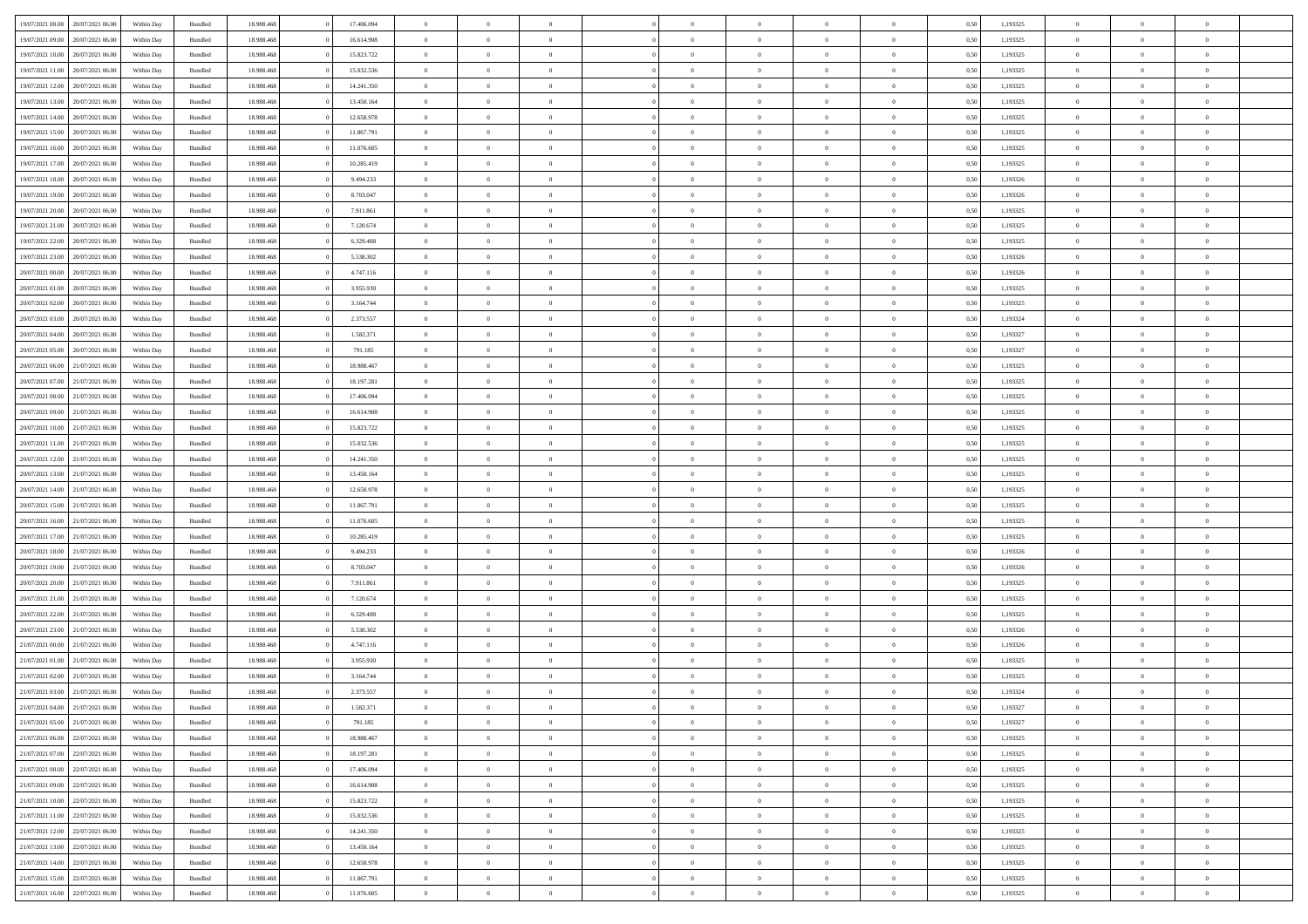| | | | | | | | | | | | | | | | | | | | | |
|---|---|---|---|---|---|---|---|---|---|---|---|---|---|---|---|---|---|---|---|---|
| 19/07/2021 08:00 | 20/07/2021 06:00 | Within Day | Bundled | 18.988.468 | 0 | 17.406.094 | 0 | 0 | 0 | | 0 | 0 | 0 | 0 | 0,50 | 1,193325 | 0 | 0 | 0 | |
| 19/07/2021 09:00 | 20/07/2021 06:00 | Within Day | Bundled | 18.988.468 | 0 | 16.614.908 | 0 | 0 | 0 | | 0 | 0 | 0 | 0 | 0,50 | 1,193325 | 0 | 0 | 0 | |
| 19/07/2021 10:00 | 20/07/2021 06:00 | Within Day | Bundled | 18.988.468 | 0 | 15.823.722 | 0 | 0 | 0 | | 0 | 0 | 0 | 0 | 0,50 | 1,193325 | 0 | 0 | 0 | |
| 19/07/2021 11:00 | 20/07/2021 06:00 | Within Day | Bundled | 18.988.468 | 0 | 15.032.536 | 0 | 0 | 0 | | 0 | 0 | 0 | 0 | 0,50 | 1,193325 | 0 | 0 | 0 | |
| 19/07/2021 12:00 | 20/07/2021 06:00 | Within Day | Bundled | 18.988.468 | 0 | 14.241.350 | 0 | 0 | 0 | | 0 | 0 | 0 | 0 | 0,50 | 1,193325 | 0 | 0 | 0 | |
| 19/07/2021 13:00 | 20/07/2021 06:00 | Within Day | Bundled | 18.988.468 | 0 | 13.450.164 | 0 | 0 | 0 | | 0 | 0 | 0 | 0 | 0,50 | 1,193325 | 0 | 0 | 0 | |
| 19/07/2021 14:00 | 20/07/2021 06:00 | Within Day | Bundled | 18.988.468 | 0 | 12.658.978 | 0 | 0 | 0 | | 0 | 0 | 0 | 0 | 0,50 | 1,193325 | 0 | 0 | 0 | |
| 19/07/2021 15:00 | 20/07/2021 06:00 | Within Day | Bundled | 18.988.468 | 0 | 11.867.791 | 0 | 0 | 0 | | 0 | 0 | 0 | 0 | 0,50 | 1,193325 | 0 | 0 | 0 | |
| 19/07/2021 16:00 | 20/07/2021 06:00 | Within Day | Bundled | 18.988.468 | 0 | 11.076.605 | 0 | 0 | 0 | | 0 | 0 | 0 | 0 | 0,50 | 1,193325 | 0 | 0 | 0 | |
| 19/07/2021 17:00 | 20/07/2021 06:00 | Within Day | Bundled | 18.988.468 | 0 | 10.285.419 | 0 | 0 | 0 | | 0 | 0 | 0 | 0 | 0,50 | 1,193325 | 0 | 0 | 0 | |
| 19/07/2021 18:00 | 20/07/2021 06:00 | Within Day | Bundled | 18.988.468 | 0 | 9.494.233 | 0 | 0 | 0 | | 0 | 0 | 0 | 0 | 0,50 | 1,193326 | 0 | 0 | 0 | |
| 19/07/2021 19:00 | 20/07/2021 06:00 | Within Day | Bundled | 18.988.468 | 0 | 8.703.047 | 0 | 0 | 0 | | 0 | 0 | 0 | 0 | 0,50 | 1,193326 | 0 | 0 | 0 | |
| 19/07/2021 20:00 | 20/07/2021 06:00 | Within Day | Bundled | 18.988.468 | 0 | 7.911.861 | 0 | 0 | 0 | | 0 | 0 | 0 | 0 | 0,50 | 1,193325 | 0 | 0 | 0 | |
| 19/07/2021 21:00 | 20/07/2021 06:00 | Within Day | Bundled | 18.988.468 | 0 | 7.120.674 | 0 | 0 | 0 | | 0 | 0 | 0 | 0 | 0,50 | 1,193325 | 0 | 0 | 0 | |
| 19/07/2021 22:00 | 20/07/2021 06:00 | Within Day | Bundled | 18.988.468 | 0 | 6.329.488 | 0 | 0 | 0 | | 0 | 0 | 0 | 0 | 0,50 | 1,193325 | 0 | 0 | 0 | |
| 19/07/2021 23:00 | 20/07/2021 06:00 | Within Day | Bundled | 18.988.468 | 0 | 5.538.302 | 0 | 0 | 0 | | 0 | 0 | 0 | 0 | 0,50 | 1,193326 | 0 | 0 | 0 | |
| 20/07/2021 00:00 | 20/07/2021 06:00 | Within Day | Bundled | 18.988.468 | 0 | 4.747.116 | 0 | 0 | 0 | | 0 | 0 | 0 | 0 | 0,50 | 1,193326 | 0 | 0 | 0 | |
| 20/07/2021 01:00 | 20/07/2021 06:00 | Within Day | Bundled | 18.988.468 | 0 | 3.955.930 | 0 | 0 | 0 | | 0 | 0 | 0 | 0 | 0,50 | 1,193325 | 0 | 0 | 0 | |
| 20/07/2021 02:00 | 20/07/2021 06:00 | Within Day | Bundled | 18.988.468 | 0 | 3.164.744 | 0 | 0 | 0 | | 0 | 0 | 0 | 0 | 0,50 | 1,193325 | 0 | 0 | 0 | |
| 20/07/2021 03:00 | 20/07/2021 06:00 | Within Day | Bundled | 18.988.468 | 0 | 2.373.557 | 0 | 0 | 0 | | 0 | 0 | 0 | 0 | 0,50 | 1,193324 | 0 | 0 | 0 | |
| 20/07/2021 04:00 | 20/07/2021 06:00 | Within Day | Bundled | 18.988.468 | 0 | 1.582.371 | 0 | 0 | 0 | | 0 | 0 | 0 | 0 | 0,50 | 1,193327 | 0 | 0 | 0 | |
| 20/07/2021 05:00 | 20/07/2021 06:00 | Within Day | Bundled | 18.988.468 | 0 | 791.185 | 0 | 0 | 0 | | 0 | 0 | 0 | 0 | 0,50 | 1,193327 | 0 | 0 | 0 | |
| 20/07/2021 06:00 | 21/07/2021 06:00 | Within Day | Bundled | 18.988.468 | 0 | 18.988.467 | 0 | 0 | 0 | | 0 | 0 | 0 | 0 | 0,50 | 1,193325 | 0 | 0 | 0 | |
| 20/07/2021 07:00 | 21/07/2021 06:00 | Within Day | Bundled | 18.988.468 | 0 | 18.197.281 | 0 | 0 | 0 | | 0 | 0 | 0 | 0 | 0,50 | 1,193325 | 0 | 0 | 0 | |
| 20/07/2021 08:00 | 21/07/2021 06:00 | Within Day | Bundled | 18.988.468 | 0 | 17.406.094 | 0 | 0 | 0 | | 0 | 0 | 0 | 0 | 0,50 | 1,193325 | 0 | 0 | 0 | |
| 20/07/2021 09:00 | 21/07/2021 06:00 | Within Day | Bundled | 18.988.468 | 0 | 16.614.908 | 0 | 0 | 0 | | 0 | 0 | 0 | 0 | 0,50 | 1,193325 | 0 | 0 | 0 | |
| 20/07/2021 10:00 | 21/07/2021 06:00 | Within Day | Bundled | 18.988.468 | 0 | 15.823.722 | 0 | 0 | 0 | | 0 | 0 | 0 | 0 | 0,50 | 1,193325 | 0 | 0 | 0 | |
| 20/07/2021 11:00 | 21/07/2021 06:00 | Within Day | Bundled | 18.988.468 | 0 | 15.032.536 | 0 | 0 | 0 | | 0 | 0 | 0 | 0 | 0,50 | 1,193325 | 0 | 0 | 0 | |
| 20/07/2021 12:00 | 21/07/2021 06:00 | Within Day | Bundled | 18.988.468 | 0 | 14.241.350 | 0 | 0 | 0 | | 0 | 0 | 0 | 0 | 0,50 | 1,193325 | 0 | 0 | 0 | |
| 20/07/2021 13:00 | 21/07/2021 06:00 | Within Day | Bundled | 18.988.468 | 0 | 13.450.164 | 0 | 0 | 0 | | 0 | 0 | 0 | 0 | 0,50 | 1,193325 | 0 | 0 | 0 | |
| 20/07/2021 14:00 | 21/07/2021 06:00 | Within Day | Bundled | 18.988.468 | 0 | 12.658.978 | 0 | 0 | 0 | | 0 | 0 | 0 | 0 | 0,50 | 1,193325 | 0 | 0 | 0 | |
| 20/07/2021 15:00 | 21/07/2021 06:00 | Within Day | Bundled | 18.988.468 | 0 | 11.867.791 | 0 | 0 | 0 | | 0 | 0 | 0 | 0 | 0,50 | 1,193325 | 0 | 0 | 0 | |
| 20/07/2021 16:00 | 21/07/2021 06:00 | Within Day | Bundled | 18.988.468 | 0 | 11.076.605 | 0 | 0 | 0 | | 0 | 0 | 0 | 0 | 0,50 | 1,193325 | 0 | 0 | 0 | |
| 20/07/2021 17:00 | 21/07/2021 06:00 | Within Day | Bundled | 18.988.468 | 0 | 10.285.419 | 0 | 0 | 0 | | 0 | 0 | 0 | 0 | 0,50 | 1,193325 | 0 | 0 | 0 | |
| 20/07/2021 18:00 | 21/07/2021 06:00 | Within Day | Bundled | 18.988.468 | 0 | 9.494.233 | 0 | 0 | 0 | | 0 | 0 | 0 | 0 | 0,50 | 1,193326 | 0 | 0 | 0 | |
| 20/07/2021 19:00 | 21/07/2021 06:00 | Within Day | Bundled | 18.988.468 | 0 | 8.703.047 | 0 | 0 | 0 | | 0 | 0 | 0 | 0 | 0,50 | 1,193326 | 0 | 0 | 0 | |
| 20/07/2021 20:00 | 21/07/2021 06:00 | Within Day | Bundled | 18.988.468 | 0 | 7.911.861 | 0 | 0 | 0 | | 0 | 0 | 0 | 0 | 0,50 | 1,193325 | 0 | 0 | 0 | |
| 20/07/2021 21:00 | 21/07/2021 06:00 | Within Day | Bundled | 18.988.468 | 0 | 7.120.674 | 0 | 0 | 0 | | 0 | 0 | 0 | 0 | 0,50 | 1,193325 | 0 | 0 | 0 | |
| 20/07/2021 22:00 | 21/07/2021 06:00 | Within Day | Bundled | 18.988.468 | 0 | 6.329.488 | 0 | 0 | 0 | | 0 | 0 | 0 | 0 | 0,50 | 1,193325 | 0 | 0 | 0 | |
| 20/07/2021 23:00 | 21/07/2021 06:00 | Within Day | Bundled | 18.988.468 | 0 | 5.538.302 | 0 | 0 | 0 | | 0 | 0 | 0 | 0 | 0,50 | 1,193326 | 0 | 0 | 0 | |
| 21/07/2021 00:00 | 21/07/2021 06:00 | Within Day | Bundled | 18.988.468 | 0 | 4.747.116 | 0 | 0 | 0 | | 0 | 0 | 0 | 0 | 0,50 | 1,193326 | 0 | 0 | 0 | |
| 21/07/2021 01:00 | 21/07/2021 06:00 | Within Day | Bundled | 18.988.468 | 0 | 3.955.930 | 0 | 0 | 0 | | 0 | 0 | 0 | 0 | 0,50 | 1,193325 | 0 | 0 | 0 | |
| 21/07/2021 02:00 | 21/07/2021 06:00 | Within Day | Bundled | 18.988.468 | 0 | 3.164.744 | 0 | 0 | 0 | | 0 | 0 | 0 | 0 | 0,50 | 1,193325 | 0 | 0 | 0 | |
| 21/07/2021 03:00 | 21/07/2021 06:00 | Within Day | Bundled | 18.988.468 | 0 | 2.373.557 | 0 | 0 | 0 | | 0 | 0 | 0 | 0 | 0,50 | 1,193324 | 0 | 0 | 0 | |
| 21/07/2021 04:00 | 21/07/2021 06:00 | Within Day | Bundled | 18.988.468 | 0 | 1.582.371 | 0 | 0 | 0 | | 0 | 0 | 0 | 0 | 0,50 | 1,193327 | 0 | 0 | 0 | |
| 21/07/2021 05:00 | 21/07/2021 06:00 | Within Day | Bundled | 18.988.468 | 0 | 791.185 | 0 | 0 | 0 | | 0 | 0 | 0 | 0 | 0,50 | 1,193327 | 0 | 0 | 0 | |
| 21/07/2021 06:00 | 22/07/2021 06:00 | Within Day | Bundled | 18.988.468 | 0 | 18.988.467 | 0 | 0 | 0 | | 0 | 0 | 0 | 0 | 0,50 | 1,193325 | 0 | 0 | 0 | |
| 21/07/2021 07:00 | 22/07/2021 06:00 | Within Day | Bundled | 18.988.468 | 0 | 18.197.281 | 0 | 0 | 0 | | 0 | 0 | 0 | 0 | 0,50 | 1,193325 | 0 | 0 | 0 | |
| 21/07/2021 08:00 | 22/07/2021 06:00 | Within Day | Bundled | 18.988.468 | 0 | 17.406.094 | 0 | 0 | 0 | | 0 | 0 | 0 | 0 | 0,50 | 1,193325 | 0 | 0 | 0 | |
| 21/07/2021 09:00 | 22/07/2021 06:00 | Within Day | Bundled | 18.988.468 | 0 | 16.614.908 | 0 | 0 | 0 | | 0 | 0 | 0 | 0 | 0,50 | 1,193325 | 0 | 0 | 0 | |
| 21/07/2021 10:00 | 22/07/2021 06:00 | Within Day | Bundled | 18.988.468 | 0 | 15.823.722 | 0 | 0 | 0 | | 0 | 0 | 0 | 0 | 0,50 | 1,193325 | 0 | 0 | 0 | |
| 21/07/2021 11:00 | 22/07/2021 06:00 | Within Day | Bundled | 18.988.468 | 0 | 15.032.536 | 0 | 0 | 0 | | 0 | 0 | 0 | 0 | 0,50 | 1,193325 | 0 | 0 | 0 | |
| 21/07/2021 12:00 | 22/07/2021 06:00 | Within Day | Bundled | 18.988.468 | 0 | 14.241.350 | 0 | 0 | 0 | | 0 | 0 | 0 | 0 | 0,50 | 1,193325 | 0 | 0 | 0 | |
| 21/07/2021 13:00 | 22/07/2021 06:00 | Within Day | Bundled | 18.988.468 | 0 | 13.450.164 | 0 | 0 | 0 | | 0 | 0 | 0 | 0 | 0,50 | 1,193325 | 0 | 0 | 0 | |
| 21/07/2021 14:00 | 22/07/2021 06:00 | Within Day | Bundled | 18.988.468 | 0 | 12.658.978 | 0 | 0 | 0 | | 0 | 0 | 0 | 0 | 0,50 | 1,193325 | 0 | 0 | 0 | |
| 21/07/2021 15:00 | 22/07/2021 06:00 | Within Day | Bundled | 18.988.468 | 0 | 11.867.791 | 0 | 0 | 0 | | 0 | 0 | 0 | 0 | 0,50 | 1,193325 | 0 | 0 | 0 | |
| 21/07/2021 16:00 | 22/07/2021 06:00 | Within Day | Bundled | 18.988.468 | 0 | 11.076.605 | 0 | 0 | 0 | | 0 | 0 | 0 | 0 | 0,50 | 1,193325 | 0 | 0 | 0 | |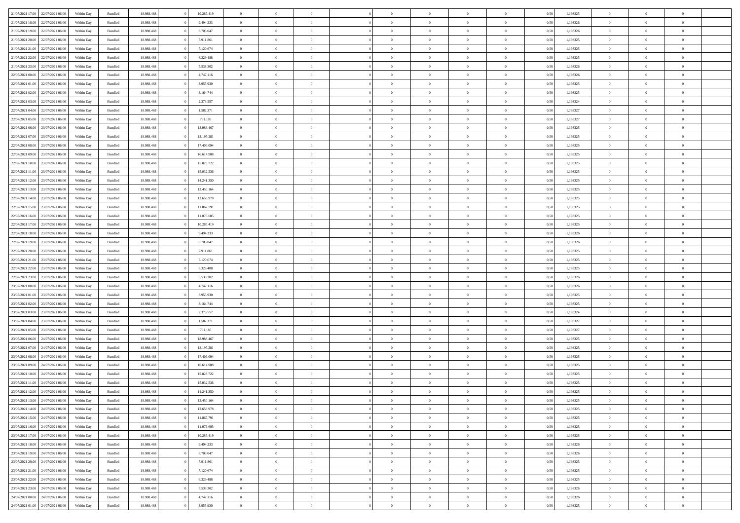| | | | | | | | | | | | | | | | | | | | | | |
|---|---|---|---|---|---|---|---|---|---|---|---|---|---|---|---|---|---|---|---|---|---|
| 21/07/2021 17:00 | 22/07/2021 06:00 | Within Day | Bundled | 18.988.468 | 0 | 10.285.419 | 0 | 0 | 0 | | 0 | 0 | 0 | 0 | 0,50 | 1,193325 | 0 | 0 | 0 | |
| 21/07/2021 18:00 | 22/07/2021 06:00 | Within Day | Bundled | 18.988.468 | 0 | 9.494.233 | 0 | 0 | 0 | | 0 | 0 | 0 | 0 | 0,50 | 1,193326 | 0 | 0 | 0 | |
| 21/07/2021 19:00 | 22/07/2021 06:00 | Within Day | Bundled | 18.988.468 | 0 | 8.703.047 | 0 | 0 | 0 | | 0 | 0 | 0 | 0 | 0,50 | 1,193326 | 0 | 0 | 0 | |
| 21/07/2021 20:00 | 22/07/2021 06:00 | Within Day | Bundled | 18.988.468 | 0 | 7.911.861 | 0 | 0 | 0 | | 0 | 0 | 0 | 0 | 0,50 | 1,193325 | 0 | 0 | 0 | |
| 21/07/2021 21:00 | 22/07/2021 06:00 | Within Day | Bundled | 18.988.468 | 0 | 7.120.674 | 0 | 0 | 0 | | 0 | 0 | 0 | 0 | 0,50 | 1,193325 | 0 | 0 | 0 | |
| 21/07/2021 22:00 | 22/07/2021 06:00 | Within Day | Bundled | 18.988.468 | 0 | 6.329.488 | 0 | 0 | 0 | | 0 | 0 | 0 | 0 | 0,50 | 1,193325 | 0 | 0 | 0 | |
| 21/07/2021 23:00 | 22/07/2021 06:00 | Within Day | Bundled | 18.988.468 | 0 | 5.538.302 | 0 | 0 | 0 | | 0 | 0 | 0 | 0 | 0,50 | 1,193326 | 0 | 0 | 0 | |
| 22/07/2021 00:00 | 22/07/2021 06:00 | Within Day | Bundled | 18.988.468 | 0 | 4.747.116 | 0 | 0 | 0 | | 0 | 0 | 0 | 0 | 0,50 | 1,193326 | 0 | 0 | 0 | |
| 22/07/2021 01:00 | 22/07/2021 06:00 | Within Day | Bundled | 18.988.468 | 0 | 3.955.930 | 0 | 0 | 0 | | 0 | 0 | 0 | 0 | 0,50 | 1,193325 | 0 | 0 | 0 | |
| 22/07/2021 02:00 | 22/07/2021 06:00 | Within Day | Bundled | 18.988.468 | 0 | 3.164.744 | 0 | 0 | 0 | | 0 | 0 | 0 | 0 | 0,50 | 1,193325 | 0 | 0 | 0 | |
| 22/07/2021 03:00 | 22/07/2021 06:00 | Within Day | Bundled | 18.988.468 | 0 | 2.373.557 | 0 | 0 | 0 | | 0 | 0 | 0 | 0 | 0,50 | 1,193324 | 0 | 0 | 0 | |
| 22/07/2021 04:00 | 22/07/2021 06:00 | Within Day | Bundled | 18.988.468 | 0 | 1.582.371 | 0 | 0 | 0 | | 0 | 0 | 0 | 0 | 0,50 | 1,193327 | 0 | 0 | 0 | |
| 22/07/2021 05:00 | 22/07/2021 06:00 | Within Day | Bundled | 18.988.468 | 0 | 791.185 | 0 | 0 | 0 | | 0 | 0 | 0 | 0 | 0,50 | 1,193327 | 0 | 0 | 0 | |
| 22/07/2021 06:00 | 23/07/2021 06:00 | Within Day | Bundled | 18.988.468 | 0 | 18.988.467 | 0 | 0 | 0 | | 0 | 0 | 0 | 0 | 0,50 | 1,193325 | 0 | 0 | 0 | |
| 22/07/2021 07:00 | 23/07/2021 06:00 | Within Day | Bundled | 18.988.468 | 0 | 18.197.281 | 0 | 0 | 0 | | 0 | 0 | 0 | 0 | 0,50 | 1,193325 | 0 | 0 | 0 | |
| 22/07/2021 08:00 | 23/07/2021 06:00 | Within Day | Bundled | 18.988.468 | 0 | 17.406.094 | 0 | 0 | 0 | | 0 | 0 | 0 | 0 | 0,50 | 1,193325 | 0 | 0 | 0 | |
| 22/07/2021 09:00 | 23/07/2021 06:00 | Within Day | Bundled | 18.988.468 | 0 | 16.614.908 | 0 | 0 | 0 | | 0 | 0 | 0 | 0 | 0,50 | 1,193325 | 0 | 0 | 0 | |
| 22/07/2021 10:00 | 23/07/2021 06:00 | Within Day | Bundled | 18.988.468 | 0 | 15.823.722 | 0 | 0 | 0 | | 0 | 0 | 0 | 0 | 0,50 | 1,193325 | 0 | 0 | 0 | |
| 22/07/2021 11:00 | 23/07/2021 06:00 | Within Day | Bundled | 18.988.468 | 0 | 15.032.536 | 0 | 0 | 0 | | 0 | 0 | 0 | 0 | 0,50 | 1,193325 | 0 | 0 | 0 | |
| 22/07/2021 12:00 | 23/07/2021 06:00 | Within Day | Bundled | 18.988.468 | 0 | 14.241.350 | 0 | 0 | 0 | | 0 | 0 | 0 | 0 | 0,50 | 1,193325 | 0 | 0 | 0 | |
| 22/07/2021 13:00 | 23/07/2021 06:00 | Within Day | Bundled | 18.988.468 | 0 | 13.450.164 | 0 | 0 | 0 | | 0 | 0 | 0 | 0 | 0,50 | 1,193325 | 0 | 0 | 0 | |
| 22/07/2021 14:00 | 23/07/2021 06:00 | Within Day | Bundled | 18.988.468 | 0 | 12.658.978 | 0 | 0 | 0 | | 0 | 0 | 0 | 0 | 0,50 | 1,193325 | 0 | 0 | 0 | |
| 22/07/2021 15:00 | 23/07/2021 06:00 | Within Day | Bundled | 18.988.468 | 0 | 11.867.791 | 0 | 0 | 0 | | 0 | 0 | 0 | 0 | 0,50 | 1,193325 | 0 | 0 | 0 | |
| 22/07/2021 16:00 | 23/07/2021 06:00 | Within Day | Bundled | 18.988.468 | 0 | 11.076.605 | 0 | 0 | 0 | | 0 | 0 | 0 | 0 | 0,50 | 1,193325 | 0 | 0 | 0 | |
| 22/07/2021 17:00 | 23/07/2021 06:00 | Within Day | Bundled | 18.988.468 | 0 | 10.285.419 | 0 | 0 | 0 | | 0 | 0 | 0 | 0 | 0,50 | 1,193325 | 0 | 0 | 0 | |
| 22/07/2021 18:00 | 23/07/2021 06:00 | Within Day | Bundled | 18.988.468 | 0 | 9.494.233 | 0 | 0 | 0 | | 0 | 0 | 0 | 0 | 0,50 | 1,193326 | 0 | 0 | 0 | |
| 22/07/2021 19:00 | 23/07/2021 06:00 | Within Day | Bundled | 18.988.468 | 0 | 8.703.047 | 0 | 0 | 0 | | 0 | 0 | 0 | 0 | 0,50 | 1,193326 | 0 | 0 | 0 | |
| 22/07/2021 20:00 | 23/07/2021 06:00 | Within Day | Bundled | 18.988.468 | 0 | 7.911.861 | 0 | 0 | 0 | | 0 | 0 | 0 | 0 | 0,50 | 1,193325 | 0 | 0 | 0 | |
| 22/07/2021 21:00 | 23/07/2021 06:00 | Within Day | Bundled | 18.988.468 | 0 | 7.120.674 | 0 | 0 | 0 | | 0 | 0 | 0 | 0 | 0,50 | 1,193325 | 0 | 0 | 0 | |
| 22/07/2021 22:00 | 23/07/2021 06:00 | Within Day | Bundled | 18.988.468 | 0 | 6.329.488 | 0 | 0 | 0 | | 0 | 0 | 0 | 0 | 0,50 | 1,193325 | 0 | 0 | 0 | |
| 22/07/2021 23:00 | 23/07/2021 06:00 | Within Day | Bundled | 18.988.468 | 0 | 5.538.302 | 0 | 0 | 0 | | 0 | 0 | 0 | 0 | 0,50 | 1,193326 | 0 | 0 | 0 | |
| 23/07/2021 00:00 | 23/07/2021 06:00 | Within Day | Bundled | 18.988.468 | 0 | 4.747.116 | 0 | 0 | 0 | | 0 | 0 | 0 | 0 | 0,50 | 1,193326 | 0 | 0 | 0 | |
| 23/07/2021 01:00 | 23/07/2021 06:00 | Within Day | Bundled | 18.988.468 | 0 | 3.955.930 | 0 | 0 | 0 | | 0 | 0 | 0 | 0 | 0,50 | 1,193325 | 0 | 0 | 0 | |
| 23/07/2021 02:00 | 23/07/2021 06:00 | Within Day | Bundled | 18.988.468 | 0 | 3.164.744 | 0 | 0 | 0 | | 0 | 0 | 0 | 0 | 0,50 | 1,193325 | 0 | 0 | 0 | |
| 23/07/2021 03:00 | 23/07/2021 06:00 | Within Day | Bundled | 18.988.468 | 0 | 2.373.557 | 0 | 0 | 0 | | 0 | 0 | 0 | 0 | 0,50 | 1,193324 | 0 | 0 | 0 | |
| 23/07/2021 04:00 | 23/07/2021 06:00 | Within Day | Bundled | 18.988.468 | 0 | 1.582.371 | 0 | 0 | 0 | | 0 | 0 | 0 | 0 | 0,50 | 1,193327 | 0 | 0 | 0 | |
| 23/07/2021 05:00 | 23/07/2021 06:00 | Within Day | Bundled | 18.988.468 | 0 | 791.185 | 0 | 0 | 0 | | 0 | 0 | 0 | 0 | 0,50 | 1,193327 | 0 | 0 | 0 | |
| 23/07/2021 06:00 | 24/07/2021 06:00 | Within Day | Bundled | 18.988.468 | 0 | 18.988.467 | 0 | 0 | 0 | | 0 | 0 | 0 | 0 | 0,50 | 1,193325 | 0 | 0 | 0 | |
| 23/07/2021 07:00 | 24/07/2021 06:00 | Within Day | Bundled | 18.988.468 | 0 | 18.197.281 | 0 | 0 | 0 | | 0 | 0 | 0 | 0 | 0,50 | 1,193325 | 0 | 0 | 0 | |
| 23/07/2021 08:00 | 24/07/2021 06:00 | Within Day | Bundled | 18.988.468 | 0 | 17.406.094 | 0 | 0 | 0 | | 0 | 0 | 0 | 0 | 0,50 | 1,193325 | 0 | 0 | 0 | |
| 23/07/2021 09:00 | 24/07/2021 06:00 | Within Day | Bundled | 18.988.468 | 0 | 16.614.908 | 0 | 0 | 0 | | 0 | 0 | 0 | 0 | 0,50 | 1,193325 | 0 | 0 | 0 | |
| 23/07/2021 10:00 | 24/07/2021 06:00 | Within Day | Bundled | 18.988.468 | 0 | 15.823.722 | 0 | 0 | 0 | | 0 | 0 | 0 | 0 | 0,50 | 1,193325 | 0 | 0 | 0 | |
| 23/07/2021 11:00 | 24/07/2021 06:00 | Within Day | Bundled | 18.988.468 | 0 | 15.032.536 | 0 | 0 | 0 | | 0 | 0 | 0 | 0 | 0,50 | 1,193325 | 0 | 0 | 0 | |
| 23/07/2021 12:00 | 24/07/2021 06:00 | Within Day | Bundled | 18.988.468 | 0 | 14.241.350 | 0 | 0 | 0 | | 0 | 0 | 0 | 0 | 0,50 | 1,193325 | 0 | 0 | 0 | |
| 23/07/2021 13:00 | 24/07/2021 06:00 | Within Day | Bundled | 18.988.468 | 0 | 13.450.164 | 0 | 0 | 0 | | 0 | 0 | 0 | 0 | 0,50 | 1,193325 | 0 | 0 | 0 | |
| 23/07/2021 14:00 | 24/07/2021 06:00 | Within Day | Bundled | 18.988.468 | 0 | 12.658.978 | 0 | 0 | 0 | | 0 | 0 | 0 | 0 | 0,50 | 1,193325 | 0 | 0 | 0 | |
| 23/07/2021 15:00 | 24/07/2021 06:00 | Within Day | Bundled | 18.988.468 | 0 | 11.867.791 | 0 | 0 | 0 | | 0 | 0 | 0 | 0 | 0,50 | 1,193325 | 0 | 0 | 0 | |
| 23/07/2021 16:00 | 24/07/2021 06:00 | Within Day | Bundled | 18.988.468 | 0 | 11.076.605 | 0 | 0 | 0 | | 0 | 0 | 0 | 0 | 0,50 | 1,193325 | 0 | 0 | 0 | |
| 23/07/2021 17:00 | 24/07/2021 06:00 | Within Day | Bundled | 18.988.468 | 0 | 10.285.419 | 0 | 0 | 0 | | 0 | 0 | 0 | 0 | 0,50 | 1,193325 | 0 | 0 | 0 | |
| 23/07/2021 18:00 | 24/07/2021 06:00 | Within Day | Bundled | 18.988.468 | 0 | 9.494.233 | 0 | 0 | 0 | | 0 | 0 | 0 | 0 | 0,50 | 1,193326 | 0 | 0 | 0 | |
| 23/07/2021 19:00 | 24/07/2021 06:00 | Within Day | Bundled | 18.988.468 | 0 | 8.703.047 | 0 | 0 | 0 | | 0 | 0 | 0 | 0 | 0,50 | 1,193326 | 0 | 0 | 0 | |
| 23/07/2021 20:00 | 24/07/2021 06:00 | Within Day | Bundled | 18.988.468 | 0 | 7.911.861 | 0 | 0 | 0 | | 0 | 0 | 0 | 0 | 0,50 | 1,193325 | 0 | 0 | 0 | |
| 23/07/2021 21:00 | 24/07/2021 06:00 | Within Day | Bundled | 18.988.468 | 0 | 7.120.674 | 0 | 0 | 0 | | 0 | 0 | 0 | 0 | 0,50 | 1,193325 | 0 | 0 | 0 | |
| 23/07/2021 22:00 | 24/07/2021 06:00 | Within Day | Bundled | 18.988.468 | 0 | 6.329.488 | 0 | 0 | 0 | | 0 | 0 | 0 | 0 | 0,50 | 1,193325 | 0 | 0 | 0 | |
| 23/07/2021 23:00 | 24/07/2021 06:00 | Within Day | Bundled | 18.988.468 | 0 | 5.538.302 | 0 | 0 | 0 | | 0 | 0 | 0 | 0 | 0,50 | 1,193326 | 0 | 0 | 0 | |
| 24/07/2021 00:00 | 24/07/2021 06:00 | Within Day | Bundled | 18.988.468 | 0 | 4.747.116 | 0 | 0 | 0 | | 0 | 0 | 0 | 0 | 0,50 | 1,193326 | 0 | 0 | 0 | |
| 24/07/2021 01:00 | 24/07/2021 06:00 | Within Day | Bundled | 18.988.468 | 0 | 3.955.930 | 0 | 0 | 0 | | 0 | 0 | 0 | 0 | 0,50 | 1,193325 | 0 | 0 | 0 | |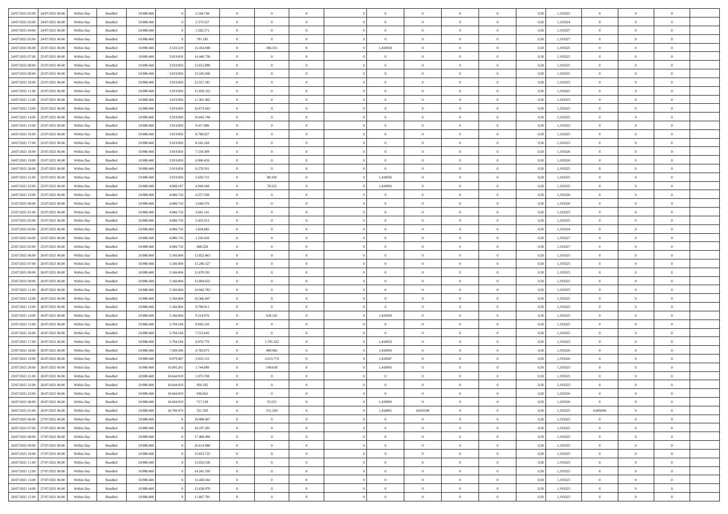| | | | | | | | | | | | | | | | | | | | | | |
|---|---|---|---|---|---|---|---|---|---|---|---|---|---|---|---|---|---|---|---|---|---|
| 24/07/2021 02:00 | 24/07/2021 06:00 | Within Day | Bundled | 18.988.468 | 0 | 3.164.744 | 0 | 0 | 0 | | 0 | 0 | 0 | 0 | 0,50 | 1,193325 | 0 | 0 | 0 | |
| 24/07/2021 03:00 | 24/07/2021 06:00 | Within Day | Bundled | 18.988.468 | 0 | 2.373.557 | 0 | 0 | 0 | | 0 | 0 | 0 | 0 | 0,50 | 1,193324 | 0 | 0 | 0 | |
| 24/07/2021 04:00 | 24/07/2021 06:00 | Within Day | Bundled | 18.988.468 | 0 | 1.582.371 | 0 | 0 | 0 | | 0 | 0 | 0 | 0 | 0,50 | 1,193327 | 0 | 0 | 0 | |
| 24/07/2021 05:00 | 24/07/2021 06:00 | Within Day | Bundled | 18.988.468 | 0 | 791.185 | 0 | 0 | 0 | | 0 | 0 | 0 | 0 | 0,50 | 1,193327 | 0 | 0 | 0 | |
| 24/07/2021 06:00 | 25/07/2021 06:00 | Within Day | Bundled | 18.988.468 | 3.533.519 | 15.454.948 | 0 | 386.331 | 0 | | 1,418950 | 0 | 0 | 0 | 0,50 | 1,193325 | 0 | 0 | 0 | |
| 24/07/2021 07:00 | 25/07/2021 06:00 | Within Day | Bundled | 18.988.468 | 3.919.850 | 14.440.758 | 0 | 0 | 0 | | 0 | 0 | 0 | 0 | 0,50 | 1,193325 | 0 | 0 | 0 | |
| 24/07/2021 08:00 | 25/07/2021 06:00 | Within Day | Bundled | 18.988.468 | 3.919.850 | 13.812.899 | 0 | 0 | 0 | | 0 | 0 | 0 | 0 | 0,50 | 1,193325 | 0 | 0 | 0 | |
| 24/07/2021 09:00 | 25/07/2021 06:00 | Within Day | Bundled | 18.988.468 | 3.919.850 | 13.185.040 | 0 | 0 | 0 | | 0 | 0 | 0 | 0 | 0,50 | 1,193325 | 0 | 0 | 0 | |
| 24/07/2021 10:00 | 25/07/2021 06:00 | Within Day | Bundled | 18.988.468 | 3.919.850 | 12.557.181 | 0 | 0 | 0 | | 0 | 0 | 0 | 0 | 0,50 | 1,193325 | 0 | 0 | 0 | |
| 24/07/2021 11:00 | 25/07/2021 06:00 | Within Day | Bundled | 18.988.468 | 3.919.850 | 11.929.322 | 0 | 0 | 0 | | 0 | 0 | 0 | 0 | 0,50 | 1,193325 | 0 | 0 | 0 | |
| 24/07/2021 12:00 | 25/07/2021 06:00 | Within Day | Bundled | 18.988.468 | 3.919.850 | 11.301.462 | 0 | 0 | 0 | | 0 | 0 | 0 | 0 | 0,50 | 1,193325 | 0 | 0 | 0 | |
| 24/07/2021 13:00 | 25/07/2021 06:00 | Within Day | Bundled | 18.988.468 | 3.919.850 | 10.673.603 | 0 | 0 | 0 | | 0 | 0 | 0 | 0 | 0,50 | 1,193325 | 0 | 0 | 0 | |
| 24/07/2021 14:00 | 25/07/2021 06:00 | Within Day | Bundled | 18.988.468 | 3.919.850 | 10.045.744 | 0 | 0 | 0 | | 0 | 0 | 0 | 0 | 0,50 | 1,193325 | 0 | 0 | 0 | |
| 24/07/2021 15:00 | 25/07/2021 06:00 | Within Day | Bundled | 18.988.468 | 3.919.850 | 9.417.886 | 0 | 0 | 0 | | 0 | 0 | 0 | 0 | 0,50 | 1,193325 | 0 | 0 | 0 | |
| 24/07/2021 16:00 | 25/07/2021 06:00 | Within Day | Bundled | 18.988.468 | 3.919.850 | 8.790.027 | 0 | 0 | 0 | | 0 | 0 | 0 | 0 | 0,50 | 1,193325 | 0 | 0 | 0 | |
| 24/07/2021 17:00 | 25/07/2021 06:00 | Within Day | Bundled | 18.988.468 | 3.919.850 | 8.162.168 | 0 | 0 | 0 | | 0 | 0 | 0 | 0 | 0,50 | 1,193325 | 0 | 0 | 0 | |
| 24/07/2021 18:00 | 25/07/2021 06:00 | Within Day | Bundled | 18.988.468 | 3.919.850 | 7.534.309 | 0 | 0 | 0 | | 0 | 0 | 0 | 0 | 0,50 | 1,193326 | 0 | 0 | 0 | |
| 24/07/2021 19:00 | 25/07/2021 06:00 | Within Day | Bundled | 18.988.468 | 3.919.850 | 6.906.450 | 0 | 0 | 0 | | 0 | 0 | 0 | 0 | 0,50 | 1,193326 | 0 | 0 | 0 | |
| 24/07/2021 20:00 | 25/07/2021 06:00 | Within Day | Bundled | 18.988.468 | 3.919.850 | 6.278.591 | 0 | 0 | 0 | | 0 | 0 | 0 | 0 | 0,50 | 1,193325 | 0 | 0 | 0 | |
| 24/07/2021 21:00 | 25/07/2021 06:00 | Within Day | Bundled | 18.988.468 | 3.919.850 | 5.650.731 | 0 | 88.338 | 0 | | 1,418936 | 0 | 0 | 0 | 0,50 | 1,193325 | 0 | 0 | 0 | |
| 24/07/2021 22:00 | 25/07/2021 06:00 | Within Day | Bundled | 18.988.468 | 4.008.187 | 4.944.349 | 0 | 78.523 | 0 | | 1,418992 | 0 | 0 | 0 | 0,50 | 1,193325 | 0 | 0 | 0 | |
| 24/07/2021 23:00 | 25/07/2021 06:00 | Within Day | Bundled | 18.988.468 | 4.086.710 | 4.257.598 | 0 | 0 | 0 | | 0 | 0 | 0 | 0 | 0,50 | 1,193326 | 0 | 0 | 0 | |
| 25/07/2021 00:00 | 25/07/2021 06:00 | Within Day | Bundled | 18.988.468 | 4.086.710 | 3.649.370 | 0 | 0 | 0 | | 0 | 0 | 0 | 0 | 0,50 | 1,193326 | 0 | 0 | 0 | |
| 25/07/2021 01:00 | 25/07/2021 06:00 | Within Day | Bundled | 18.988.468 | 4.086.710 | 3.041.141 | 0 | 0 | 0 | | 0 | 0 | 0 | 0 | 0,50 | 1,193325 | 0 | 0 | 0 | |
| 25/07/2021 02:00 | 25/07/2021 06:00 | Within Day | Bundled | 18.988.468 | 4.086.710 | 2.432.913 | 0 | 0 | 0 | | 0 | 0 | 0 | 0 | 0,50 | 1,193325 | 0 | 0 | 0 | |
| 25/07/2021 03:00 | 25/07/2021 06:00 | Within Day | Bundled | 18.988.468 | 4.086.710 | 1.824.685 | 0 | 0 | 0 | | 0 | 0 | 0 | 0 | 0,50 | 1,193324 | 0 | 0 | 0 | |
| 25/07/2021 04:00 | 25/07/2021 06:00 | Within Day | Bundled | 18.988.468 | 4.086.710 | 1.216.456 | 0 | 0 | 0 | | 0 | 0 | 0 | 0 | 0,50 | 1,193327 | 0 | 0 | 0 | |
| 25/07/2021 05:00 | 25/07/2021 06:00 | Within Day | Bundled | 18.988.468 | 4.086.710 | 608.228 | 0 | 0 | 0 | | 0 | 0 | 0 | 0 | 0,50 | 1,193327 | 0 | 0 | 0 | |
| 25/07/2021 06:00 | 26/07/2021 06:00 | Within Day | Bundled | 18.988.468 | 5.166.004 | 13.822.463 | 0 | 0 | 0 | | 0 | 0 | 0 | 0 | 0,50 | 1,193325 | 0 | 0 | 0 | |
| 25/07/2021 07:00 | 26/07/2021 06:00 | Within Day | Bundled | 18.988.468 | 5.166.004 | 13.246.527 | 0 | 0 | 0 | | 0 | 0 | 0 | 0 | 0,50 | 1,193325 | 0 | 0 | 0 | |
| 25/07/2021 08:00 | 26/07/2021 06:00 | Within Day | Bundled | 18.988.468 | 5.166.004 | 12.670.591 | 0 | 0 | 0 | | 0 | 0 | 0 | 0 | 0,50 | 1,193325 | 0 | 0 | 0 | |
| 25/07/2021 09:00 | 26/07/2021 06:00 | Within Day | Bundled | 18.988.468 | 5.166.004 | 12.094.655 | 0 | 0 | 0 | | 0 | 0 | 0 | 0 | 0,50 | 1,193325 | 0 | 0 | 0 | |
| 25/07/2021 11:00 | 26/07/2021 06:00 | Within Day | Bundled | 18.988.468 | 5.166.004 | 10.942.783 | 0 | 0 | 0 | | 0 | 0 | 0 | 0 | 0,50 | 1,193325 | 0 | 0 | 0 | |
| 25/07/2021 12:00 | 26/07/2021 06:00 | Within Day | Bundled | 18.988.468 | 5.166.004 | 10.366.847 | 0 | 0 | 0 | | 0 | 0 | 0 | 0 | 0,50 | 1,193325 | 0 | 0 | 0 | |
| 25/07/2021 13:00 | 26/07/2021 06:00 | Within Day | Bundled | 18.988.468 | 5.166.004 | 9.790.911 | 0 | 0 | 0 | | 0 | 0 | 0 | 0 | 0,50 | 1,193325 | 0 | 0 | 0 | |
| 25/07/2021 14:00 | 26/07/2021 06:00 | Within Day | Bundled | 18.988.468 | 5.166.004 | 9.214.976 | 0 | 628.181 | 0 | | 1,418929 | 0 | 0 | 0 | 0,50 | 1,193325 | 0 | 0 | 0 | |
| 25/07/2021 15:00 | 26/07/2021 06:00 | Within Day | Bundled | 18.988.468 | 5.794.184 | 8.050.120 | 0 | 0 | 0 | | 0 | 0 | 0 | 0 | 0,50 | 1,193325 | 0 | 0 | 0 | |
| 25/07/2021 16:00 | 26/07/2021 06:00 | Within Day | Bundled | 18.988.468 | 5.794.184 | 7.513.445 | 0 | 0 | 0 | | 0 | 0 | 0 | 0 | 0,50 | 1,193325 | 0 | 0 | 0 | |
| 25/07/2021 17:00 | 26/07/2021 06:00 | Within Day | Bundled | 18.988.468 | 5.794.184 | 6.976.770 | 0 | 1.795.322 | 0 | | 1,418953 | 0 | 0 | 0 | 0,50 | 1,193325 | 0 | 0 | 0 | |
| 25/07/2021 18:00 | 26/07/2021 06:00 | Within Day | Bundled | 18.988.468 | 7.589.506 | 4.782.875 | 0 | 489.982 | 0 | | 1,418993 | 0 | 0 | 0 | 0,50 | 1,193326 | 0 | 0 | 0 | |
| 25/07/2021 19:00 | 26/07/2021 06:00 | Within Day | Bundled | 18.988.468 | 8.079.487 | 3.935.153 | 0 | 2.015.774 | 0 | | 1,418947 | 0 | 0 | 0 | 0,50 | 1,193326 | 0 | 0 | 0 | |
| 25/07/2021 20:00 | 26/07/2021 06:00 | Within Day | Bundled | 18.988.468 | 10.095.261 | 1.744.890 | 0 | 549.658 | 0 | | 1,418993 | 0 | 0 | 0 | 0,50 | 1,193325 | 0 | 0 | 0 | |
| 25/07/2021 21:00 | 26/07/2021 06:00 | Within Day | Bundled | 18.988.468 | 10.644.919 | 1.075.708 | 0 | 0 | 0 | | 0 | 0 | 0 | 0 | 0,50 | 1,193325 | 0 | 0 | 0 | |
| 25/07/2021 22:00 | 26/07/2021 06:00 | Within Day | Bundled | 18.988.468 | 10.644.919 | 956.185 | 0 | 0 | 0 | | 0 | 0 | 0 | 0 | 0,50 | 1,193325 | 0 | 0 | 0 | |
| 25/07/2021 23:00 | 26/07/2021 06:00 | Within Day | Bundled | 18.988.468 | 10.644.919 | 836.662 | 0 | 0 | 0 | | 0 | 0 | 0 | 0 | 0,50 | 1,193326 | 0 | 0 | 0 | |
| 26/07/2021 00:00 | 26/07/2021 06:00 | Within Day | Bundled | 18.988.468 | 10.644.919 | 717.139 | 0 | 55.555 | 0 | | 1,418993 | 0 | 0 | 0 | 0,50 | 1,193326 | 0 | 0 | 0 | |
| 26/07/2021 01:00 | 26/07/2021 06:00 | Within Day | Bundled | 18.988.468 | 10.700.474 | 551.320 | 0 | 551.320 | 0 | | 1,418891 | 0,010188 | 0 | 0 | 0,50 | 1,193325 | 0,005094 | 0 | 0 | |
| 26/07/2021 06:00 | 27/07/2021 06:00 | Within Day | Bundled | 18.988.468 | 0 | 18.988.467 | 0 | 0 | 0 | | 0 | 0 | 0 | 0 | 0,50 | 1,193325 | 0 | 0 | 0 | |
| 26/07/2021 07:00 | 27/07/2021 06:00 | Within Day | Bundled | 18.988.468 | 0 | 18.197.281 | 0 | 0 | 0 | | 0 | 0 | 0 | 0 | 0,50 | 1,193325 | 0 | 0 | 0 | |
| 26/07/2021 08:00 | 27/07/2021 06:00 | Within Day | Bundled | 18.988.468 | 0 | 17.406.094 | 0 | 0 | 0 | | 0 | 0 | 0 | 0 | 0,50 | 1,193325 | 0 | 0 | 0 | |
| 26/07/2021 09:00 | 27/07/2021 06:00 | Within Day | Bundled | 18.988.468 | 0 | 16.614.908 | 0 | 0 | 0 | | 0 | 0 | 0 | 0 | 0,50 | 1,193325 | 0 | 0 | 0 | |
| 26/07/2021 10:00 | 27/07/2021 06:00 | Within Day | Bundled | 18.988.468 | 0 | 15.823.722 | 0 | 0 | 0 | | 0 | 0 | 0 | 0 | 0,50 | 1,193325 | 0 | 0 | 0 | |
| 26/07/2021 11:00 | 27/07/2021 06:00 | Within Day | Bundled | 18.988.468 | 0 | 15.032.536 | 0 | 0 | 0 | | 0 | 0 | 0 | 0 | 0,50 | 1,193325 | 0 | 0 | 0 | |
| 26/07/2021 12:00 | 27/07/2021 06:00 | Within Day | Bundled | 18.988.468 | 0 | 14.241.350 | 0 | 0 | 0 | | 0 | 0 | 0 | 0 | 0,50 | 1,193325 | 0 | 0 | 0 | |
| 26/07/2021 13:00 | 27/07/2021 06:00 | Within Day | Bundled | 18.988.468 | 0 | 13.450.164 | 0 | 0 | 0 | | 0 | 0 | 0 | 0 | 0,50 | 1,193325 | 0 | 0 | 0 | |
| 26/07/2021 14:00 | 27/07/2021 06:00 | Within Day | Bundled | 18.988.468 | 0 | 12.658.978 | 0 | 0 | 0 | | 0 | 0 | 0 | 0 | 0,50 | 1,193325 | 0 | 0 | 0 | |
| 26/07/2021 15:00 | 27/07/2021 06:00 | Within Day | Bundled | 18.988.468 | 0 | 11.867.791 | 0 | 0 | 0 | | 0 | 0 | 0 | 0 | 0,50 | 1,193325 | 0 | 0 | 0 | |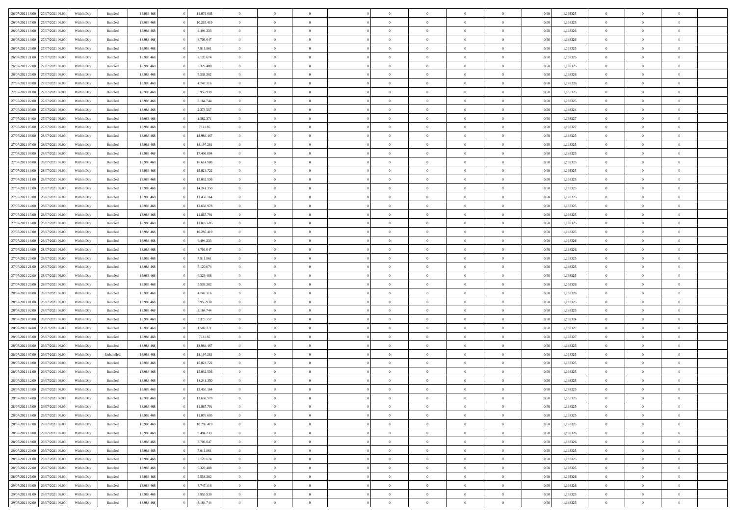| | | | | | | | | | | | | | | | | | | | | | |
|---|---|---|---|---|---|---|---|---|---|---|---|---|---|---|---|---|---|---|---|---|---|
| 26/07/2021 16.00 | 27/07/2021 06.00 | Within Day | Bundled | 18.988.468 | 0 | 11.076.605 | 0 | 0 | 0 | | 0 | 0 | 0 | 0 | 0,50 | 1,193325 | 0 | 0 | 0 | | |
| 26/07/2021 17.00 | 27/07/2021 06.00 | Within Day | Bundled | 18.988.468 | 0 | 10.285.419 | 0 | 0 | 0 | | 0 | 0 | 0 | 0 | 0,50 | 1,193325 | 0 | 0 | 0 | | |
| 26/07/2021 18.00 | 27/07/2021 06.00 | Within Day | Bundled | 18.988.468 | 0 | 9.494.233 | 0 | 0 | 0 | | 0 | 0 | 0 | 0 | 0,50 | 1,193326 | 0 | 0 | 0 | | |
| 26/07/2021 19.00 | 27/07/2021 06.00 | Within Day | Bundled | 18.988.468 | 0 | 8.703.047 | 0 | 0 | 0 | | 0 | 0 | 0 | 0 | 0,50 | 1,193326 | 0 | 0 | 0 | | |
| 26/07/2021 20.00 | 27/07/2021 06.00 | Within Day | Bundled | 18.988.468 | 0 | 7.911.861 | 0 | 0 | 0 | | 0 | 0 | 0 | 0 | 0,50 | 1,193325 | 0 | 0 | 0 | | |
| 26/07/2021 21.00 | 27/07/2021 06.00 | Within Day | Bundled | 18.988.468 | 0 | 7.120.674 | 0 | 0 | 0 | | 0 | 0 | 0 | 0 | 0,50 | 1,193325 | 0 | 0 | 0 | | |
| 26/07/2021 22.00 | 27/07/2021 06.00 | Within Day | Bundled | 18.988.468 | 0 | 6.329.488 | 0 | 0 | 0 | | 0 | 0 | 0 | 0 | 0,50 | 1,193325 | 0 | 0 | 0 | | |
| 26/07/2021 23.00 | 27/07/2021 06.00 | Within Day | Bundled | 18.988.468 | 0 | 5.538.302 | 0 | 0 | 0 | | 0 | 0 | 0 | 0 | 0,50 | 1,193326 | 0 | 0 | 0 | | |
| 27/07/2021 00.00 | 27/07/2021 06.00 | Within Day | Bundled | 18.988.468 | 0 | 4.747.116 | 0 | 0 | 0 | | 0 | 0 | 0 | 0 | 0,50 | 1,193326 | 0 | 0 | 0 | | |
| 27/07/2021 01.00 | 27/07/2021 06.00 | Within Day | Bundled | 18.988.468 | 0 | 3.955.930 | 0 | 0 | 0 | | 0 | 0 | 0 | 0 | 0,50 | 1,193325 | 0 | 0 | 0 | | |
| 27/07/2021 02.00 | 27/07/2021 06.00 | Within Day | Bundled | 18.988.468 | 0 | 3.164.744 | 0 | 0 | 0 | | 0 | 0 | 0 | 0 | 0,50 | 1,193325 | 0 | 0 | 0 | | |
| 27/07/2021 03.00 | 27/07/2021 06.00 | Within Day | Bundled | 18.988.468 | 0 | 2.373.557 | 0 | 0 | 0 | | 0 | 0 | 0 | 0 | 0,50 | 1,193324 | 0 | 0 | 0 | | |
| 27/07/2021 04.00 | 27/07/2021 06.00 | Within Day | Bundled | 18.988.468 | 0 | 1.582.371 | 0 | 0 | 0 | | 0 | 0 | 0 | 0 | 0,50 | 1,193327 | 0 | 0 | 0 | | |
| 27/07/2021 05.00 | 27/07/2021 06.00 | Within Day | Bundled | 18.988.468 | 0 | 791.185 | 0 | 0 | 0 | | 0 | 0 | 0 | 0 | 0,50 | 1,193327 | 0 | 0 | 0 | | |
| 27/07/2021 06.00 | 28/07/2021 06.00 | Within Day | Bundled | 18.988.468 | 0 | 18.988.467 | 0 | 0 | 0 | | 0 | 0 | 0 | 0 | 0,50 | 1,193325 | 0 | 0 | 0 | | |
| 27/07/2021 07.00 | 28/07/2021 06.00 | Within Day | Bundled | 18.988.468 | 0 | 18.197.281 | 0 | 0 | 0 | | 0 | 0 | 0 | 0 | 0,50 | 1,193325 | 0 | 0 | 0 | | |
| 27/07/2021 08.00 | 28/07/2021 06.00 | Within Day | Bundled | 18.988.468 | 0 | 17.406.094 | 0 | 0 | 0 | | 0 | 0 | 0 | 0 | 0,50 | 1,193325 | 0 | 0 | 0 | | |
| 27/07/2021 09.00 | 28/07/2021 06.00 | Within Day | Bundled | 18.988.468 | 0 | 16.614.908 | 0 | 0 | 0 | | 0 | 0 | 0 | 0 | 0,50 | 1,193325 | 0 | 0 | 0 | | |
| 27/07/2021 10.00 | 28/07/2021 06.00 | Within Day | Bundled | 18.988.468 | 0 | 15.823.722 | 0 | 0 | 0 | | 0 | 0 | 0 | 0 | 0,50 | 1,193325 | 0 | 0 | 0 | | |
| 27/07/2021 11.00 | 28/07/2021 06.00 | Within Day | Bundled | 18.988.468 | 0 | 15.032.536 | 0 | 0 | 0 | | 0 | 0 | 0 | 0 | 0,50 | 1,193325 | 0 | 0 | 0 | | |
| 27/07/2021 12.00 | 28/07/2021 06.00 | Within Day | Bundled | 18.988.468 | 0 | 14.241.350 | 0 | 0 | 0 | | 0 | 0 | 0 | 0 | 0,50 | 1,193325 | 0 | 0 | 0 | | |
| 27/07/2021 13.00 | 28/07/2021 06.00 | Within Day | Bundled | 18.988.468 | 0 | 13.450.164 | 0 | 0 | 0 | | 0 | 0 | 0 | 0 | 0,50 | 1,193325 | 0 | 0 | 0 | | |
| 27/07/2021 14.00 | 28/07/2021 06.00 | Within Day | Bundled | 18.988.468 | 0 | 12.658.978 | 0 | 0 | 0 | | 0 | 0 | 0 | 0 | 0,50 | 1,193325 | 0 | 0 | 0 | | |
| 27/07/2021 15.00 | 28/07/2021 06.00 | Within Day | Bundled | 18.988.468 | 0 | 11.867.791 | 0 | 0 | 0 | | 0 | 0 | 0 | 0 | 0,50 | 1,193325 | 0 | 0 | 0 | | |
| 27/07/2021 16.00 | 28/07/2021 06.00 | Within Day | Bundled | 18.988.468 | 0 | 11.076.605 | 0 | 0 | 0 | | 0 | 0 | 0 | 0 | 0,50 | 1,193325 | 0 | 0 | 0 | | |
| 27/07/2021 17.00 | 28/07/2021 06.00 | Within Day | Bundled | 18.988.468 | 0 | 10.285.419 | 0 | 0 | 0 | | 0 | 0 | 0 | 0 | 0,50 | 1,193325 | 0 | 0 | 0 | | |
| 27/07/2021 18.00 | 28/07/2021 06.00 | Within Day | Bundled | 18.988.468 | 0 | 9.494.233 | 0 | 0 | 0 | | 0 | 0 | 0 | 0 | 0,50 | 1,193326 | 0 | 0 | 0 | | |
| 27/07/2021 19.00 | 28/07/2021 06.00 | Within Day | Bundled | 18.988.468 | 0 | 8.703.047 | 0 | 0 | 0 | | 0 | 0 | 0 | 0 | 0,50 | 1,193326 | 0 | 0 | 0 | | |
| 27/07/2021 20.00 | 28/07/2021 06.00 | Within Day | Bundled | 18.988.468 | 0 | 7.911.861 | 0 | 0 | 0 | | 0 | 0 | 0 | 0 | 0,50 | 1,193325 | 0 | 0 | 0 | | |
| 27/07/2021 21.00 | 28/07/2021 06.00 | Within Day | Bundled | 18.988.468 | 0 | 7.120.674 | 0 | 0 | 0 | | 0 | 0 | 0 | 0 | 0,50 | 1,193325 | 0 | 0 | 0 | | |
| 27/07/2021 22.00 | 28/07/2021 06.00 | Within Day | Bundled | 18.988.468 | 0 | 6.329.488 | 0 | 0 | 0 | | 0 | 0 | 0 | 0 | 0,50 | 1,193325 | 0 | 0 | 0 | | |
| 27/07/2021 23.00 | 28/07/2021 06.00 | Within Day | Bundled | 18.988.468 | 0 | 5.538.302 | 0 | 0 | 0 | | 0 | 0 | 0 | 0 | 0,50 | 1,193326 | 0 | 0 | 0 | | |
| 28/07/2021 00.00 | 28/07/2021 06.00 | Within Day | Bundled | 18.988.468 | 0 | 4.747.116 | 0 | 0 | 0 | | 0 | 0 | 0 | 0 | 0,50 | 1,193326 | 0 | 0 | 0 | | |
| 28/07/2021 01.00 | 28/07/2021 06.00 | Within Day | Bundled | 18.988.468 | 0 | 3.955.930 | 0 | 0 | 0 | | 0 | 0 | 0 | 0 | 0,50 | 1,193325 | 0 | 0 | 0 | | |
| 28/07/2021 02.00 | 28/07/2021 06.00 | Within Day | Bundled | 18.988.468 | 0 | 3.164.744 | 0 | 0 | 0 | | 0 | 0 | 0 | 0 | 0,50 | 1,193325 | 0 | 0 | 0 | | |
| 28/07/2021 03.00 | 28/07/2021 06.00 | Within Day | Bundled | 18.988.468 | 0 | 2.373.557 | 0 | 0 | 0 | | 0 | 0 | 0 | 0 | 0,50 | 1,193324 | 0 | 0 | 0 | | |
| 28/07/2021 04.00 | 28/07/2021 06.00 | Within Day | Bundled | 18.988.468 | 0 | 1.582.371 | 0 | 0 | 0 | | 0 | 0 | 0 | 0 | 0,50 | 1,193327 | 0 | 0 | 0 | | |
| 28/07/2021 05.00 | 28/07/2021 06.00 | Within Day | Bundled | 18.988.468 | 0 | 791.185 | 0 | 0 | 0 | | 0 | 0 | 0 | 0 | 0,50 | 1,193327 | 0 | 0 | 0 | | |
| 28/07/2021 06.00 | 29/07/2021 06.00 | Within Day | Bundled | 18.988.468 | 0 | 18.988.467 | 0 | 0 | 0 | | 0 | 0 | 0 | 0 | 0,50 | 1,193325 | 0 | 0 | 0 | | |
| 28/07/2021 07.00 | 29/07/2021 06.00 | Within Day | Unbundled | 18.988.468 | 0 | 18.197.281 | 0 | 0 | 0 | | 0 | 0 | 0 | 0 | 0,50 | 1,193325 | 0 | 0 | 0 | | |
| 28/07/2021 10.00 | 29/07/2021 06.00 | Within Day | Bundled | 18.988.468 | 0 | 15.823.722 | 0 | 0 | 0 | | 0 | 0 | 0 | 0 | 0,50 | 1,193325 | 0 | 0 | 0 | | |
| 28/07/2021 11.00 | 29/07/2021 06.00 | Within Day | Bundled | 18.988.468 | 0 | 15.032.536 | 0 | 0 | 0 | | 0 | 0 | 0 | 0 | 0,50 | 1,193325 | 0 | 0 | 0 | | |
| 28/07/2021 12.00 | 29/07/2021 06.00 | Within Day | Bundled | 18.988.468 | 0 | 14.241.350 | 0 | 0 | 0 | | 0 | 0 | 0 | 0 | 0,50 | 1,193325 | 0 | 0 | 0 | | |
| 28/07/2021 13.00 | 29/07/2021 06.00 | Within Day | Bundled | 18.988.468 | 0 | 13.450.164 | 0 | 0 | 0 | | 0 | 0 | 0 | 0 | 0,50 | 1,193325 | 0 | 0 | 0 | | |
| 28/07/2021 14.00 | 29/07/2021 06.00 | Within Day | Bundled | 18.988.468 | 0 | 12.658.978 | 0 | 0 | 0 | | 0 | 0 | 0 | 0 | 0,50 | 1,193325 | 0 | 0 | 0 | | |
| 28/07/2021 15.00 | 29/07/2021 06.00 | Within Day | Bundled | 18.988.468 | 0 | 11.867.791 | 0 | 0 | 0 | | 0 | 0 | 0 | 0 | 0,50 | 1,193325 | 0 | 0 | 0 | | |
| 28/07/2021 16.00 | 29/07/2021 06.00 | Within Day | Bundled | 18.988.468 | 0 | 11.076.605 | 0 | 0 | 0 | | 0 | 0 | 0 | 0 | 0,50 | 1,193325 | 0 | 0 | 0 | | |
| 28/07/2021 17.00 | 29/07/2021 06.00 | Within Day | Bundled | 18.988.468 | 0 | 10.285.419 | 0 | 0 | 0 | | 0 | 0 | 0 | 0 | 0,50 | 1,193325 | 0 | 0 | 0 | | |
| 28/07/2021 18.00 | 29/07/2021 06.00 | Within Day | Bundled | 18.988.468 | 0 | 9.494.233 | 0 | 0 | 0 | | 0 | 0 | 0 | 0 | 0,50 | 1,193326 | 0 | 0 | 0 | | |
| 28/07/2021 19.00 | 29/07/2021 06.00 | Within Day | Bundled | 18.988.468 | 0 | 8.703.047 | 0 | 0 | 0 | | 0 | 0 | 0 | 0 | 0,50 | 1,193326 | 0 | 0 | 0 | | |
| 28/07/2021 20.00 | 29/07/2021 06.00 | Within Day | Bundled | 18.988.468 | 0 | 7.911.861 | 0 | 0 | 0 | | 0 | 0 | 0 | 0 | 0,50 | 1,193325 | 0 | 0 | 0 | | |
| 28/07/2021 21.00 | 29/07/2021 06.00 | Within Day | Bundled | 18.988.468 | 0 | 7.120.674 | 0 | 0 | 0 | | 0 | 0 | 0 | 0 | 0,50 | 1,193325 | 0 | 0 | 0 | | |
| 28/07/2021 22.00 | 29/07/2021 06.00 | Within Day | Bundled | 18.988.468 | 0 | 6.329.488 | 0 | 0 | 0 | | 0 | 0 | 0 | 0 | 0,50 | 1,193325 | 0 | 0 | 0 | | |
| 28/07/2021 23.00 | 29/07/2021 06.00 | Within Day | Bundled | 18.988.468 | 0 | 5.538.302 | 0 | 0 | 0 | | 0 | 0 | 0 | 0 | 0,50 | 1,193326 | 0 | 0 | 0 | | |
| 29/07/2021 00.00 | 29/07/2021 06.00 | Within Day | Bundled | 18.988.468 | 0 | 4.747.116 | 0 | 0 | 0 | | 0 | 0 | 0 | 0 | 0,50 | 1,193326 | 0 | 0 | 0 | | |
| 29/07/2021 01.00 | 29/07/2021 06.00 | Within Day | Bundled | 18.988.468 | 0 | 3.955.930 | 0 | 0 | 0 | | 0 | 0 | 0 | 0 | 0,50 | 1,193325 | 0 | 0 | 0 | | |
| 29/07/2021 02.00 | 29/07/2021 06.00 | Within Day | Bundled | 18.988.468 | 0 | 3.164.744 | 0 | 0 | 0 | | 0 | 0 | 0 | 0 | 0,50 | 1,193325 | 0 | 0 | 0 | | |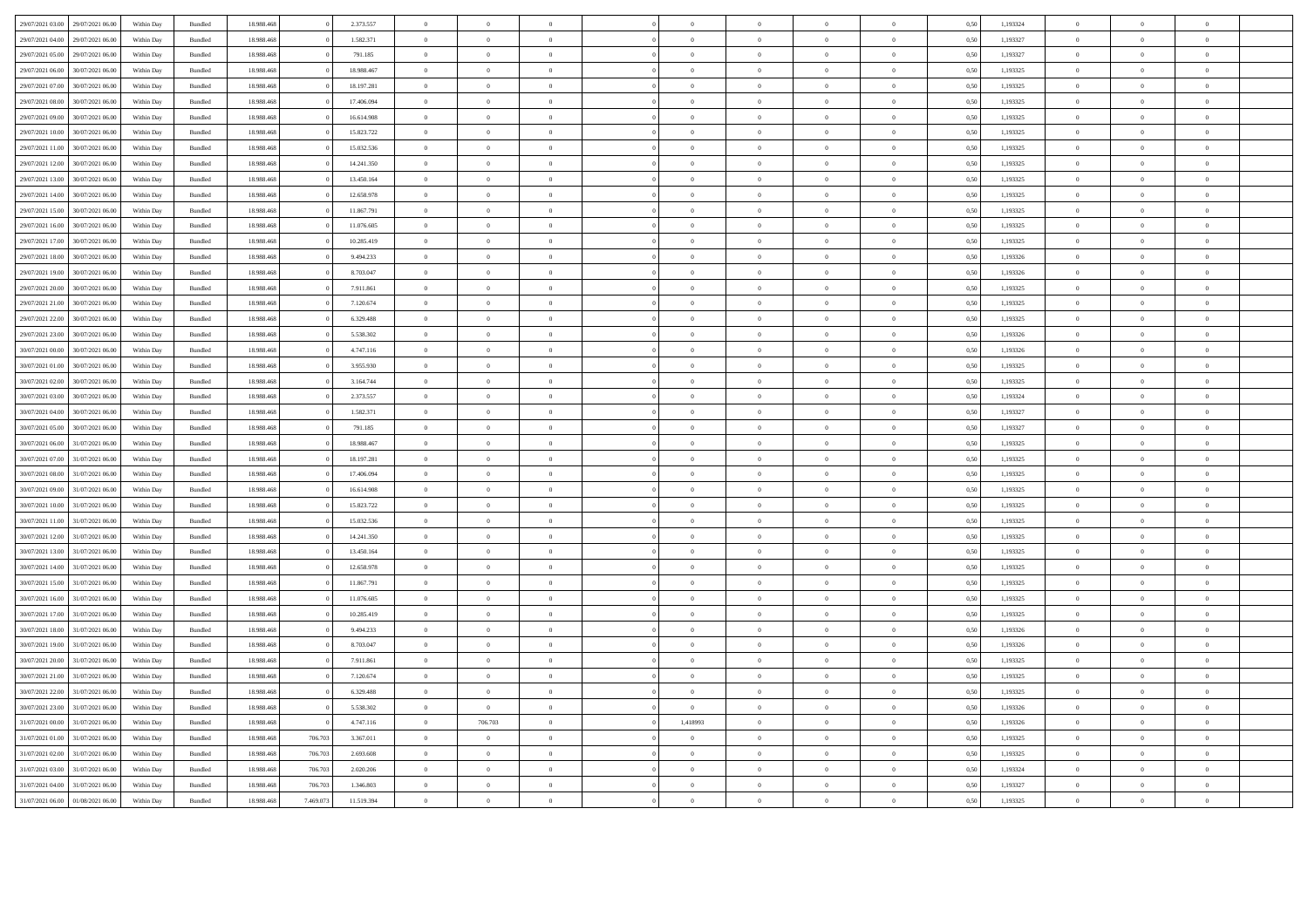| | | | | | | | | | | | | | | | | | | | | |
|---|---|---|---|---|---|---|---|---|---|---|---|---|---|---|---|---|---|---|---|---|
| 29/07/2021 03.00 | 29/07/2021 06.00 | Within Day | Bundled | 18.988.468 | 0 | 2.373.557 | 0 | 0 | 0 | 0 | 0 | 0 | 0 | 0 | 0,50 | 1,193324 | 0 | 0 | 0 | |
| 29/07/2021 04.00 | 29/07/2021 06.00 | Within Day | Bundled | 18.988.468 | 0 | 1.582.371 | 0 | 0 | 0 | 0 | 0 | 0 | 0 | 0 | 0,50 | 1,193327 | 0 | 0 | 0 | |
| 29/07/2021 05.00 | 29/07/2021 06.00 | Within Day | Bundled | 18.988.468 | 0 | 791.185 | 0 | 0 | 0 | 0 | 0 | 0 | 0 | 0 | 0,50 | 1,193327 | 0 | 0 | 0 | |
| 29/07/2021 06.00 | 30/07/2021 06.00 | Within Day | Bundled | 18.988.468 | 0 | 18.988.467 | 0 | 0 | 0 | 0 | 0 | 0 | 0 | 0 | 0,50 | 1,193325 | 0 | 0 | 0 | |
| 29/07/2021 07.00 | 30/07/2021 06.00 | Within Day | Bundled | 18.988.468 | 0 | 18.197.281 | 0 | 0 | 0 | 0 | 0 | 0 | 0 | 0 | 0,50 | 1,193325 | 0 | 0 | 0 | |
| 29/07/2021 08.00 | 30/07/2021 06.00 | Within Day | Bundled | 18.988.468 | 0 | 17.406.094 | 0 | 0 | 0 | 0 | 0 | 0 | 0 | 0 | 0,50 | 1,193325 | 0 | 0 | 0 | |
| 29/07/2021 09.00 | 30/07/2021 06.00 | Within Day | Bundled | 18.988.468 | 0 | 16.614.908 | 0 | 0 | 0 | 0 | 0 | 0 | 0 | 0 | 0,50 | 1,193325 | 0 | 0 | 0 | |
| 29/07/2021 10.00 | 30/07/2021 06.00 | Within Day | Bundled | 18.988.468 | 0 | 15.823.722 | 0 | 0 | 0 | 0 | 0 | 0 | 0 | 0 | 0,50 | 1,193325 | 0 | 0 | 0 | |
| 29/07/2021 11.00 | 30/07/2021 06.00 | Within Day | Bundled | 18.988.468 | 0 | 15.032.536 | 0 | 0 | 0 | 0 | 0 | 0 | 0 | 0 | 0,50 | 1,193325 | 0 | 0 | 0 | |
| 29/07/2021 12.00 | 30/07/2021 06.00 | Within Day | Bundled | 18.988.468 | 0 | 14.241.350 | 0 | 0 | 0 | 0 | 0 | 0 | 0 | 0 | 0,50 | 1,193325 | 0 | 0 | 0 | |
| 29/07/2021 13.00 | 30/07/2021 06.00 | Within Day | Bundled | 18.988.468 | 0 | 13.450.164 | 0 | 0 | 0 | 0 | 0 | 0 | 0 | 0 | 0,50 | 1,193325 | 0 | 0 | 0 | |
| 29/07/2021 14.00 | 30/07/2021 06.00 | Within Day | Bundled | 18.988.468 | 0 | 12.658.978 | 0 | 0 | 0 | 0 | 0 | 0 | 0 | 0 | 0,50 | 1,193325 | 0 | 0 | 0 | |
| 29/07/2021 15.00 | 30/07/2021 06.00 | Within Day | Bundled | 18.988.468 | 0 | 11.867.791 | 0 | 0 | 0 | 0 | 0 | 0 | 0 | 0 | 0,50 | 1,193325 | 0 | 0 | 0 | |
| 29/07/2021 16.00 | 30/07/2021 06.00 | Within Day | Bundled | 18.988.468 | 0 | 11.076.605 | 0 | 0 | 0 | 0 | 0 | 0 | 0 | 0 | 0,50 | 1,193325 | 0 | 0 | 0 | |
| 29/07/2021 17.00 | 30/07/2021 06.00 | Within Day | Bundled | 18.988.468 | 0 | 10.285.419 | 0 | 0 | 0 | 0 | 0 | 0 | 0 | 0 | 0,50 | 1,193325 | 0 | 0 | 0 | |
| 29/07/2021 18.00 | 30/07/2021 06.00 | Within Day | Bundled | 18.988.468 | 0 | 9.494.233 | 0 | 0 | 0 | 0 | 0 | 0 | 0 | 0 | 0,50 | 1,193326 | 0 | 0 | 0 | |
| 29/07/2021 19.00 | 30/07/2021 06.00 | Within Day | Bundled | 18.988.468 | 0 | 8.703.047 | 0 | 0 | 0 | 0 | 0 | 0 | 0 | 0 | 0,50 | 1,193326 | 0 | 0 | 0 | |
| 29/07/2021 20.00 | 30/07/2021 06.00 | Within Day | Bundled | 18.988.468 | 0 | 7.911.861 | 0 | 0 | 0 | 0 | 0 | 0 | 0 | 0 | 0,50 | 1,193325 | 0 | 0 | 0 | |
| 29/07/2021 21.00 | 30/07/2021 06.00 | Within Day | Bundled | 18.988.468 | 0 | 7.120.674 | 0 | 0 | 0 | 0 | 0 | 0 | 0 | 0 | 0,50 | 1,193325 | 0 | 0 | 0 | |
| 29/07/2021 22.00 | 30/07/2021 06.00 | Within Day | Bundled | 18.988.468 | 0 | 6.329.488 | 0 | 0 | 0 | 0 | 0 | 0 | 0 | 0 | 0,50 | 1,193325 | 0 | 0 | 0 | |
| 29/07/2021 23.00 | 30/07/2021 06.00 | Within Day | Bundled | 18.988.468 | 0 | 5.538.302 | 0 | 0 | 0 | 0 | 0 | 0 | 0 | 0 | 0,50 | 1,193326 | 0 | 0 | 0 | |
| 30/07/2021 00.00 | 30/07/2021 06.00 | Within Day | Bundled | 18.988.468 | 0 | 4.747.116 | 0 | 0 | 0 | 0 | 0 | 0 | 0 | 0 | 0,50 | 1,193326 | 0 | 0 | 0 | |
| 30/07/2021 01.00 | 30/07/2021 06.00 | Within Day | Bundled | 18.988.468 | 0 | 3.955.930 | 0 | 0 | 0 | 0 | 0 | 0 | 0 | 0 | 0,50 | 1,193325 | 0 | 0 | 0 | |
| 30/07/2021 02.00 | 30/07/2021 06.00 | Within Day | Bundled | 18.988.468 | 0 | 3.164.744 | 0 | 0 | 0 | 0 | 0 | 0 | 0 | 0 | 0,50 | 1,193325 | 0 | 0 | 0 | |
| 30/07/2021 03.00 | 30/07/2021 06.00 | Within Day | Bundled | 18.988.468 | 0 | 2.373.557 | 0 | 0 | 0 | 0 | 0 | 0 | 0 | 0 | 0,50 | 1,193324 | 0 | 0 | 0 | |
| 30/07/2021 04.00 | 30/07/2021 06.00 | Within Day | Bundled | 18.988.468 | 0 | 1.582.371 | 0 | 0 | 0 | 0 | 0 | 0 | 0 | 0 | 0,50 | 1,193327 | 0 | 0 | 0 | |
| 30/07/2021 05.00 | 30/07/2021 06.00 | Within Day | Bundled | 18.988.468 | 0 | 791.185 | 0 | 0 | 0 | 0 | 0 | 0 | 0 | 0 | 0,50 | 1,193327 | 0 | 0 | 0 | |
| 30/07/2021 06.00 | 31/07/2021 06.00 | Within Day | Bundled | 18.988.468 | 0 | 18.988.467 | 0 | 0 | 0 | 0 | 0 | 0 | 0 | 0 | 0,50 | 1,193325 | 0 | 0 | 0 | |
| 30/07/2021 07.00 | 31/07/2021 06.00 | Within Day | Bundled | 18.988.468 | 0 | 18.197.281 | 0 | 0 | 0 | 0 | 0 | 0 | 0 | 0 | 0,50 | 1,193325 | 0 | 0 | 0 | |
| 30/07/2021 08.00 | 31/07/2021 06.00 | Within Day | Bundled | 18.988.468 | 0 | 17.406.094 | 0 | 0 | 0 | 0 | 0 | 0 | 0 | 0 | 0,50 | 1,193325 | 0 | 0 | 0 | |
| 30/07/2021 09.00 | 31/07/2021 06.00 | Within Day | Bundled | 18.988.468 | 0 | 16.614.908 | 0 | 0 | 0 | 0 | 0 | 0 | 0 | 0 | 0,50 | 1,193325 | 0 | 0 | 0 | |
| 30/07/2021 10.00 | 31/07/2021 06.00 | Within Day | Bundled | 18.988.468 | 0 | 15.823.722 | 0 | 0 | 0 | 0 | 0 | 0 | 0 | 0 | 0,50 | 1,193325 | 0 | 0 | 0 | |
| 30/07/2021 11.00 | 31/07/2021 06.00 | Within Day | Bundled | 18.988.468 | 0 | 15.032.536 | 0 | 0 | 0 | 0 | 0 | 0 | 0 | 0 | 0,50 | 1,193325 | 0 | 0 | 0 | |
| 30/07/2021 12.00 | 31/07/2021 06.00 | Within Day | Bundled | 18.988.468 | 0 | 14.241.350 | 0 | 0 | 0 | 0 | 0 | 0 | 0 | 0 | 0,50 | 1,193325 | 0 | 0 | 0 | |
| 30/07/2021 13.00 | 31/07/2021 06.00 | Within Day | Bundled | 18.988.468 | 0 | 13.450.164 | 0 | 0 | 0 | 0 | 0 | 0 | 0 | 0 | 0,50 | 1,193325 | 0 | 0 | 0 | |
| 30/07/2021 14.00 | 31/07/2021 06.00 | Within Day | Bundled | 18.988.468 | 0 | 12.658.978 | 0 | 0 | 0 | 0 | 0 | 0 | 0 | 0 | 0,50 | 1,193325 | 0 | 0 | 0 | |
| 30/07/2021 15.00 | 31/07/2021 06.00 | Within Day | Bundled | 18.988.468 | 0 | 11.867.791 | 0 | 0 | 0 | 0 | 0 | 0 | 0 | 0 | 0,50 | 1,193325 | 0 | 0 | 0 | |
| 30/07/2021 16.00 | 31/07/2021 06.00 | Within Day | Bundled | 18.988.468 | 0 | 11.076.605 | 0 | 0 | 0 | 0 | 0 | 0 | 0 | 0 | 0,50 | 1,193325 | 0 | 0 | 0 | |
| 30/07/2021 17.00 | 31/07/2021 06.00 | Within Day | Bundled | 18.988.468 | 0 | 10.285.419 | 0 | 0 | 0 | 0 | 0 | 0 | 0 | 0 | 0,50 | 1,193325 | 0 | 0 | 0 | |
| 30/07/2021 18.00 | 31/07/2021 06.00 | Within Day | Bundled | 18.988.468 | 0 | 9.494.233 | 0 | 0 | 0 | 0 | 0 | 0 | 0 | 0 | 0,50 | 1,193326 | 0 | 0 | 0 | |
| 30/07/2021 19.00 | 31/07/2021 06.00 | Within Day | Bundled | 18.988.468 | 0 | 8.703.047 | 0 | 0 | 0 | 0 | 0 | 0 | 0 | 0 | 0,50 | 1,193326 | 0 | 0 | 0 | |
| 30/07/2021 20.00 | 31/07/2021 06.00 | Within Day | Bundled | 18.988.468 | 0 | 7.911.861 | 0 | 0 | 0 | 0 | 0 | 0 | 0 | 0 | 0,50 | 1,193325 | 0 | 0 | 0 | |
| 30/07/2021 21.00 | 31/07/2021 06.00 | Within Day | Bundled | 18.988.468 | 0 | 7.120.674 | 0 | 0 | 0 | 0 | 0 | 0 | 0 | 0 | 0,50 | 1,193325 | 0 | 0 | 0 | |
| 30/07/2021 22.00 | 31/07/2021 06.00 | Within Day | Bundled | 18.988.468 | 0 | 6.329.488 | 0 | 0 | 0 | 0 | 0 | 0 | 0 | 0 | 0,50 | 1,193325 | 0 | 0 | 0 | |
| 30/07/2021 23.00 | 31/07/2021 06.00 | Within Day | Bundled | 18.988.468 | 0 | 5.538.302 | 0 | 0 | 0 | 0 | 0 | 0 | 0 | 0 | 0,50 | 1,193326 | 0 | 0 | 0 | |
| 31/07/2021 00.00 | 31/07/2021 06.00 | Within Day | Bundled | 18.988.468 | 0 | 4.747.116 | 0 | 706.703 | 0 | 0 | 1,418993 | 0 | 0 | 0 | 0,50 | 1,193326 | 0 | 0 | 0 | |
| 31/07/2021 01.00 | 31/07/2021 06.00 | Within Day | Bundled | 18.988.468 | 706.703 | 3.367.011 | 0 | 0 | 0 | 0 | 0 | 0 | 0 | 0 | 0,50 | 1,193325 | 0 | 0 | 0 | |
| 31/07/2021 02.00 | 31/07/2021 06.00 | Within Day | Bundled | 18.988.468 | 706.703 | 2.693.608 | 0 | 0 | 0 | 0 | 0 | 0 | 0 | 0 | 0,50 | 1,193325 | 0 | 0 | 0 | |
| 31/07/2021 03.00 | 31/07/2021 06.00 | Within Day | Bundled | 18.988.468 | 706.703 | 2.020.206 | 0 | 0 | 0 | 0 | 0 | 0 | 0 | 0 | 0,50 | 1,193324 | 0 | 0 | 0 | |
| 31/07/2021 04.00 | 31/07/2021 06.00 | Within Day | Bundled | 18.988.468 | 706.703 | 1.346.803 | 0 | 0 | 0 | 0 | 0 | 0 | 0 | 0 | 0,50 | 1,193327 | 0 | 0 | 0 | |
| 31/07/2021 06.00 | 01/08/2021 06.00 | Within Day | Bundled | 18.988.468 | 7.469.073 | 11.519.394 | 0 | 0 | 0 | 0 | 0 | 0 | 0 | 0 | 0,50 | 1,193325 | 0 | 0 | 0 | |